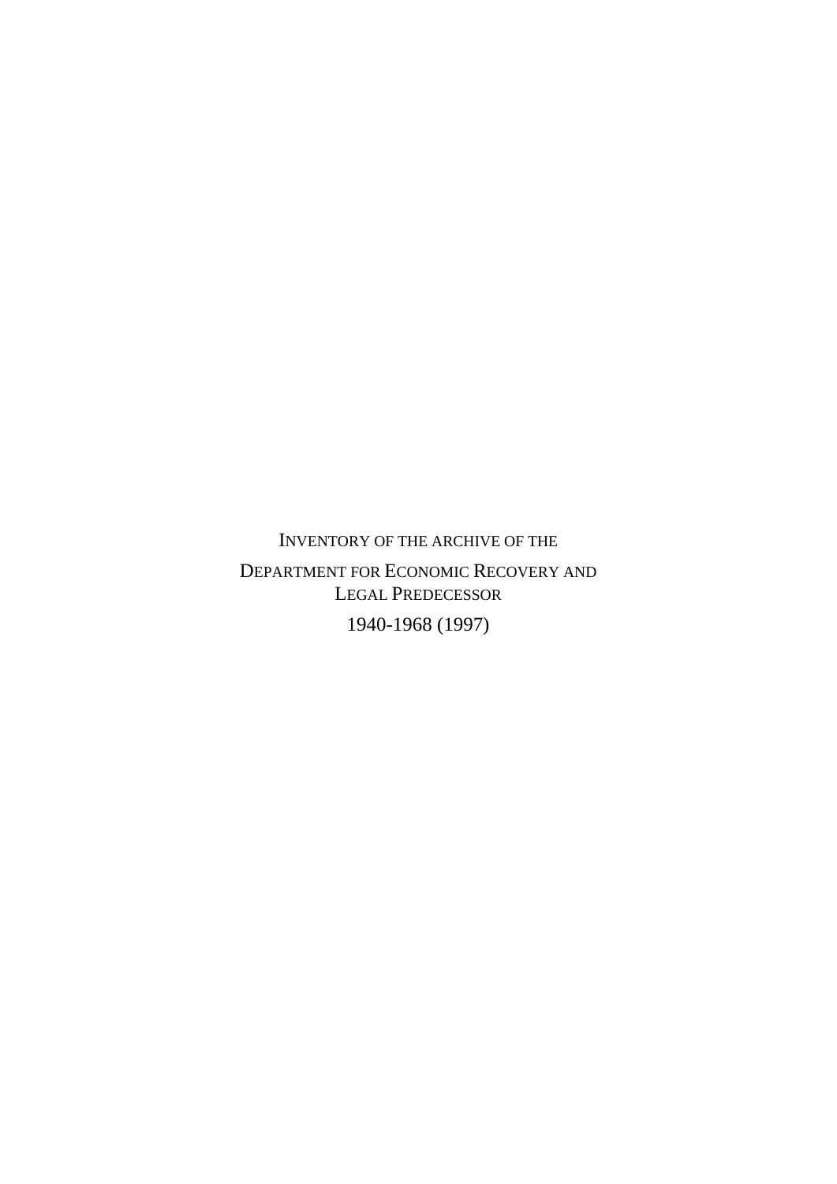# INVENTORY OF THE ARCHIVE OF THE DEPARTMENT FOR ECONOMIC RECOVERY AND LEGAL PREDECESSOR

1940-1968 (1997)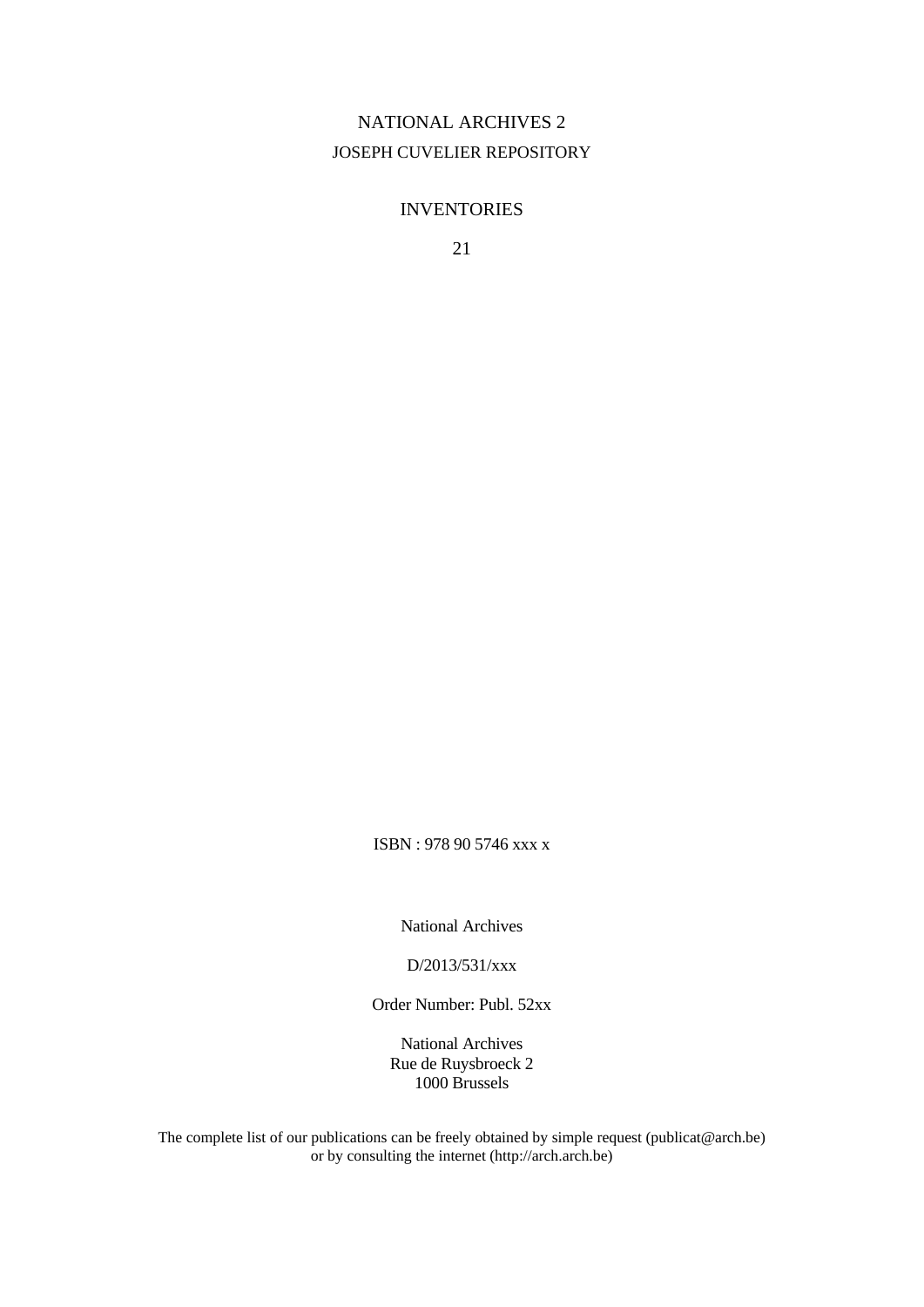NATIONAL ARCHIVES 2

JOSEPH CUVELIER REPOSITORY

INVENTORIES

21

ISBN : 978 90 5746 xxx x

National Archives

D/2013/531/xxx

Order Number: Publ. 52xx

National Archives
Rue de Ruysbroeck 2
1000 Brussels

The complete list of our publications can be freely obtained by simple request (publicat@arch.be) or by consulting the internet (http://arch.arch.be)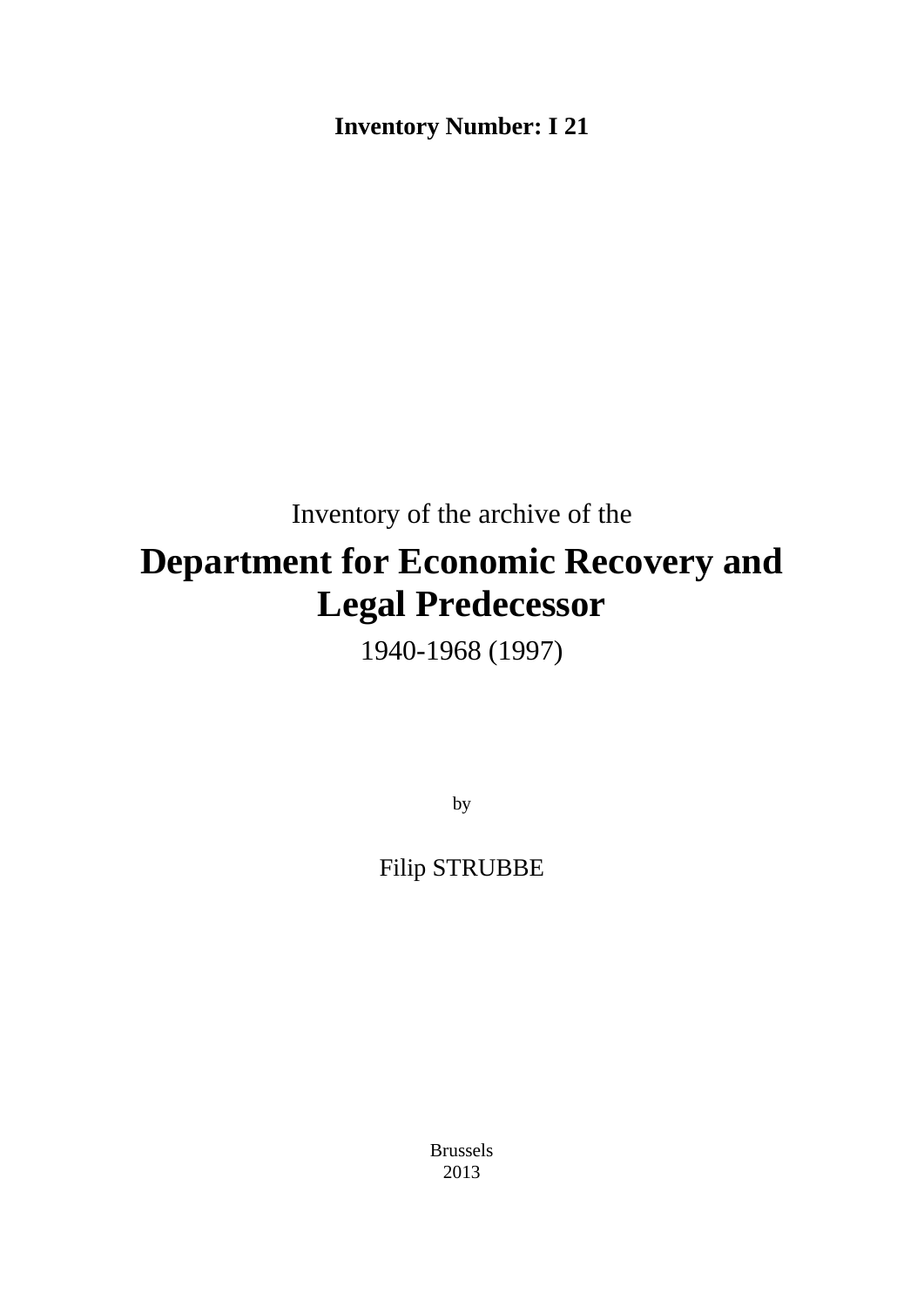**Inventory Number: I 21**

Inventory of the archive of the

# Department for Economic Recovery and Legal Predecessor

1940-1968 (1997)

by

Filip STRUBBE

Brussels
2013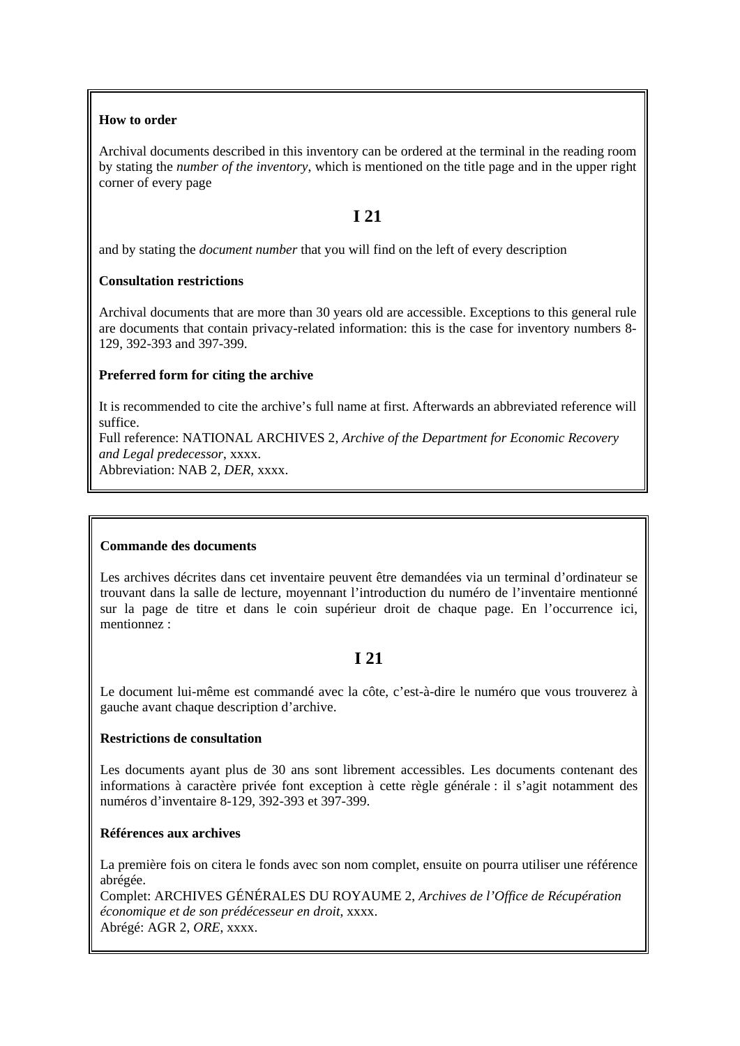**How to order**

Archival documents described in this inventory can be ordered at the terminal in the reading room by stating the *number of the inventory*, which is mentioned on the title page and in the upper right corner of every page

**I 21**

and by stating the *document number* that you will find on the left of every description

**Consultation restrictions**

Archival documents that are more than 30 years old are accessible. Exceptions to this general rule are documents that contain privacy-related information: this is the case for inventory numbers 8-129, 392-393 and 397-399.

**Preferred form for citing the archive**

It is recommended to cite the archive's full name at first. Afterwards an abbreviated reference will suffice.
Full reference: NATIONAL ARCHIVES 2, *Archive of the Department for Economic Recovery and Legal predecessor*, xxxx.
Abbreviation: NAB 2, *DER*, xxxx.

**Commande des documents**

Les archives décrites dans cet inventaire peuvent être demandées via un terminal d'ordinateur se trouvant dans la salle de lecture, moyennant l'introduction du numéro de l'inventaire mentionné sur la page de titre et dans le coin supérieur droit de chaque page. En l'occurrence ici, mentionnez :

**I 21**

Le document lui-même est commandé avec la côte, c'est-à-dire le numéro que vous trouverez à gauche avant chaque description d'archive.

**Restrictions de consultation**

Les documents ayant plus de 30 ans sont librement accessibles. Les documents contenant des informations à caractère privée font exception à cette règle générale : il s'agit notamment des numéros d'inventaire 8-129, 392-393 et 397-399.

**Références aux archives**

La première fois on citera le fonds avec son nom complet, ensuite on pourra utiliser une référence abrégée.
Complet: ARCHIVES GÉNÉRALES DU ROYAUME 2, *Archives de l'Office de Récupération économique et de son prédécesseur en droit*, xxxx.
Abrégé: AGR 2, *ORE*, xxxx.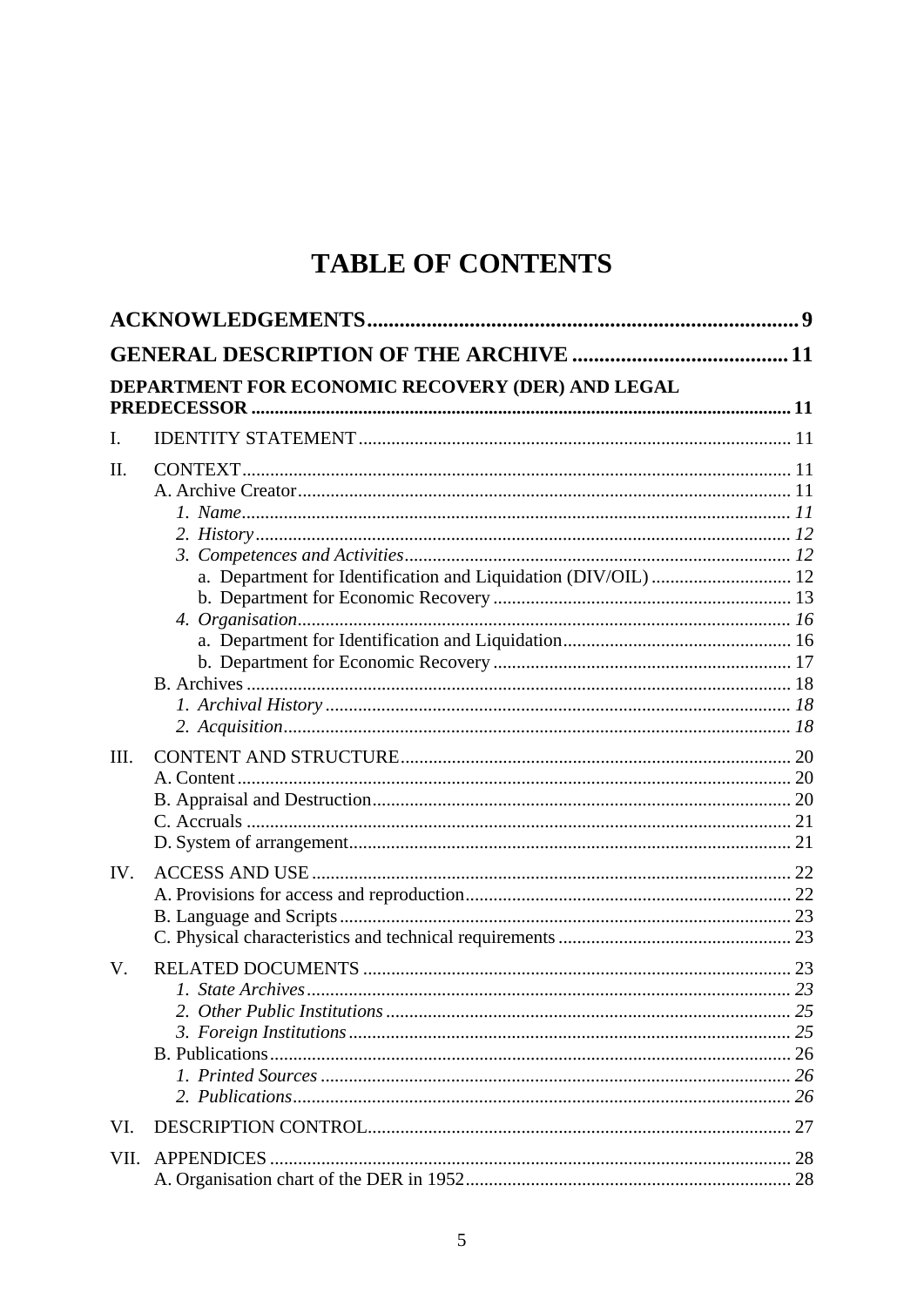# TABLE OF CONTENTS

**ACKNOWLEDGEMENTS** ........ 9

**GENERAL DESCRIPTION OF THE ARCHIVE** ........ 11

**DEPARTMENT FOR ECONOMIC RECOVERY (DER) AND LEGAL PREDECESSOR** ........ 11

I. IDENTITY STATEMENT ........ 11

II. CONTEXT ........ 11
- A. Archive Creator ........ 11
  - *1. Name* ........ *11*
  - *2. History* ........ *12*
  - *3. Competences and Activities* ........ *12*
    - a. Department for Identification and Liquidation (DIV/OIL) ........ 12
    - b. Department for Economic Recovery ........ 13
  - *4. Organisation* ........ *16*
    - a. Department for Identification and Liquidation ........ 16
    - b. Department for Economic Recovery ........ 17
- B. Archives ........ 18
  - *1. Archival History* ........ *18*
  - *2. Acquisition* ........ *18*

III. CONTENT AND STRUCTURE ........ 20
- A. Content ........ 20
- B. Appraisal and Destruction ........ 20
- C. Accruals ........ 21
- D. System of arrangement ........ 21

IV. ACCESS AND USE ........ 22
- A. Provisions for access and reproduction ........ 22
- B. Language and Scripts ........ 23
- C. Physical characteristics and technical requirements ........ 23

V. RELATED DOCUMENTS ........ 23
- *1. State Archives* ........ *23*
- *2. Other Public Institutions* ........ *25*
- *3. Foreign Institutions* ........ *25*
- B. Publications ........ 26
  - *1. Printed Sources* ........ *26*
  - *2. Publications* ........ *26*

VI. DESCRIPTION CONTROL ........ 27

VII. APPENDICES ........ 28
- A. Organisation chart of the DER in 1952 ........ 28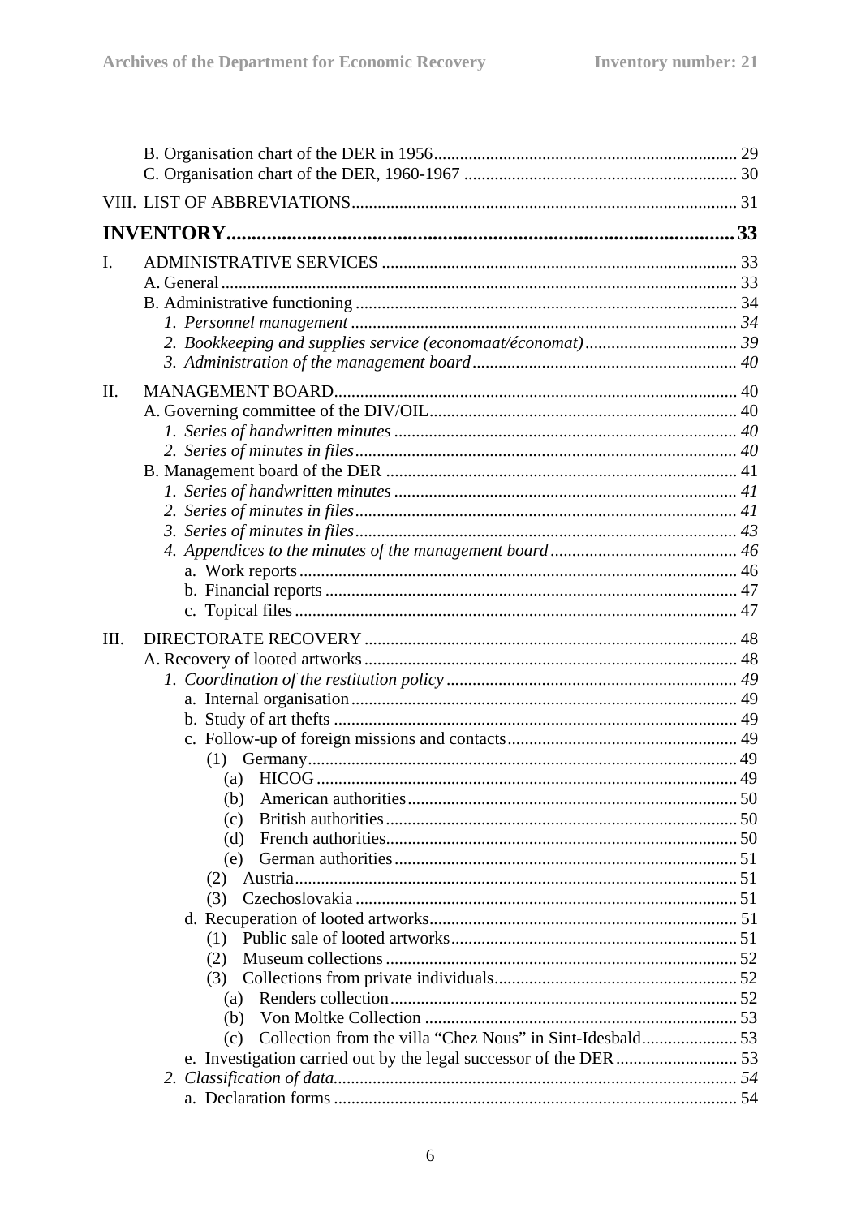B. Organisation chart of the DER in 1956 ..... 29
C. Organisation chart of the DER, 1960-1967 ..... 30

VIII. LIST OF ABBREVIATIONS ..... 31

**INVENTORY ..... 33**

I. ADMINISTRATIVE SERVICES ..... 33
- A. General ..... 33
- B. Administrative functioning ..... 34
  - *1. Personnel management ..... 34*
  - *2. Bookkeeping and supplies service (economaat/économat) ..... 39*
  - *3. Administration of the management board ..... 40*

II. MANAGEMENT BOARD ..... 40
- A. Governing committee of the DIV/OIL ..... 40
  - *1. Series of handwritten minutes ..... 40*
  - *2. Series of minutes in files ..... 40*
- B. Management board of the DER ..... 41
  - *1. Series of handwritten minutes ..... 41*
  - *2. Series of minutes in files ..... 41*
  - *3. Series of minutes in files ..... 43*
  - *4. Appendices to the minutes of the management board ..... 46*
    - a. Work reports ..... 46
    - b. Financial reports ..... 47
    - c. Topical files ..... 47

III. DIRECTORATE RECOVERY ..... 48
- A. Recovery of looted artworks ..... 48
  - *1. Coordination of the restitution policy ..... 49*
    - a. Internal organisation ..... 49
    - b. Study of art thefts ..... 49
    - c. Follow-up of foreign missions and contacts ..... 49
      - (1) Germany ..... 49
        - (a) HICOG ..... 49
        - (b) American authorities ..... 50
        - (c) British authorities ..... 50
        - (d) French authorities ..... 50
        - (e) German authorities ..... 51
      - (2) Austria ..... 51
      - (3) Czechoslovakia ..... 51
    - d. Recuperation of looted artworks ..... 51
      - (1) Public sale of looted artworks ..... 51
      - (2) Museum collections ..... 52
      - (3) Collections from private individuals ..... 52
        - (a) Renders collection ..... 52
        - (b) Von Moltke Collection ..... 53
        - (c) Collection from the villa “Chez Nous” in Sint-Idesbald ..... 53
    - e. Investigation carried out by the legal successor of the DER ..... 53
  - *2. Classification of data ..... 54*
    - a. Declaration forms ..... 54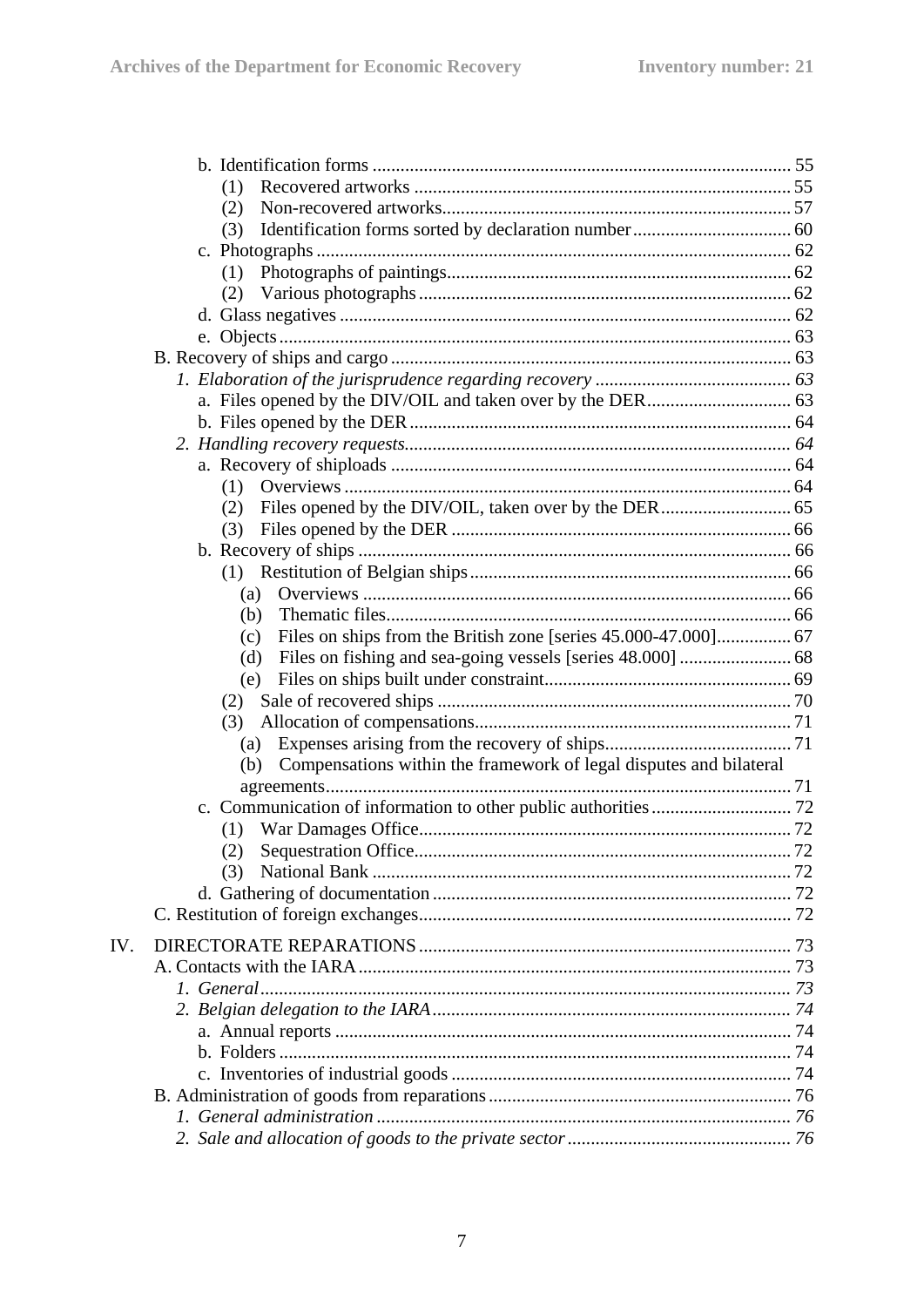- b. Identification forms ........ 55
  - (1) Recovered artworks ........ 55
  - (2) Non-recovered artworks ........ 57
  - (3) Identification forms sorted by declaration number ........ 60
- c. Photographs ........ 62
  - (1) Photographs of paintings ........ 62
  - (2) Various photographs ........ 62
- d. Glass negatives ........ 62
- e. Objects ........ 63

B. Recovery of ships and cargo ........ 63

*1. Elaboration of the jurisprudence regarding recovery ........ 63*

- a. Files opened by the DIV/OIL and taken over by the DER ........ 63
- b. Files opened by the DER ........ 64

*2. Handling recovery requests ........ 64*

- a. Recovery of shiploads ........ 64
  - (1) Overviews ........ 64
  - (2) Files opened by the DIV/OIL, taken over by the DER ........ 65
  - (3) Files opened by the DER ........ 66
- b. Recovery of ships ........ 66
  - (1) Restitution of Belgian ships ........ 66
    - (a) Overviews ........ 66
    - (b) Thematic files ........ 66
    - (c) Files on ships from the British zone [series 45.000-47.000] ........ 67
    - (d) Files on fishing and sea-going vessels [series 48.000] ........ 68
    - (e) Files on ships built under constraint ........ 69
  - (2) Sale of recovered ships ........ 70
  - (3) Allocation of compensations ........ 71
    - (a) Expenses arising from the recovery of ships ........ 71
    - (b) Compensations within the framework of legal disputes and bilateral agreements ........ 71
- c. Communication of information to other public authorities ........ 72
  - (1) War Damages Office ........ 72
  - (2) Sequestration Office ........ 72
  - (3) National Bank ........ 72
- d. Gathering of documentation ........ 72

C. Restitution of foreign exchanges ........ 72

IV. DIRECTORATE REPARATIONS ........ 73

A. Contacts with the IARA ........ 73

*1. General ........ 73*

*2. Belgian delegation to the IARA ........ 74*

- a. Annual reports ........ 74
- b. Folders ........ 74
- c. Inventories of industrial goods ........ 74

B. Administration of goods from reparations ........ 76

*1. General administration ........ 76*

*2. Sale and allocation of goods to the private sector ........ 76*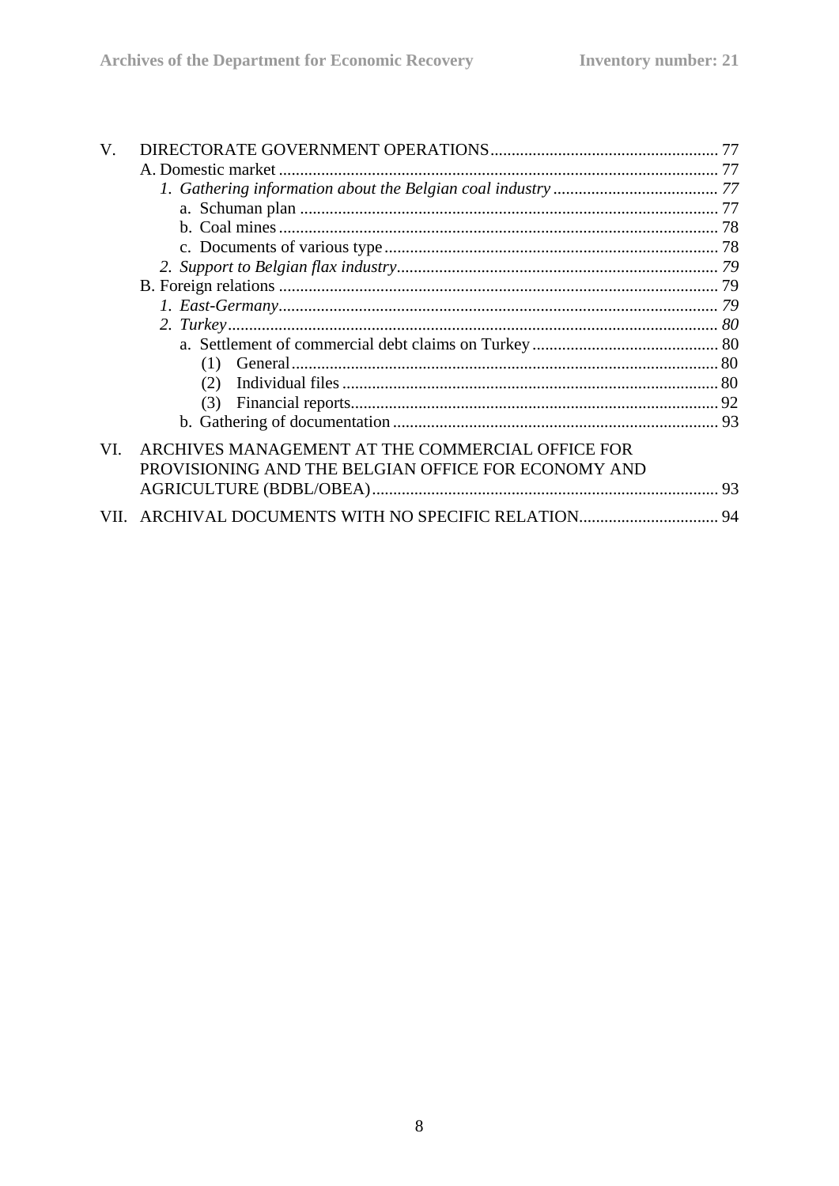V. DIRECTORATE GOVERNMENT OPERATIONS ...... 77

A. Domestic market ...... 77

*1. Gathering information about the Belgian coal industry ...... 77*

a. Schuman plan ...... 77

b. Coal mines ...... 78

c. Documents of various type ...... 78

*2. Support to Belgian flax industry ...... 79*

B. Foreign relations ...... 79

*1. East-Germany ...... 79*

*2. Turkey ...... 80*

a. Settlement of commercial debt claims on Turkey ...... 80

(1) General ...... 80

(2) Individual files ...... 80

(3) Financial reports ...... 92

b. Gathering of documentation ...... 93

VI. ARCHIVES MANAGEMENT AT THE COMMERCIAL OFFICE FOR PROVISIONING AND THE BELGIAN OFFICE FOR ECONOMY AND AGRICULTURE (BDBL/OBEA) ...... 93

VII. ARCHIVAL DOCUMENTS WITH NO SPECIFIC RELATION ...... 94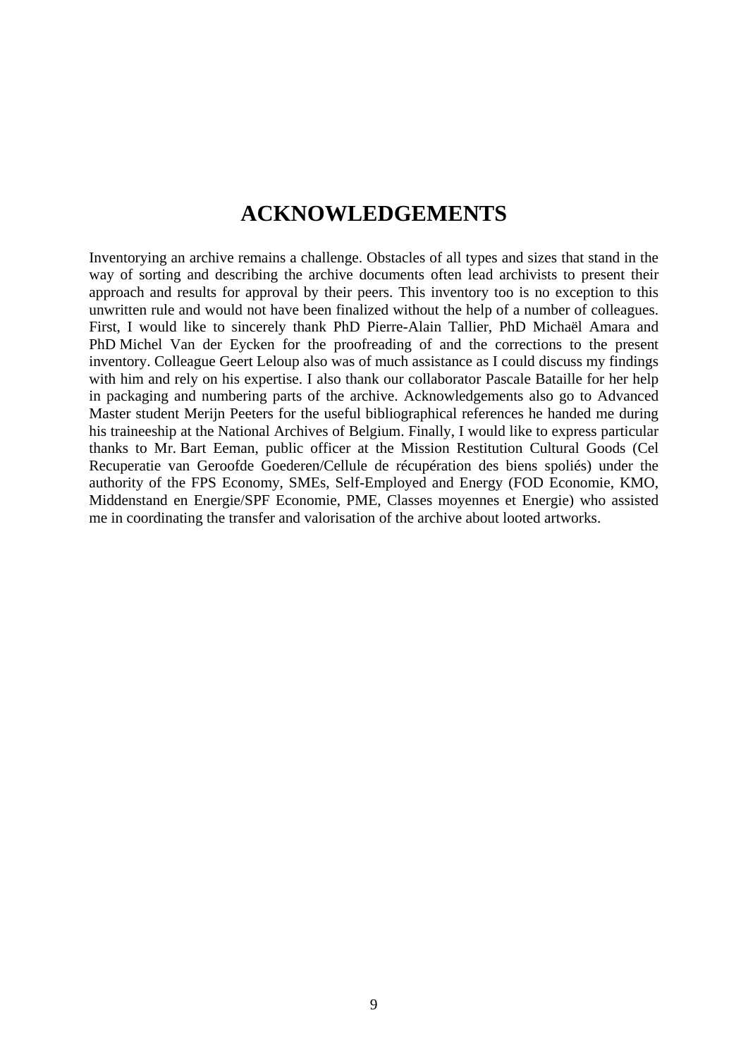# ACKNOWLEDGEMENTS

Inventorying an archive remains a challenge. Obstacles of all types and sizes that stand in the way of sorting and describing the archive documents often lead archivists to present their approach and results for approval by their peers. This inventory too is no exception to this unwritten rule and would not have been finalized without the help of a number of colleagues. First, I would like to sincerely thank PhD Pierre-Alain Tallier, PhD Michaël Amara and PhD Michel Van der Eycken for the proofreading of and the corrections to the present inventory. Colleague Geert Leloup also was of much assistance as I could discuss my findings with him and rely on his expertise. I also thank our collaborator Pascale Bataille for her help in packaging and numbering parts of the archive. Acknowledgements also go to Advanced Master student Merijn Peeters for the useful bibliographical references he handed me during his traineeship at the National Archives of Belgium. Finally, I would like to express particular thanks to Mr. Bart Eeman, public officer at the Mission Restitution Cultural Goods (Cel Recuperatie van Geroofde Goederen/Cellule de récupération des biens spoliés) under the authority of the FPS Economy, SMEs, Self-Employed and Energy (FOD Economie, KMO, Middenstand en Energie/SPF Economie, PME, Classes moyennes et Energie) who assisted me in coordinating the transfer and valorisation of the archive about looted artworks.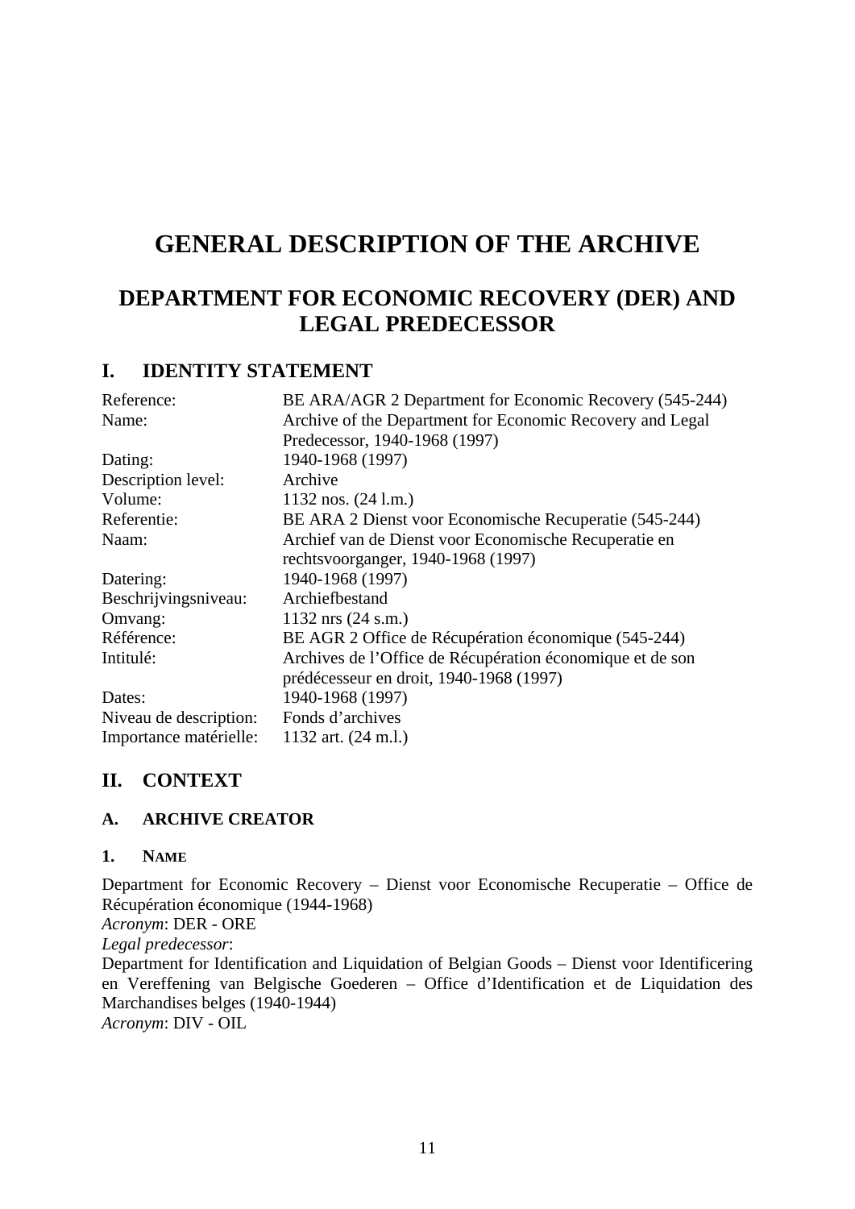# GENERAL DESCRIPTION OF THE ARCHIVE

## DEPARTMENT FOR ECONOMIC RECOVERY (DER) AND LEGAL PREDECESSOR

## I. IDENTITY STATEMENT

| | |
|---|---|
| Reference: | BE ARA/AGR 2 Department for Economic Recovery (545-244) |
| Name: | Archive of the Department for Economic Recovery and Legal Predecessor, 1940-1968 (1997) |
| Dating: | 1940-1968 (1997) |
| Description level: | Archive |
| Volume: | 1132 nos. (24 l.m.) |
| Referentie: | BE ARA 2 Dienst voor Economische Recuperatie (545-244) |
| Naam: | Archief van de Dienst voor Economische Recuperatie en rechtsvoorganger, 1940-1968 (1997) |
| Datering: | 1940-1968 (1997) |
| Beschrijvingsniveau: | Archiefbestand |
| Omvang: | 1132 nrs (24 s.m.) |
| Référence: | BE AGR 2 Office de Récupération économique (545-244) |
| Intitulé: | Archives de l'Office de Récupération économique et de son prédécesseur en droit, 1940-1968 (1997) |
| Dates: | 1940-1968 (1997) |
| Niveau de description: | Fonds d'archives |
| Importance matérielle: | 1132 art. (24 m.l.) |

## II. CONTEXT

### A. ARCHIVE CREATOR

#### 1. NAME

Department for Economic Recovery – Dienst voor Economische Recuperatie – Office de Récupération économique (1944-1968)
*Acronym*: DER - ORE
*Legal predecessor*:
Department for Identification and Liquidation of Belgian Goods – Dienst voor Identificering en Vereffening van Belgische Goederen – Office d'Identification et de Liquidation des Marchandises belges (1940-1944)
*Acronym*: DIV - OIL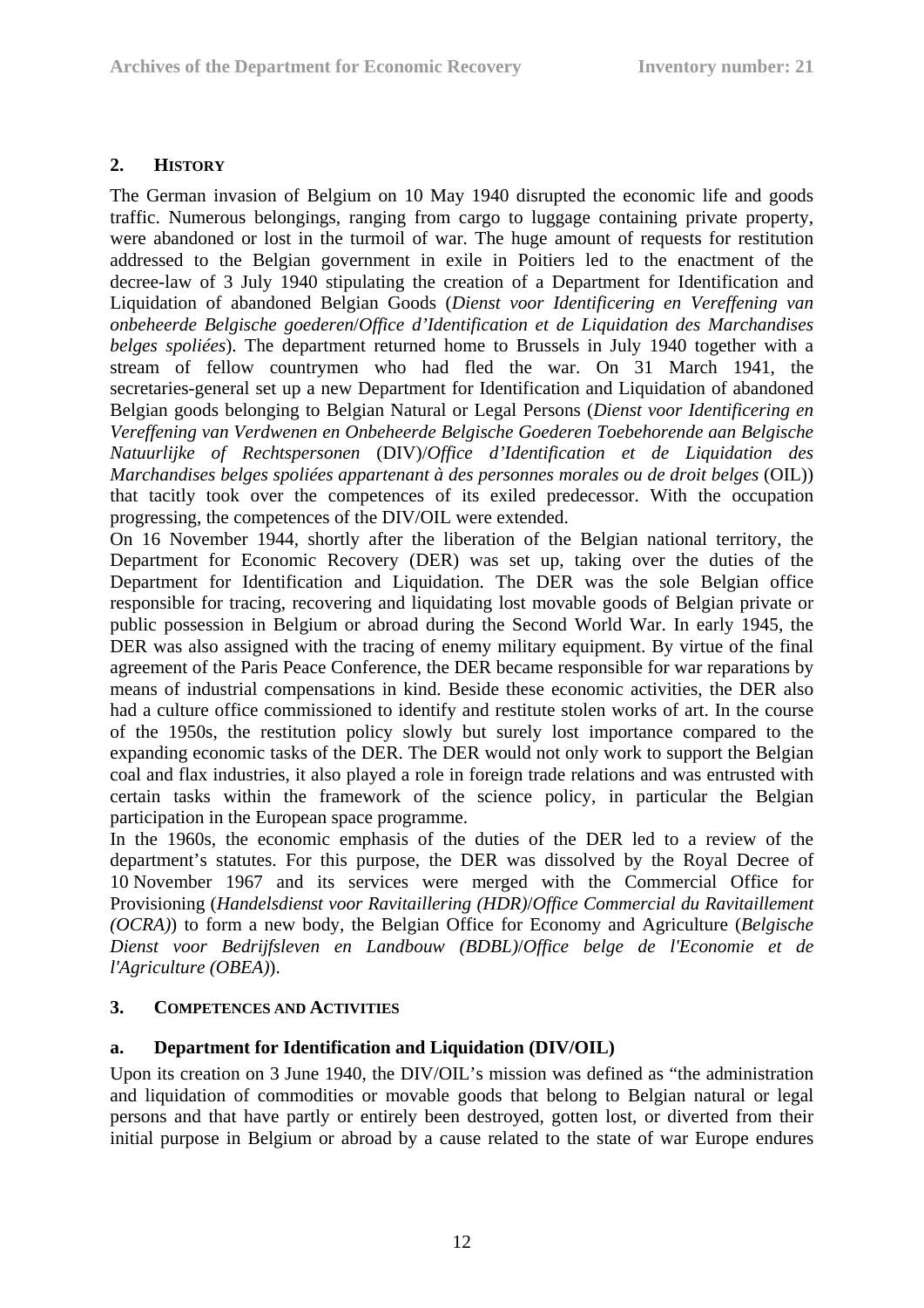## 2. HISTORY

The German invasion of Belgium on 10 May 1940 disrupted the economic life and goods traffic. Numerous belongings, ranging from cargo to luggage containing private property, were abandoned or lost in the turmoil of war. The huge amount of requests for restitution addressed to the Belgian government in exile in Poitiers led to the enactment of the decree-law of 3 July 1940 stipulating the creation of a Department for Identification and Liquidation of abandoned Belgian Goods (*Dienst voor Identificering en Vereffening van onbeheerde Belgische goederen*/*Office d'Identification et de Liquidation des Marchandises belges spoliées*). The department returned home to Brussels in July 1940 together with a stream of fellow countrymen who had fled the war. On 31 March 1941, the secretaries-general set up a new Department for Identification and Liquidation of abandoned Belgian goods belonging to Belgian Natural or Legal Persons (*Dienst voor Identificering en Vereffening van Verdwenen en Onbeheerde Belgische Goederen Toebehorende aan Belgische Natuurlijke of Rechtspersonen* (DIV)/*Office d'Identification et de Liquidation des Marchandises belges spoliées appartenant à des personnes morales ou de droit belges* (OIL)) that tacitly took over the competences of its exiled predecessor. With the occupation progressing, the competences of the DIV/OIL were extended.

On 16 November 1944, shortly after the liberation of the Belgian national territory, the Department for Economic Recovery (DER) was set up, taking over the duties of the Department for Identification and Liquidation. The DER was the sole Belgian office responsible for tracing, recovering and liquidating lost movable goods of Belgian private or public possession in Belgium or abroad during the Second World War. In early 1945, the DER was also assigned with the tracing of enemy military equipment. By virtue of the final agreement of the Paris Peace Conference, the DER became responsible for war reparations by means of industrial compensations in kind. Beside these economic activities, the DER also had a culture office commissioned to identify and restitute stolen works of art. In the course of the 1950s, the restitution policy slowly but surely lost importance compared to the expanding economic tasks of the DER. The DER would not only work to support the Belgian coal and flax industries, it also played a role in foreign trade relations and was entrusted with certain tasks within the framework of the science policy, in particular the Belgian participation in the European space programme.

In the 1960s, the economic emphasis of the duties of the DER led to a review of the department's statutes. For this purpose, the DER was dissolved by the Royal Decree of 10 November 1967 and its services were merged with the Commercial Office for Provisioning (*Handelsdienst voor Ravitaillering (HDR)*/*Office Commercial du Ravitaillement (OCRA)*) to form a new body, the Belgian Office for Economy and Agriculture (*Belgische Dienst voor Bedrijfsleven en Landbouw (BDBL)*/*Office belge de l'Economie et de l'Agriculture (OBEA)*).

## 3. COMPETENCES AND ACTIVITIES

### a. Department for Identification and Liquidation (DIV/OIL)

Upon its creation on 3 June 1940, the DIV/OIL's mission was defined as "the administration and liquidation of commodities or movable goods that belong to Belgian natural or legal persons and that have partly or entirely been destroyed, gotten lost, or diverted from their initial purpose in Belgium or abroad by a cause related to the state of war Europe endures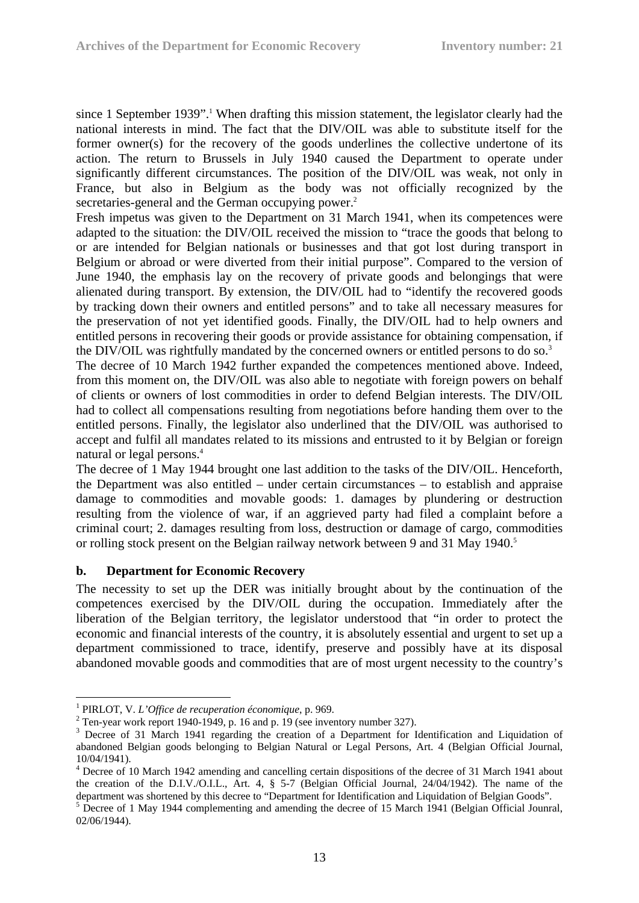since 1 September 1939".[1] When drafting this mission statement, the legislator clearly had the national interests in mind. The fact that the DIV/OIL was able to substitute itself for the former owner(s) for the recovery of the goods underlines the collective undertone of its action. The return to Brussels in July 1940 caused the Department to operate under significantly different circumstances. The position of the DIV/OIL was weak, not only in France, but also in Belgium as the body was not officially recognized by the secretaries-general and the German occupying power.[2]

Fresh impetus was given to the Department on 31 March 1941, when its competences were adapted to the situation: the DIV/OIL received the mission to "trace the goods that belong to or are intended for Belgian nationals or businesses and that got lost during transport in Belgium or abroad or were diverted from their initial purpose". Compared to the version of June 1940, the emphasis lay on the recovery of private goods and belongings that were alienated during transport. By extension, the DIV/OIL had to "identify the recovered goods by tracking down their owners and entitled persons" and to take all necessary measures for the preservation of not yet identified goods. Finally, the DIV/OIL had to help owners and entitled persons in recovering their goods or provide assistance for obtaining compensation, if the DIV/OIL was rightfully mandated by the concerned owners or entitled persons to do so.[3]

The decree of 10 March 1942 further expanded the competences mentioned above. Indeed, from this moment on, the DIV/OIL was also able to negotiate with foreign powers on behalf of clients or owners of lost commodities in order to defend Belgian interests. The DIV/OIL had to collect all compensations resulting from negotiations before handing them over to the entitled persons. Finally, the legislator also underlined that the DIV/OIL was authorised to accept and fulfil all mandates related to its missions and entrusted to it by Belgian or foreign natural or legal persons.[4]

The decree of 1 May 1944 brought one last addition to the tasks of the DIV/OIL. Henceforth, the Department was also entitled – under certain circumstances – to establish and appraise damage to commodities and movable goods: 1. damages by plundering or destruction resulting from the violence of war, if an aggrieved party had filed a complaint before a criminal court; 2. damages resulting from loss, destruction or damage of cargo, commodities or rolling stock present on the Belgian railway network between 9 and 31 May 1940.[5]

### b. Department for Economic Recovery

The necessity to set up the DER was initially brought about by the continuation of the competences exercised by the DIV/OIL during the occupation. Immediately after the liberation of the Belgian territory, the legislator understood that "in order to protect the economic and financial interests of the country, it is absolutely essential and urgent to set up a department commissioned to trace, identify, preserve and possibly have at its disposal abandoned movable goods and commodities that are of most urgent necessity to the country's

---

[1] PIRLOT, V. *L'Office de recuperation économique*, p. 969.

[2] Ten-year work report 1940-1949, p. 16 and p. 19 (see inventory number 327).

[3] Decree of 31 March 1941 regarding the creation of a Department for Identification and Liquidation of abandoned Belgian goods belonging to Belgian Natural or Legal Persons, Art. 4 (Belgian Official Journal, 10/04/1941).

[4] Decree of 10 March 1942 amending and cancelling certain dispositions of the decree of 31 March 1941 about the creation of the D.I.V./O.I.L., Art. 4, § 5-7 (Belgian Official Journal, 24/04/1942). The name of the department was shortened by this decree to "Department for Identification and Liquidation of Belgian Goods".

[5] Decree of 1 May 1944 complementing and amending the decree of 15 March 1941 (Belgian Official Jounral, 02/06/1944).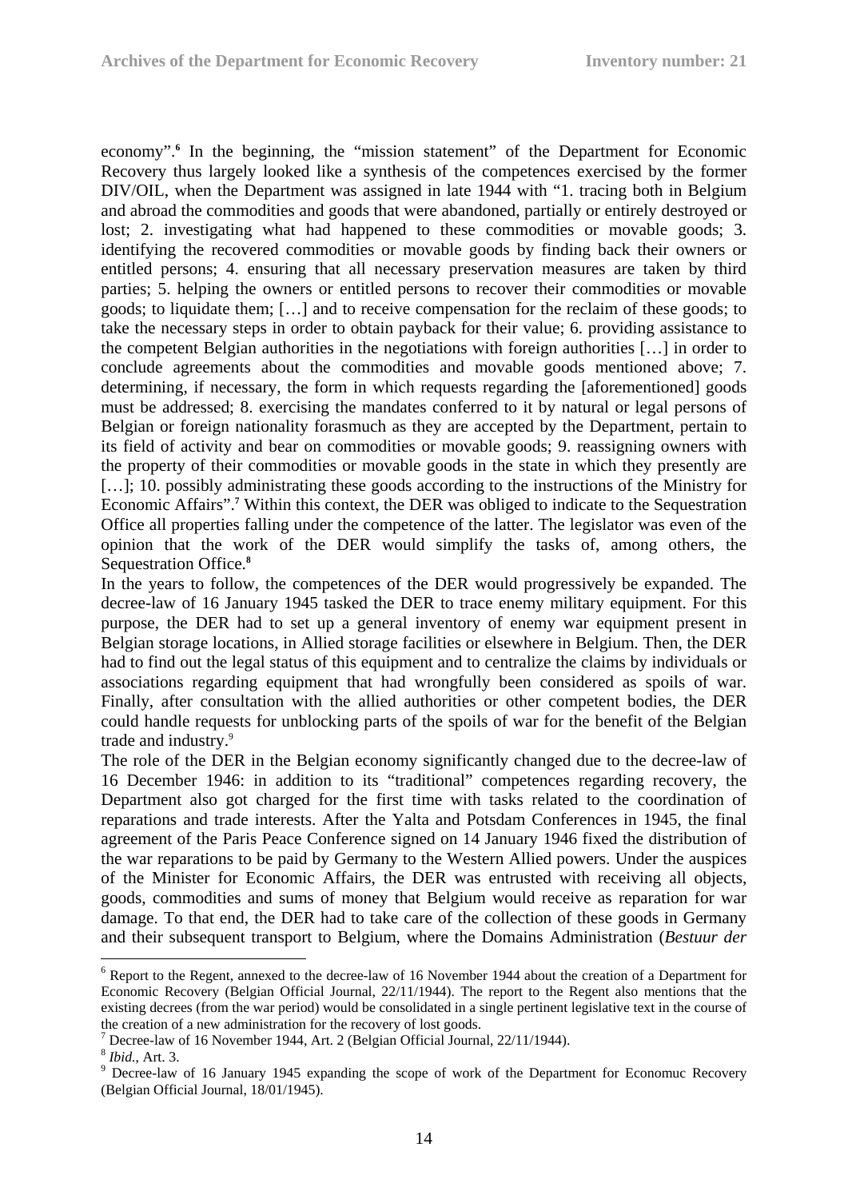economy".[6] In the beginning, the "mission statement" of the Department for Economic Recovery thus largely looked like a synthesis of the competences exercised by the former DIV/OIL, when the Department was assigned in late 1944 with "1. tracing both in Belgium and abroad the commodities and goods that were abandoned, partially or entirely destroyed or lost; 2. investigating what had happened to these commodities or movable goods; 3. identifying the recovered commodities or movable goods by finding back their owners or entitled persons; 4. ensuring that all necessary preservation measures are taken by third parties; 5. helping the owners or entitled persons to recover their commodities or movable goods; to liquidate them; […] and to receive compensation for the reclaim of these goods; to take the necessary steps in order to obtain payback for their value; 6. providing assistance to the competent Belgian authorities in the negotiations with foreign authorities […] in order to conclude agreements about the commodities and movable goods mentioned above; 7. determining, if necessary, the form in which requests regarding the [aforementioned] goods must be addressed; 8. exercising the mandates conferred to it by natural or legal persons of Belgian or foreign nationality forasmuch as they are accepted by the Department, pertain to its field of activity and bear on commodities or movable goods; 9. reassigning owners with the property of their commodities or movable goods in the state in which they presently are […]; 10. possibly administrating these goods according to the instructions of the Ministry for Economic Affairs".[7] Within this context, the DER was obliged to indicate to the Sequestration Office all properties falling under the competence of the latter. The legislator was even of the opinion that the work of the DER would simplify the tasks of, among others, the Sequestration Office.[8]

In the years to follow, the competences of the DER would progressively be expanded. The decree-law of 16 January 1945 tasked the DER to trace enemy military equipment. For this purpose, the DER had to set up a general inventory of enemy war equipment present in Belgian storage locations, in Allied storage facilities or elsewhere in Belgium. Then, the DER had to find out the legal status of this equipment and to centralize the claims by individuals or associations regarding equipment that had wrongfully been considered as spoils of war. Finally, after consultation with the allied authorities or other competent bodies, the DER could handle requests for unblocking parts of the spoils of war for the benefit of the Belgian trade and industry.[9]

The role of the DER in the Belgian economy significantly changed due to the decree-law of 16 December 1946: in addition to its "traditional" competences regarding recovery, the Department also got charged for the first time with tasks related to the coordination of reparations and trade interests. After the Yalta and Potsdam Conferences in 1945, the final agreement of the Paris Peace Conference signed on 14 January 1946 fixed the distribution of the war reparations to be paid by Germany to the Western Allied powers. Under the auspices of the Minister for Economic Affairs, the DER was entrusted with receiving all objects, goods, commodities and sums of money that Belgium would receive as reparation for war damage. To that end, the DER had to take care of the collection of these goods in Germany and their subsequent transport to Belgium, where the Domains Administration (*Bestuur der*

---

[6] Report to the Regent, annexed to the decree-law of 16 November 1944 about the creation of a Department for Economic Recovery (Belgian Official Journal, 22/11/1944). The report to the Regent also mentions that the existing decrees (from the war period) would be consolidated in a single pertinent legislative text in the course of the creation of a new administration for the recovery of lost goods.

[7] Decree-law of 16 November 1944, Art. 2 (Belgian Official Journal, 22/11/1944).

[8] *Ibid.*, Art. 3.

[9] Decree-law of 16 January 1945 expanding the scope of work of the Department for Economuc Recovery (Belgian Official Journal, 18/01/1945).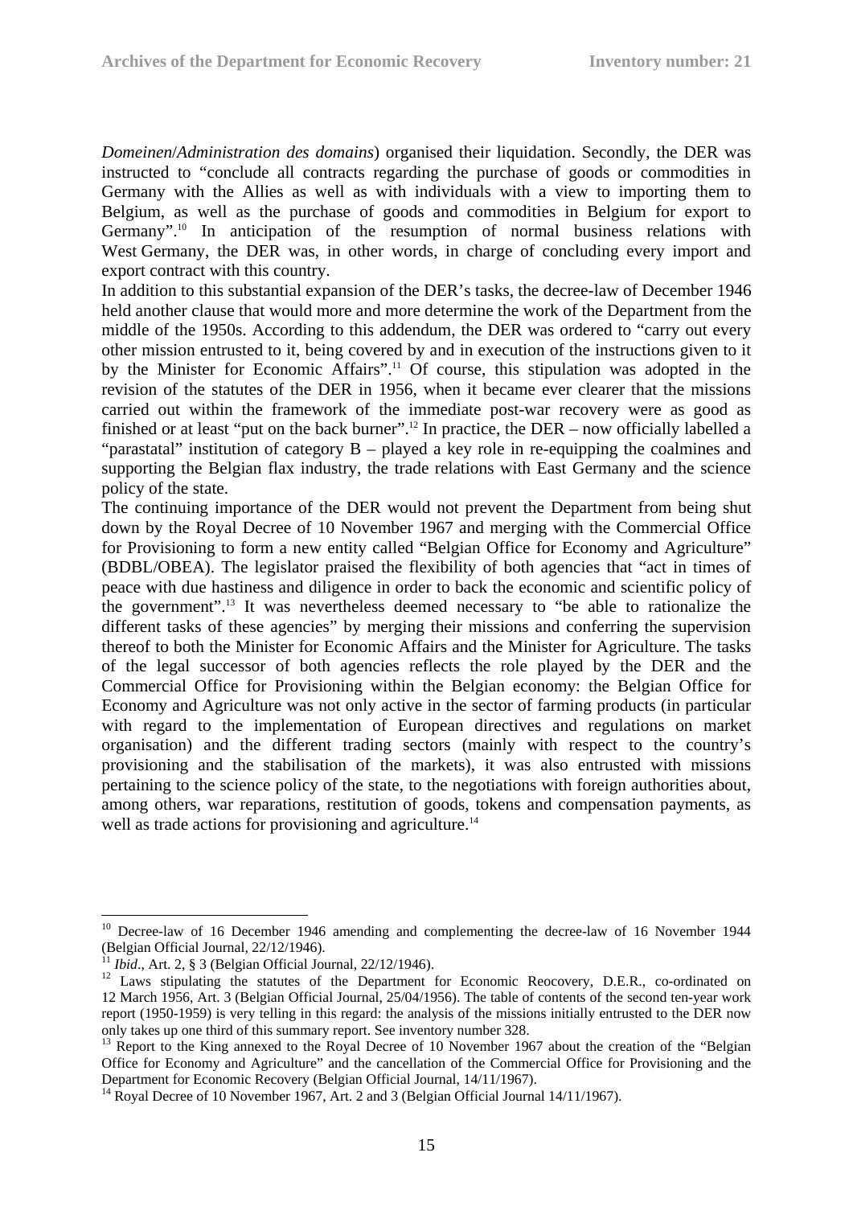*Domeinen*/*Administration des domains*) organised their liquidation. Secondly, the DER was instructed to "conclude all contracts regarding the purchase of goods or commodities in Germany with the Allies as well as with individuals with a view to importing them to Belgium, as well as the purchase of goods and commodities in Belgium for export to Germany".[10] In anticipation of the resumption of normal business relations with West Germany, the DER was, in other words, in charge of concluding every import and export contract with this country.

In addition to this substantial expansion of the DER's tasks, the decree-law of December 1946 held another clause that would more and more determine the work of the Department from the middle of the 1950s. According to this addendum, the DER was ordered to "carry out every other mission entrusted to it, being covered by and in execution of the instructions given to it by the Minister for Economic Affairs".[11] Of course, this stipulation was adopted in the revision of the statutes of the DER in 1956, when it became ever clearer that the missions carried out within the framework of the immediate post-war recovery were as good as finished or at least "put on the back burner".[12] In practice, the DER – now officially labelled a "parastatal" institution of category B – played a key role in re-equipping the coalmines and supporting the Belgian flax industry, the trade relations with East Germany and the science policy of the state.

The continuing importance of the DER would not prevent the Department from being shut down by the Royal Decree of 10 November 1967 and merging with the Commercial Office for Provisioning to form a new entity called "Belgian Office for Economy and Agriculture" (BDBL/OBEA). The legislator praised the flexibility of both agencies that "act in times of peace with due hastiness and diligence in order to back the economic and scientific policy of the government".[13] It was nevertheless deemed necessary to "be able to rationalize the different tasks of these agencies" by merging their missions and conferring the supervision thereof to both the Minister for Economic Affairs and the Minister for Agriculture. The tasks of the legal successor of both agencies reflects the role played by the DER and the Commercial Office for Provisioning within the Belgian economy: the Belgian Office for Economy and Agriculture was not only active in the sector of farming products (in particular with regard to the implementation of European directives and regulations on market organisation) and the different trading sectors (mainly with respect to the country's provisioning and the stabilisation of the markets), it was also entrusted with missions pertaining to the science policy of the state, to the negotiations with foreign authorities about, among others, war reparations, restitution of goods, tokens and compensation payments, as well as trade actions for provisioning and agriculture.[14]

---

[10] Decree-law of 16 December 1946 amending and complementing the decree-law of 16 November 1944 (Belgian Official Journal, 22/12/1946).

[11] *Ibid*., Art. 2, § 3 (Belgian Official Journal, 22/12/1946).

[12] Laws stipulating the statutes of the Department for Economic Reocovery, D.E.R., co-ordinated on 12 March 1956, Art. 3 (Belgian Official Journal, 25/04/1956). The table of contents of the second ten-year work report (1950-1959) is very telling in this regard: the analysis of the missions initially entrusted to the DER now only takes up one third of this summary report. See inventory number 328.

[13] Report to the King annexed to the Royal Decree of 10 November 1967 about the creation of the "Belgian Office for Economy and Agriculture" and the cancellation of the Commercial Office for Provisioning and the Department for Economic Recovery (Belgian Official Journal, 14/11/1967).

[14] Royal Decree of 10 November 1967, Art. 2 and 3 (Belgian Official Journal 14/11/1967).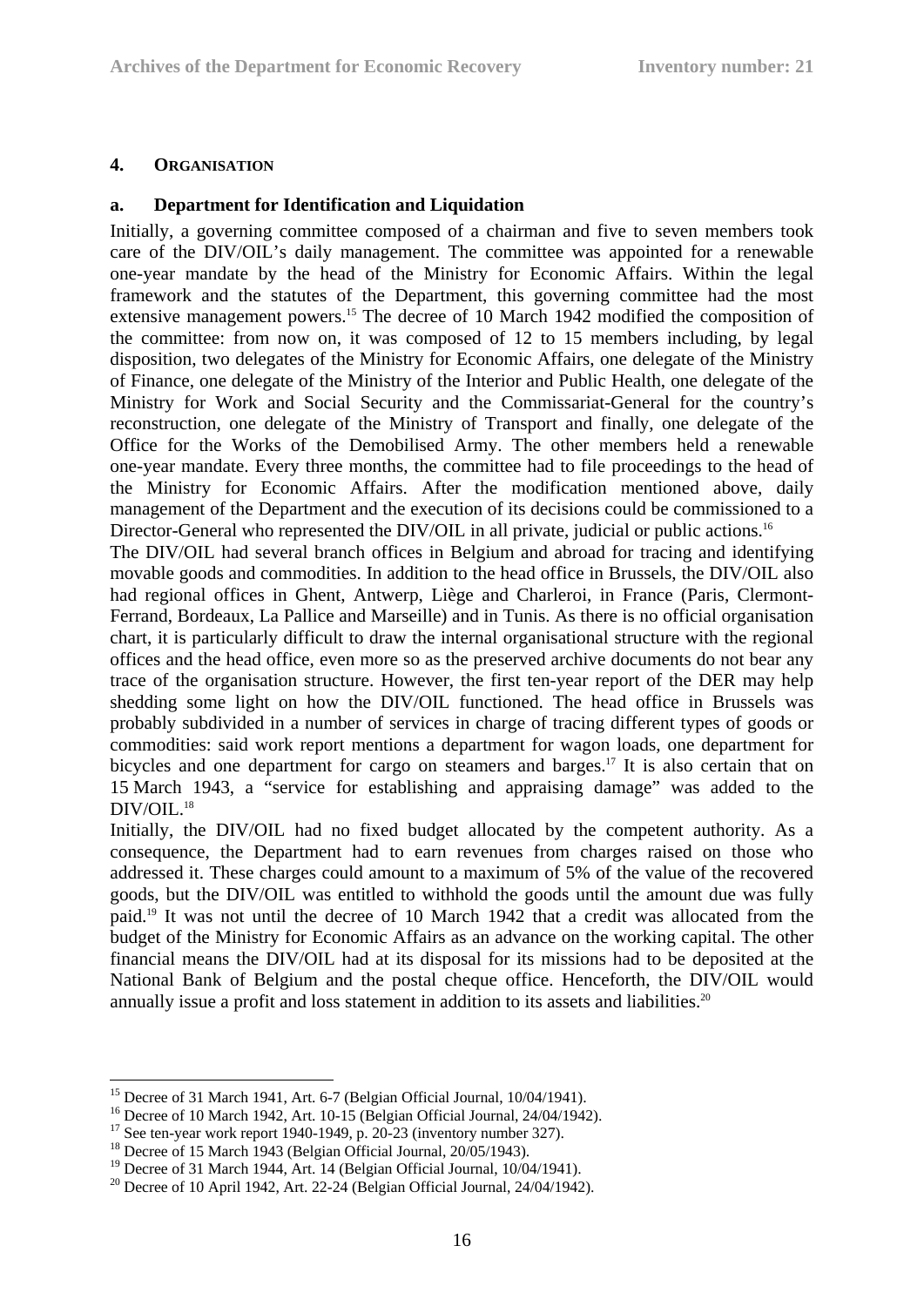## 4. ORGANISATION

### a. Department for Identification and Liquidation

Initially, a governing committee composed of a chairman and five to seven members took care of the DIV/OIL's daily management. The committee was appointed for a renewable one-year mandate by the head of the Ministry for Economic Affairs. Within the legal framework and the statutes of the Department, this governing committee had the most extensive management powers.[15] The decree of 10 March 1942 modified the composition of the committee: from now on, it was composed of 12 to 15 members including, by legal disposition, two delegates of the Ministry for Economic Affairs, one delegate of the Ministry of Finance, one delegate of the Ministry of the Interior and Public Health, one delegate of the Ministry for Work and Social Security and the Commissariat-General for the country's reconstruction, one delegate of the Ministry of Transport and finally, one delegate of the Office for the Works of the Demobilised Army. The other members held a renewable one-year mandate. Every three months, the committee had to file proceedings to the head of the Ministry for Economic Affairs. After the modification mentioned above, daily management of the Department and the execution of its decisions could be commissioned to a Director-General who represented the DIV/OIL in all private, judicial or public actions.[16]

The DIV/OIL had several branch offices in Belgium and abroad for tracing and identifying movable goods and commodities. In addition to the head office in Brussels, the DIV/OIL also had regional offices in Ghent, Antwerp, Liège and Charleroi, in France (Paris, Clermont-Ferrand, Bordeaux, La Pallice and Marseille) and in Tunis. As there is no official organisation chart, it is particularly difficult to draw the internal organisational structure with the regional offices and the head office, even more so as the preserved archive documents do not bear any trace of the organisation structure. However, the first ten-year report of the DER may help shedding some light on how the DIV/OIL functioned. The head office in Brussels was probably subdivided in a number of services in charge of tracing different types of goods or commodities: said work report mentions a department for wagon loads, one department for bicycles and one department for cargo on steamers and barges.[17] It is also certain that on 15 March 1943, a "service for establishing and appraising damage" was added to the DIV/OIL.[18]

Initially, the DIV/OIL had no fixed budget allocated by the competent authority. As a consequence, the Department had to earn revenues from charges raised on those who addressed it. These charges could amount to a maximum of 5% of the value of the recovered goods, but the DIV/OIL was entitled to withhold the goods until the amount due was fully paid.[19] It was not until the decree of 10 March 1942 that a credit was allocated from the budget of the Ministry for Economic Affairs as an advance on the working capital. The other financial means the DIV/OIL had at its disposal for its missions had to be deposited at the National Bank of Belgium and the postal cheque office. Henceforth, the DIV/OIL would annually issue a profit and loss statement in addition to its assets and liabilities.[20]

---

[15] Decree of 31 March 1941, Art. 6-7 (Belgian Official Journal, 10/04/1941).

[16] Decree of 10 March 1942, Art. 10-15 (Belgian Official Journal, 24/04/1942).

[17] See ten-year work report 1940-1949, p. 20-23 (inventory number 327).

[18] Decree of 15 March 1943 (Belgian Official Journal, 20/05/1943).

[19] Decree of 31 March 1944, Art. 14 (Belgian Official Journal, 10/04/1941).

[20] Decree of 10 April 1942, Art. 22-24 (Belgian Official Journal, 24/04/1942).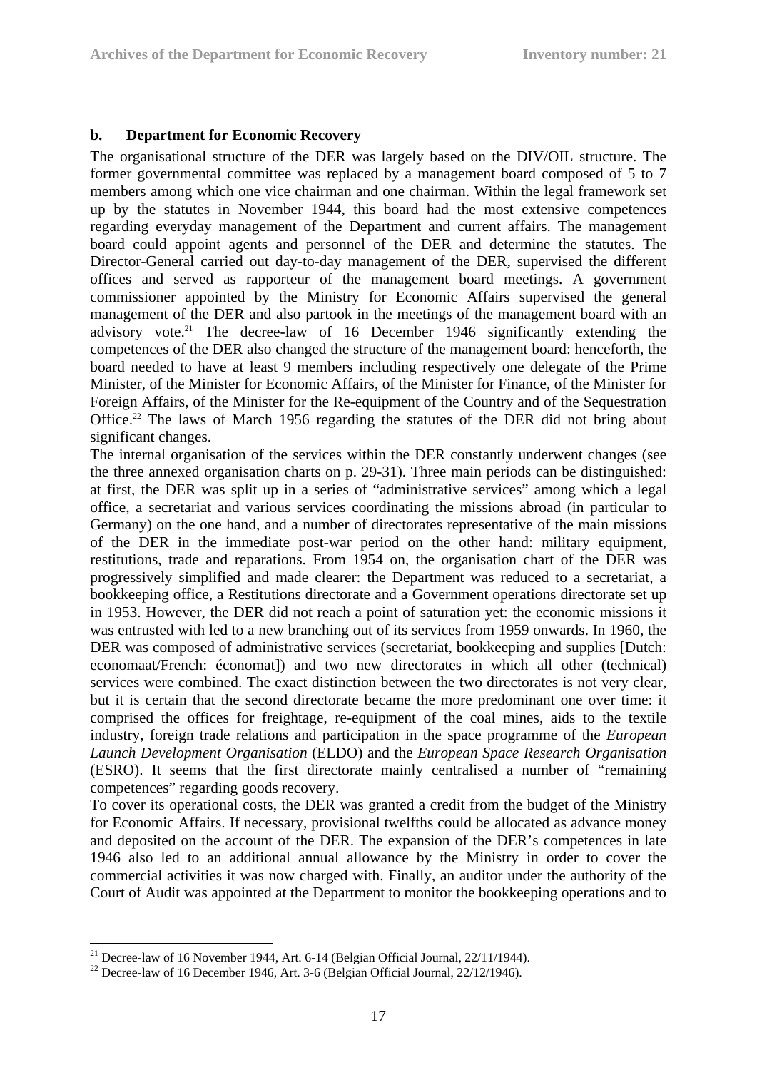### b. Department for Economic Recovery

The organisational structure of the DER was largely based on the DIV/OIL structure. The former governmental committee was replaced by a management board composed of 5 to 7 members among which one vice chairman and one chairman. Within the legal framework set up by the statutes in November 1944, this board had the most extensive competences regarding everyday management of the Department and current affairs. The management board could appoint agents and personnel of the DER and determine the statutes. The Director-General carried out day-to-day management of the DER, supervised the different offices and served as rapporteur of the management board meetings. A government commissioner appointed by the Ministry for Economic Affairs supervised the general management of the DER and also partook in the meetings of the management board with an advisory vote.[21] The decree-law of 16 December 1946 significantly extending the competences of the DER also changed the structure of the management board: henceforth, the board needed to have at least 9 members including respectively one delegate of the Prime Minister, of the Minister for Economic Affairs, of the Minister for Finance, of the Minister for Foreign Affairs, of the Minister for the Re-equipment of the Country and of the Sequestration Office.[22] The laws of March 1956 regarding the statutes of the DER did not bring about significant changes.

The internal organisation of the services within the DER constantly underwent changes (see the three annexed organisation charts on p. 29-31). Three main periods can be distinguished: at first, the DER was split up in a series of "administrative services" among which a legal office, a secretariat and various services coordinating the missions abroad (in particular to Germany) on the one hand, and a number of directorates representative of the main missions of the DER in the immediate post-war period on the other hand: military equipment, restitutions, trade and reparations. From 1954 on, the organisation chart of the DER was progressively simplified and made clearer: the Department was reduced to a secretariat, a bookkeeping office, a Restitutions directorate and a Government operations directorate set up in 1953. However, the DER did not reach a point of saturation yet: the economic missions it was entrusted with led to a new branching out of its services from 1959 onwards. In 1960, the DER was composed of administrative services (secretariat, bookkeeping and supplies [Dutch: economaat/French: économat]) and two new directorates in which all other (technical) services were combined. The exact distinction between the two directorates is not very clear, but it is certain that the second directorate became the more predominant one over time: it comprised the offices for freightage, re-equipment of the coal mines, aids to the textile industry, foreign trade relations and participation in the space programme of the *European Launch Development Organisation* (ELDO) and the *European Space Research Organisation* (ESRO). It seems that the first directorate mainly centralised a number of "remaining competences" regarding goods recovery.

To cover its operational costs, the DER was granted a credit from the budget of the Ministry for Economic Affairs. If necessary, provisional twelfths could be allocated as advance money and deposited on the account of the DER. The expansion of the DER's competences in late 1946 also led to an additional annual allowance by the Ministry in order to cover the commercial activities it was now charged with. Finally, an auditor under the authority of the Court of Audit was appointed at the Department to monitor the bookkeeping operations and to

---

[21] Decree-law of 16 November 1944, Art. 6-14 (Belgian Official Journal, 22/11/1944).

[22] Decree-law of 16 December 1946, Art. 3-6 (Belgian Official Journal, 22/12/1946).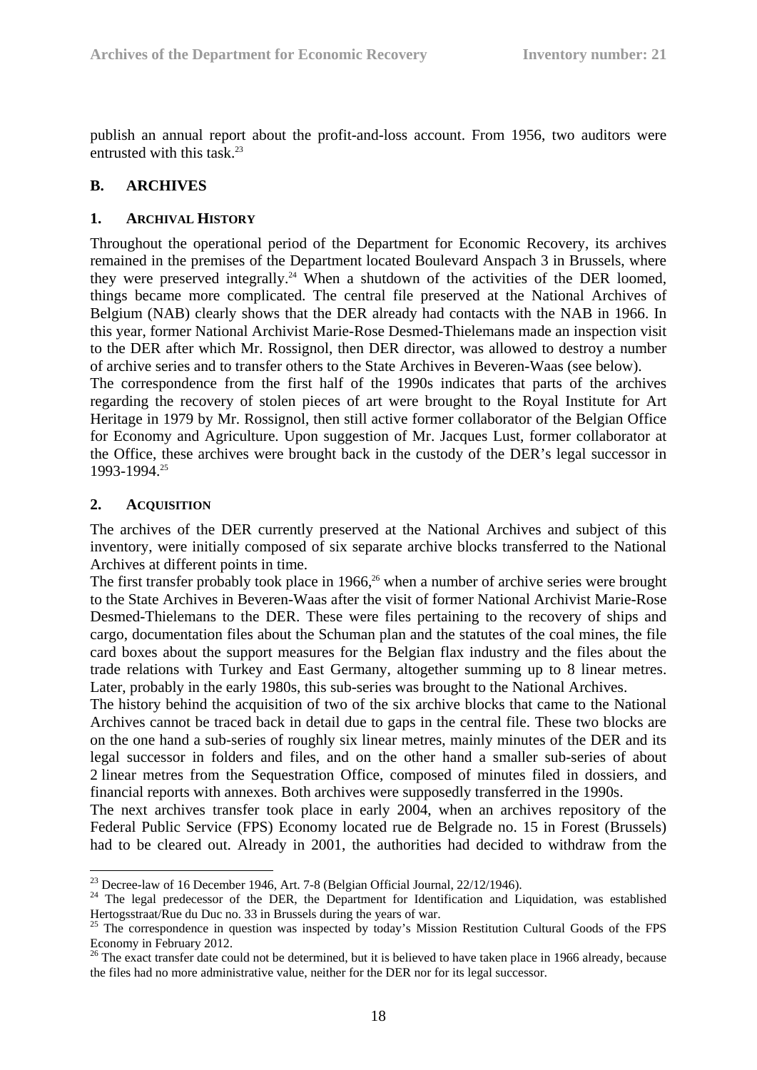publish an annual report about the profit-and-loss account. From 1956, two auditors were entrusted with this task.[23]

## B. ARCHIVES

### 1. ARCHIVAL HISTORY

Throughout the operational period of the Department for Economic Recovery, its archives remained in the premises of the Department located Boulevard Anspach 3 in Brussels, where they were preserved integrally.[24] When a shutdown of the activities of the DER loomed, things became more complicated. The central file preserved at the National Archives of Belgium (NAB) clearly shows that the DER already had contacts with the NAB in 1966. In this year, former National Archivist Marie-Rose Desmed-Thielemans made an inspection visit to the DER after which Mr. Rossignol, then DER director, was allowed to destroy a number of archive series and to transfer others to the State Archives in Beveren-Waas (see below).

The correspondence from the first half of the 1990s indicates that parts of the archives regarding the recovery of stolen pieces of art were brought to the Royal Institute for Art Heritage in 1979 by Mr. Rossignol, then still active former collaborator of the Belgian Office for Economy and Agriculture. Upon suggestion of Mr. Jacques Lust, former collaborator at the Office, these archives were brought back in the custody of the DER's legal successor in 1993-1994.[25]

### 2. ACQUISITION

The archives of the DER currently preserved at the National Archives and subject of this inventory, were initially composed of six separate archive blocks transferred to the National Archives at different points in time.

The first transfer probably took place in 1966,[26] when a number of archive series were brought to the State Archives in Beveren-Waas after the visit of former National Archivist Marie-Rose Desmed-Thielemans to the DER. These were files pertaining to the recovery of ships and cargo, documentation files about the Schuman plan and the statutes of the coal mines, the file card boxes about the support measures for the Belgian flax industry and the files about the trade relations with Turkey and East Germany, altogether summing up to 8 linear metres. Later, probably in the early 1980s, this sub-series was brought to the National Archives.

The history behind the acquisition of two of the six archive blocks that came to the National Archives cannot be traced back in detail due to gaps in the central file. These two blocks are on the one hand a sub-series of roughly six linear metres, mainly minutes of the DER and its legal successor in folders and files, and on the other hand a smaller sub-series of about 2 linear metres from the Sequestration Office, composed of minutes filed in dossiers, and financial reports with annexes. Both archives were supposedly transferred in the 1990s.

The next archives transfer took place in early 2004, when an archives repository of the Federal Public Service (FPS) Economy located rue de Belgrade no. 15 in Forest (Brussels) had to be cleared out. Already in 2001, the authorities had decided to withdraw from the

---

[23] Decree-law of 16 December 1946, Art. 7-8 (Belgian Official Journal, 22/12/1946).

[24] The legal predecessor of the DER, the Department for Identification and Liquidation, was established Hertogsstraat/Rue du Duc no. 33 in Brussels during the years of war.

[25] The correspondence in question was inspected by today's Mission Restitution Cultural Goods of the FPS Economy in February 2012.

[26] The exact transfer date could not be determined, but it is believed to have taken place in 1966 already, because the files had no more administrative value, neither for the DER nor for its legal successor.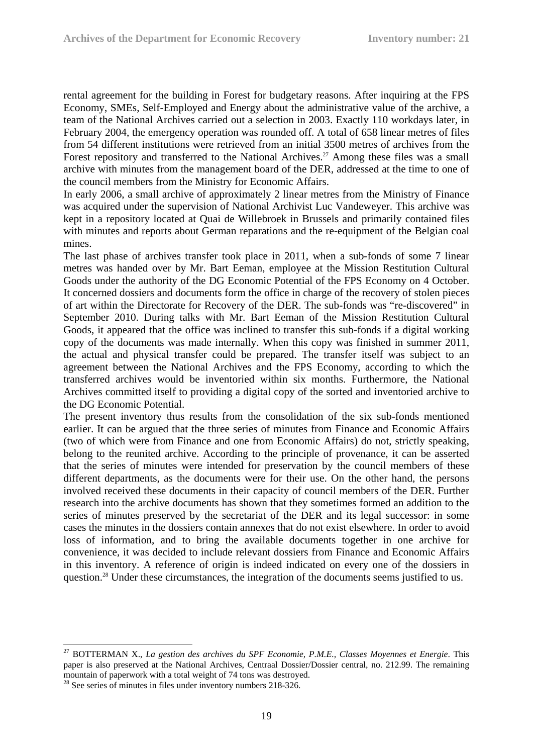rental agreement for the building in Forest for budgetary reasons. After inquiring at the FPS Economy, SMEs, Self-Employed and Energy about the administrative value of the archive, a team of the National Archives carried out a selection in 2003. Exactly 110 workdays later, in February 2004, the emergency operation was rounded off. A total of 658 linear metres of files from 54 different institutions were retrieved from an initial 3500 metres of archives from the Forest repository and transferred to the National Archives.[27] Among these files was a small archive with minutes from the management board of the DER, addressed at the time to one of the council members from the Ministry for Economic Affairs.

In early 2006, a small archive of approximately 2 linear metres from the Ministry of Finance was acquired under the supervision of National Archivist Luc Vandeweyer. This archive was kept in a repository located at Quai de Willebroek in Brussels and primarily contained files with minutes and reports about German reparations and the re-equipment of the Belgian coal mines.

The last phase of archives transfer took place in 2011, when a sub-fonds of some 7 linear metres was handed over by Mr. Bart Eeman, employee at the Mission Restitution Cultural Goods under the authority of the DG Economic Potential of the FPS Economy on 4 October. It concerned dossiers and documents form the office in charge of the recovery of stolen pieces of art within the Directorate for Recovery of the DER. The sub-fonds was "re-discovered" in September 2010. During talks with Mr. Bart Eeman of the Mission Restitution Cultural Goods, it appeared that the office was inclined to transfer this sub-fonds if a digital working copy of the documents was made internally. When this copy was finished in summer 2011, the actual and physical transfer could be prepared. The transfer itself was subject to an agreement between the National Archives and the FPS Economy, according to which the transferred archives would be inventoried within six months. Furthermore, the National Archives committed itself to providing a digital copy of the sorted and inventoried archive to the DG Economic Potential.

The present inventory thus results from the consolidation of the six sub-fonds mentioned earlier. It can be argued that the three series of minutes from Finance and Economic Affairs (two of which were from Finance and one from Economic Affairs) do not, strictly speaking, belong to the reunited archive. According to the principle of provenance, it can be asserted that the series of minutes were intended for preservation by the council members of these different departments, as the documents were for their use. On the other hand, the persons involved received these documents in their capacity of council members of the DER. Further research into the archive documents has shown that they sometimes formed an addition to the series of minutes preserved by the secretariat of the DER and its legal successor: in some cases the minutes in the dossiers contain annexes that do not exist elsewhere. In order to avoid loss of information, and to bring the available documents together in one archive for convenience, it was decided to include relevant dossiers from Finance and Economic Affairs in this inventory. A reference of origin is indeed indicated on every one of the dossiers in question.[28] Under these circumstances, the integration of the documents seems justified to us.

---

[27] BOTTERMAN X., *La gestion des archives du SPF Economie, P.M.E., Classes Moyennes et Energie*. This paper is also preserved at the National Archives, Centraal Dossier/Dossier central, no. 212.99. The remaining mountain of paperwork with a total weight of 74 tons was destroyed.

[28] See series of minutes in files under inventory numbers 218-326.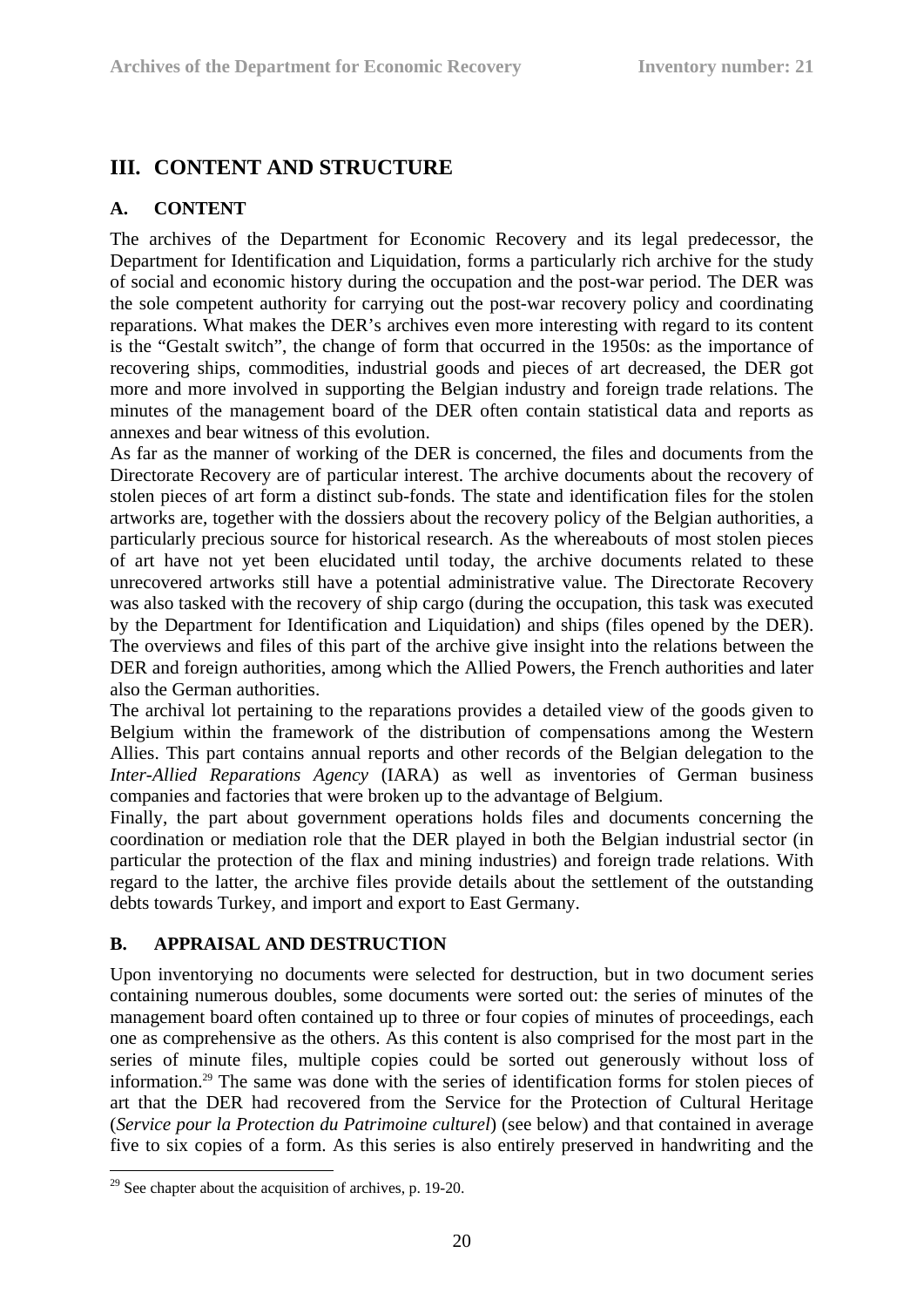## III. CONTENT AND STRUCTURE

### A. CONTENT

The archives of the Department for Economic Recovery and its legal predecessor, the Department for Identification and Liquidation, forms a particularly rich archive for the study of social and economic history during the occupation and the post-war period. The DER was the sole competent authority for carrying out the post-war recovery policy and coordinating reparations. What makes the DER's archives even more interesting with regard to its content is the "Gestalt switch", the change of form that occurred in the 1950s: as the importance of recovering ships, commodities, industrial goods and pieces of art decreased, the DER got more and more involved in supporting the Belgian industry and foreign trade relations. The minutes of the management board of the DER often contain statistical data and reports as annexes and bear witness of this evolution.

As far as the manner of working of the DER is concerned, the files and documents from the Directorate Recovery are of particular interest. The archive documents about the recovery of stolen pieces of art form a distinct sub-fonds. The state and identification files for the stolen artworks are, together with the dossiers about the recovery policy of the Belgian authorities, a particularly precious source for historical research. As the whereabouts of most stolen pieces of art have not yet been elucidated until today, the archive documents related to these unrecovered artworks still have a potential administrative value. The Directorate Recovery was also tasked with the recovery of ship cargo (during the occupation, this task was executed by the Department for Identification and Liquidation) and ships (files opened by the DER). The overviews and files of this part of the archive give insight into the relations between the DER and foreign authorities, among which the Allied Powers, the French authorities and later also the German authorities.

The archival lot pertaining to the reparations provides a detailed view of the goods given to Belgium within the framework of the distribution of compensations among the Western Allies. This part contains annual reports and other records of the Belgian delegation to the *Inter-Allied Reparations Agency* (IARA) as well as inventories of German business companies and factories that were broken up to the advantage of Belgium.

Finally, the part about government operations holds files and documents concerning the coordination or mediation role that the DER played in both the Belgian industrial sector (in particular the protection of the flax and mining industries) and foreign trade relations. With regard to the latter, the archive files provide details about the settlement of the outstanding debts towards Turkey, and import and export to East Germany.

### B. APPRAISAL AND DESTRUCTION

Upon inventorying no documents were selected for destruction, but in two document series containing numerous doubles, some documents were sorted out: the series of minutes of the management board often contained up to three or four copies of minutes of proceedings, each one as comprehensive as the others. As this content is also comprised for the most part in the series of minute files, multiple copies could be sorted out generously without loss of information.[29] The same was done with the series of identification forms for stolen pieces of art that the DER had recovered from the Service for the Protection of Cultural Heritage (*Service pour la Protection du Patrimoine culturel*) (see below) and that contained in average five to six copies of a form. As this series is also entirely preserved in handwriting and the

[29] See chapter about the acquisition of archives, p. 19-20.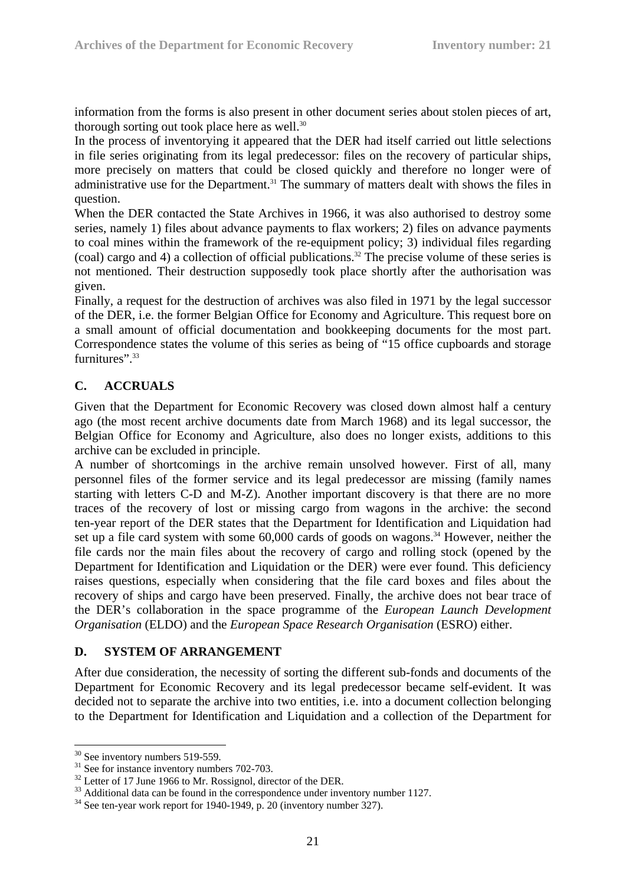information from the forms is also present in other document series about stolen pieces of art, thorough sorting out took place here as well.[30]

In the process of inventorying it appeared that the DER had itself carried out little selections in file series originating from its legal predecessor: files on the recovery of particular ships, more precisely on matters that could be closed quickly and therefore no longer were of administrative use for the Department.[31] The summary of matters dealt with shows the files in question.

When the DER contacted the State Archives in 1966, it was also authorised to destroy some series, namely 1) files about advance payments to flax workers; 2) files on advance payments to coal mines within the framework of the re-equipment policy; 3) individual files regarding (coal) cargo and 4) a collection of official publications.[32] The precise volume of these series is not mentioned. Their destruction supposedly took place shortly after the authorisation was given.

Finally, a request for the destruction of archives was also filed in 1971 by the legal successor of the DER, i.e. the former Belgian Office for Economy and Agriculture. This request bore on a small amount of official documentation and bookkeeping documents for the most part. Correspondence states the volume of this series as being of "15 office cupboards and storage furnitures".[33]

## C. ACCRUALS

Given that the Department for Economic Recovery was closed down almost half a century ago (the most recent archive documents date from March 1968) and its legal successor, the Belgian Office for Economy and Agriculture, also does no longer exists, additions to this archive can be excluded in principle.

A number of shortcomings in the archive remain unsolved however. First of all, many personnel files of the former service and its legal predecessor are missing (family names starting with letters C-D and M-Z). Another important discovery is that there are no more traces of the recovery of lost or missing cargo from wagons in the archive: the second ten-year report of the DER states that the Department for Identification and Liquidation had set up a file card system with some 60,000 cards of goods on wagons.[34] However, neither the file cards nor the main files about the recovery of cargo and rolling stock (opened by the Department for Identification and Liquidation or the DER) were ever found. This deficiency raises questions, especially when considering that the file card boxes and files about the recovery of ships and cargo have been preserved. Finally, the archive does not bear trace of the DER's collaboration in the space programme of the *European Launch Development Organisation* (ELDO) and the *European Space Research Organisation* (ESRO) either.

## D. SYSTEM OF ARRANGEMENT

After due consideration, the necessity of sorting the different sub-fonds and documents of the Department for Economic Recovery and its legal predecessor became self-evident. It was decided not to separate the archive into two entities, i.e. into a document collection belonging to the Department for Identification and Liquidation and a collection of the Department for

---

[30] See inventory numbers 519-559.

[31] See for instance inventory numbers 702-703.

[32] Letter of 17 June 1966 to Mr. Rossignol, director of the DER.

[33] Additional data can be found in the correspondence under inventory number 1127.

[34] See ten-year work report for 1940-1949, p. 20 (inventory number 327).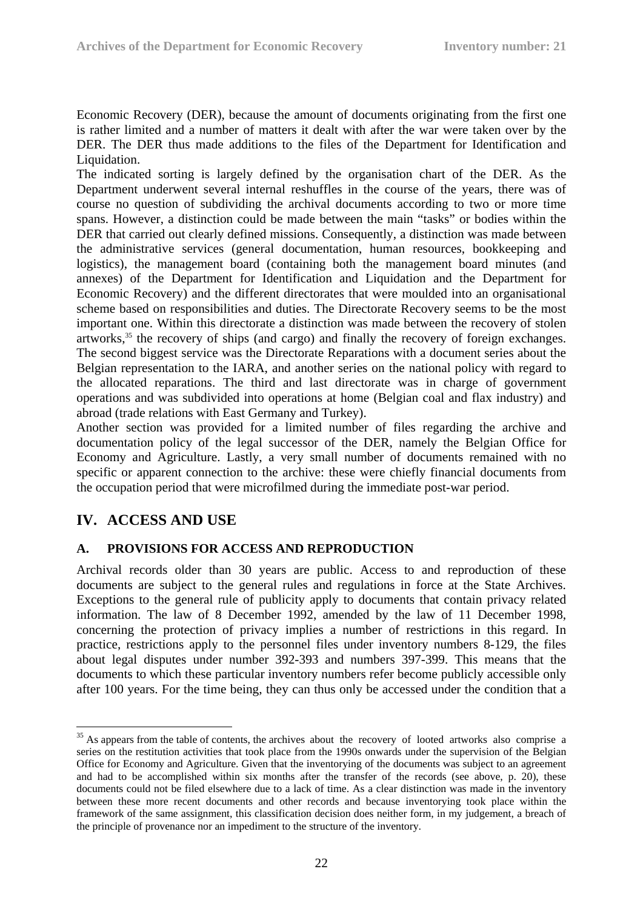Economic Recovery (DER), because the amount of documents originating from the first one is rather limited and a number of matters it dealt with after the war were taken over by the DER. The DER thus made additions to the files of the Department for Identification and Liquidation.

The indicated sorting is largely defined by the organisation chart of the DER. As the Department underwent several internal reshuffles in the course of the years, there was of course no question of subdividing the archival documents according to two or more time spans. However, a distinction could be made between the main "tasks" or bodies within the DER that carried out clearly defined missions. Consequently, a distinction was made between the administrative services (general documentation, human resources, bookkeeping and logistics), the management board (containing both the management board minutes (and annexes) of the Department for Identification and Liquidation and the Department for Economic Recovery) and the different directorates that were moulded into an organisational scheme based on responsibilities and duties. The Directorate Recovery seems to be the most important one. Within this directorate a distinction was made between the recovery of stolen artworks,[35] the recovery of ships (and cargo) and finally the recovery of foreign exchanges. The second biggest service was the Directorate Reparations with a document series about the Belgian representation to the IARA, and another series on the national policy with regard to the allocated reparations. The third and last directorate was in charge of government operations and was subdivided into operations at home (Belgian coal and flax industry) and abroad (trade relations with East Germany and Turkey).

Another section was provided for a limited number of files regarding the archive and documentation policy of the legal successor of the DER, namely the Belgian Office for Economy and Agriculture. Lastly, a very small number of documents remained with no specific or apparent connection to the archive: these were chiefly financial documents from the occupation period that were microfilmed during the immediate post-war period.

## IV. ACCESS AND USE

### A. PROVISIONS FOR ACCESS AND REPRODUCTION

Archival records older than 30 years are public. Access to and reproduction of these documents are subject to the general rules and regulations in force at the State Archives. Exceptions to the general rule of publicity apply to documents that contain privacy related information. The law of 8 December 1992, amended by the law of 11 December 1998, concerning the protection of privacy implies a number of restrictions in this regard. In practice, restrictions apply to the personnel files under inventory numbers 8-129, the files about legal disputes under number 392-393 and numbers 397-399. This means that the documents to which these particular inventory numbers refer become publicly accessible only after 100 years. For the time being, they can thus only be accessed under the condition that a

---

[35] As appears from the table of contents, the archives about the recovery of looted artworks also comprise a series on the restitution activities that took place from the 1990s onwards under the supervision of the Belgian Office for Economy and Agriculture. Given that the inventorying of the documents was subject to an agreement and had to be accomplished within six months after the transfer of the records (see above, p. 20), these documents could not be filed elsewhere due to a lack of time. As a clear distinction was made in the inventory between these more recent documents and other records and because inventorying took place within the framework of the same assignment, this classification decision does neither form, in my judgement, a breach of the principle of provenance nor an impediment to the structure of the inventory.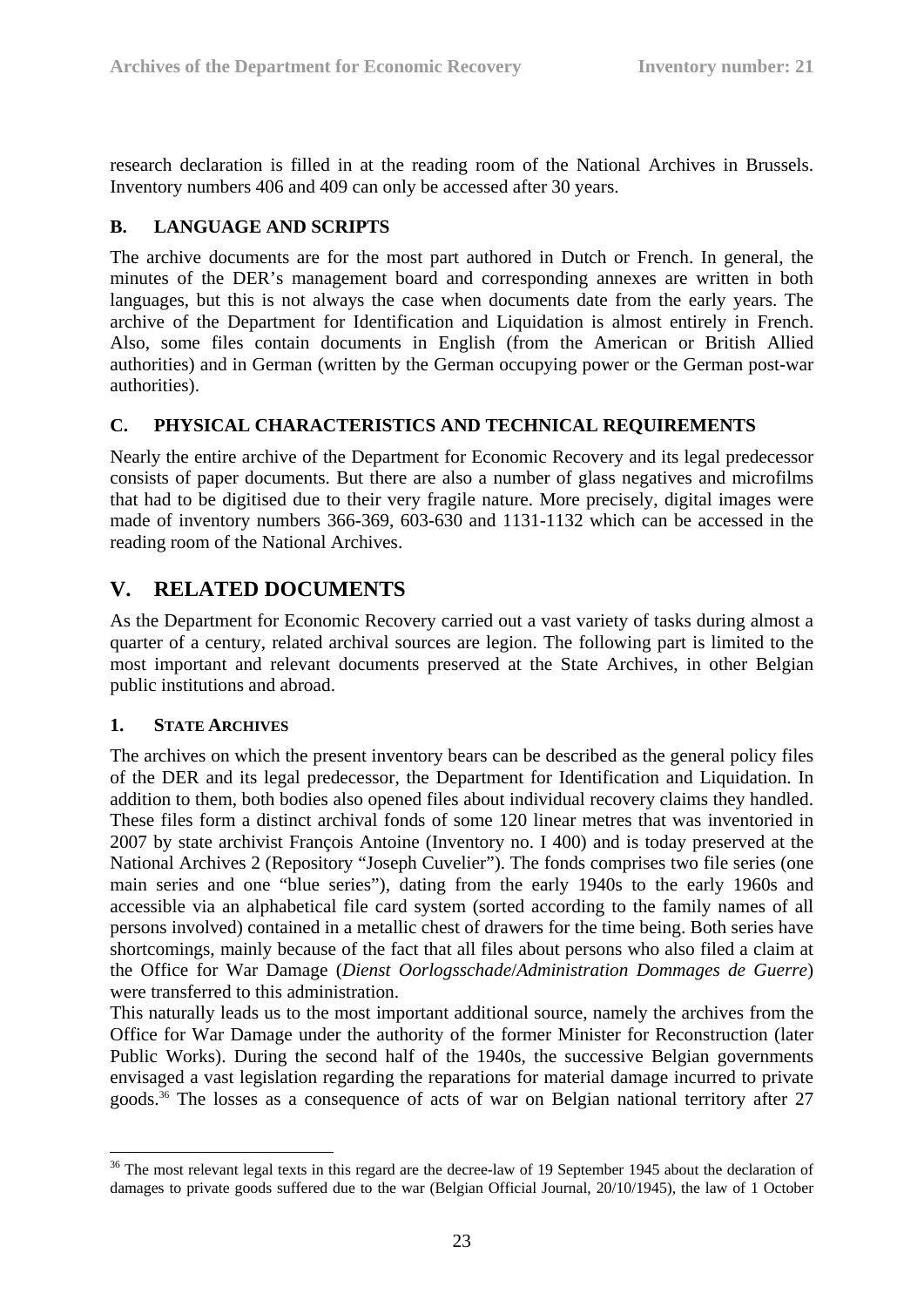research declaration is filled in at the reading room of the National Archives in Brussels. Inventory numbers 406 and 409 can only be accessed after 30 years.

### B. LANGUAGE AND SCRIPTS

The archive documents are for the most part authored in Dutch or French. In general, the minutes of the DER's management board and corresponding annexes are written in both languages, but this is not always the case when documents date from the early years. The archive of the Department for Identification and Liquidation is almost entirely in French. Also, some files contain documents in English (from the American or British Allied authorities) and in German (written by the German occupying power or the German post-war authorities).

### C. PHYSICAL CHARACTERISTICS AND TECHNICAL REQUIREMENTS

Nearly the entire archive of the Department for Economic Recovery and its legal predecessor consists of paper documents. But there are also a number of glass negatives and microfilms that had to be digitised due to their very fragile nature. More precisely, digital images were made of inventory numbers 366-369, 603-630 and 1131-1132 which can be accessed in the reading room of the National Archives.

## V. RELATED DOCUMENTS

As the Department for Economic Recovery carried out a vast variety of tasks during almost a quarter of a century, related archival sources are legion. The following part is limited to the most important and relevant documents preserved at the State Archives, in other Belgian public institutions and abroad.

#### 1. STATE ARCHIVES

The archives on which the present inventory bears can be described as the general policy files of the DER and its legal predecessor, the Department for Identification and Liquidation. In addition to them, both bodies also opened files about individual recovery claims they handled. These files form a distinct archival fonds of some 120 linear metres that was inventoried in 2007 by state archivist François Antoine (Inventory no. I 400) and is today preserved at the National Archives 2 (Repository "Joseph Cuvelier"). The fonds comprises two file series (one main series and one "blue series"), dating from the early 1940s to the early 1960s and accessible via an alphabetical file card system (sorted according to the family names of all persons involved) contained in a metallic chest of drawers for the time being. Both series have shortcomings, mainly because of the fact that all files about persons who also filed a claim at the Office for War Damage (*Dienst Oorlogsschade*/*Administration Dommages de Guerre*) were transferred to this administration.

This naturally leads us to the most important additional source, namely the archives from the Office for War Damage under the authority of the former Minister for Reconstruction (later Public Works). During the second half of the 1940s, the successive Belgian governments envisaged a vast legislation regarding the reparations for material damage incurred to private goods.[36] The losses as a consequence of acts of war on Belgian national territory after 27

[36] The most relevant legal texts in this regard are the decree-law of 19 September 1945 about the declaration of damages to private goods suffered due to the war (Belgian Official Journal, 20/10/1945), the law of 1 October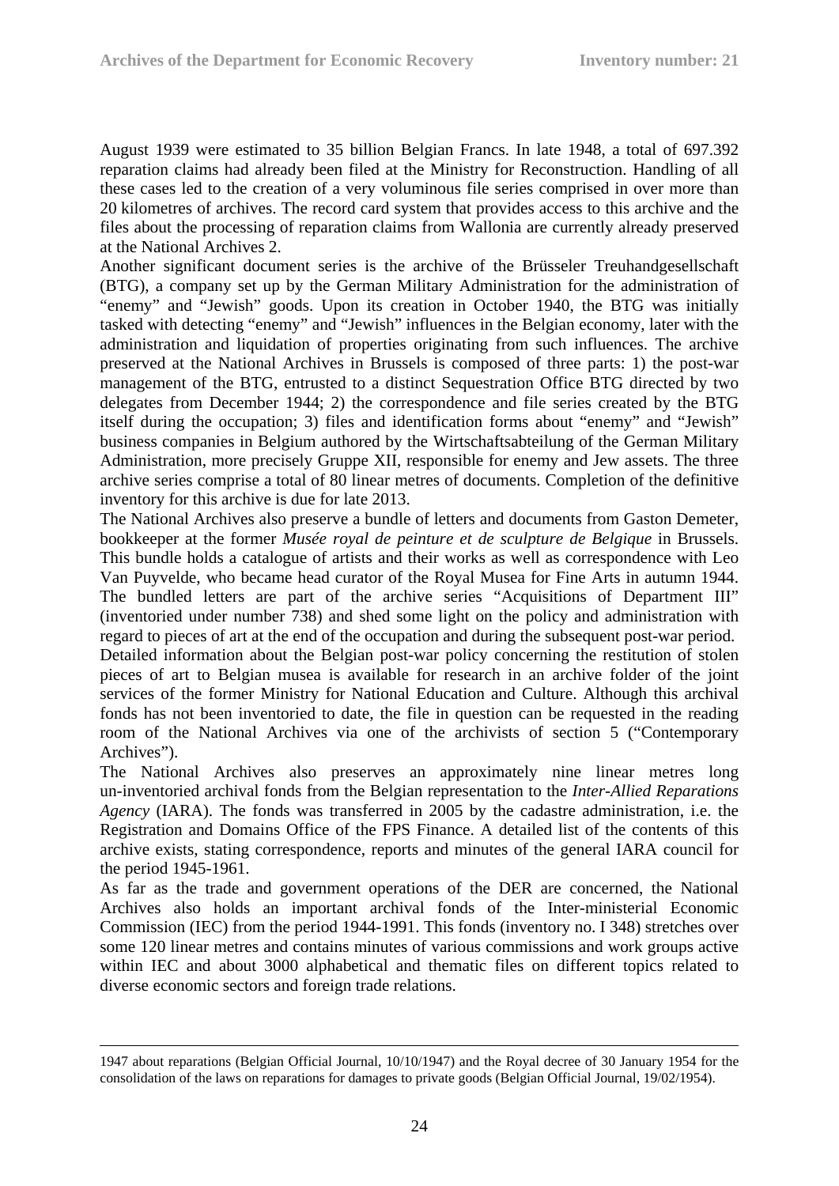August 1939 were estimated to 35 billion Belgian Francs. In late 1948, a total of 697.392 reparation claims had already been filed at the Ministry for Reconstruction. Handling of all these cases led to the creation of a very voluminous file series comprised in over more than 20 kilometres of archives. The record card system that provides access to this archive and the files about the processing of reparation claims from Wallonia are currently already preserved at the National Archives 2.

Another significant document series is the archive of the Brüsseler Treuhandgesellschaft (BTG), a company set up by the German Military Administration for the administration of "enemy" and "Jewish" goods. Upon its creation in October 1940, the BTG was initially tasked with detecting "enemy" and "Jewish" influences in the Belgian economy, later with the administration and liquidation of properties originating from such influences. The archive preserved at the National Archives in Brussels is composed of three parts: 1) the post-war management of the BTG, entrusted to a distinct Sequestration Office BTG directed by two delegates from December 1944; 2) the correspondence and file series created by the BTG itself during the occupation; 3) files and identification forms about "enemy" and "Jewish" business companies in Belgium authored by the Wirtschaftsabteilung of the German Military Administration, more precisely Gruppe XII, responsible for enemy and Jew assets. The three archive series comprise a total of 80 linear metres of documents. Completion of the definitive inventory for this archive is due for late 2013.

The National Archives also preserve a bundle of letters and documents from Gaston Demeter, bookkeeper at the former *Musée royal de peinture et de sculpture de Belgique* in Brussels. This bundle holds a catalogue of artists and their works as well as correspondence with Leo Van Puyvelde, who became head curator of the Royal Musea for Fine Arts in autumn 1944. The bundled letters are part of the archive series "Acquisitions of Department III" (inventoried under number 738) and shed some light on the policy and administration with regard to pieces of art at the end of the occupation and during the subsequent post-war period.

Detailed information about the Belgian post-war policy concerning the restitution of stolen pieces of art to Belgian musea is available for research in an archive folder of the joint services of the former Ministry for National Education and Culture. Although this archival fonds has not been inventoried to date, the file in question can be requested in the reading room of the National Archives via one of the archivists of section 5 ("Contemporary Archives").

The National Archives also preserves an approximately nine linear metres long un-inventoried archival fonds from the Belgian representation to the *Inter-Allied Reparations Agency* (IARA). The fonds was transferred in 2005 by the cadastre administration, i.e. the Registration and Domains Office of the FPS Finance. A detailed list of the contents of this archive exists, stating correspondence, reports and minutes of the general IARA council for the period 1945-1961.

As far as the trade and government operations of the DER are concerned, the National Archives also holds an important archival fonds of the Inter-ministerial Economic Commission (IEC) from the period 1944-1991. This fonds (inventory no. I 348) stretches over some 120 linear metres and contains minutes of various commissions and work groups active within IEC and about 3000 alphabetical and thematic files on different topics related to diverse economic sectors and foreign trade relations.

---

1947 about reparations (Belgian Official Journal, 10/10/1947) and the Royal decree of 30 January 1954 for the consolidation of the laws on reparations for damages to private goods (Belgian Official Journal, 19/02/1954).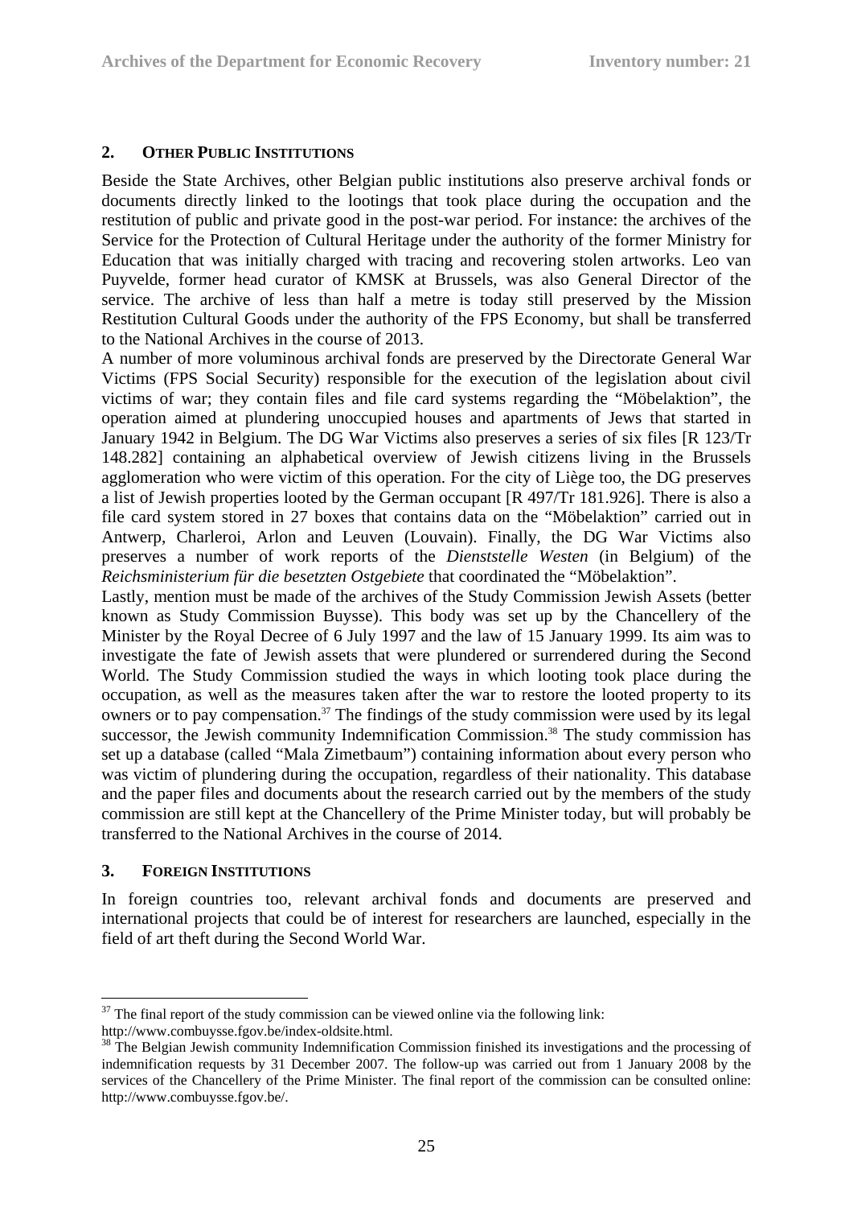## 2. OTHER PUBLIC INSTITUTIONS

Beside the State Archives, other Belgian public institutions also preserve archival fonds or documents directly linked to the lootings that took place during the occupation and the restitution of public and private good in the post-war period. For instance: the archives of the Service for the Protection of Cultural Heritage under the authority of the former Ministry for Education that was initially charged with tracing and recovering stolen artworks. Leo van Puyvelde, former head curator of KMSK at Brussels, was also General Director of the service. The archive of less than half a metre is today still preserved by the Mission Restitution Cultural Goods under the authority of the FPS Economy, but shall be transferred to the National Archives in the course of 2013.

A number of more voluminous archival fonds are preserved by the Directorate General War Victims (FPS Social Security) responsible for the execution of the legislation about civil victims of war; they contain files and file card systems regarding the "Möbelaktion", the operation aimed at plundering unoccupied houses and apartments of Jews that started in January 1942 in Belgium. The DG War Victims also preserves a series of six files [R 123/Tr 148.282] containing an alphabetical overview of Jewish citizens living in the Brussels agglomeration who were victim of this operation. For the city of Liège too, the DG preserves a list of Jewish properties looted by the German occupant [R 497/Tr 181.926]. There is also a file card system stored in 27 boxes that contains data on the "Möbelaktion" carried out in Antwerp, Charleroi, Arlon and Leuven (Louvain). Finally, the DG War Victims also preserves a number of work reports of the *Dienststelle Westen* (in Belgium) of the *Reichsministerium für die besetzten Ostgebiete* that coordinated the "Möbelaktion".

Lastly, mention must be made of the archives of the Study Commission Jewish Assets (better known as Study Commission Buysse). This body was set up by the Chancellery of the Minister by the Royal Decree of 6 July 1997 and the law of 15 January 1999. Its aim was to investigate the fate of Jewish assets that were plundered or surrendered during the Second World. The Study Commission studied the ways in which looting took place during the occupation, as well as the measures taken after the war to restore the looted property to its owners or to pay compensation.[37] The findings of the study commission were used by its legal successor, the Jewish community Indemnification Commission.[38] The study commission has set up a database (called "Mala Zimetbaum") containing information about every person who was victim of plundering during the occupation, regardless of their nationality. This database and the paper files and documents about the research carried out by the members of the study commission are still kept at the Chancellery of the Prime Minister today, but will probably be transferred to the National Archives in the course of 2014.

## 3. FOREIGN INSTITUTIONS

In foreign countries too, relevant archival fonds and documents are preserved and international projects that could be of interest for researchers are launched, especially in the field of art theft during the Second World War.

---

[37] The final report of the study commission can be viewed online via the following link: http://www.combuysse.fgov.be/index-oldsite.html.

[38] The Belgian Jewish community Indemnification Commission finished its investigations and the processing of indemnification requests by 31 December 2007. The follow-up was carried out from 1 January 2008 by the services of the Chancellery of the Prime Minister. The final report of the commission can be consulted online: http://www.combuysse.fgov.be/.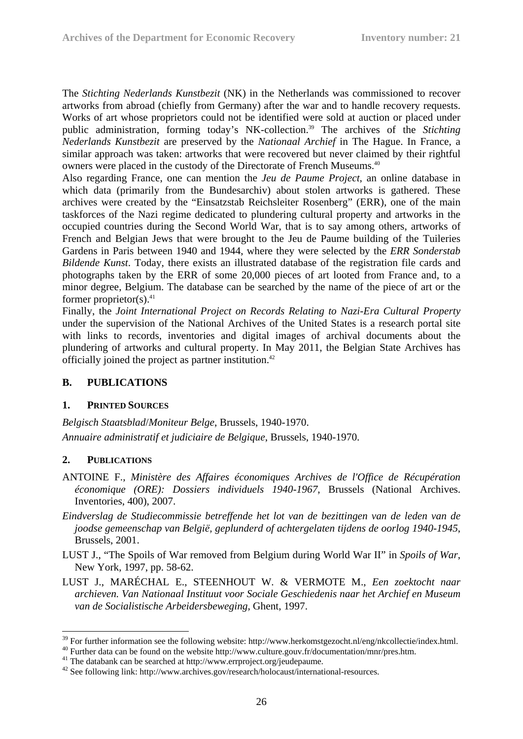The *Stichting Nederlands Kunstbezit* (NK) in the Netherlands was commissioned to recover artworks from abroad (chiefly from Germany) after the war and to handle recovery requests. Works of art whose proprietors could not be identified were sold at auction or placed under public administration, forming today's NK-collection.[39] The archives of the *Stichting Nederlands Kunstbezit* are preserved by the *Nationaal Archief* in The Hague. In France, a similar approach was taken: artworks that were recovered but never claimed by their rightful owners were placed in the custody of the Directorate of French Museums.[40]

Also regarding France, one can mention the *Jeu de Paume Project*, an online database in which data (primarily from the Bundesarchiv) about stolen artworks is gathered. These archives were created by the "Einsatzstab Reichsleiter Rosenberg" (ERR), one of the main taskforces of the Nazi regime dedicated to plundering cultural property and artworks in the occupied countries during the Second World War, that is to say among others, artworks of French and Belgian Jews that were brought to the Jeu de Paume building of the Tuileries Gardens in Paris between 1940 and 1944, where they were selected by the *ERR Sonderstab Bildende Kunst*. Today, there exists an illustrated database of the registration file cards and photographs taken by the ERR of some 20,000 pieces of art looted from France and, to a minor degree, Belgium. The database can be searched by the name of the piece of art or the former proprietor(s).[41]

Finally, the *Joint International Project on Records Relating to Nazi-Era Cultural Property* under the supervision of the National Archives of the United States is a research portal site with links to records, inventories and digital images of archival documents about the plundering of artworks and cultural property. In May 2011, the Belgian State Archives has officially joined the project as partner institution.[42]

## B. PUBLICATIONS

### 1. PRINTED SOURCES

*Belgisch Staatsblad*/*Moniteur Belge*, Brussels, 1940-1970.

*Annuaire administratif et judiciaire de Belgique*, Brussels, 1940-1970.

### 2. PUBLICATIONS

ANTOINE F., *Ministère des Affaires économiques Archives de l'Office de Récupération économique (ORE): Dossiers individuels 1940-1967*, Brussels (National Archives. Inventories, 400), 2007.

*Eindverslag de Studiecommissie betreffende het lot van de bezittingen van de leden van de joodse gemeenschap van België, geplunderd of achtergelaten tijdens de oorlog 1940-1945*, Brussels, 2001.

LUST J., "The Spoils of War removed from Belgium during World War II" in *Spoils of War*, New York, 1997, pp. 58-62.

LUST J., MARÉCHAL E., STEENHOUT W. & VERMOTE M., *Een zoektocht naar archieven. Van Nationaal Instituut voor Sociale Geschiedenis naar het Archief en Museum van de Socialistische Arbeidersbeweging*, Ghent, 1997.

---

[39] For further information see the following website: http://www.herkomstgezocht.nl/eng/nkcollectie/index.html.

[40] Further data can be found on the website http://www.culture.gouv.fr/documentation/mnr/pres.htm.

[41] The databank can be searched at http://www.errproject.org/jeudepaume.

[42] See following link: http://www.archives.gov/research/holocaust/international-resources.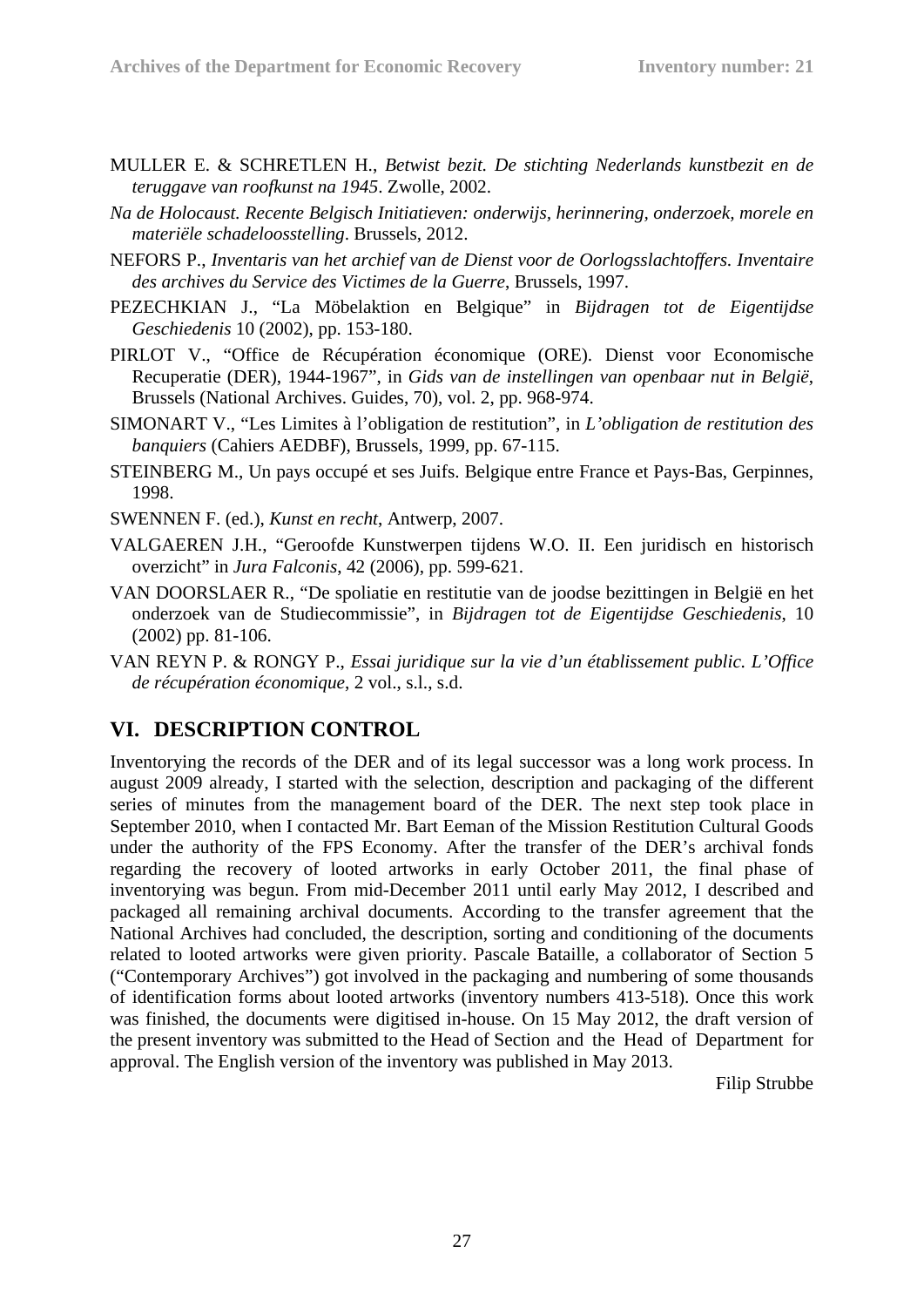MULLER E. & SCHRETLEN H., *Betwist bezit. De stichting Nederlands kunstbezit en de teruggave van roofkunst na 1945*. Zwolle, 2002.

*Na de Holocaust. Recente Belgisch Initiatieven: onderwijs, herinnering, onderzoek, morele en materiële schadeloosstelling*. Brussels, 2012.

NEFORS P., *Inventaris van het archief van de Dienst voor de Oorlogsslachtoffers. Inventaire des archives du Service des Victimes de la Guerre*, Brussels, 1997.

PEZECHKIAN J., "La Möbelaktion en Belgique" in *Bijdragen tot de Eigentijdse Geschiedenis* 10 (2002), pp. 153-180.

PIRLOT V., "Office de Récupération économique (ORE). Dienst voor Economische Recuperatie (DER), 1944-1967", in *Gids van de instellingen van openbaar nut in België*, Brussels (National Archives. Guides, 70), vol. 2, pp. 968-974.

SIMONART V., "Les Limites à l'obligation de restitution", in *L'obligation de restitution des banquiers* (Cahiers AEDBF), Brussels, 1999, pp. 67-115.

STEINBERG M., Un pays occupé et ses Juifs. Belgique entre France et Pays-Bas, Gerpinnes, 1998.

SWENNEN F. (ed.), *Kunst en recht*, Antwerp, 2007.

VALGAEREN J.H., "Geroofde Kunstwerpen tijdens W.O. II. Een juridisch en historisch overzicht" in *Jura Falconis*, 42 (2006), pp. 599-621.

VAN DOORSLAER R., "De spoliatie en restitutie van de joodse bezittingen in België en het onderzoek van de Studiecommissie", in *Bijdragen tot de Eigentijdse Geschiedenis*, 10 (2002) pp. 81-106.

VAN REYN P. & RONGY P., *Essai juridique sur la vie d'un établissement public. L'Office de récupération économique*, 2 vol., s.l., s.d.

## VI. DESCRIPTION CONTROL

Inventorying the records of the DER and of its legal successor was a long work process. In august 2009 already, I started with the selection, description and packaging of the different series of minutes from the management board of the DER. The next step took place in September 2010, when I contacted Mr. Bart Eeman of the Mission Restitution Cultural Goods under the authority of the FPS Economy. After the transfer of the DER's archival fonds regarding the recovery of looted artworks in early October 2011, the final phase of inventorying was begun. From mid-December 2011 until early May 2012, I described and packaged all remaining archival documents. According to the transfer agreement that the National Archives had concluded, the description, sorting and conditioning of the documents related to looted artworks were given priority. Pascale Bataille, a collaborator of Section 5 ("Contemporary Archives") got involved in the packaging and numbering of some thousands of identification forms about looted artworks (inventory numbers 413-518). Once this work was finished, the documents were digitised in-house. On 15 May 2012, the draft version of the present inventory was submitted to the Head of Section and the Head of Department for approval. The English version of the inventory was published in May 2013.

Filip Strubbe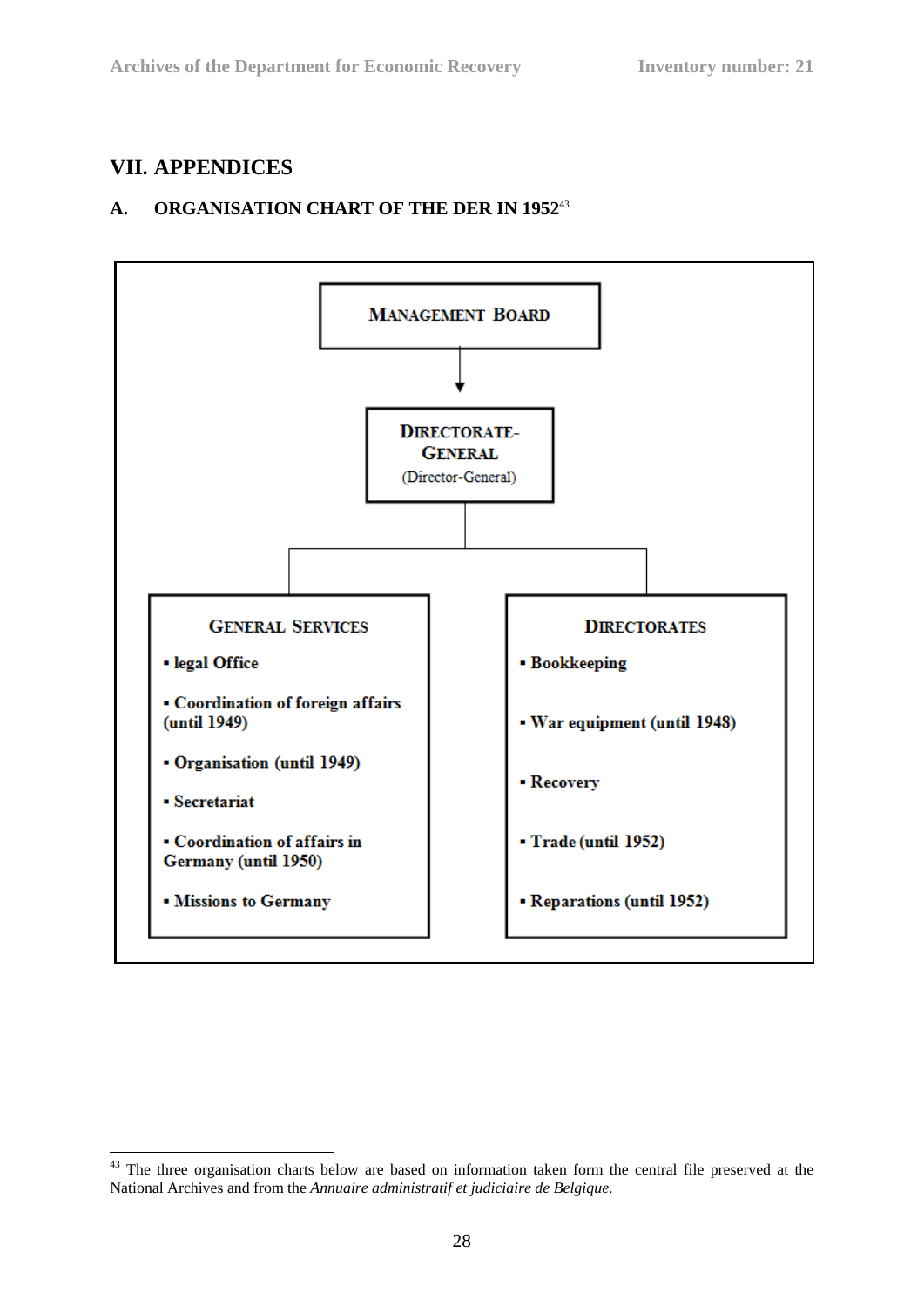# VII. APPENDICES

## A. ORGANISATION CHART OF THE DER IN 1952[43]

**MANAGEMENT BOARD**

↓

**DIRECTORATE-GENERAL**
(Director-General)

**GENERAL SERVICES**

- legal Office
- Coordination of foreign affairs (until 1949)
- Organisation (until 1949)
- Secretariat
- Coordination of affairs in Germany (until 1950)
- Missions to Germany

**DIRECTORATES**

- Bookkeeping
- War equipment (until 1948)
- Recovery
- Trade (until 1952)
- Reparations (until 1952)

---

[43] The three organisation charts below are based on information taken form the central file preserved at the National Archives and from the *Annuaire administratif et judiciaire de Belgique*.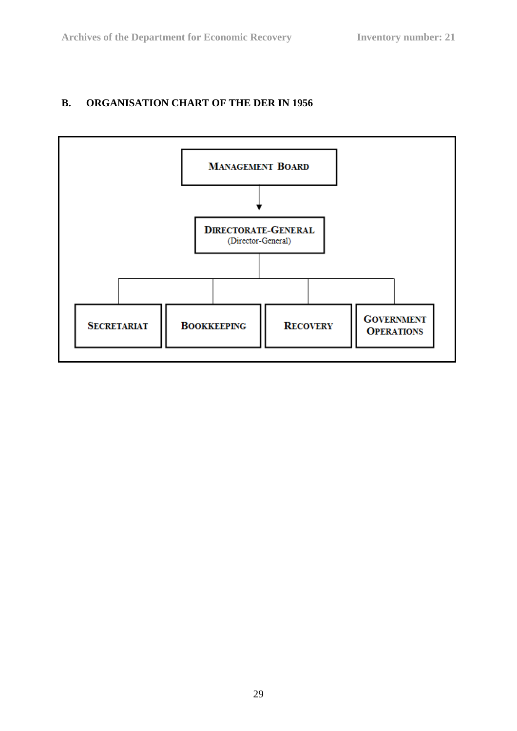## B. ORGANISATION CHART OF THE DER IN 1956

MANAGEMENT BOARD

↓

DIRECTORATE-GENERAL
(Director-General)

- SECRETARIAT
- BOOKKEEPING
- RECOVERY
- GOVERNMENT OPERATIONS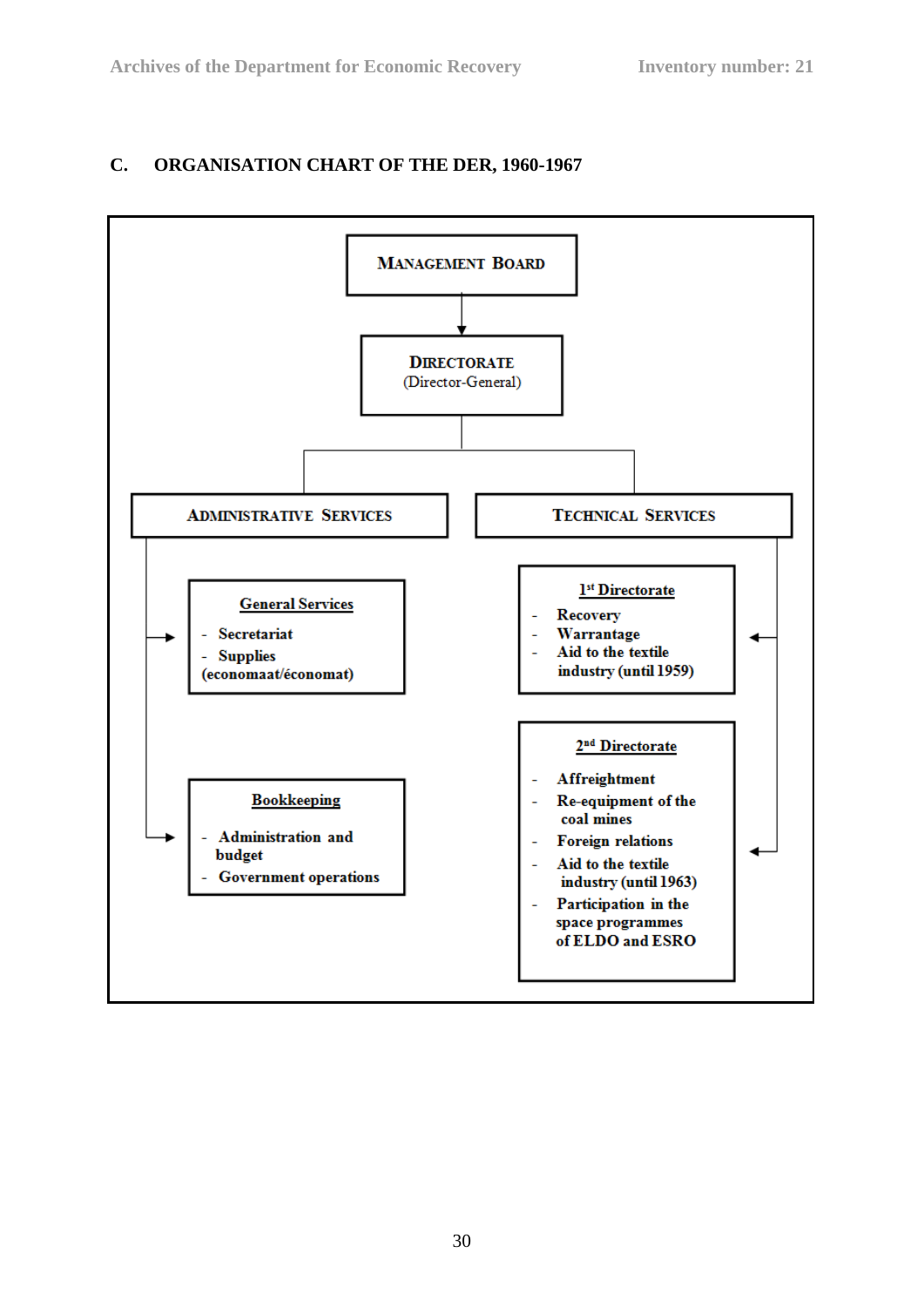## C. ORGANISATION CHART OF THE DER, 1960-1967

**MANAGEMENT BOARD**

↓

**DIRECTORATE**
(Director-General)

**ADMINISTRATIVE SERVICES**

- **General Services**
  - Secretariat
  - Supplies (economaat/économat)
- **Bookkeeping**
  - Administration and budget
  - Government operations

**TECHNICAL SERVICES**

- **1st Directorate**
  - Recovery
  - Warrantage
  - Aid to the textile industry (until 1959)
- **2nd Directorate**
  - Affreightment
  - Re-equipment of the coal mines
  - Foreign relations
  - Aid to the textile industry (until 1963)
  - Participation in the space programmes of ELDO and ESRO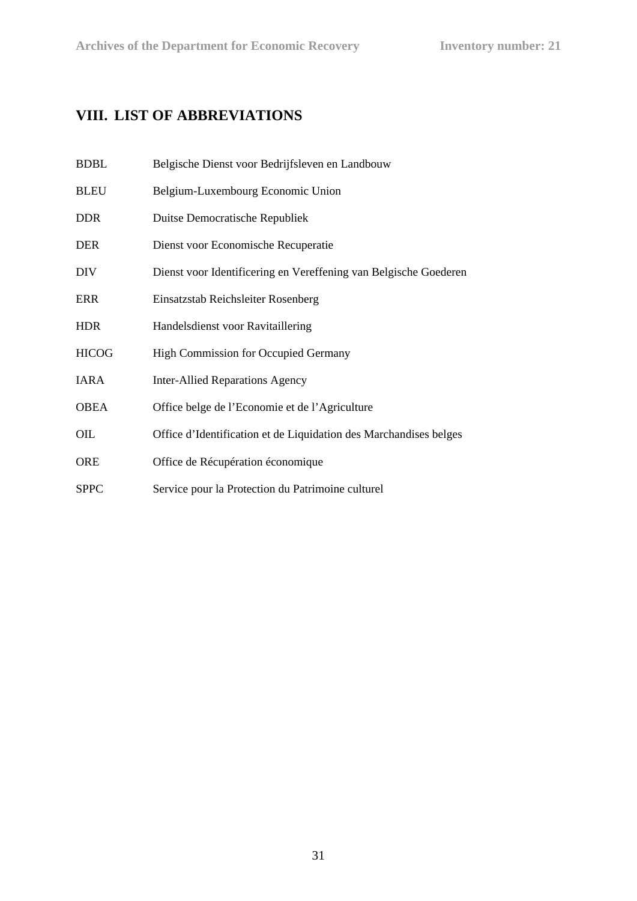## VIII. LIST OF ABBREVIATIONS

| | |
|---|---|
| BDBL | Belgische Dienst voor Bedrijfsleven en Landbouw |
| BLEU | Belgium-Luxembourg Economic Union |
| DDR | Duitse Democratische Republiek |
| DER | Dienst voor Economische Recuperatie |
| DIV | Dienst voor Identificering en Vereffening van Belgische Goederen |
| ERR | Einsatzstab Reichsleiter Rosenberg |
| HDR | Handelsdienst voor Ravitaillering |
| HICOG | High Commission for Occupied Germany |
| IARA | Inter-Allied Reparations Agency |
| OBEA | Office belge de l'Economie et de l'Agriculture |
| OIL | Office d'Identification et de Liquidation des Marchandises belges |
| ORE | Office de Récupération économique |
| SPPC | Service pour la Protection du Patrimoine culturel |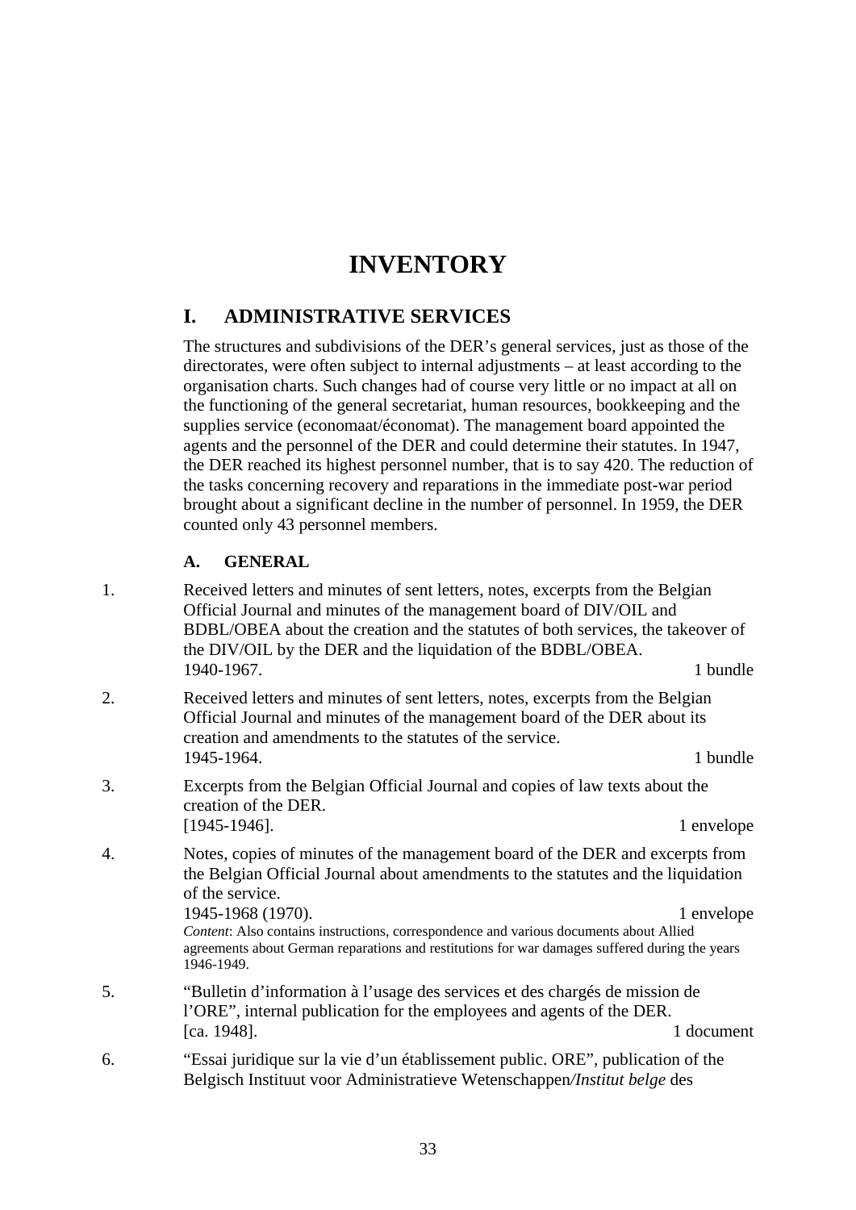# INVENTORY

## I. ADMINISTRATIVE SERVICES

The structures and subdivisions of the DER's general services, just as those of the directorates, were often subject to internal adjustments – at least according to the organisation charts. Such changes had of course very little or no impact at all on the functioning of the general secretariat, human resources, bookkeeping and the supplies service (economaat/économat). The management board appointed the agents and the personnel of the DER and could determine their statutes. In 1947, the DER reached its highest personnel number, that is to say 420. The reduction of the tasks concerning recovery and reparations in the immediate post-war period brought about a significant decline in the number of personnel. In 1959, the DER counted only 43 personnel members.

### A. GENERAL

1. Received letters and minutes of sent letters, notes, excerpts from the Belgian Official Journal and minutes of the management board of DIV/OIL and BDBL/OBEA about the creation and the statutes of both services, the takeover of the DIV/OIL by the DER and the liquidation of the BDBL/OBEA.
   1940-1967. 1 bundle

2. Received letters and minutes of sent letters, notes, excerpts from the Belgian Official Journal and minutes of the management board of the DER about its creation and amendments to the statutes of the service.
   1945-1964. 1 bundle

3. Excerpts from the Belgian Official Journal and copies of law texts about the creation of the DER.
   [1945-1946]. 1 envelope

4. Notes, copies of minutes of the management board of the DER and excerpts from the Belgian Official Journal about amendments to the statutes and the liquidation of the service.
   1945-1968 (1970). 1 envelope
   *Content*: Also contains instructions, correspondence and various documents about Allied agreements about German reparations and restitutions for war damages suffered during the years 1946-1949.

5. "Bulletin d'information à l'usage des services et des chargés de mission de l'ORE", internal publication for the employees and agents of the DER.
   [ca. 1948]. 1 document

6. "Essai juridique sur la vie d'un établissement public. ORE", publication of the Belgisch Instituut voor Administratieve Wetenschappen*/Institut belge* des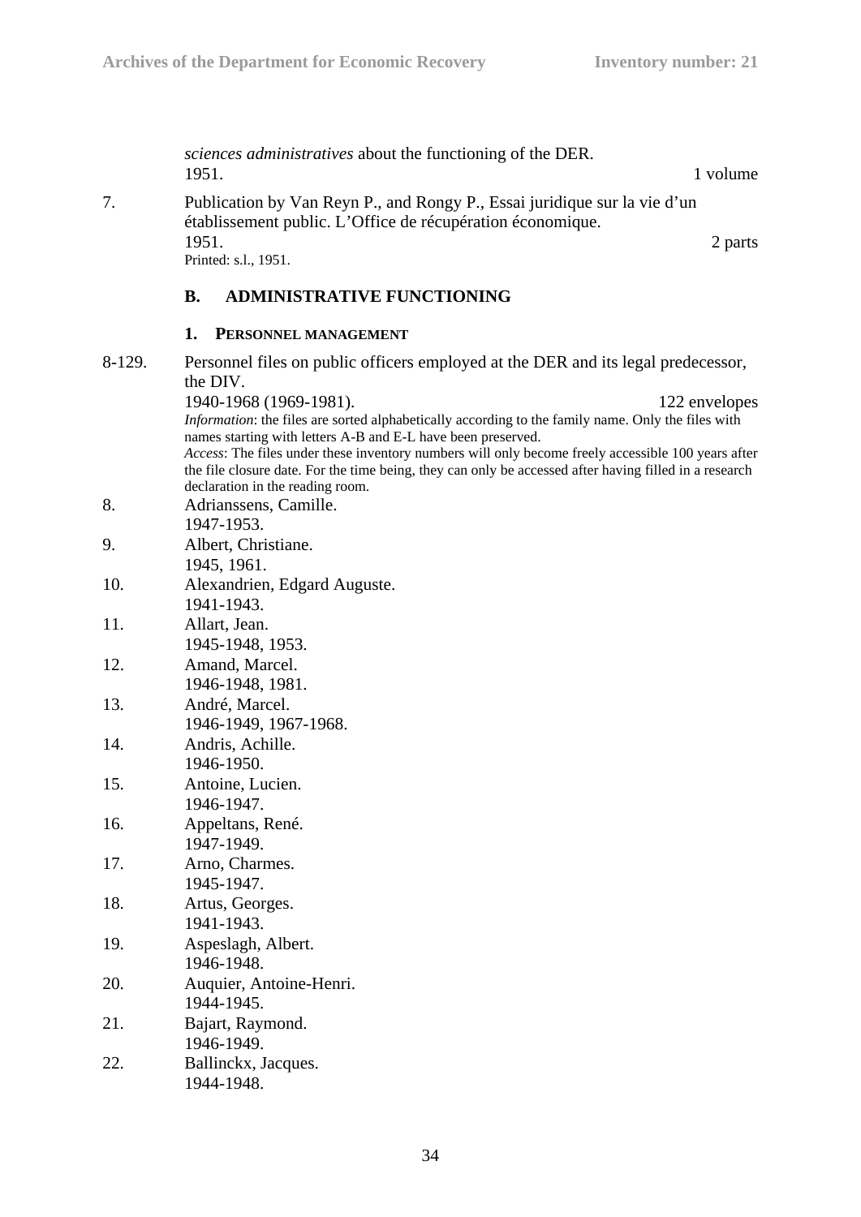*sciences administratives* about the functioning of the DER.
1951. 1 volume

7. Publication by Van Reyn P., and Rongy P., Essai juridique sur la vie d'un établissement public. L'Office de récupération économique.
1951. 2 parts
Printed: s.l., 1951.

## B. ADMINISTRATIVE FUNCTIONING

### 1. PERSONNEL MANAGEMENT

8-129. Personnel files on public officers employed at the DER and its legal predecessor, the DIV.
1940-1968 (1969-1981). 122 envelopes
*Information*: the files are sorted alphabetically according to the family name. Only the files with names starting with letters A-B and E-L have been preserved.
*Access*: The files under these inventory numbers will only become freely accessible 100 years after the file closure date. For the time being, they can only be accessed after having filled in a research declaration in the reading room.

8. Adrianssens, Camille.
1947-1953.

9. Albert, Christiane.
1945, 1961.

10. Alexandrien, Edgard Auguste.
1941-1943.

11. Allart, Jean.
1945-1948, 1953.

12. Amand, Marcel.
1946-1948, 1981.

13. André, Marcel.
1946-1949, 1967-1968.

14. Andris, Achille.
1946-1950.

15. Antoine, Lucien.
1946-1947.

16. Appeltans, René.
1947-1949.

17. Arno, Charmes.
1945-1947.

18. Artus, Georges.
1941-1943.

19. Aspeslagh, Albert.
1946-1948.

20. Auquier, Antoine-Henri.
1944-1945.

21. Bajart, Raymond.
1946-1949.

22. Ballinckx, Jacques.
1944-1948.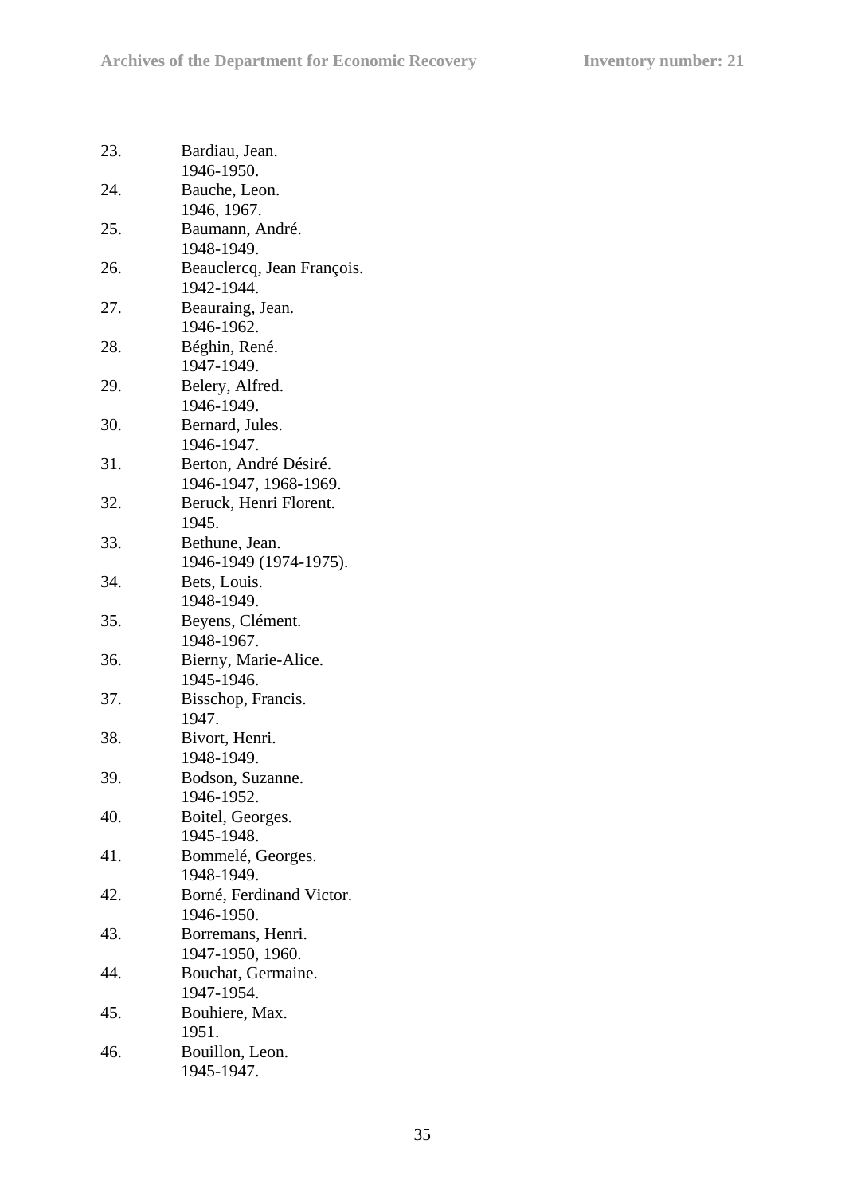23. Bardiau, Jean.
    1946-1950.
24. Bauche, Leon.
    1946, 1967.
25. Baumann, André.
    1948-1949.
26. Beauclercq, Jean François.
    1942-1944.
27. Beauraing, Jean.
    1946-1962.
28. Béghin, René.
    1947-1949.
29. Belery, Alfred.
    1946-1949.
30. Bernard, Jules.
    1946-1947.
31. Berton, André Désiré.
    1946-1947, 1968-1969.
32. Beruck, Henri Florent.
    1945.
33. Bethune, Jean.
    1946-1949 (1974-1975).
34. Bets, Louis.
    1948-1949.
35. Beyens, Clément.
    1948-1967.
36. Bierny, Marie-Alice.
    1945-1946.
37. Bisschop, Francis.
    1947.
38. Bivort, Henri.
    1948-1949.
39. Bodson, Suzanne.
    1946-1952.
40. Boitel, Georges.
    1945-1948.
41. Bommelé, Georges.
    1948-1949.
42. Borné, Ferdinand Victor.
    1946-1950.
43. Borremans, Henri.
    1947-1950, 1960.
44. Bouchat, Germaine.
    1947-1954.
45. Bouhiere, Max.
    1951.
46. Bouillon, Leon.
    1945-1947.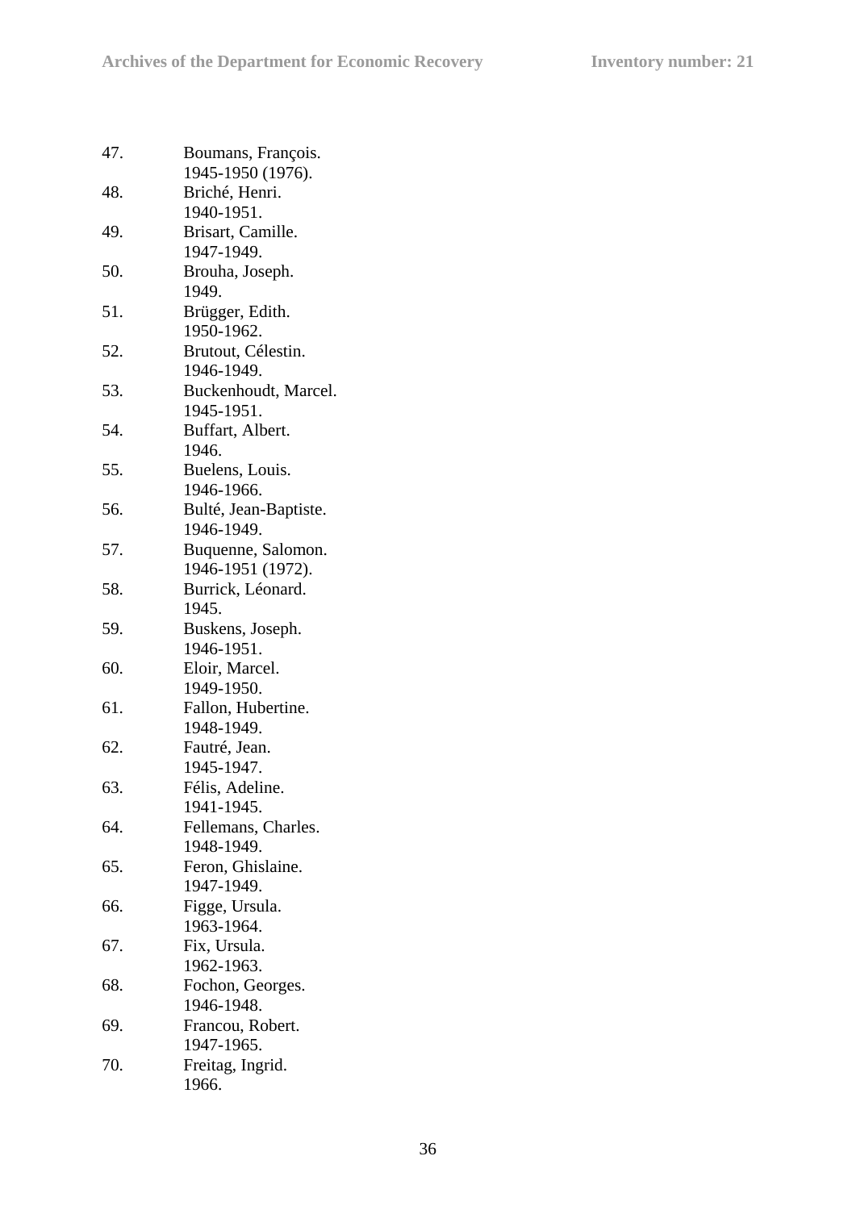47. Boumans, François.
    1945-1950 (1976).

48. Briché, Henri.
    1940-1951.

49. Brisart, Camille.
    1947-1949.

50. Brouha, Joseph.
    1949.

51. Brügger, Edith.
    1950-1962.

52. Brutout, Célestin.
    1946-1949.

53. Buckenhoudt, Marcel.
    1945-1951.

54. Buffart, Albert.
    1946.

55. Buelens, Louis.
    1946-1966.

56. Bulté, Jean-Baptiste.
    1946-1949.

57. Buquenne, Salomon.
    1946-1951 (1972).

58. Burrick, Léonard.
    1945.

59. Buskens, Joseph.
    1946-1951.

60. Eloir, Marcel.
    1949-1950.

61. Fallon, Hubertine.
    1948-1949.

62. Fautré, Jean.
    1945-1947.

63. Félis, Adeline.
    1941-1945.

64. Fellemans, Charles.
    1948-1949.

65. Feron, Ghislaine.
    1947-1949.

66. Figge, Ursula.
    1963-1964.

67. Fix, Ursula.
    1962-1963.

68. Fochon, Georges.
    1946-1948.

69. Francou, Robert.
    1947-1965.

70. Freitag, Ingrid.
    1966.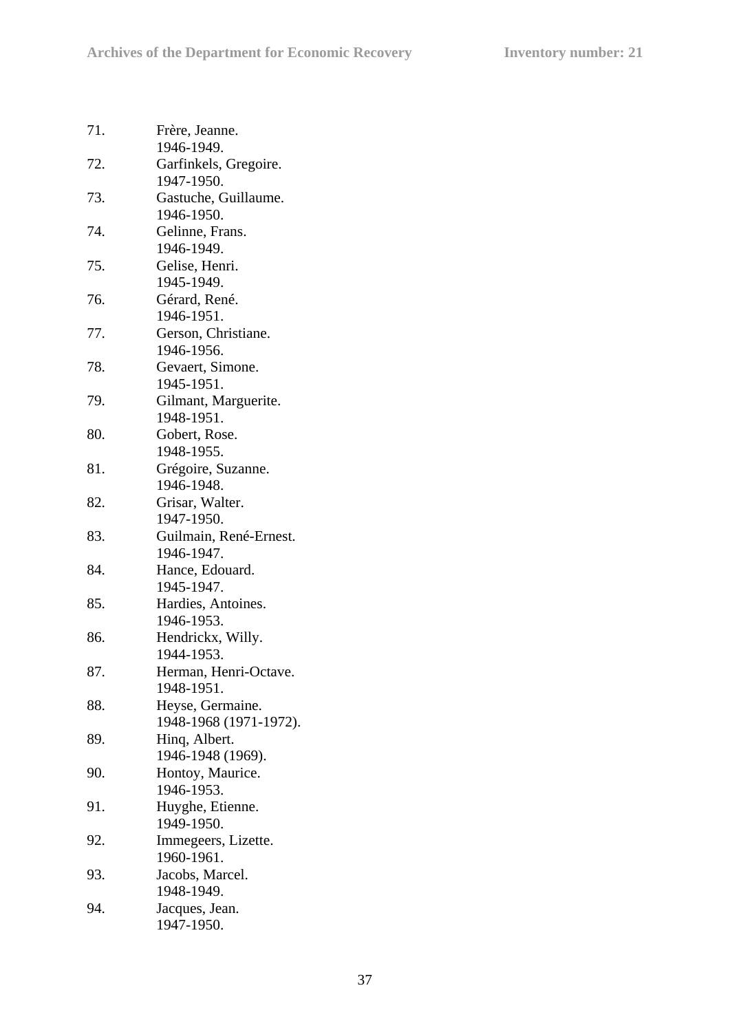71. Frère, Jeanne.
    1946-1949.
72. Garfinkels, Gregoire.
    1947-1950.
73. Gastuche, Guillaume.
    1946-1950.
74. Gelinne, Frans.
    1946-1949.
75. Gelise, Henri.
    1945-1949.
76. Gérard, René.
    1946-1951.
77. Gerson, Christiane.
    1946-1956.
78. Gevaert, Simone.
    1945-1951.
79. Gilmant, Marguerite.
    1948-1951.
80. Gobert, Rose.
    1948-1955.
81. Grégoire, Suzanne.
    1946-1948.
82. Grisar, Walter.
    1947-1950.
83. Guilmain, René-Ernest.
    1946-1947.
84. Hance, Edouard.
    1945-1947.
85. Hardies, Antoines.
    1946-1953.
86. Hendrickx, Willy.
    1944-1953.
87. Herman, Henri-Octave.
    1948-1951.
88. Heyse, Germaine.
    1948-1968 (1971-1972).
89. Hinq, Albert.
    1946-1948 (1969).
90. Hontoy, Maurice.
    1946-1953.
91. Huyghe, Etienne.
    1949-1950.
92. Immegeers, Lizette.
    1960-1961.
93. Jacobs, Marcel.
    1948-1949.
94. Jacques, Jean.
    1947-1950.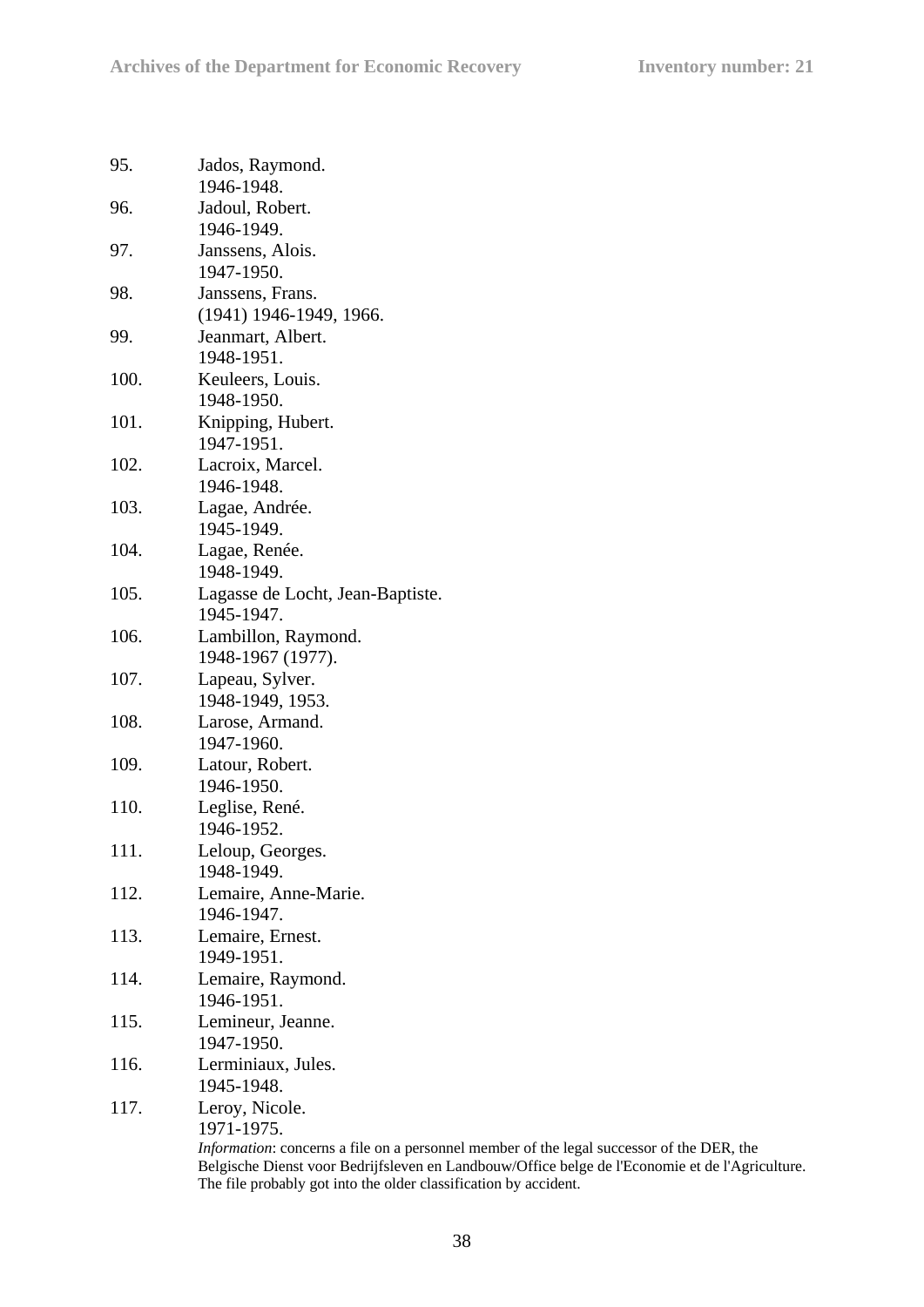95. Jados, Raymond.
 1946-1948.

96. Jadoul, Robert.
 1946-1949.

97. Janssens, Alois.
 1947-1950.

98. Janssens, Frans.
 (1941) 1946-1949, 1966.

99. Jeanmart, Albert.
 1948-1951.

100. Keuleers, Louis.
 1948-1950.

101. Knipping, Hubert.
 1947-1951.

102. Lacroix, Marcel.
 1946-1948.

103. Lagae, Andrée.
 1945-1949.

104. Lagae, Renée.
 1948-1949.

105. Lagasse de Locht, Jean-Baptiste.
 1945-1947.

106. Lambillon, Raymond.
 1948-1967 (1977).

107. Lapeau, Sylver.
 1948-1949, 1953.

108. Larose, Armand.
 1947-1960.

109. Latour, Robert.
 1946-1950.

110. Leglise, René.
 1946-1952.

111. Leloup, Georges.
 1948-1949.

112. Lemaire, Anne-Marie.
 1946-1947.

113. Lemaire, Ernest.
 1949-1951.

114. Lemaire, Raymond.
 1946-1951.

115. Lemineur, Jeanne.
 1947-1950.

116. Lerminiaux, Jules.
 1945-1948.

117. Leroy, Nicole.
 1971-1975.
 *Information*: concerns a file on a personnel member of the legal successor of the DER, the Belgische Dienst voor Bedrijfsleven en Landbouw/Office belge de l'Economie et de l'Agriculture. The file probably got into the older classification by accident.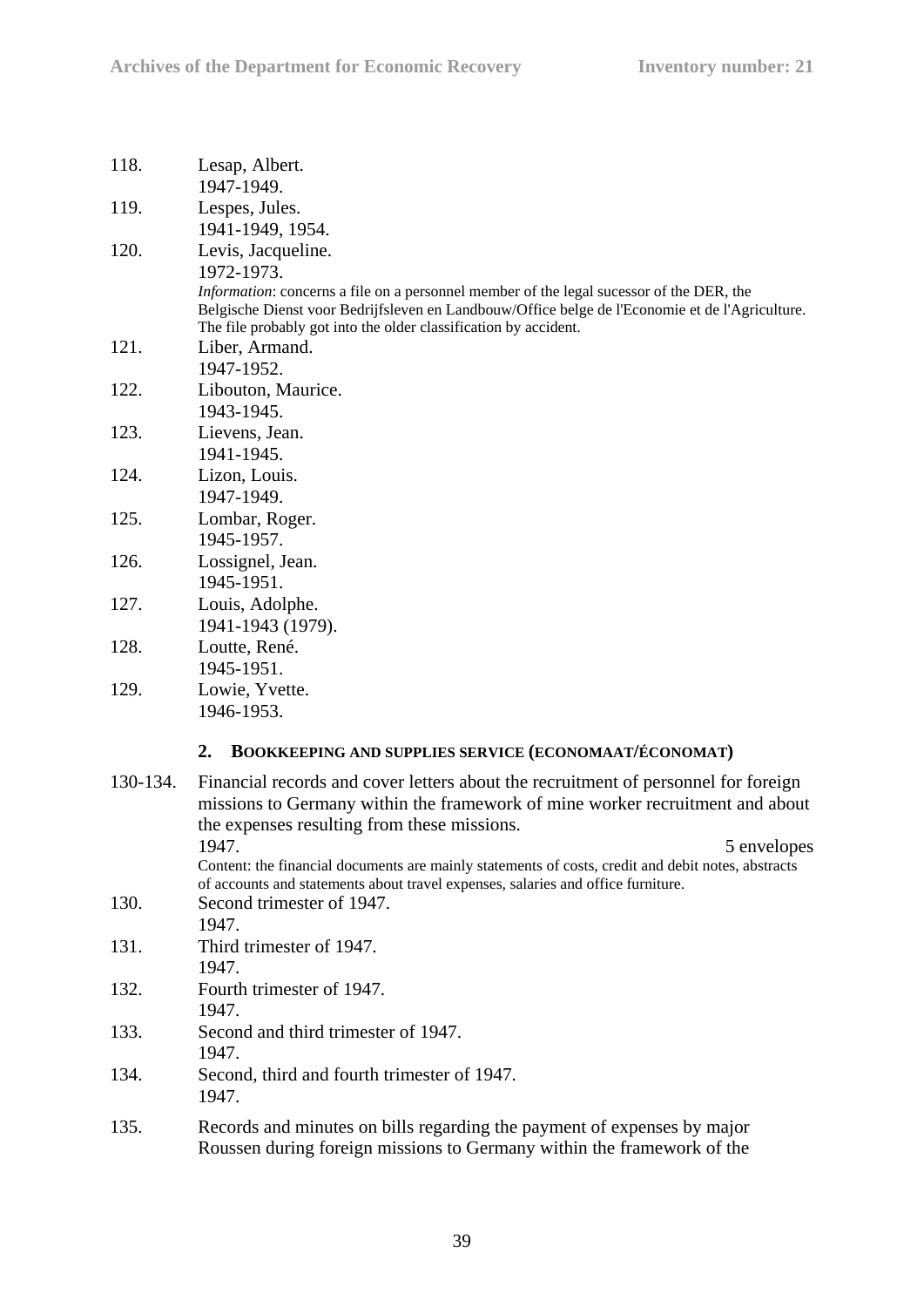118. Lesap, Albert.
1947-1949.

119. Lespes, Jules.
1941-1949, 1954.

120. Levis, Jacqueline.
1972-1973.
*Information*: concerns a file on a personnel member of the legal sucessor of the DER, the Belgische Dienst voor Bedrijfsleven en Landbouw/Office belge de l'Economie et de l'Agriculture. The file probably got into the older classification by accident.

121. Liber, Armand.
1947-1952.

122. Libouton, Maurice.
1943-1945.

123. Lievens, Jean.
1941-1945.

124. Lizon, Louis.
1947-1949.

125. Lombar, Roger.
1945-1957.

126. Lossignel, Jean.
1945-1951.

127. Louis, Adolphe.
1941-1943 (1979).

128. Loutte, René.
1945-1951.

129. Lowie, Yvette.
1946-1953.

### 2. Bookkeeping and supplies service (Economaat/Économat)

130-134. Financial records and cover letters about the recruitment of personnel for foreign missions to Germany within the framework of mine worker recruitment and about the expenses resulting from these missions.
1947. 5 envelopes
Content: the financial documents are mainly statements of costs, credit and debit notes, abstracts of accounts and statements about travel expenses, salaries and office furniture.

130. Second trimester of 1947.
1947.

131. Third trimester of 1947.
1947.

132. Fourth trimester of 1947.
1947.

133. Second and third trimester of 1947.
1947.

134. Second, third and fourth trimester of 1947.
1947.

135. Records and minutes on bills regarding the payment of expenses by major Roussen during foreign missions to Germany within the framework of the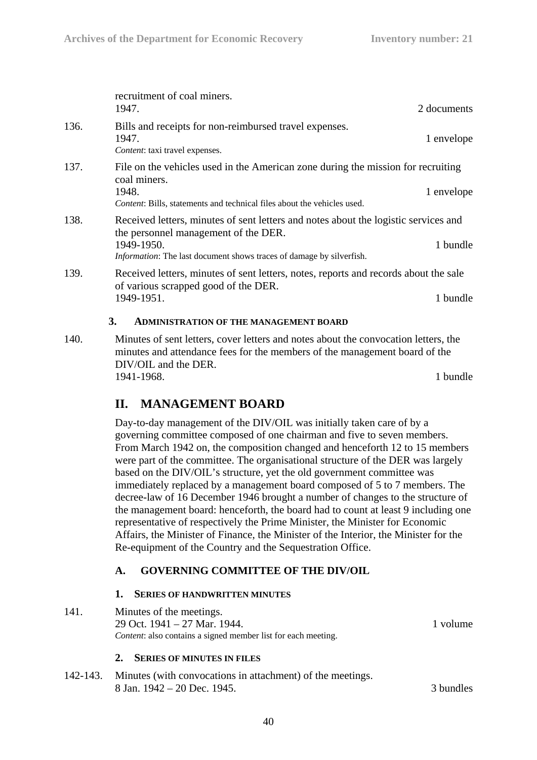recruitment of coal miners.
1947. 2 documents

136. Bills and receipts for non-reimbursed travel expenses.
1947. 1 envelope
*Content*: taxi travel expenses.

137. File on the vehicles used in the American zone during the mission for recruiting coal miners.
1948. 1 envelope
*Content*: Bills, statements and technical files about the vehicles used.

138. Received letters, minutes of sent letters and notes about the logistic services and the personnel management of the DER.
1949-1950. 1 bundle
*Information*: The last document shows traces of damage by silverfish.

139. Received letters, minutes of sent letters, notes, reports and records about the sale of various scrapped good of the DER.
1949-1951. 1 bundle

#### 3. Administration of the management board

140. Minutes of sent letters, cover letters and notes about the convocation letters, the minutes and attendance fees for the members of the management board of the DIV/OIL and the DER.
1941-1968. 1 bundle

## II. MANAGEMENT BOARD

Day-to-day management of the DIV/OIL was initially taken care of by a governing committee composed of one chairman and five to seven members. From March 1942 on, the composition changed and henceforth 12 to 15 members were part of the committee. The organisational structure of the DER was largely based on the DIV/OIL's structure, yet the old government committee was immediately replaced by a management board composed of 5 to 7 members. The decree-law of 16 December 1946 brought a number of changes to the structure of the management board: henceforth, the board had to count at least 9 including one representative of respectively the Prime Minister, the Minister for Economic Affairs, the Minister of Finance, the Minister of the Interior, the Minister for the Re-equipment of the Country and the Sequestration Office.

### A. GOVERNING COMMITTEE OF THE DIV/OIL

#### 1. Series of handwritten minutes

141. Minutes of the meetings.
29 Oct. 1941 – 27 Mar. 1944. 1 volume
*Content*: also contains a signed member list for each meeting.

#### 2. Series of minutes in files

142-143. Minutes (with convocations in attachment) of the meetings.
8 Jan. 1942 – 20 Dec. 1945. 3 bundles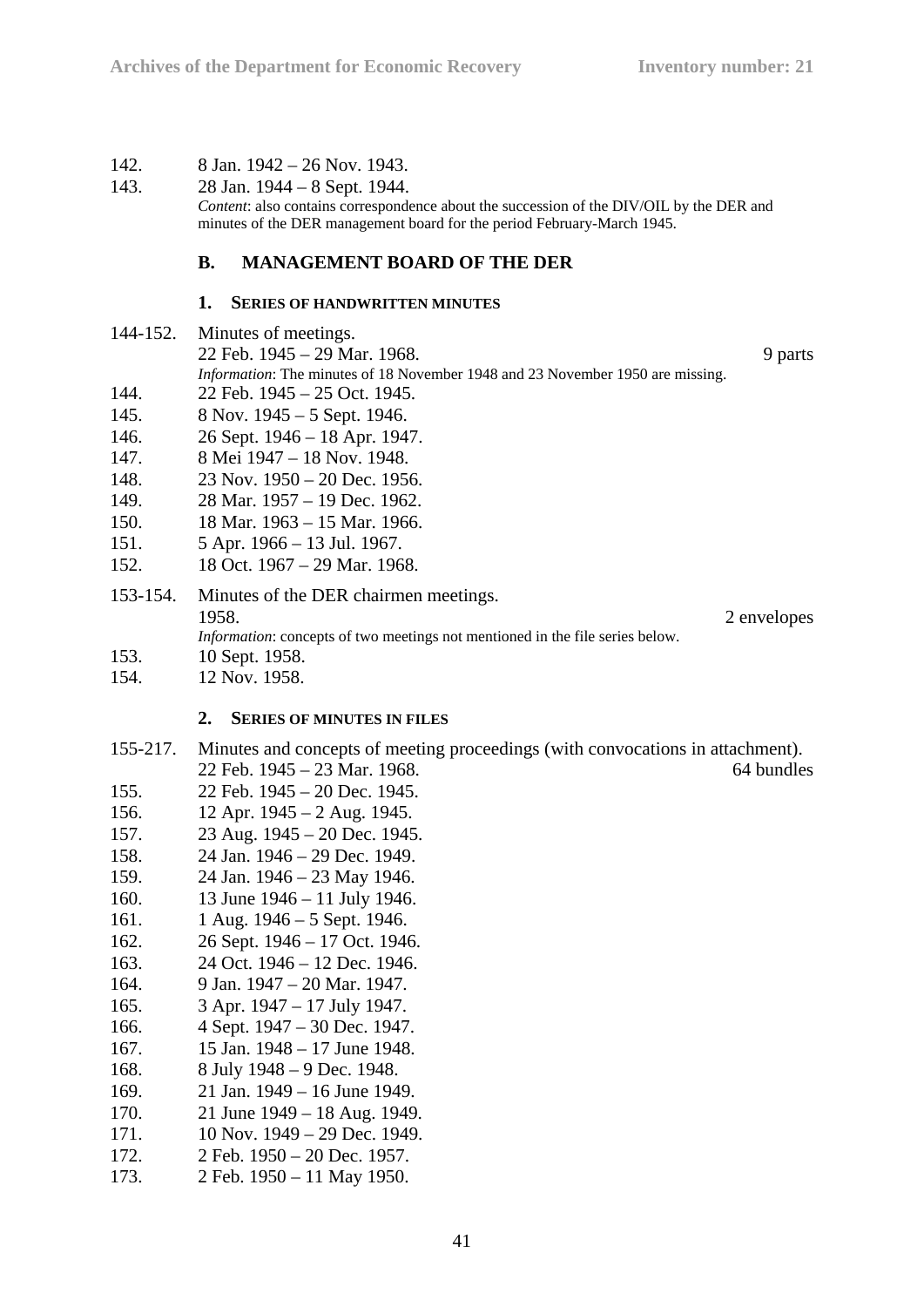142. 8 Jan. 1942 – 26 Nov. 1943.

143. 28 Jan. 1944 – 8 Sept. 1944.
*Content*: also contains correspondence about the succession of the DIV/OIL by the DER and minutes of the DER management board for the period February-March 1945.

## B. MANAGEMENT BOARD OF THE DER

### 1. SERIES OF HANDWRITTEN MINUTES

144-152. Minutes of meetings.
22 Feb. 1945 – 29 Mar. 1968. 9 parts
*Information*: The minutes of 18 November 1948 and 23 November 1950 are missing.

144. 22 Feb. 1945 – 25 Oct. 1945.
145. 8 Nov. 1945 – 5 Sept. 1946.
146. 26 Sept. 1946 – 18 Apr. 1947.
147. 8 Mei 1947 – 18 Nov. 1948.
148. 23 Nov. 1950 – 20 Dec. 1956.
149. 28 Mar. 1957 – 19 Dec. 1962.
150. 18 Mar. 1963 – 15 Mar. 1966.
151. 5 Apr. 1966 – 13 Jul. 1967.
152. 18 Oct. 1967 – 29 Mar. 1968.

153-154. Minutes of the DER chairmen meetings.
1958. 2 envelopes
*Information*: concepts of two meetings not mentioned in the file series below.

153. 10 Sept. 1958.
154. 12 Nov. 1958.

### 2. SERIES OF MINUTES IN FILES

155-217. Minutes and concepts of meeting proceedings (with convocations in attachment).
22 Feb. 1945 – 23 Mar. 1968. 64 bundles

155. 22 Feb. 1945 – 20 Dec. 1945.
156. 12 Apr. 1945 – 2 Aug. 1945.
157. 23 Aug. 1945 – 20 Dec. 1945.
158. 24 Jan. 1946 – 29 Dec. 1949.
159. 24 Jan. 1946 – 23 May 1946.
160. 13 June 1946 – 11 July 1946.
161. 1 Aug. 1946 – 5 Sept. 1946.
162. 26 Sept. 1946 – 17 Oct. 1946.
163. 24 Oct. 1946 – 12 Dec. 1946.
164. 9 Jan. 1947 – 20 Mar. 1947.
165. 3 Apr. 1947 – 17 July 1947.
166. 4 Sept. 1947 – 30 Dec. 1947.
167. 15 Jan. 1948 – 17 June 1948.
168. 8 July 1948 – 9 Dec. 1948.
169. 21 Jan. 1949 – 16 June 1949.
170. 21 June 1949 – 18 Aug. 1949.
171. 10 Nov. 1949 – 29 Dec. 1949.
172. 2 Feb. 1950 – 20 Dec. 1957.
173. 2 Feb. 1950 – 11 May 1950.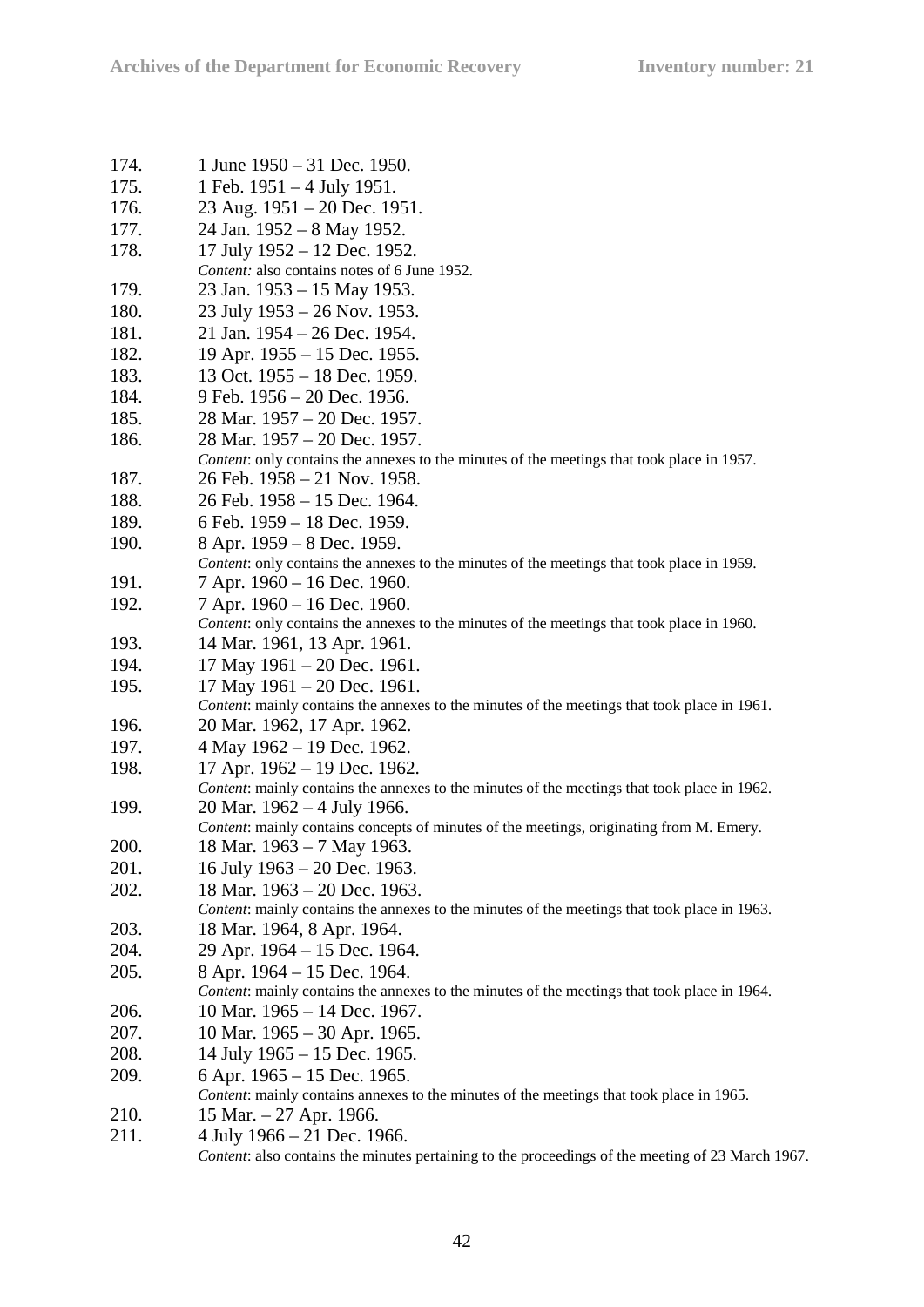174. 1 June 1950 – 31 Dec. 1950.

175. 1 Feb. 1951 – 4 July 1951.

176. 23 Aug. 1951 – 20 Dec. 1951.

177. 24 Jan. 1952 – 8 May 1952.

178. 17 July 1952 – 12 Dec. 1952.
*Content:* also contains notes of 6 June 1952.

179. 23 Jan. 1953 – 15 May 1953.

180. 23 July 1953 – 26 Nov. 1953.

181. 21 Jan. 1954 – 26 Dec. 1954.

182. 19 Apr. 1955 – 15 Dec. 1955.

183. 13 Oct. 1955 – 18 Dec. 1959.

184. 9 Feb. 1956 – 20 Dec. 1956.

185. 28 Mar. 1957 – 20 Dec. 1957.

186. 28 Mar. 1957 – 20 Dec. 1957.
*Content*: only contains the annexes to the minutes of the meetings that took place in 1957.

187. 26 Feb. 1958 – 21 Nov. 1958.

188. 26 Feb. 1958 – 15 Dec. 1964.

189. 6 Feb. 1959 – 18 Dec. 1959.

190. 8 Apr. 1959 – 8 Dec. 1959.
*Content*: only contains the annexes to the minutes of the meetings that took place in 1959.

191. 7 Apr. 1960 – 16 Dec. 1960.

192. 7 Apr. 1960 – 16 Dec. 1960.
*Content*: only contains the annexes to the minutes of the meetings that took place in 1960.

193. 14 Mar. 1961, 13 Apr. 1961.

194. 17 May 1961 – 20 Dec. 1961.

195. 17 May 1961 – 20 Dec. 1961.
*Content*: mainly contains the annexes to the minutes of the meetings that took place in 1961.

196. 20 Mar. 1962, 17 Apr. 1962.

197. 4 May 1962 – 19 Dec. 1962.

198. 17 Apr. 1962 – 19 Dec. 1962.
*Content*: mainly contains the annexes to the minutes of the meetings that took place in 1962.

199. 20 Mar. 1962 – 4 July 1966.
*Content*: mainly contains concepts of minutes of the meetings, originating from M. Emery.

200. 18 Mar. 1963 – 7 May 1963.

201. 16 July 1963 – 20 Dec. 1963.

202. 18 Mar. 1963 – 20 Dec. 1963.
*Content*: mainly contains the annexes to the minutes of the meetings that took place in 1963.

203. 18 Mar. 1964, 8 Apr. 1964.

204. 29 Apr. 1964 – 15 Dec. 1964.

205. 8 Apr. 1964 – 15 Dec. 1964.
*Content*: mainly contains the annexes to the minutes of the meetings that took place in 1964.

206. 10 Mar. 1965 – 14 Dec. 1967.

207. 10 Mar. 1965 – 30 Apr. 1965.

208. 14 July 1965 – 15 Dec. 1965.

209. 6 Apr. 1965 – 15 Dec. 1965.
*Content*: mainly contains annexes to the minutes of the meetings that took place in 1965.

210. 15 Mar. – 27 Apr. 1966.

211. 4 July 1966 – 21 Dec. 1966.
*Content*: also contains the minutes pertaining to the proceedings of the meeting of 23 March 1967.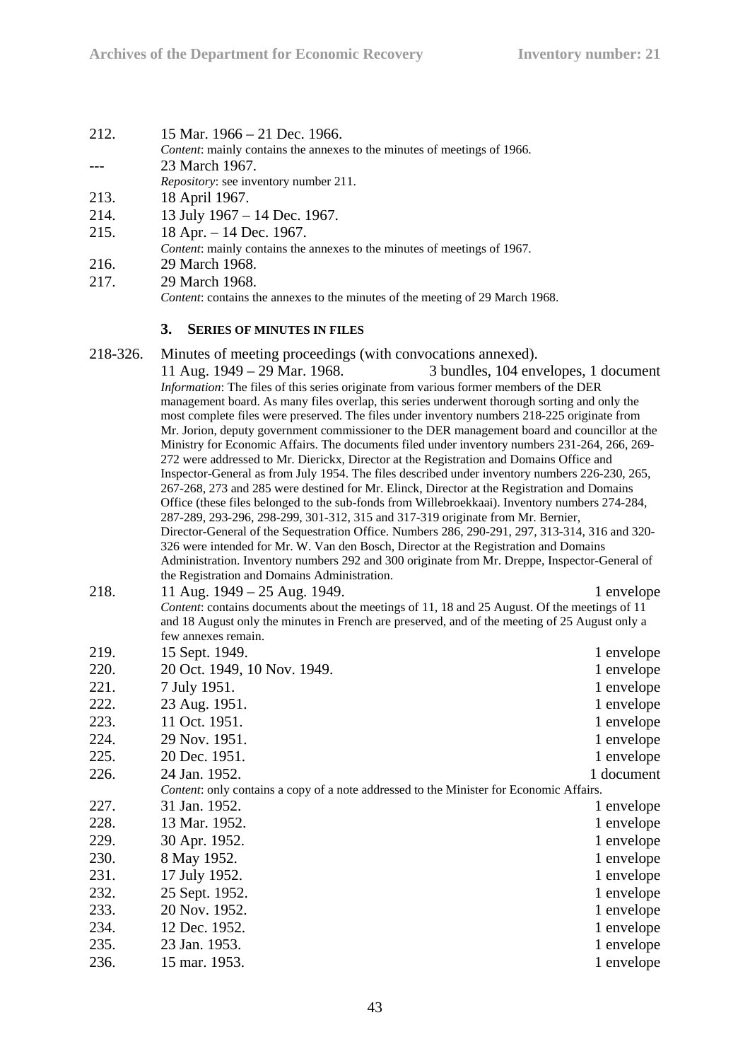212. 15 Mar. 1966 – 21 Dec. 1966.
*Content*: mainly contains the annexes to the minutes of meetings of 1966.

--- 23 March 1967.
*Repository*: see inventory number 211.

213. 18 April 1967.

214. 13 July 1967 – 14 Dec. 1967.

215. 18 Apr. – 14 Dec. 1967.
*Content*: mainly contains the annexes to the minutes of meetings of 1967.

216. 29 March 1968.

217. 29 March 1968.
*Content*: contains the annexes to the minutes of the meeting of 29 March 1968.

### 3. Series of minutes in files

218-326. Minutes of meeting proceedings (with convocations annexed).
11 Aug. 1949 – 29 Mar. 1968. 3 bundles, 104 envelopes, 1 document
*Information*: The files of this series originate from various former members of the DER management board. As many files overlap, this series underwent thorough sorting and only the most complete files were preserved. The files under inventory numbers 218-225 originate from Mr. Jorion, deputy government commissioner to the DER management board and councillor at the Ministry for Economic Affairs. The documents filed under inventory numbers 231-264, 266, 269-272 were addressed to Mr. Dierickx, Director at the Registration and Domains Office and Inspector-General as from July 1954. The files described under inventory numbers 226-230, 265, 267-268, 273 and 285 were destined for Mr. Elinck, Director at the Registration and Domains Office (these files belonged to the sub-fonds from Willebroekkaai). Inventory numbers 274-284, 287-289, 293-296, 298-299, 301-312, 315 and 317-319 originate from Mr. Bernier, Director-General of the Sequestration Office. Numbers 286, 290-291, 297, 313-314, 316 and 320-326 were intended for Mr. W. Van den Bosch, Director at the Registration and Domains Administration. Inventory numbers 292 and 300 originate from Mr. Dreppe, Inspector-General of the Registration and Domains Administration.

218. 11 Aug. 1949 – 25 Aug. 1949. 1 envelope
*Content*: contains documents about the meetings of 11, 18 and 25 August. Of the meetings of 11 and 18 August only the minutes in French are preserved, and of the meeting of 25 August only a few annexes remain.

219. 15 Sept. 1949. 1 envelope

220. 20 Oct. 1949, 10 Nov. 1949. 1 envelope

221. 7 July 1951. 1 envelope

222. 23 Aug. 1951. 1 envelope

223. 11 Oct. 1951. 1 envelope

224. 29 Nov. 1951. 1 envelope

225. 20 Dec. 1951. 1 envelope

226. 24 Jan. 1952. 1 document
*Content*: only contains a copy of a note addressed to the Minister for Economic Affairs.

227. 31 Jan. 1952. 1 envelope

228. 13 Mar. 1952. 1 envelope

229. 30 Apr. 1952. 1 envelope

230. 8 May 1952. 1 envelope

231. 17 July 1952. 1 envelope

232. 25 Sept. 1952. 1 envelope

233. 20 Nov. 1952. 1 envelope

234. 12 Dec. 1952. 1 envelope

235. 23 Jan. 1953. 1 envelope

236. 15 mar. 1953. 1 envelope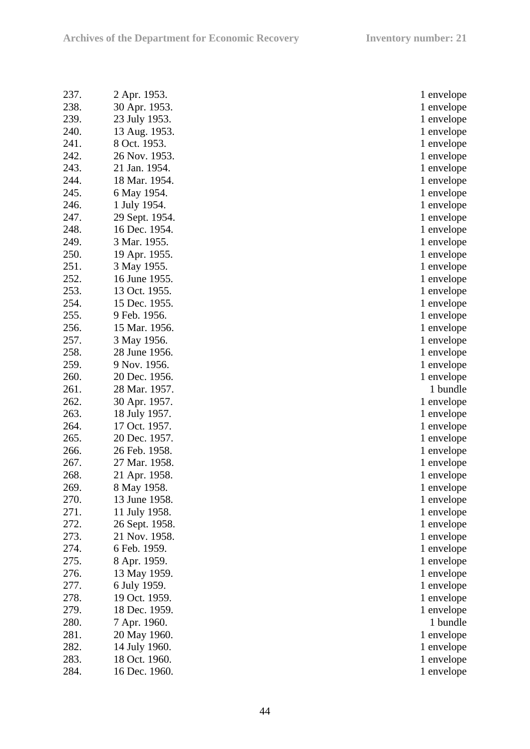| | | |
|---|---|---|
| 237. | 2 Apr. 1953. | 1 envelope |
| 238. | 30 Apr. 1953. | 1 envelope |
| 239. | 23 July 1953. | 1 envelope |
| 240. | 13 Aug. 1953. | 1 envelope |
| 241. | 8 Oct. 1953. | 1 envelope |
| 242. | 26 Nov. 1953. | 1 envelope |
| 243. | 21 Jan. 1954. | 1 envelope |
| 244. | 18 Mar. 1954. | 1 envelope |
| 245. | 6 May 1954. | 1 envelope |
| 246. | 1 July 1954. | 1 envelope |
| 247. | 29 Sept. 1954. | 1 envelope |
| 248. | 16 Dec. 1954. | 1 envelope |
| 249. | 3 Mar. 1955. | 1 envelope |
| 250. | 19 Apr. 1955. | 1 envelope |
| 251. | 3 May 1955. | 1 envelope |
| 252. | 16 June 1955. | 1 envelope |
| 253. | 13 Oct. 1955. | 1 envelope |
| 254. | 15 Dec. 1955. | 1 envelope |
| 255. | 9 Feb. 1956. | 1 envelope |
| 256. | 15 Mar. 1956. | 1 envelope |
| 257. | 3 May 1956. | 1 envelope |
| 258. | 28 June 1956. | 1 envelope |
| 259. | 9 Nov. 1956. | 1 envelope |
| 260. | 20 Dec. 1956. | 1 envelope |
| 261. | 28 Mar. 1957. | 1 bundle |
| 262. | 30 Apr. 1957. | 1 envelope |
| 263. | 18 July 1957. | 1 envelope |
| 264. | 17 Oct. 1957. | 1 envelope |
| 265. | 20 Dec. 1957. | 1 envelope |
| 266. | 26 Feb. 1958. | 1 envelope |
| 267. | 27 Mar. 1958. | 1 envelope |
| 268. | 21 Apr. 1958. | 1 envelope |
| 269. | 8 May 1958. | 1 envelope |
| 270. | 13 June 1958. | 1 envelope |
| 271. | 11 July 1958. | 1 envelope |
| 272. | 26 Sept. 1958. | 1 envelope |
| 273. | 21 Nov. 1958. | 1 envelope |
| 274. | 6 Feb. 1959. | 1 envelope |
| 275. | 8 Apr. 1959. | 1 envelope |
| 276. | 13 May 1959. | 1 envelope |
| 277. | 6 July 1959. | 1 envelope |
| 278. | 19 Oct. 1959. | 1 envelope |
| 279. | 18 Dec. 1959. | 1 envelope |
| 280. | 7 Apr. 1960. | 1 bundle |
| 281. | 20 May 1960. | 1 envelope |
| 282. | 14 July 1960. | 1 envelope |
| 283. | 18 Oct. 1960. | 1 envelope |
| 284. | 16 Dec. 1960. | 1 envelope |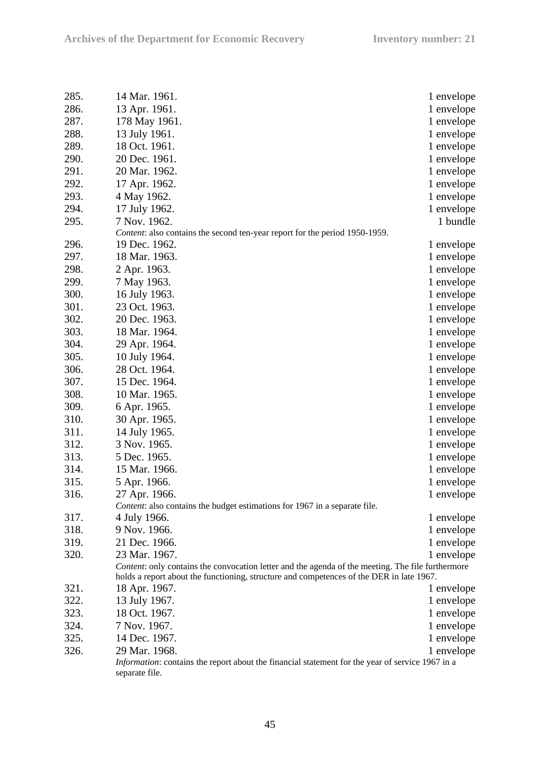285. 14 Mar. 1961. 1 envelope

286. 13 Apr. 1961. 1 envelope

287. 178 May 1961. 1 envelope

288. 13 July 1961. 1 envelope

289. 18 Oct. 1961. 1 envelope

290. 20 Dec. 1961. 1 envelope

291. 20 Mar. 1962. 1 envelope

292. 17 Apr. 1962. 1 envelope

293. 4 May 1962. 1 envelope

294. 17 July 1962. 1 envelope

295. 7 Nov. 1962. 1 bundle

*Content*: also contains the second ten-year report for the period 1950-1959.

296. 19 Dec. 1962. 1 envelope

297. 18 Mar. 1963. 1 envelope

298. 2 Apr. 1963. 1 envelope

299. 7 May 1963. 1 envelope

300. 16 July 1963. 1 envelope

301. 23 Oct. 1963. 1 envelope

302. 20 Dec. 1963. 1 envelope

303. 18 Mar. 1964. 1 envelope

304. 29 Apr. 1964. 1 envelope

305. 10 July 1964. 1 envelope

306. 28 Oct. 1964. 1 envelope

307. 15 Dec. 1964. 1 envelope

308. 10 Mar. 1965. 1 envelope

309. 6 Apr. 1965. 1 envelope

310. 30 Apr. 1965. 1 envelope

311. 14 July 1965. 1 envelope

312. 3 Nov. 1965. 1 envelope

313. 5 Dec. 1965. 1 envelope

314. 15 Mar. 1966. 1 envelope

315. 5 Apr. 1966. 1 envelope

316. 27 Apr. 1966. 1 envelope

*Content*: also contains the budget estimations for 1967 in a separate file.

317. 4 July 1966. 1 envelope

318. 9 Nov. 1966. 1 envelope

319. 21 Dec. 1966. 1 envelope

320. 23 Mar. 1967. 1 envelope

*Content*: only contains the convocation letter and the agenda of the meeting. The file furthermore holds a report about the functioning, structure and competences of the DER in late 1967.

321. 18 Apr. 1967. 1 envelope

322. 13 July 1967. 1 envelope

323. 18 Oct. 1967. 1 envelope

324. 7 Nov. 1967. 1 envelope

325. 14 Dec. 1967. 1 envelope

326. 29 Mar. 1968. 1 envelope

*Information*: contains the report about the financial statement for the year of service 1967 in a separate file.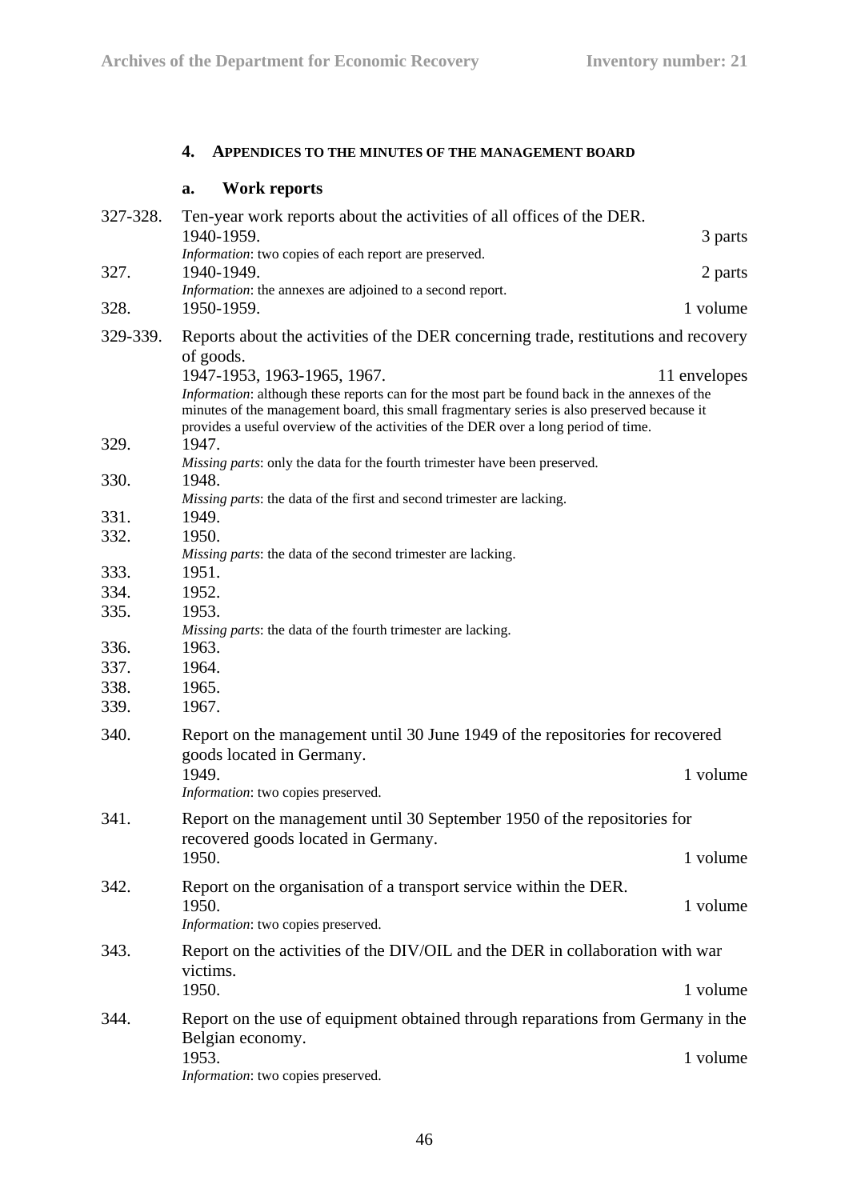## 4. Appendices to the minutes of the management board

### a. Work reports

327-328. Ten-year work reports about the activities of all offices of the DER.
1940-1959. 3 parts
*Information*: two copies of each report are preserved.

327. 1940-1949. 2 parts
*Information*: the annexes are adjoined to a second report.

328. 1950-1959. 1 volume

329-339. Reports about the activities of the DER concerning trade, restitutions and recovery of goods.
1947-1953, 1963-1965, 1967. 11 envelopes
*Information*: although these reports can for the most part be found back in the annexes of the minutes of the management board, this small fragmentary series is also preserved because it provides a useful overview of the activities of the DER over a long period of time.

329. 1947.
*Missing parts*: only the data for the fourth trimester have been preserved.

330. 1948.
*Missing parts*: the data of the first and second trimester are lacking.

331. 1949.

332. 1950.
*Missing parts*: the data of the second trimester are lacking.

333. 1951.

334. 1952.

335. 1953.
*Missing parts*: the data of the fourth trimester are lacking.

336. 1963.

337. 1964.

338. 1965.

339. 1967.

340. Report on the management until 30 June 1949 of the repositories for recovered goods located in Germany.
1949. 1 volume
*Information*: two copies preserved.

341. Report on the management until 30 September 1950 of the repositories for recovered goods located in Germany.
1950. 1 volume

342. Report on the organisation of a transport service within the DER.
1950. 1 volume
*Information*: two copies preserved.

343. Report on the activities of the DIV/OIL and the DER in collaboration with war victims.
1950. 1 volume

344. Report on the use of equipment obtained through reparations from Germany in the Belgian economy.
1953. 1 volume
*Information*: two copies preserved.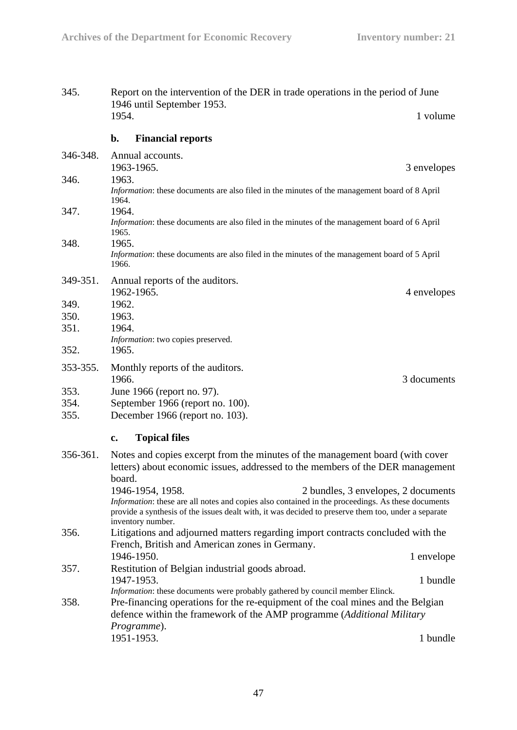345. Report on the intervention of the DER in trade operations in the period of June 1946 until September 1953.
1954. 1 volume

### b. Financial reports

346-348. Annual accounts.
1963-1965. 3 envelopes

346. 1963.
*Information*: these documents are also filed in the minutes of the management board of 8 April 1964.

347. 1964.
*Information*: these documents are also filed in the minutes of the management board of 6 April 1965.

348. 1965.
*Information*: these documents are also filed in the minutes of the management board of 5 April 1966.

349-351. Annual reports of the auditors.
1962-1965. 4 envelopes

349. 1962.

350. 1963.

351. 1964.
*Information*: two copies preserved.

352. 1965.

353-355. Monthly reports of the auditors.
1966. 3 documents

353. June 1966 (report no. 97).

354. September 1966 (report no. 100).

355. December 1966 (report no. 103).

### c. Topical files

356-361. Notes and copies excerpt from the minutes of the management board (with cover letters) about economic issues, addressed to the members of the DER management board.
1946-1954, 1958. 2 bundles, 3 envelopes, 2 documents
*Information*: these are all notes and copies also contained in the proceedings. As these documents provide a synthesis of the issues dealt with, it was decided to preserve them too, under a separate inventory number.

356. Litigations and adjourned matters regarding import contracts concluded with the French, British and American zones in Germany.
1946-1950. 1 envelope

357. Restitution of Belgian industrial goods abroad.
1947-1953. 1 bundle
*Information*: these documents were probably gathered by council member Elinck.

358. Pre-financing operations for the re-equipment of the coal mines and the Belgian defence within the framework of the AMP programme (*Additional Military Programme*).
1951-1953. 1 bundle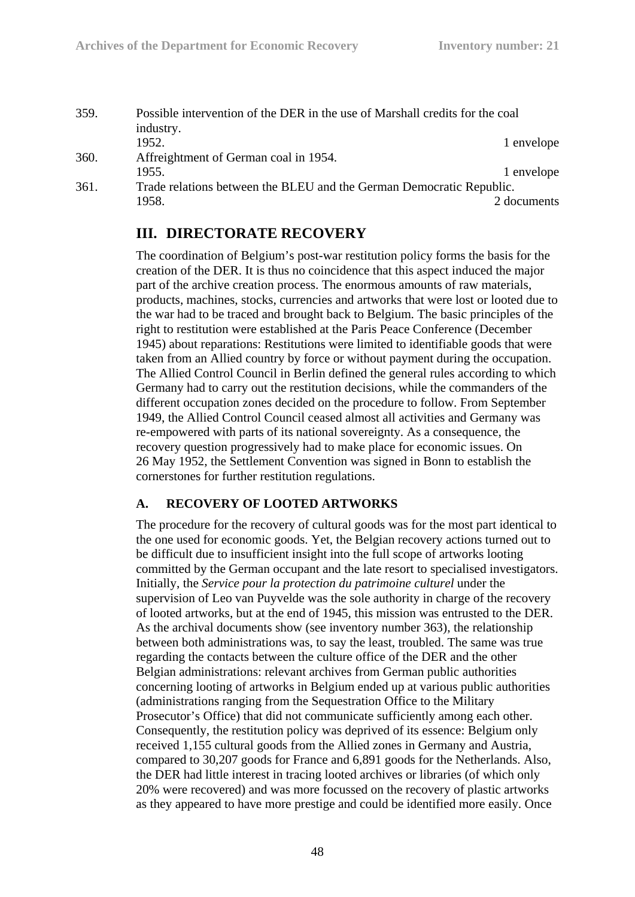359. Possible intervention of the DER in the use of Marshall credits for the coal industry.
1952. 1 envelope

360. Affreightment of German coal in 1954.
1955. 1 envelope

361. Trade relations between the BLEU and the German Democratic Republic.
1958. 2 documents

## III. DIRECTORATE RECOVERY

The coordination of Belgium's post-war restitution policy forms the basis for the creation of the DER. It is thus no coincidence that this aspect induced the major part of the archive creation process. The enormous amounts of raw materials, products, machines, stocks, currencies and artworks that were lost or looted due to the war had to be traced and brought back to Belgium. The basic principles of the right to restitution were established at the Paris Peace Conference (December 1945) about reparations: Restitutions were limited to identifiable goods that were taken from an Allied country by force or without payment during the occupation. The Allied Control Council in Berlin defined the general rules according to which Germany had to carry out the restitution decisions, while the commanders of the different occupation zones decided on the procedure to follow. From September 1949, the Allied Control Council ceased almost all activities and Germany was re-empowered with parts of its national sovereignty. As a consequence, the recovery question progressively had to make place for economic issues. On 26 May 1952, the Settlement Convention was signed in Bonn to establish the cornerstones for further restitution regulations.

### A. RECOVERY OF LOOTED ARTWORKS

The procedure for the recovery of cultural goods was for the most part identical to the one used for economic goods. Yet, the Belgian recovery actions turned out to be difficult due to insufficient insight into the full scope of artworks looting committed by the German occupant and the late resort to specialised investigators. Initially, the *Service pour la protection du patrimoine culturel* under the supervision of Leo van Puyvelde was the sole authority in charge of the recovery of looted artworks, but at the end of 1945, this mission was entrusted to the DER. As the archival documents show (see inventory number 363), the relationship between both administrations was, to say the least, troubled. The same was true regarding the contacts between the culture office of the DER and the other Belgian administrations: relevant archives from German public authorities concerning looting of artworks in Belgium ended up at various public authorities (administrations ranging from the Sequestration Office to the Military Prosecutor's Office) that did not communicate sufficiently among each other. Consequently, the restitution policy was deprived of its essence: Belgium only received 1,155 cultural goods from the Allied zones in Germany and Austria, compared to 30,207 goods for France and 6,891 goods for the Netherlands. Also, the DER had little interest in tracing looted archives or libraries (of which only 20% were recovered) and was more focussed on the recovery of plastic artworks as they appeared to have more prestige and could be identified more easily. Once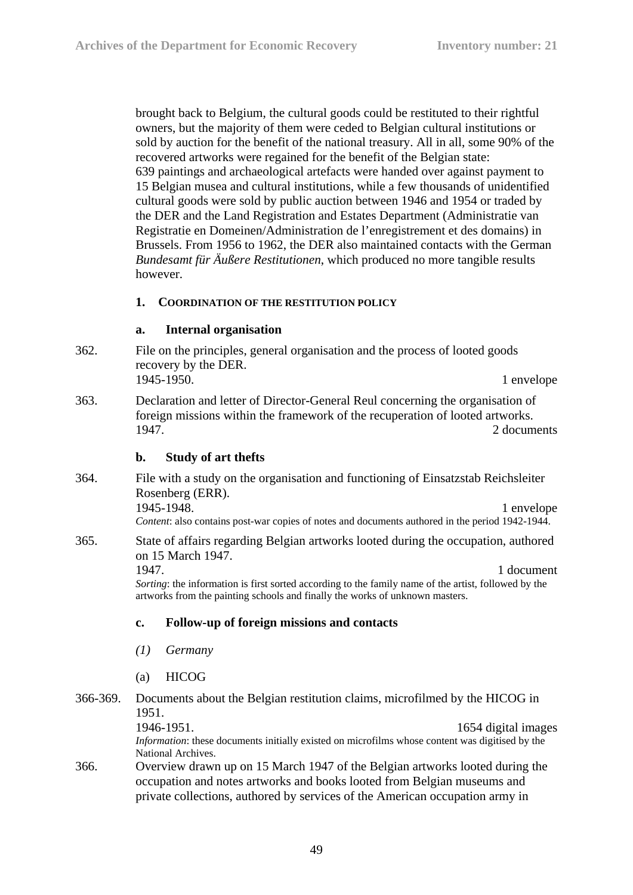brought back to Belgium, the cultural goods could be restituted to their rightful owners, but the majority of them were ceded to Belgian cultural institutions or sold by auction for the benefit of the national treasury. All in all, some 90% of the recovered artworks were regained for the benefit of the Belgian state: 639 paintings and archaeological artefacts were handed over against payment to 15 Belgian musea and cultural institutions, while a few thousands of unidentified cultural goods were sold by public auction between 1946 and 1954 or traded by the DER and the Land Registration and Estates Department (Administratie van Registratie en Domeinen/Administration de l'enregistrement et des domains) in Brussels. From 1956 to 1962, the DER also maintained contacts with the German *Bundesamt für Äußere Restitutionen*, which produced no more tangible results however.

## 1. Coordination of the restitution policy

### a. Internal organisation

362. File on the principles, general organisation and the process of looted goods recovery by the DER.
1945-1950. — 1 envelope

363. Declaration and letter of Director-General Reul concerning the organisation of foreign missions within the framework of the recuperation of looted artworks.
1947. — 2 documents

### b. Study of art thefts

364. File with a study on the organisation and functioning of Einsatzstab Reichsleiter Rosenberg (ERR).
1945-1948. — 1 envelope
*Content*: also contains post-war copies of notes and documents authored in the period 1942-1944.

365. State of affairs regarding Belgian artworks looted during the occupation, authored on 15 March 1947.
1947. — 1 document
*Sorting*: the information is first sorted according to the family name of the artist, followed by the artworks from the painting schools and finally the works of unknown masters.

### c. Follow-up of foreign missions and contacts

#### *(1) Germany*

##### (a) HICOG

366-369. Documents about the Belgian restitution claims, microfilmed by the HICOG in 1951.
1946-1951. — 1654 digital images
*Information*: these documents initially existed on microfilms whose content was digitised by the National Archives.

366. Overview drawn up on 15 March 1947 of the Belgian artworks looted during the occupation and notes artworks and books looted from Belgian museums and private collections, authored by services of the American occupation army in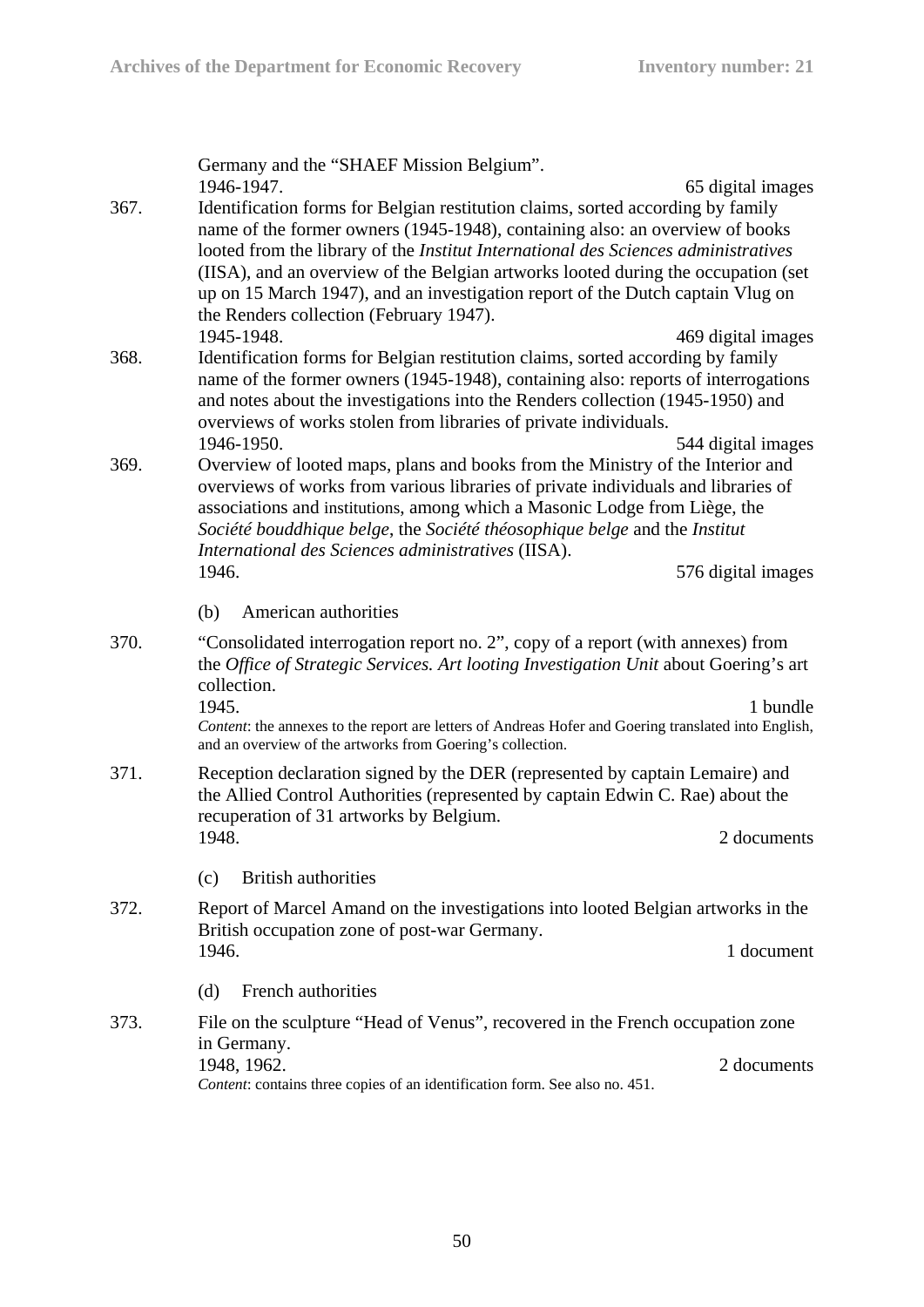Germany and the "SHAEF Mission Belgium".
1946-1947. 65 digital images

367. Identification forms for Belgian restitution claims, sorted according by family name of the former owners (1945-1948), containing also: an overview of books looted from the library of the *Institut International des Sciences administratives* (IISA), and an overview of the Belgian artworks looted during the occupation (set up on 15 March 1947), and an investigation report of the Dutch captain Vlug on the Renders collection (February 1947).
1945-1948. 469 digital images

368. Identification forms for Belgian restitution claims, sorted according by family name of the former owners (1945-1948), containing also: reports of interrogations and notes about the investigations into the Renders collection (1945-1950) and overviews of works stolen from libraries of private individuals.
1946-1950. 544 digital images

369. Overview of looted maps, plans and books from the Ministry of the Interior and overviews of works from various libraries of private individuals and libraries of associations and institutions, among which a Masonic Lodge from Liège, the *Société bouddhique belge*, the *Société théosophique belge* and the *Institut International des Sciences administratives* (IISA).
1946. 576 digital images

(b) American authorities

370. "Consolidated interrogation report no. 2", copy of a report (with annexes) from the *Office of Strategic Services. Art looting Investigation Unit* about Goering's art collection.
1945. 1 bundle
*Content*: the annexes to the report are letters of Andreas Hofer and Goering translated into English, and an overview of the artworks from Goering's collection.

371. Reception declaration signed by the DER (represented by captain Lemaire) and the Allied Control Authorities (represented by captain Edwin C. Rae) about the recuperation of 31 artworks by Belgium.
1948. 2 documents

(c) British authorities

372. Report of Marcel Amand on the investigations into looted Belgian artworks in the British occupation zone of post-war Germany.
1946. 1 document

(d) French authorities

373. File on the sculpture "Head of Venus", recovered in the French occupation zone in Germany.
1948, 1962. 2 documents
*Content*: contains three copies of an identification form. See also no. 451.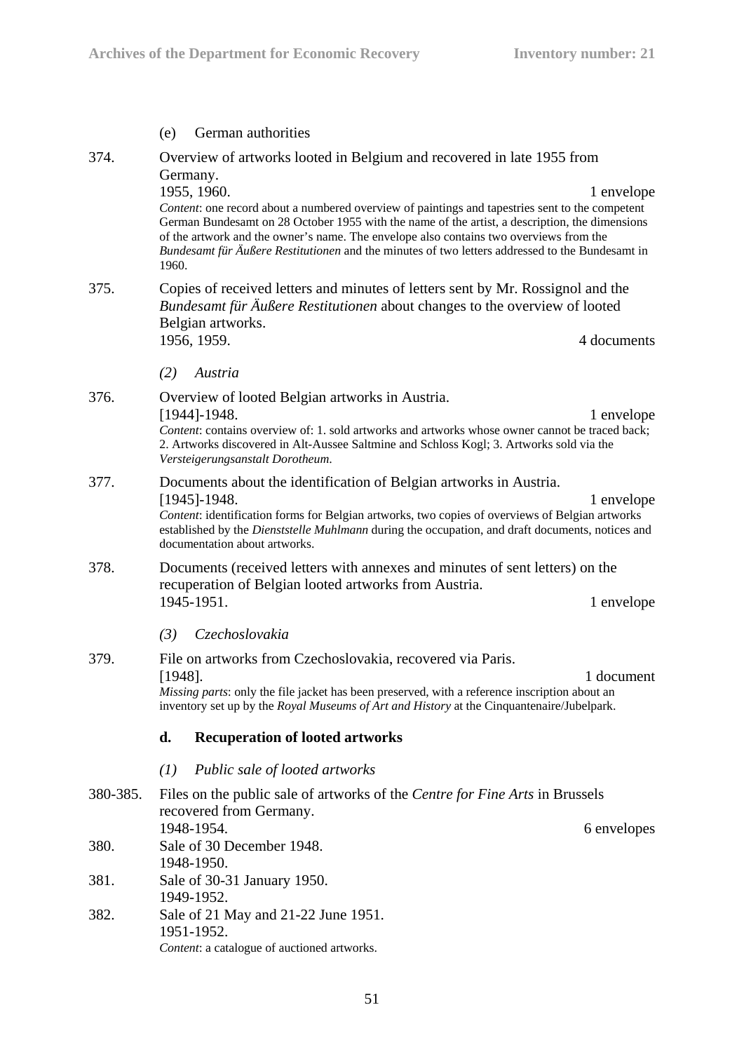(e) German authorities

374. Overview of artworks looted in Belgium and recovered in late 1955 from Germany.
1955, 1960. 1 envelope
*Content*: one record about a numbered overview of paintings and tapestries sent to the competent German Bundesamt on 28 October 1955 with the name of the artist, a description, the dimensions of the artwork and the owner's name. The envelope also contains two overviews from the *Bundesamt für Äußere Restitutionen* and the minutes of two letters addressed to the Bundesamt in 1960.

375. Copies of received letters and minutes of letters sent by Mr. Rossignol and the *Bundesamt für Äußere Restitutionen* about changes to the overview of looted Belgian artworks.
1956, 1959. 4 documents

*(2) Austria*

376. Overview of looted Belgian artworks in Austria.
[1944]-1948. 1 envelope
*Content*: contains overview of: 1. sold artworks and artworks whose owner cannot be traced back; 2. Artworks discovered in Alt-Aussee Saltmine and Schloss Kogl; 3. Artworks sold via the *Versteigerungsanstalt Dorotheum*.

377. Documents about the identification of Belgian artworks in Austria.
[1945]-1948. 1 envelope
*Content*: identification forms for Belgian artworks, two copies of overviews of Belgian artworks established by the *Dienststelle Muhlmann* during the occupation, and draft documents, notices and documentation about artworks.

378. Documents (received letters with annexes and minutes of sent letters) on the recuperation of Belgian looted artworks from Austria.
1945-1951. 1 envelope

*(3) Czechoslovakia*

379. File on artworks from Czechoslovakia, recovered via Paris.
[1948]. 1 document
*Missing parts*: only the file jacket has been preserved, with a reference inscription about an inventory set up by the *Royal Museums of Art and History* at the Cinquantenaire/Jubelpark.

### d. Recuperation of looted artworks

*(1) Public sale of looted artworks*

380-385. Files on the public sale of artworks of the *Centre for Fine Arts* in Brussels recovered from Germany.
1948-1954. 6 envelopes

380. Sale of 30 December 1948.
1948-1950.

381. Sale of 30-31 January 1950.
1949-1952.

382. Sale of 21 May and 21-22 June 1951.
1951-1952.
*Content*: a catalogue of auctioned artworks.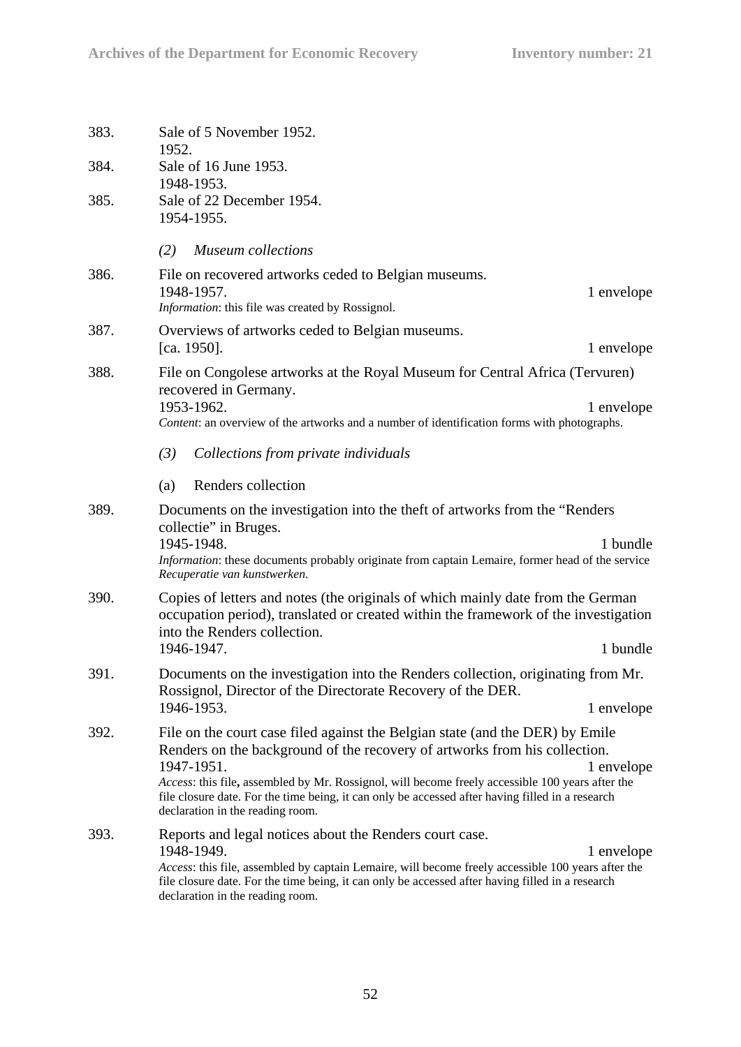383. Sale of 5 November 1952.
1952.

384. Sale of 16 June 1953.
1948-1953.

385. Sale of 22 December 1954.
1954-1955.

*(2) Museum collections*

386. File on recovered artworks ceded to Belgian museums.
1948-1957. 1 envelope
*Information*: this file was created by Rossignol.

387. Overviews of artworks ceded to Belgian museums.
[ca. 1950]. 1 envelope

388. File on Congolese artworks at the Royal Museum for Central Africa (Tervuren) recovered in Germany.
1953-1962. 1 envelope
*Content*: an overview of the artworks and a number of identification forms with photographs.

*(3) Collections from private individuals*

(a) Renders collection

389. Documents on the investigation into the theft of artworks from the "Renders collectie" in Bruges.
1945-1948. 1 bundle
*Information*: these documents probably originate from captain Lemaire, former head of the service *Recuperatie van kunstwerken*.

390. Copies of letters and notes (the originals of which mainly date from the German occupation period), translated or created within the framework of the investigation into the Renders collection.
1946-1947. 1 bundle

391. Documents on the investigation into the Renders collection, originating from Mr. Rossignol, Director of the Directorate Recovery of the DER.
1946-1953. 1 envelope

392. File on the court case filed against the Belgian state (and the DER) by Emile Renders on the background of the recovery of artworks from his collection.
1947-1951. 1 envelope
*Access*: this file**,** assembled by Mr. Rossignol, will become freely accessible 100 years after the file closure date. For the time being, it can only be accessed after having filled in a research declaration in the reading room.

393. Reports and legal notices about the Renders court case.
1948-1949. 1 envelope
*Access*: this file, assembled by captain Lemaire, will become freely accessible 100 years after the file closure date. For the time being, it can only be accessed after having filled in a research declaration in the reading room.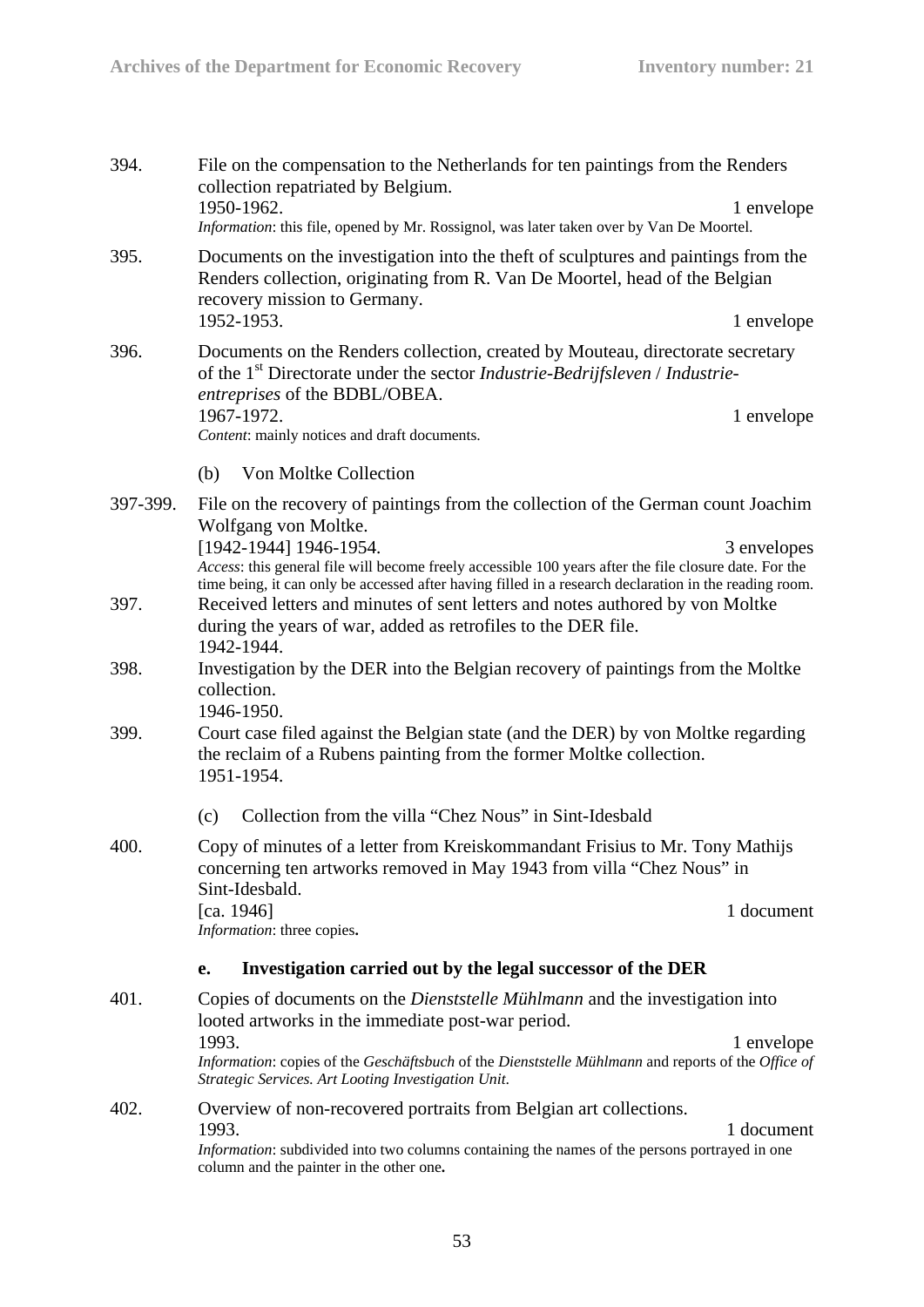394. File on the compensation to the Netherlands for ten paintings from the Renders collection repatriated by Belgium.
1950-1962. 1 envelope
*Information*: this file, opened by Mr. Rossignol, was later taken over by Van De Moortel.

395. Documents on the investigation into the theft of sculptures and paintings from the Renders collection, originating from R. Van De Moortel, head of the Belgian recovery mission to Germany.
1952-1953. 1 envelope

396. Documents on the Renders collection, created by Mouteau, directorate secretary of the 1st Directorate under the sector *Industrie-Bedrijfsleven* / *Industrie-entreprises* of the BDBL/OBEA.
1967-1972. 1 envelope
*Content*: mainly notices and draft documents.

(b) Von Moltke Collection

397-399. File on the recovery of paintings from the collection of the German count Joachim Wolfgang von Moltke.
[1942-1944] 1946-1954. 3 envelopes
*Access*: this general file will become freely accessible 100 years after the file closure date. For the time being, it can only be accessed after having filled in a research declaration in the reading room.

397. Received letters and minutes of sent letters and notes authored by von Moltke during the years of war, added as retrofiles to the DER file.
1942-1944.

398. Investigation by the DER into the Belgian recovery of paintings from the Moltke collection.
1946-1950.

399. Court case filed against the Belgian state (and the DER) by von Moltke regarding the reclaim of a Rubens painting from the former Moltke collection.
1951-1954.

(c) Collection from the villa "Chez Nous" in Sint-Idesbald

400. Copy of minutes of a letter from Kreiskommandant Frisius to Mr. Tony Mathijs concerning ten artworks removed in May 1943 from villa "Chez Nous" in Sint-Idesbald.
[ca. 1946] 1 document
*Information*: three copies**.**

**e. Investigation carried out by the legal successor of the DER**

401. Copies of documents on the *Dienststelle Mühlmann* and the investigation into looted artworks in the immediate post-war period.
1993. 1 envelope
*Information*: copies of the *Geschäftsbuch* of the *Dienststelle Mühlmann* and reports of the *Office of Strategic Services. Art Looting Investigation Unit*.

402. Overview of non-recovered portraits from Belgian art collections.
1993. 1 document
*Information*: subdivided into two columns containing the names of the persons portrayed in one column and the painter in the other one**.**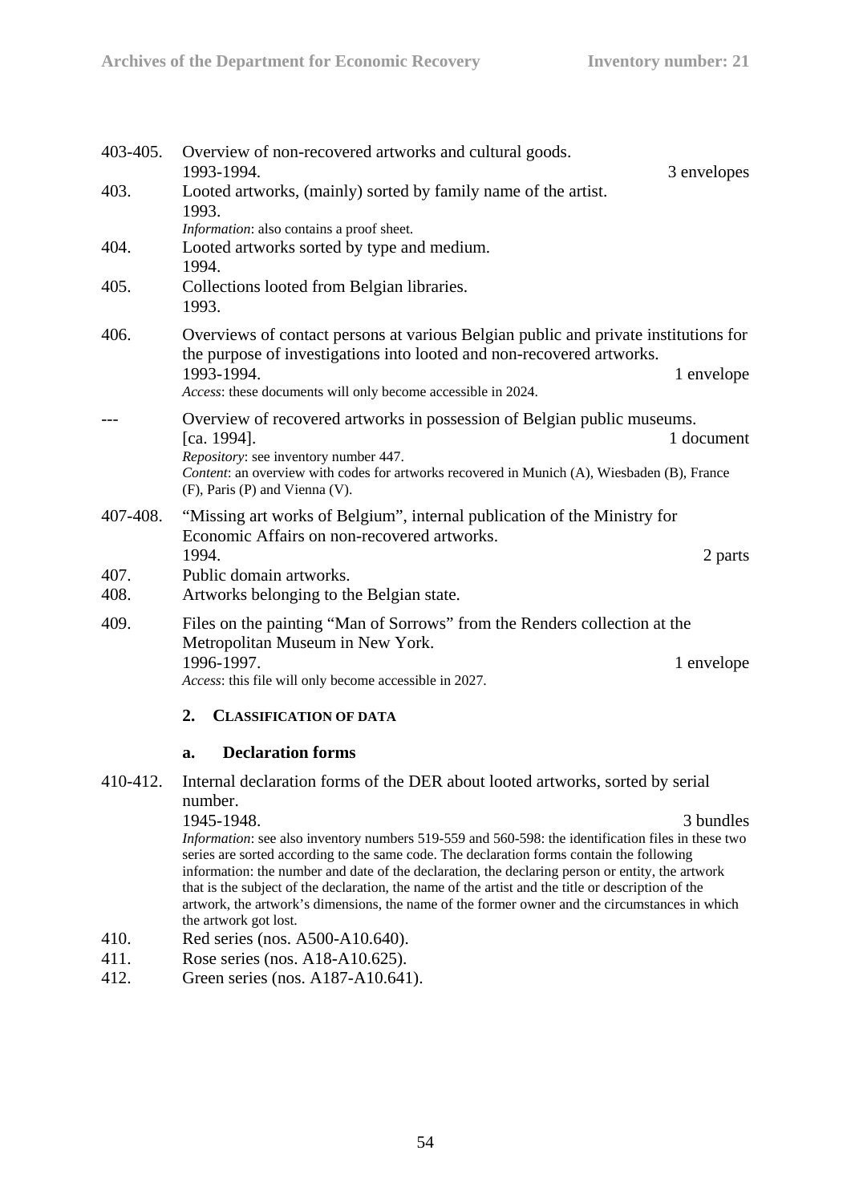403-405. Overview of non-recovered artworks and cultural goods.
1993-1994. 3 envelopes

403. Looted artworks, (mainly) sorted by family name of the artist.
1993.
*Information*: also contains a proof sheet.

404. Looted artworks sorted by type and medium.
1994.

405. Collections looted from Belgian libraries.
1993.

406. Overviews of contact persons at various Belgian public and private institutions for the purpose of investigations into looted and non-recovered artworks.
1993-1994. 1 envelope
*Access*: these documents will only become accessible in 2024.

--- Overview of recovered artworks in possession of Belgian public museums.
[ca. 1994]. 1 document
*Repository*: see inventory number 447.
*Content*: an overview with codes for artworks recovered in Munich (A), Wiesbaden (B), France (F), Paris (P) and Vienna (V).

407-408. "Missing art works of Belgium", internal publication of the Ministry for Economic Affairs on non-recovered artworks.
1994. 2 parts

407. Public domain artworks.

408. Artworks belonging to the Belgian state.

409. Files on the painting "Man of Sorrows" from the Renders collection at the Metropolitan Museum in New York.
1996-1997. 1 envelope
*Access*: this file will only become accessible in 2027.

## 2. Classification of data

### a. Declaration forms

410-412. Internal declaration forms of the DER about looted artworks, sorted by serial number.
1945-1948. 3 bundles
*Information*: see also inventory numbers 519-559 and 560-598: the identification files in these two series are sorted according to the same code. The declaration forms contain the following information: the number and date of the declaration, the declaring person or entity, the artwork that is the subject of the declaration, the name of the artist and the title or description of the artwork, the artwork's dimensions, the name of the former owner and the circumstances in which the artwork got lost.

410. Red series (nos. A500-A10.640).

411. Rose series (nos. A18-A10.625).

412. Green series (nos. A187-A10.641).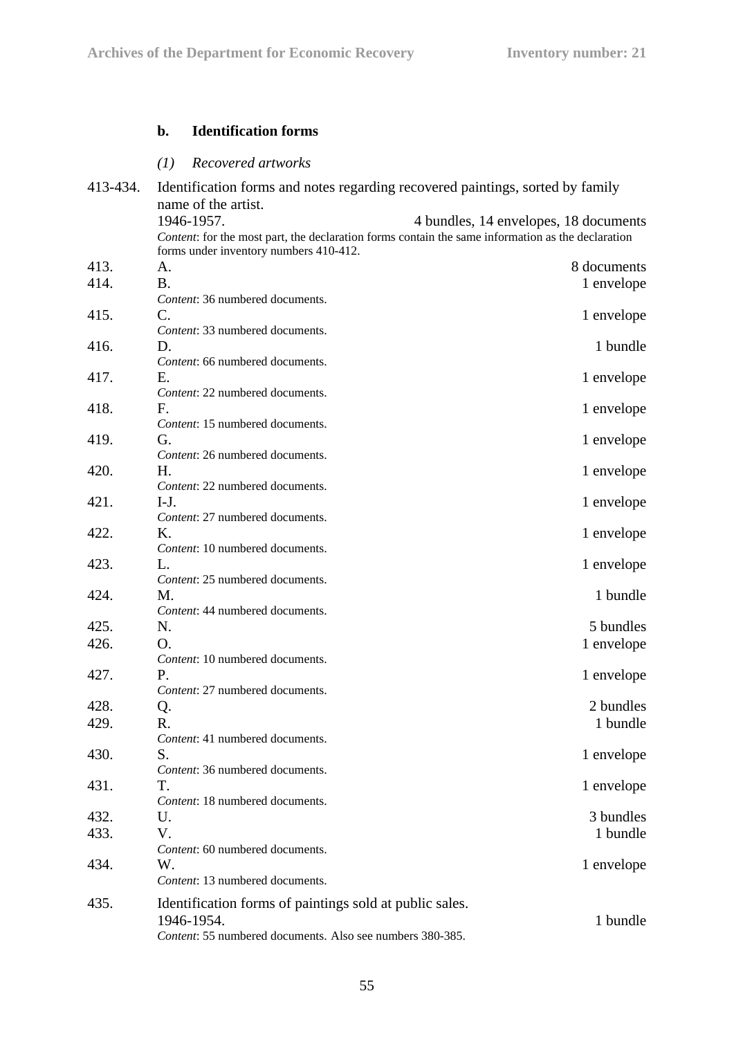### b. Identification forms

#### *(1) Recovered artworks*

**413-434.** Identification forms and notes regarding recovered paintings, sorted by family name of the artist.
1946-1957. 4 bundles, 14 envelopes, 18 documents
*Content*: for the most part, the declaration forms contain the same information as the declaration forms under inventory numbers 410-412.

| No. | Description | Extent |
|---|---|---|
| 413. | A. | 8 documents |
| 414. | B.<br>*Content*: 36 numbered documents. | 1 envelope |
| 415. | C.<br>*Content*: 33 numbered documents. | 1 envelope |
| 416. | D.<br>*Content*: 66 numbered documents. | 1 bundle |
| 417. | E.<br>*Content*: 22 numbered documents. | 1 envelope |
| 418. | F.<br>*Content*: 15 numbered documents. | 1 envelope |
| 419. | G.<br>*Content*: 26 numbered documents. | 1 envelope |
| 420. | H.<br>*Content*: 22 numbered documents. | 1 envelope |
| 421. | I-J.<br>*Content*: 27 numbered documents. | 1 envelope |
| 422. | K.<br>*Content*: 10 numbered documents. | 1 envelope |
| 423. | L.<br>*Content*: 25 numbered documents. | 1 envelope |
| 424. | M.<br>*Content*: 44 numbered documents. | 1 bundle |
| 425. | N. | 5 bundles |
| 426. | O.<br>*Content*: 10 numbered documents. | 1 envelope |
| 427. | P.<br>*Content*: 27 numbered documents. | 1 envelope |
| 428. | Q. | 2 bundles |
| 429. | R.<br>*Content*: 41 numbered documents. | 1 bundle |
| 430. | S.<br>*Content*: 36 numbered documents. | 1 envelope |
| 431. | T.<br>*Content*: 18 numbered documents. | 1 envelope |
| 432. | U. | 3 bundles |
| 433. | V.<br>*Content*: 60 numbered documents. | 1 bundle |
| 434. | W.<br>*Content*: 13 numbered documents. | 1 envelope |

**435.** Identification forms of paintings sold at public sales.
1946-1954. 1 bundle
*Content*: 55 numbered documents. Also see numbers 380-385.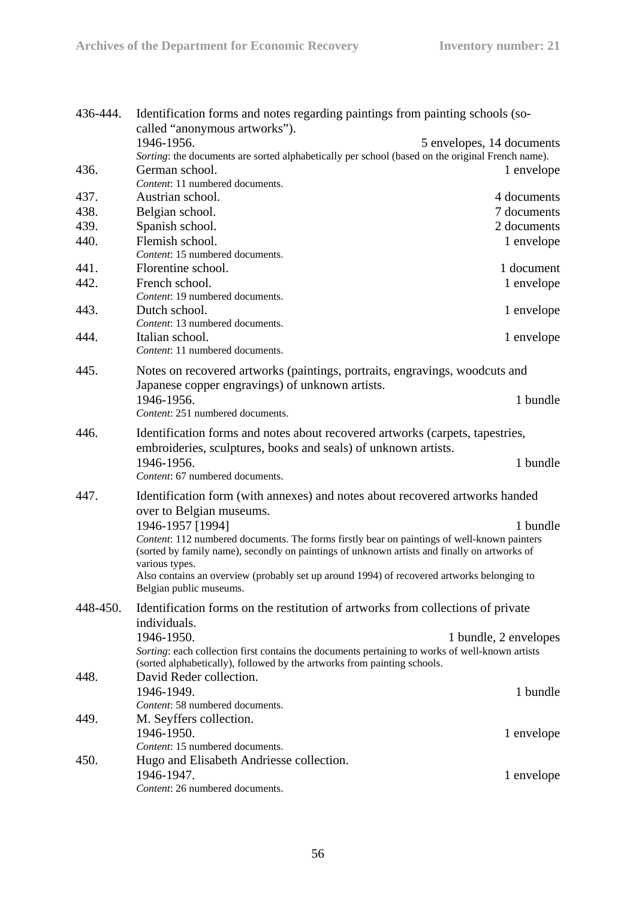**436-444.** Identification forms and notes regarding paintings from painting schools (so-called "anonymous artworks").
1946-1956. — 5 envelopes, 14 documents
*Sorting*: the documents are sorted alphabetically per school (based on the original French name).

**436.** German school. — 1 envelope
*Content*: 11 numbered documents.

**437.** Austrian school. — 4 documents

**438.** Belgian school. — 7 documents

**439.** Spanish school. — 2 documents

**440.** Flemish school. — 1 envelope
*Content*: 15 numbered documents.

**441.** Florentine school. — 1 document

**442.** French school. — 1 envelope
*Content*: 19 numbered documents.

**443.** Dutch school. — 1 envelope
*Content*: 13 numbered documents.

**444.** Italian school. — 1 envelope
*Content*: 11 numbered documents.

**445.** Notes on recovered artworks (paintings, portraits, engravings, woodcuts and Japanese copper engravings) of unknown artists.
1946-1956. — 1 bundle
*Content*: 251 numbered documents.

**446.** Identification forms and notes about recovered artworks (carpets, tapestries, embroideries, sculptures, books and seals) of unknown artists.
1946-1956. — 1 bundle
*Content*: 67 numbered documents.

**447.** Identification form (with annexes) and notes about recovered artworks handed over to Belgian museums.
1946-1957 [1994] — 1 bundle
*Content*: 112 numbered documents. The forms firstly bear on paintings of well-known painters (sorted by family name), secondly on paintings of unknown artists and finally on artworks of various types.
Also contains an overview (probably set up around 1994) of recovered artworks belonging to Belgian public museums.

**448-450.** Identification forms on the restitution of artworks from collections of private individuals.
1946-1950. — 1 bundle, 2 envelopes
*Sorting*: each collection first contains the documents pertaining to works of well-known artists (sorted alphabetically), followed by the artworks from painting schools.

**448.** David Reder collection.
1946-1949. — 1 bundle
*Content*: 58 numbered documents.

**449.** M. Seyffers collection.
1946-1950. — 1 envelope
*Content*: 15 numbered documents.

**450.** Hugo and Elisabeth Andriesse collection.
1946-1947. — 1 envelope
*Content*: 26 numbered documents.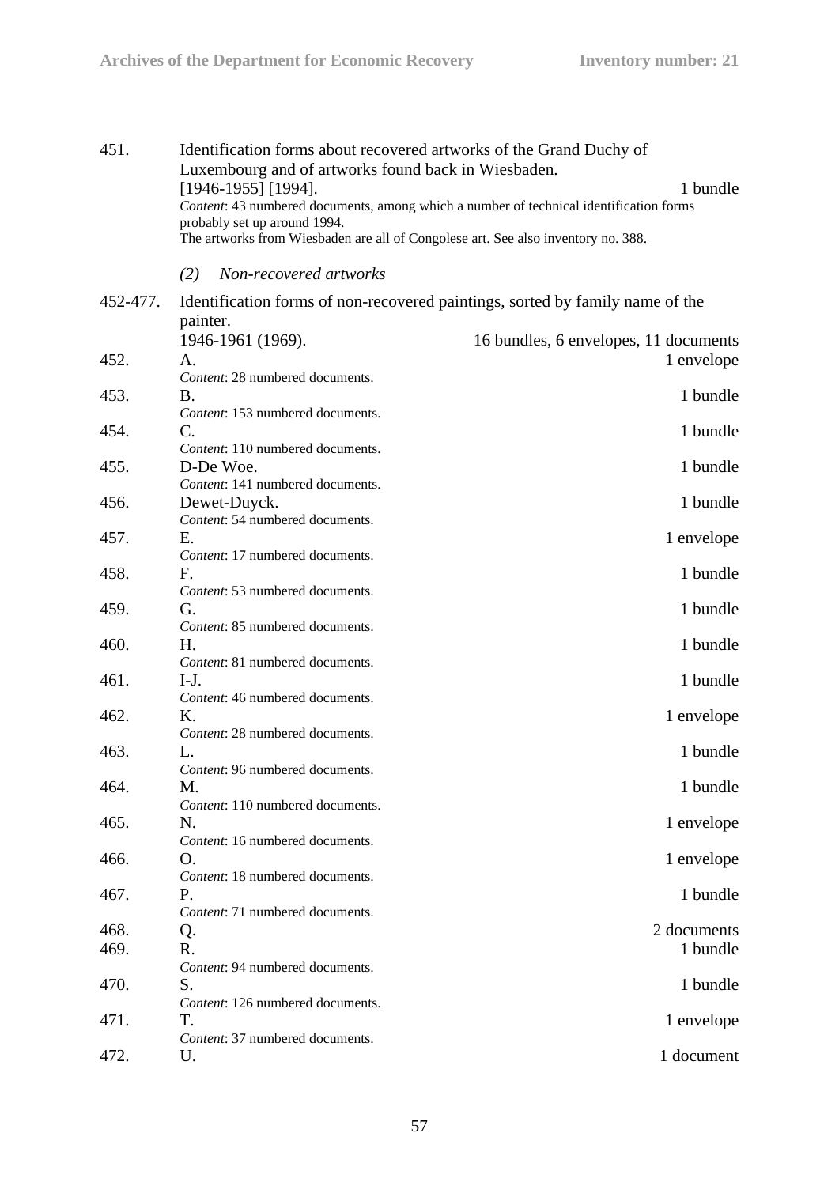451. Identification forms about recovered artworks of the Grand Duchy of Luxembourg and of artworks found back in Wiesbaden.
[1946-1955] [1994]. 1 bundle
*Content*: 43 numbered documents, among which a number of technical identification forms probably set up around 1994.
The artworks from Wiesbaden are all of Congolese art. See also inventory no. 388.

*(2) Non-recovered artworks*

452-477. Identification forms of non-recovered paintings, sorted by family name of the painter.
1946-1961 (1969). 16 bundles, 6 envelopes, 11 documents

452. A. 1 envelope
*Content*: 28 numbered documents.

453. B. 1 bundle
*Content*: 153 numbered documents.

454. C. 1 bundle
*Content*: 110 numbered documents.

455. D-De Woe. 1 bundle
*Content*: 141 numbered documents.

456. Dewet-Duyck. 1 bundle
*Content*: 54 numbered documents.

457. E. 1 envelope
*Content*: 17 numbered documents.

458. F. 1 bundle
*Content*: 53 numbered documents.

459. G. 1 bundle
*Content*: 85 numbered documents.

460. H. 1 bundle
*Content*: 81 numbered documents.

461. I-J. 1 bundle
*Content*: 46 numbered documents.

462. K. 1 envelope
*Content*: 28 numbered documents.

463. L. 1 bundle
*Content*: 96 numbered documents.

464. M. 1 bundle
*Content*: 110 numbered documents.

465. N. 1 envelope
*Content*: 16 numbered documents.

466. O. 1 envelope
*Content*: 18 numbered documents.

467. P. 1 bundle
*Content*: 71 numbered documents.

468. Q. 2 documents

469. R. 1 bundle
*Content*: 94 numbered documents.

470. S. 1 bundle
*Content*: 126 numbered documents.

471. T. 1 envelope
*Content*: 37 numbered documents.

472. U. 1 document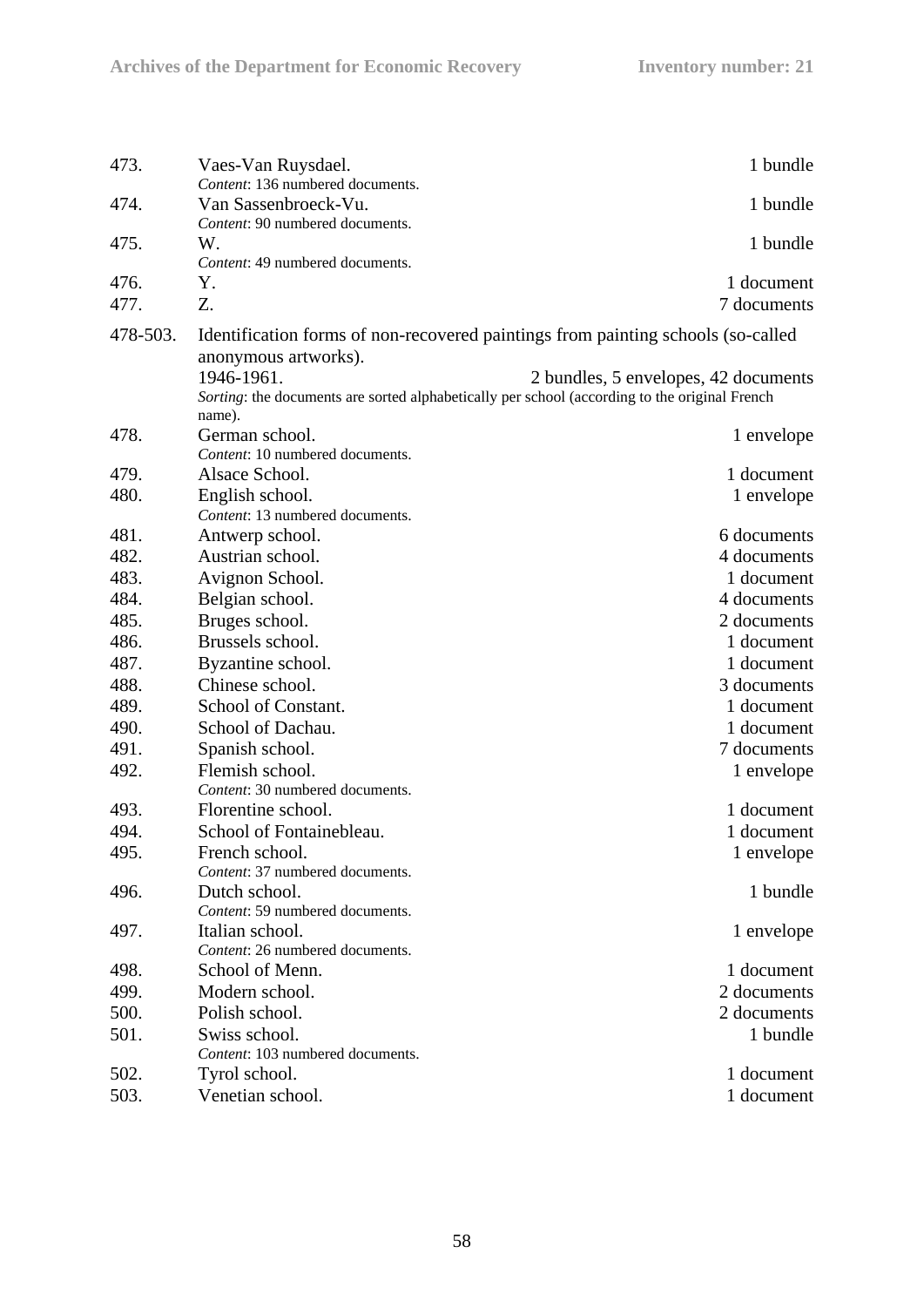473. Vaes-Van Ruysdael. 1 bundle
*Content*: 136 numbered documents.

474. Van Sassenbroeck-Vu. 1 bundle
*Content*: 90 numbered documents.

475. W. 1 bundle
*Content*: 49 numbered documents.

476. Y. 1 document

477. Z. 7 documents

478-503. Identification forms of non-recovered paintings from painting schools (so-called anonymous artworks).
1946-1961. 2 bundles, 5 envelopes, 42 documents
*Sorting*: the documents are sorted alphabetically per school (according to the original French name).

478. German school. 1 envelope
*Content*: 10 numbered documents.

479. Alsace School. 1 document

480. English school. 1 envelope
*Content*: 13 numbered documents.

481. Antwerp school. 6 documents

482. Austrian school. 4 documents

483. Avignon School. 1 document

484. Belgian school. 4 documents

485. Bruges school. 2 documents

486. Brussels school. 1 document

487. Byzantine school. 1 document

488. Chinese school. 3 documents

489. School of Constant. 1 document

490. School of Dachau. 1 document

491. Spanish school. 7 documents

492. Flemish school. 1 envelope
*Content*: 30 numbered documents.

493. Florentine school. 1 document

494. School of Fontainebleau. 1 document

495. French school. 1 envelope
*Content*: 37 numbered documents.

496. Dutch school. 1 bundle
*Content*: 59 numbered documents.

497. Italian school. 1 envelope
*Content*: 26 numbered documents.

498. School of Menn. 1 document

499. Modern school. 2 documents

500. Polish school. 2 documents

501. Swiss school. 1 bundle
*Content*: 103 numbered documents.

502. Tyrol school. 1 document

503. Venetian school. 1 document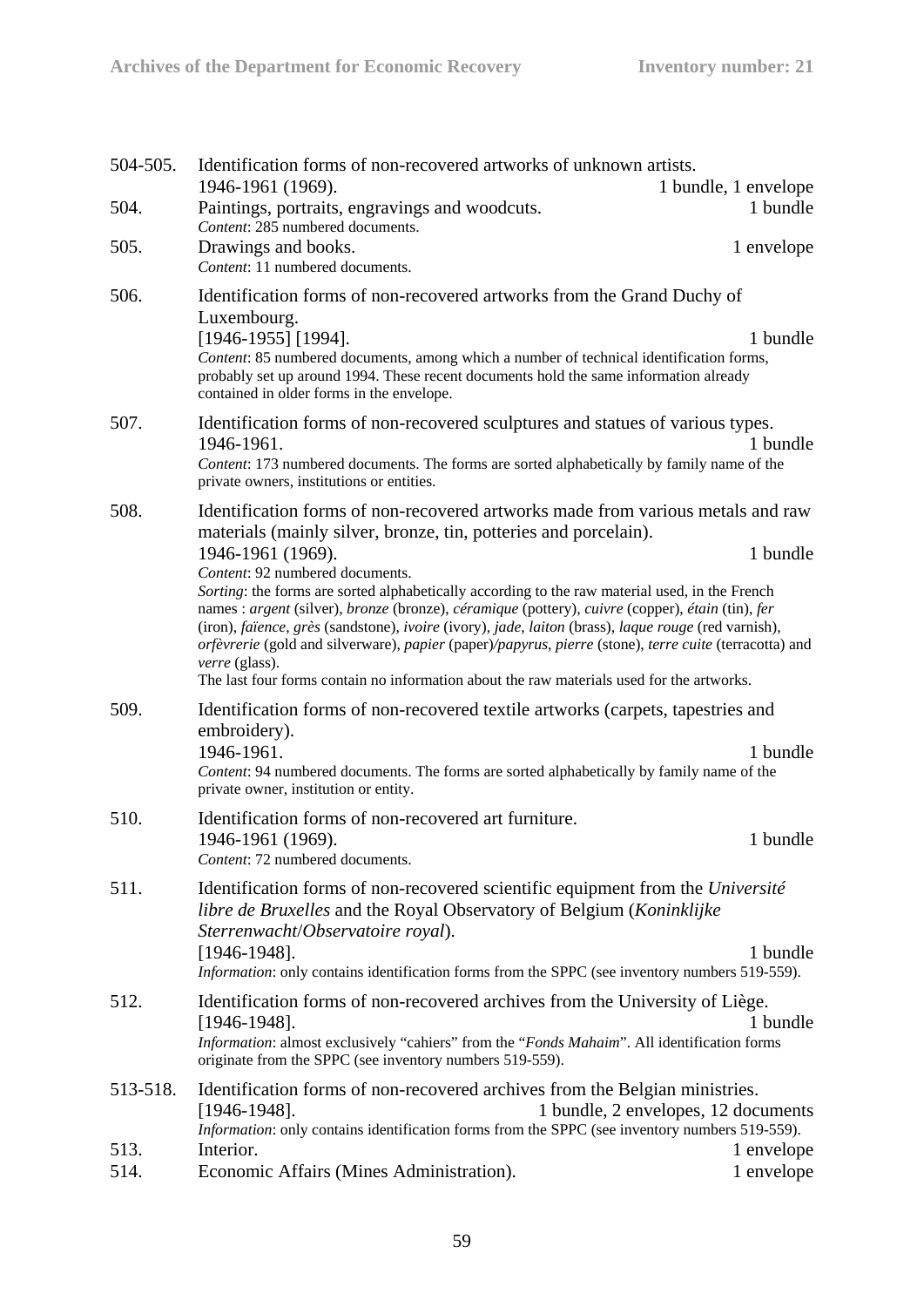504-505. Identification forms of non-recovered artworks of unknown artists.
1946-1961 (1969). 1 bundle, 1 envelope

504. Paintings, portraits, engravings and woodcuts. 1 bundle
*Content*: 285 numbered documents.

505. Drawings and books. 1 envelope
*Content*: 11 numbered documents.

506. Identification forms of non-recovered artworks from the Grand Duchy of Luxembourg.
[1946-1955] [1994]. 1 bundle
*Content*: 85 numbered documents, among which a number of technical identification forms, probably set up around 1994. These recent documents hold the same information already contained in older forms in the envelope.

507. Identification forms of non-recovered sculptures and statues of various types.
1946-1961. 1 bundle
*Content*: 173 numbered documents. The forms are sorted alphabetically by family name of the private owners, institutions or entities.

508. Identification forms of non-recovered artworks made from various metals and raw materials (mainly silver, bronze, tin, potteries and porcelain).
1946-1961 (1969). 1 bundle
*Content*: 92 numbered documents.
*Sorting*: the forms are sorted alphabetically according to the raw material used, in the French names : *argent* (silver), *bronze* (bronze), *céramique* (pottery), *cuivre* (copper), *étain* (tin), *fer* (iron), *faïence*, *grès* (sandstone), *ivoire* (ivory), *jade*, *laiton* (brass), *laque rouge* (red varnish), *orfèvrerie* (gold and silverware), *papier* (paper)*/papyrus*, *pierre* (stone), *terre cuite* (terracotta) and *verre* (glass).
The last four forms contain no information about the raw materials used for the artworks.

509. Identification forms of non-recovered textile artworks (carpets, tapestries and embroidery).
1946-1961. 1 bundle
*Content*: 94 numbered documents. The forms are sorted alphabetically by family name of the private owner, institution or entity.

510. Identification forms of non-recovered art furniture.
1946-1961 (1969). 1 bundle
*Content*: 72 numbered documents.

511. Identification forms of non-recovered scientific equipment from the *Université libre de Bruxelles* and the Royal Observatory of Belgium (*Koninklijke Sterrenwacht*/*Observatoire royal*).
[1946-1948]. 1 bundle
*Information*: only contains identification forms from the SPPC (see inventory numbers 519-559).

512. Identification forms of non-recovered archives from the University of Liège.
[1946-1948]. 1 bundle
*Information*: almost exclusively "cahiers" from the "*Fonds Mahaim*". All identification forms originate from the SPPC (see inventory numbers 519-559).

513-518. Identification forms of non-recovered archives from the Belgian ministries.
[1946-1948]. 1 bundle, 2 envelopes, 12 documents
*Information*: only contains identification forms from the SPPC (see inventory numbers 519-559).

513. Interior. 1 envelope

514. Economic Affairs (Mines Administration). 1 envelope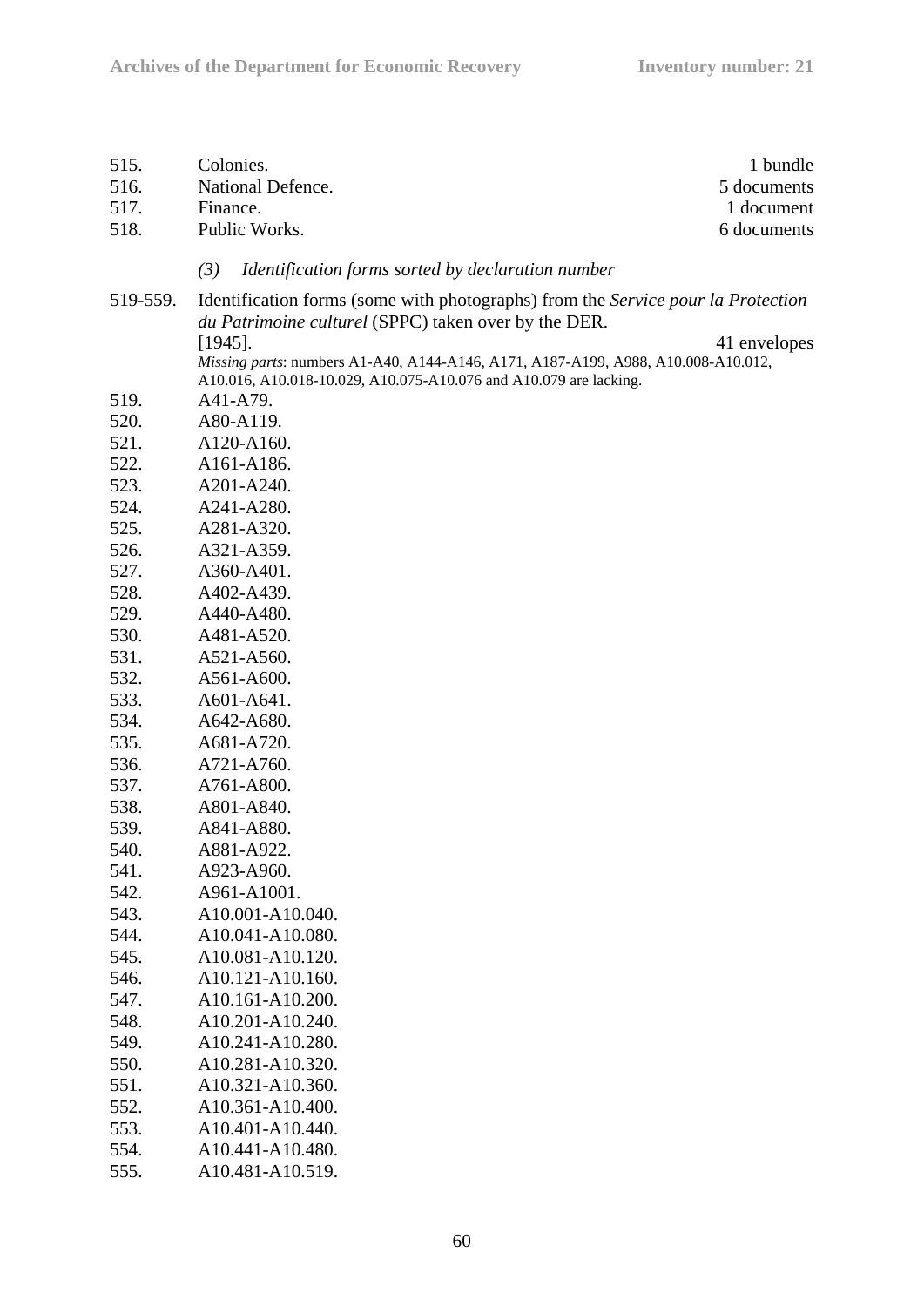515. Colonies. 1 bundle

516. National Defence. 5 documents

517. Finance. 1 document

518. Public Works. 6 documents

*(3) Identification forms sorted by declaration number*

519-559. Identification forms (some with photographs) from the *Service pour la Protection du Patrimoine culturel* (SPPC) taken over by the DER.
[1945]. 41 envelopes

*Missing parts*: numbers A1-A40, A144-A146, A171, A187-A199, A988, A10.008-A10.012, A10.016, A10.018-10.029, A10.075-A10.076 and A10.079 are lacking.

519. A41-A79.
520. A80-A119.
521. A120-A160.
522. A161-A186.
523. A201-A240.
524. A241-A280.
525. A281-A320.
526. A321-A359.
527. A360-A401.
528. A402-A439.
529. A440-A480.
530. A481-A520.
531. A521-A560.
532. A561-A600.
533. A601-A641.
534. A642-A680.
535. A681-A720.
536. A721-A760.
537. A761-A800.
538. A801-A840.
539. A841-A880.
540. A881-A922.
541. A923-A960.
542. A961-A1001.
543. A10.001-A10.040.
544. A10.041-A10.080.
545. A10.081-A10.120.
546. A10.121-A10.160.
547. A10.161-A10.200.
548. A10.201-A10.240.
549. A10.241-A10.280.
550. A10.281-A10.320.
551. A10.321-A10.360.
552. A10.361-A10.400.
553. A10.401-A10.440.
554. A10.441-A10.480.
555. A10.481-A10.519.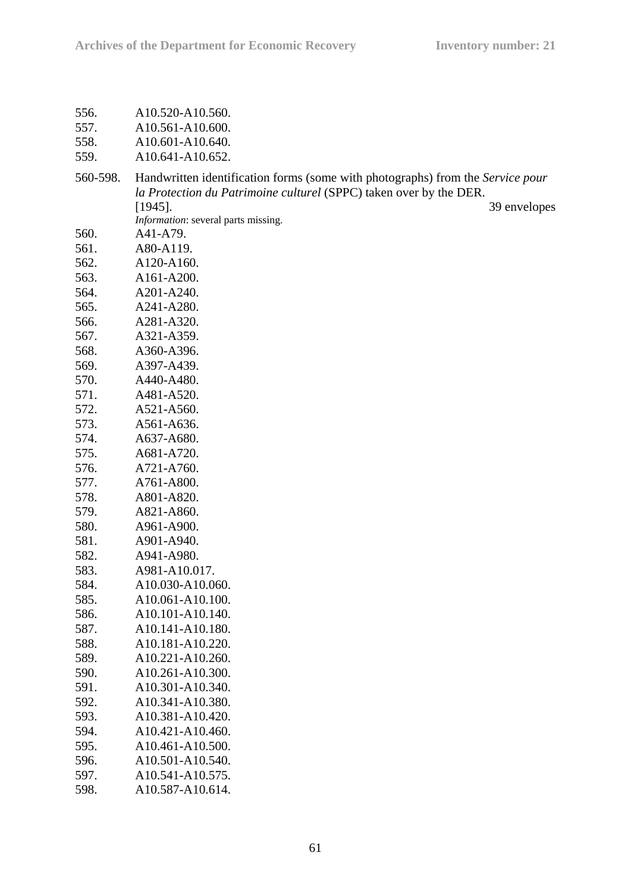556. A10.520-A10.560.
557. A10.561-A10.600.
558. A10.601-A10.640.
559. A10.641-A10.652.

560-598. Handwritten identification forms (some with photographs) from the *Service pour la Protection du Patrimoine culturel* (SPPC) taken over by the DER.
[1945]. 39 envelopes
*Information*: several parts missing.

560. A41-A79.
561. A80-A119.
562. A120-A160.
563. A161-A200.
564. A201-A240.
565. A241-A280.
566. A281-A320.
567. A321-A359.
568. A360-A396.
569. A397-A439.
570. A440-A480.
571. A481-A520.
572. A521-A560.
573. A561-A636.
574. A637-A680.
575. A681-A720.
576. A721-A760.
577. A761-A800.
578. A801-A820.
579. A821-A860.
580. A961-A900.
581. A901-A940.
582. A941-A980.
583. A981-A10.017.
584. A10.030-A10.060.
585. A10.061-A10.100.
586. A10.101-A10.140.
587. A10.141-A10.180.
588. A10.181-A10.220.
589. A10.221-A10.260.
590. A10.261-A10.300.
591. A10.301-A10.340.
592. A10.341-A10.380.
593. A10.381-A10.420.
594. A10.421-A10.460.
595. A10.461-A10.500.
596. A10.501-A10.540.
597. A10.541-A10.575.
598. A10.587-A10.614.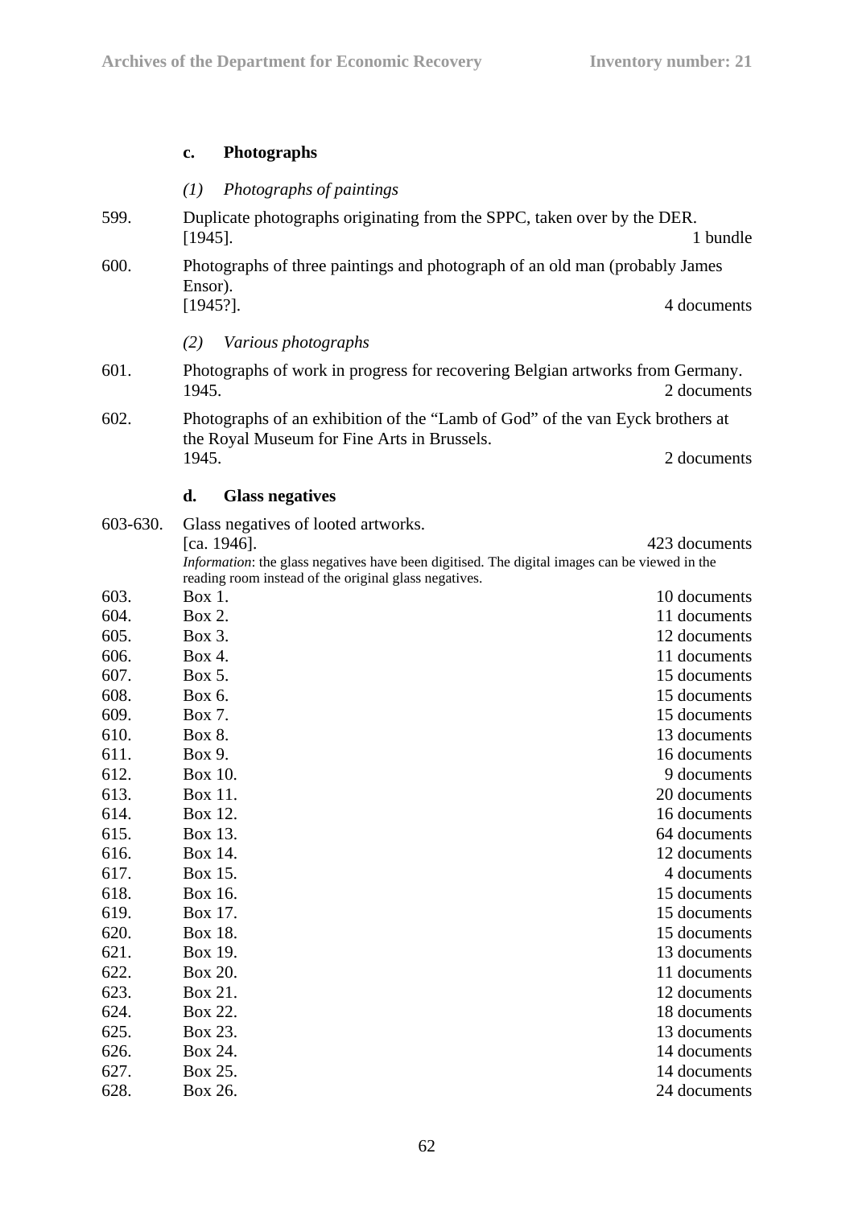### c. Photographs

*(1) Photographs of paintings*

599. Duplicate photographs originating from the SPPC, taken over by the DER.
[1945]. — 1 bundle

600. Photographs of three paintings and photograph of an old man (probably James Ensor).
[1945?]. — 4 documents

*(2) Various photographs*

601. Photographs of work in progress for recovering Belgian artworks from Germany.
1945. — 2 documents

602. Photographs of an exhibition of the "Lamb of God" of the van Eyck brothers at the Royal Museum for Fine Arts in Brussels.
1945. — 2 documents

### d. Glass negatives

603-630. Glass negatives of looted artworks.
[ca. 1946]. — 423 documents

*Information*: the glass negatives have been digitised. The digital images can be viewed in the reading room instead of the original glass negatives.

| No. | Box | Extent |
|---|---|---|
| 603. | Box 1. | 10 documents |
| 604. | Box 2. | 11 documents |
| 605. | Box 3. | 12 documents |
| 606. | Box 4. | 11 documents |
| 607. | Box 5. | 15 documents |
| 608. | Box 6. | 15 documents |
| 609. | Box 7. | 15 documents |
| 610. | Box 8. | 13 documents |
| 611. | Box 9. | 16 documents |
| 612. | Box 10. | 9 documents |
| 613. | Box 11. | 20 documents |
| 614. | Box 12. | 16 documents |
| 615. | Box 13. | 64 documents |
| 616. | Box 14. | 12 documents |
| 617. | Box 15. | 4 documents |
| 618. | Box 16. | 15 documents |
| 619. | Box 17. | 15 documents |
| 620. | Box 18. | 15 documents |
| 621. | Box 19. | 13 documents |
| 622. | Box 20. | 11 documents |
| 623. | Box 21. | 12 documents |
| 624. | Box 22. | 18 documents |
| 625. | Box 23. | 13 documents |
| 626. | Box 24. | 14 documents |
| 627. | Box 25. | 14 documents |
| 628. | Box 26. | 24 documents |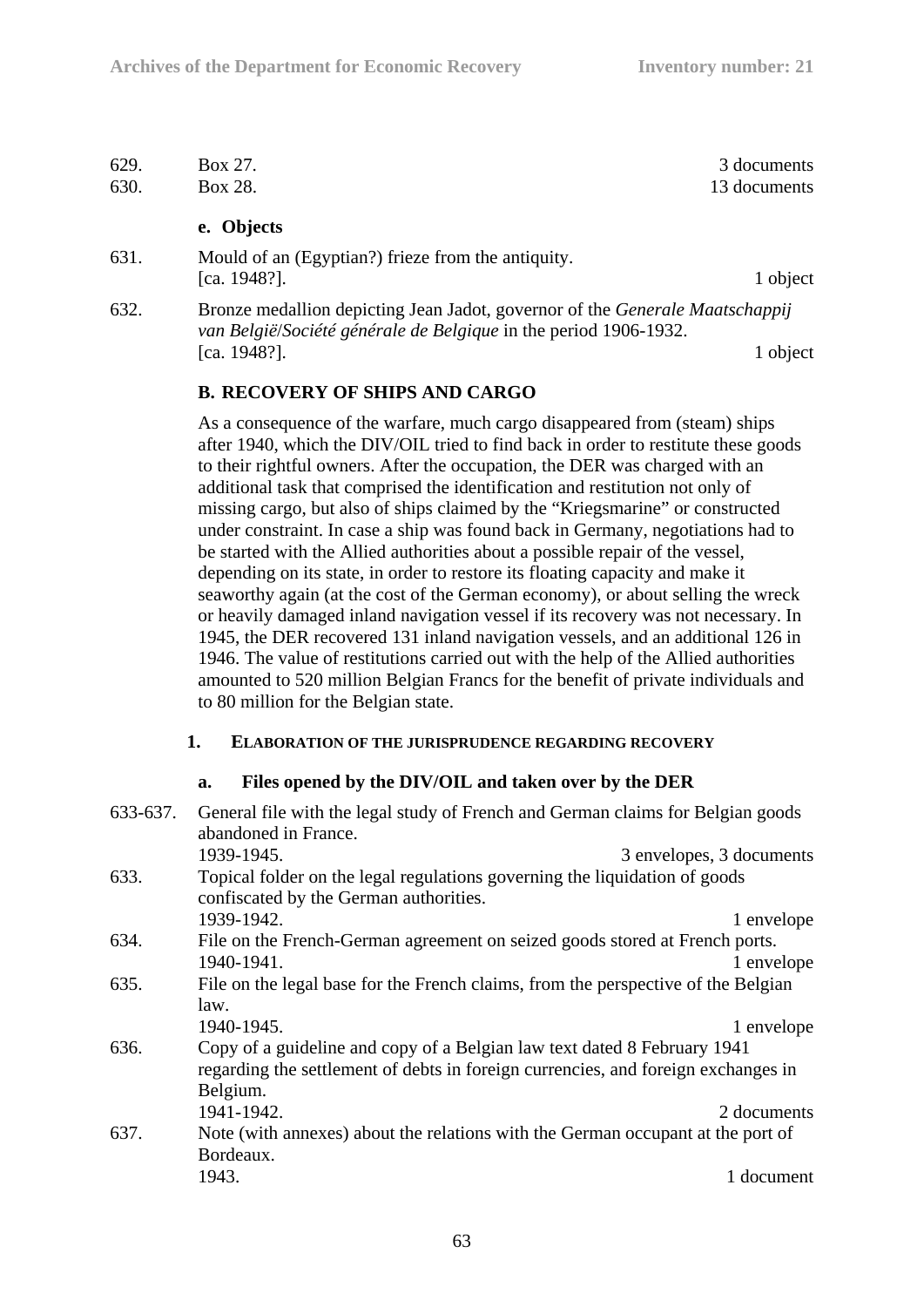629. Box 27. 3 documents

630. Box 28. 13 documents

#### e. Objects

631. Mould of an (Egyptian?) frieze from the antiquity.
[ca. 1948?]. 1 object

632. Bronze medallion depicting Jean Jadot, governor of the *Generale Maatschappij van België*/*Société générale de Belgique* in the period 1906-1932.
[ca. 1948?]. 1 object

## B. RECOVERY OF SHIPS AND CARGO

As a consequence of the warfare, much cargo disappeared from (steam) ships after 1940, which the DIV/OIL tried to find back in order to restitute these goods to their rightful owners. After the occupation, the DER was charged with an additional task that comprised the identification and restitution not only of missing cargo, but also of ships claimed by the "Kriegsmarine" or constructed under constraint. In case a ship was found back in Germany, negotiations had to be started with the Allied authorities about a possible repair of the vessel, depending on its state, in order to restore its floating capacity and make it seaworthy again (at the cost of the German economy), or about selling the wreck or heavily damaged inland navigation vessel if its recovery was not necessary. In 1945, the DER recovered 131 inland navigation vessels, and an additional 126 in 1946. The value of restitutions carried out with the help of the Allied authorities amounted to 520 million Belgian Francs for the benefit of private individuals and to 80 million for the Belgian state.

### 1. Elaboration of the jurisprudence regarding recovery

#### a. Files opened by the DIV/OIL and taken over by the DER

633-637. General file with the legal study of French and German claims for Belgian goods abandoned in France.
1939-1945. 3 envelopes, 3 documents

633. Topical folder on the legal regulations governing the liquidation of goods confiscated by the German authorities.
1939-1942. 1 envelope

634. File on the French-German agreement on seized goods stored at French ports.
1940-1941. 1 envelope

635. File on the legal base for the French claims, from the perspective of the Belgian law.
1940-1945. 1 envelope

636. Copy of a guideline and copy of a Belgian law text dated 8 February 1941 regarding the settlement of debts in foreign currencies, and foreign exchanges in Belgium.
1941-1942. 2 documents

637. Note (with annexes) about the relations with the German occupant at the port of Bordeaux.
1943. 1 document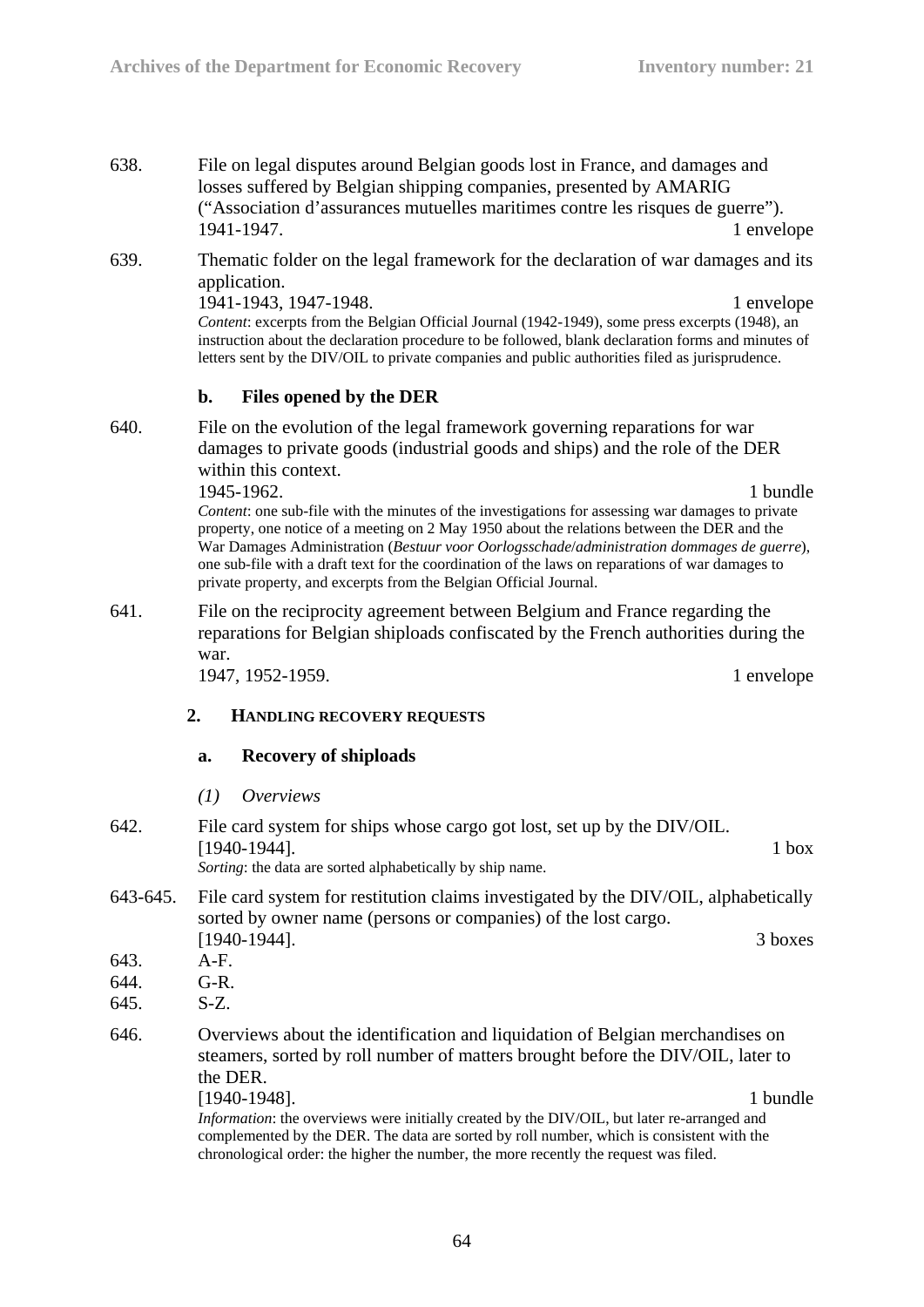638. File on legal disputes around Belgian goods lost in France, and damages and losses suffered by Belgian shipping companies, presented by AMARIG ("Association d'assurances mutuelles maritimes contre les risques de guerre").
1941-1947. 1 envelope

639. Thematic folder on the legal framework for the declaration of war damages and its application.
1941-1943, 1947-1948. 1 envelope
*Content*: excerpts from the Belgian Official Journal (1942-1949), some press excerpts (1948), an instruction about the declaration procedure to be followed, blank declaration forms and minutes of letters sent by the DIV/OIL to private companies and public authorities filed as jurisprudence.

#### b. Files opened by the DER

640. File on the evolution of the legal framework governing reparations for war damages to private goods (industrial goods and ships) and the role of the DER within this context.
1945-1962. 1 bundle
*Content*: one sub-file with the minutes of the investigations for assessing war damages to private property, one notice of a meeting on 2 May 1950 about the relations between the DER and the War Damages Administration (*Bestuur voor Oorlogsschade*/*administration dommages de guerre*), one sub-file with a draft text for the coordination of the laws on reparations of war damages to private property, and excerpts from the Belgian Official Journal.

641. File on the reciprocity agreement between Belgium and France regarding the reparations for Belgian shiploads confiscated by the French authorities during the war.
1947, 1952-1959. 1 envelope

### 2. HANDLING RECOVERY REQUESTS

#### a. Recovery of shiploads

##### *(1) Overviews*

642. File card system for ships whose cargo got lost, set up by the DIV/OIL.
[1940-1944]. 1 box
*Sorting*: the data are sorted alphabetically by ship name.

643-645. File card system for restitution claims investigated by the DIV/OIL, alphabetically sorted by owner name (persons or companies) of the lost cargo.
[1940-1944]. 3 boxes

643. A-F.
644. G-R.
645. S-Z.

646. Overviews about the identification and liquidation of Belgian merchandises on steamers, sorted by roll number of matters brought before the DIV/OIL, later to the DER.
[1940-1948]. 1 bundle
*Information*: the overviews were initially created by the DIV/OIL, but later re-arranged and complemented by the DER. The data are sorted by roll number, which is consistent with the chronological order: the higher the number, the more recently the request was filed.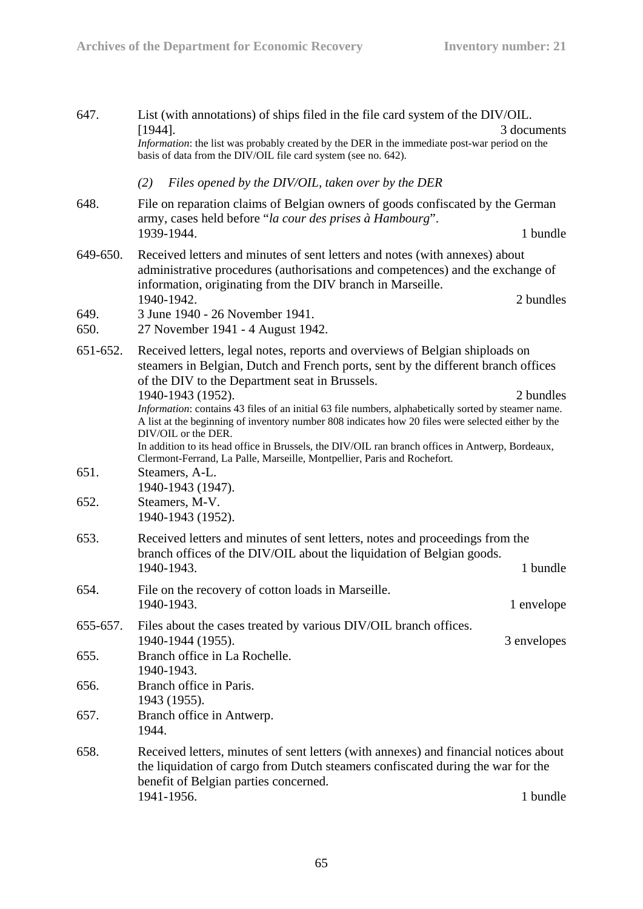647. List (with annotations) of ships filed in the file card system of the DIV/OIL.
[1944]. 3 documents
*Information*: the list was probably created by the DER in the immediate post-war period on the basis of data from the DIV/OIL file card system (see no. 642).

*(2) Files opened by the DIV/OIL, taken over by the DER*

648. File on reparation claims of Belgian owners of goods confiscated by the German army, cases held before "*la cour des prises à Hambourg*".
1939-1944. 1 bundle

649-650. Received letters and minutes of sent letters and notes (with annexes) about administrative procedures (authorisations and competences) and the exchange of information, originating from the DIV branch in Marseille.
1940-1942. 2 bundles

649. 3 June 1940 - 26 November 1941.

650. 27 November 1941 - 4 August 1942.

651-652. Received letters, legal notes, reports and overviews of Belgian shiploads on steamers in Belgian, Dutch and French ports, sent by the different branch offices of the DIV to the Department seat in Brussels.
1940-1943 (1952). 2 bundles
*Information*: contains 43 files of an initial 63 file numbers, alphabetically sorted by steamer name. A list at the beginning of inventory number 808 indicates how 20 files were selected either by the DIV/OIL or the DER.
In addition to its head office in Brussels, the DIV/OIL ran branch offices in Antwerp, Bordeaux, Clermont-Ferrand, La Palle, Marseille, Montpellier, Paris and Rochefort.

651. Steamers, A-L.
1940-1943 (1947).

652. Steamers, M-V.
1940-1943 (1952).

653. Received letters and minutes of sent letters, notes and proceedings from the branch offices of the DIV/OIL about the liquidation of Belgian goods.
1940-1943. 1 bundle

654. File on the recovery of cotton loads in Marseille.
1940-1943. 1 envelope

655-657. Files about the cases treated by various DIV/OIL branch offices.
1940-1944 (1955). 3 envelopes

655. Branch office in La Rochelle.
1940-1943.

656. Branch office in Paris.
1943 (1955).

657. Branch office in Antwerp.
1944.

658. Received letters, minutes of sent letters (with annexes) and financial notices about the liquidation of cargo from Dutch steamers confiscated during the war for the benefit of Belgian parties concerned.
1941-1956. 1 bundle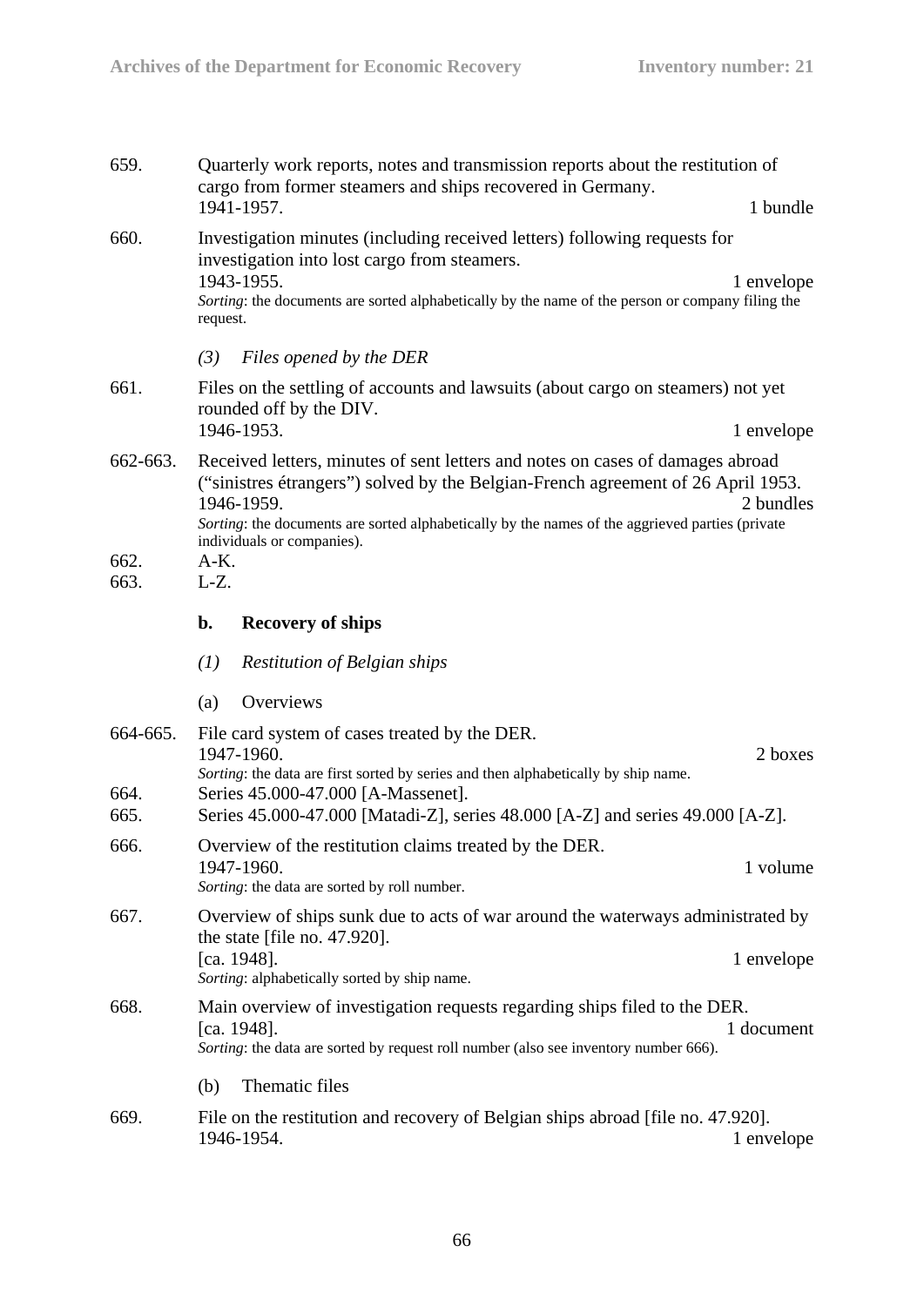659. Quarterly work reports, notes and transmission reports about the restitution of cargo from former steamers and ships recovered in Germany.
1941-1957. 1 bundle

660. Investigation minutes (including received letters) following requests for investigation into lost cargo from steamers.
1943-1955. 1 envelope
*Sorting*: the documents are sorted alphabetically by the name of the person or company filing the request.

*(3) Files opened by the DER*

661. Files on the settling of accounts and lawsuits (about cargo on steamers) not yet rounded off by the DIV.
1946-1953. 1 envelope

662-663. Received letters, minutes of sent letters and notes on cases of damages abroad ("sinistres étrangers") solved by the Belgian-French agreement of 26 April 1953.
1946-1959. 2 bundles
*Sorting*: the documents are sorted alphabetically by the names of the aggrieved parties (private individuals or companies).

662. A-K.
663. L-Z.

**b. Recovery of ships**

*(1) Restitution of Belgian ships*

(a) Overviews

664-665. File card system of cases treated by the DER.
1947-1960. 2 boxes
*Sorting*: the data are first sorted by series and then alphabetically by ship name.

664. Series 45.000-47.000 [A-Massenet].
665. Series 45.000-47.000 [Matadi-Z], series 48.000 [A-Z] and series 49.000 [A-Z].

666. Overview of the restitution claims treated by the DER.
1947-1960. 1 volume
*Sorting*: the data are sorted by roll number.

667. Overview of ships sunk due to acts of war around the waterways administrated by the state [file no. 47.920].
[ca. 1948]. 1 envelope
*Sorting*: alphabetically sorted by ship name.

668. Main overview of investigation requests regarding ships filed to the DER.
[ca. 1948]. 1 document
*Sorting*: the data are sorted by request roll number (also see inventory number 666).

(b) Thematic files

669. File on the restitution and recovery of Belgian ships abroad [file no. 47.920].
1946-1954. 1 envelope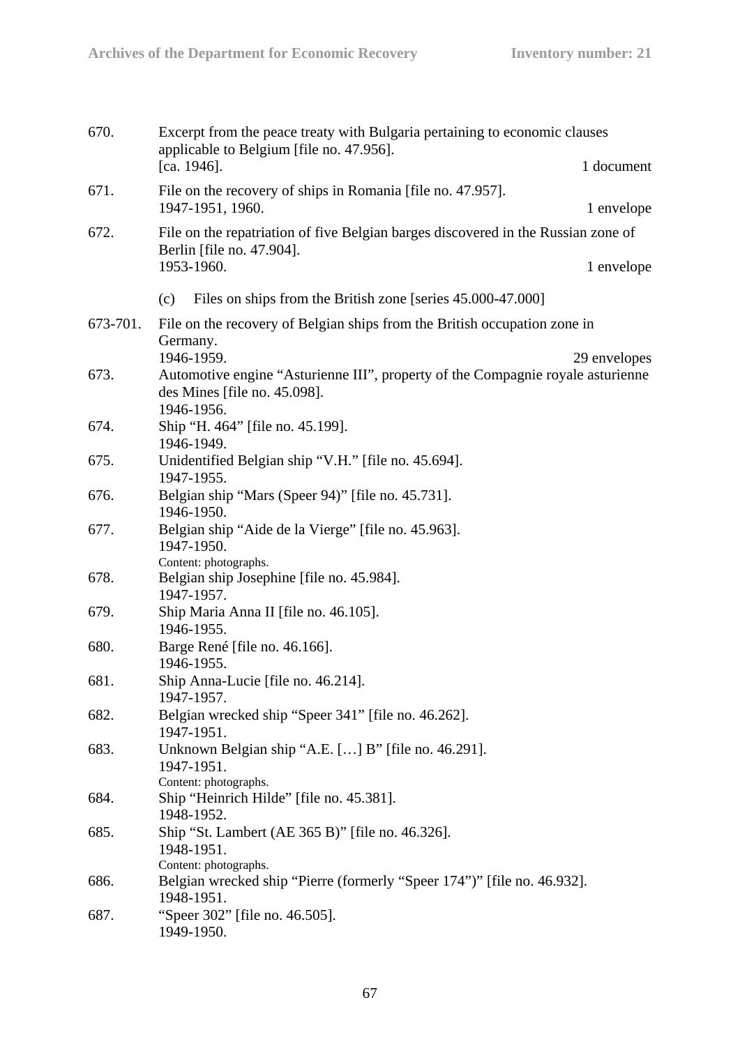670. Excerpt from the peace treaty with Bulgaria pertaining to economic clauses applicable to Belgium [file no. 47.956].
[ca. 1946]. 1 document

671. File on the recovery of ships in Romania [file no. 47.957].
1947-1951, 1960. 1 envelope

672. File on the repatriation of five Belgian barges discovered in the Russian zone of Berlin [file no. 47.904].
1953-1960. 1 envelope

(c) Files on ships from the British zone [series 45.000-47.000]

673-701. File on the recovery of Belgian ships from the British occupation zone in Germany.
1946-1959. 29 envelopes

673. Automotive engine "Asturienne III", property of the Compagnie royale asturienne des Mines [file no. 45.098].
1946-1956.

674. Ship "H. 464" [file no. 45.199].
1946-1949.

675. Unidentified Belgian ship "V.H." [file no. 45.694].
1947-1955.

676. Belgian ship "Mars (Speer 94)" [file no. 45.731].
1946-1950.

677. Belgian ship "Aide de la Vierge" [file no. 45.963].
1947-1950.
Content: photographs.

678. Belgian ship Josephine [file no. 45.984].
1947-1957.

679. Ship Maria Anna II [file no. 46.105].
1946-1955.

680. Barge René [file no. 46.166].
1946-1955.

681. Ship Anna-Lucie [file no. 46.214].
1947-1957.

682. Belgian wrecked ship "Speer 341" [file no. 46.262].
1947-1951.

683. Unknown Belgian ship "A.E. […] B" [file no. 46.291].
1947-1951.
Content: photographs.

684. Ship "Heinrich Hilde" [file no. 45.381].
1948-1952.

685. Ship "St. Lambert (AE 365 B)" [file no. 46.326].
1948-1951.
Content: photographs.

686. Belgian wrecked ship "Pierre (formerly "Speer 174")" [file no. 46.932].
1948-1951.

687. "Speer 302" [file no. 46.505].
1949-1950.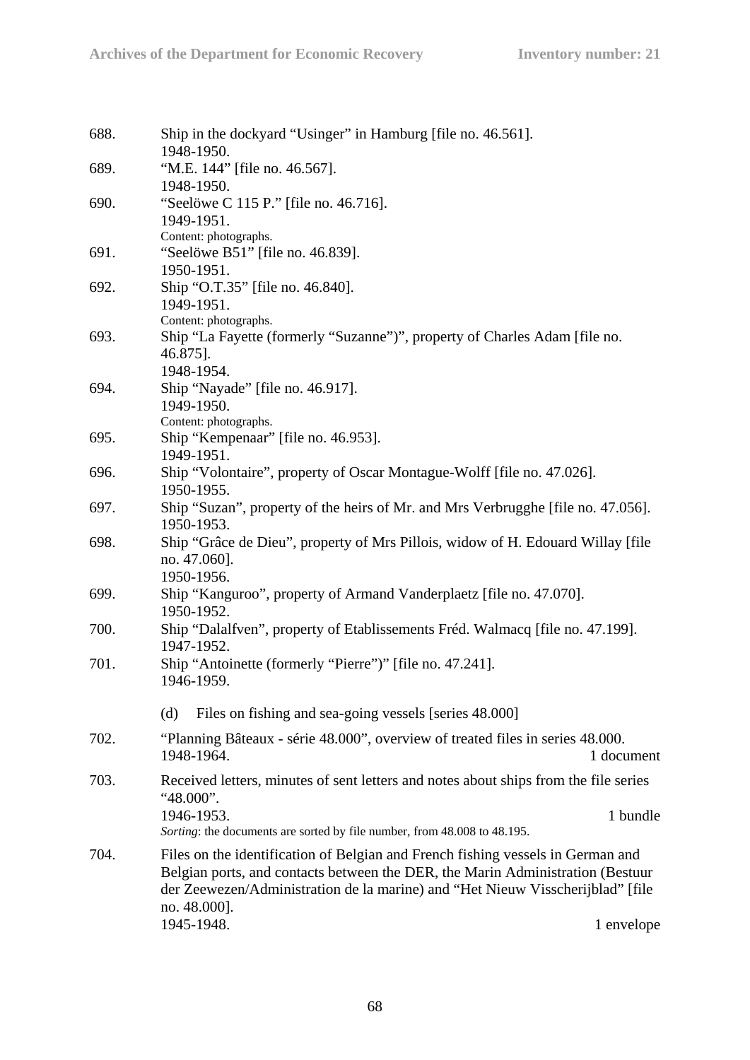688. Ship in the dockyard "Usinger" in Hamburg [file no. 46.561].
1948-1950.

689. "M.E. 144" [file no. 46.567].
1948-1950.

690. "Seelöwe C 115 P." [file no. 46.716].
1949-1951.
Content: photographs.

691. "Seelöwe B51" [file no. 46.839].
1950-1951.

692. Ship "O.T.35" [file no. 46.840].
1949-1951.
Content: photographs.

693. Ship "La Fayette (formerly "Suzanne")", property of Charles Adam [file no. 46.875].
1948-1954.

694. Ship "Nayade" [file no. 46.917].
1949-1950.
Content: photographs.

695. Ship "Kempenaar" [file no. 46.953].
1949-1951.

696. Ship "Volontaire", property of Oscar Montague-Wolff [file no. 47.026].
1950-1955.

697. Ship "Suzan", property of the heirs of Mr. and Mrs Verbrugghe [file no. 47.056].
1950-1953.

698. Ship "Grâce de Dieu", property of Mrs Pillois, widow of H. Edouard Willay [file no. 47.060].
1950-1956.

699. Ship "Kanguroo", property of Armand Vanderplaetz [file no. 47.070].
1950-1952.

700. Ship "Dalalfven", property of Etablissements Fréd. Walmacq [file no. 47.199].
1947-1952.

701. Ship "Antoinette (formerly "Pierre")" [file no. 47.241].
1946-1959.

(d) Files on fishing and sea-going vessels [series 48.000]

702. "Planning Bâteaux - série 48.000", overview of treated files in series 48.000.
1948-1964. — 1 document

703. Received letters, minutes of sent letters and notes about ships from the file series "48.000".
1946-1953. — 1 bundle
*Sorting*: the documents are sorted by file number, from 48.008 to 48.195.

704. Files on the identification of Belgian and French fishing vessels in German and Belgian ports, and contacts between the DER, the Marin Administration (Bestuur der Zeewezen/Administration de la marine) and "Het Nieuw Visscherijblad" [file no. 48.000].
1945-1948. — 1 envelope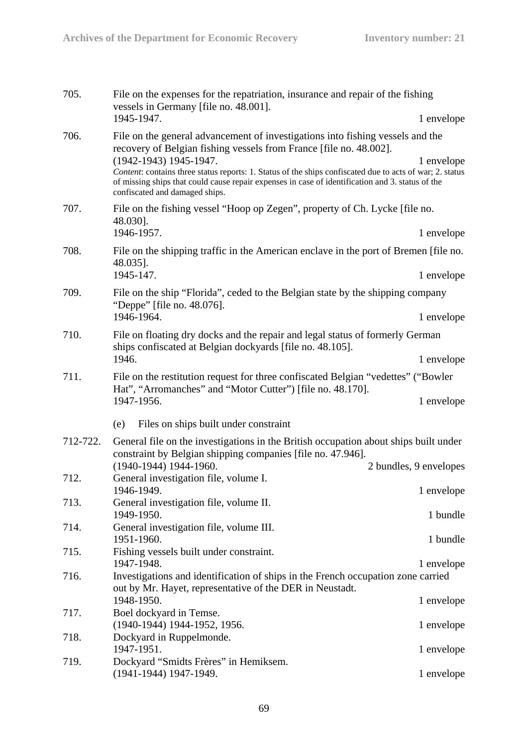705. File on the expenses for the repatriation, insurance and repair of the fishing vessels in Germany [file no. 48.001].
1945-1947. 1 envelope

706. File on the general advancement of investigations into fishing vessels and the recovery of Belgian fishing vessels from France [file no. 48.002].
(1942-1943) 1945-1947. 1 envelope
*Content*: contains three status reports: 1. Status of the ships confiscated due to acts of war; 2. status of missing ships that could cause repair expenses in case of identification and 3. status of the confiscated and damaged ships.

707. File on the fishing vessel "Hoop op Zegen", property of Ch. Lycke [file no. 48.030].
1946-1957. 1 envelope

708. File on the shipping traffic in the American enclave in the port of Bremen [file no. 48.035].
1945-147. 1 envelope

709. File on the ship "Florida", ceded to the Belgian state by the shipping company "Deppe" [file no. 48.076].
1946-1964. 1 envelope

710. File on floating dry docks and the repair and legal status of formerly German ships confiscated at Belgian dockyards [file no. 48.105].
1946. 1 envelope

711. File on the restitution request for three confiscated Belgian "vedettes" ("Bowler Hat", "Arromanches" and "Motor Cutter") [file no. 48.170].
1947-1956. 1 envelope

(e) Files on ships built under constraint

712-722. General file on the investigations in the British occupation about ships built under constraint by Belgian shipping companies [file no. 47.946].
(1940-1944) 1944-1960. 2 bundles, 9 envelopes

712. General investigation file, volume I.
1946-1949. 1 envelope

713. General investigation file, volume II.
1949-1950. 1 bundle

714. General investigation file, volume III.
1951-1960. 1 bundle

715. Fishing vessels built under constraint.
1947-1948. 1 envelope

716. Investigations and identification of ships in the French occupation zone carried out by Mr. Hayet, representative of the DER in Neustadt.
1948-1950. 1 envelope

717. Boel dockyard in Temse.
(1940-1944) 1944-1952, 1956. 1 envelope

718. Dockyard in Ruppelmonde.
1947-1951. 1 envelope

719. Dockyard "Smidts Frères" in Hemiksem.
(1941-1944) 1947-1949. 1 envelope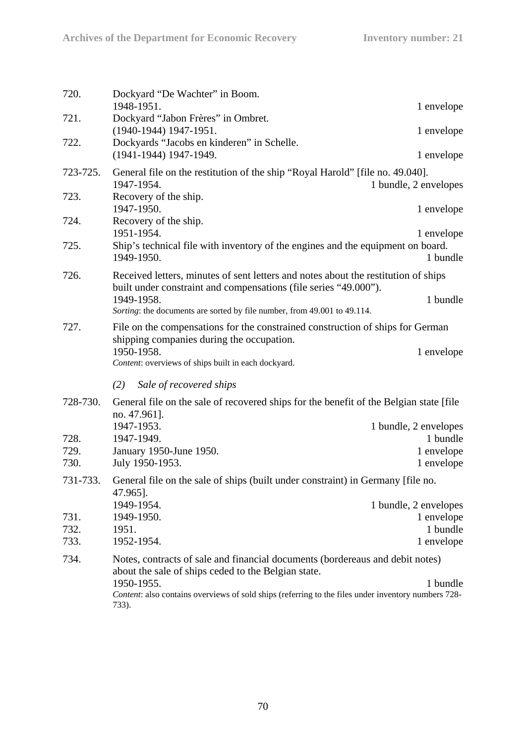720. Dockyard “De Wachter” in Boom.
1948-1951. 1 envelope

721. Dockyard “Jabon Frères” in Ombret.
(1940-1944) 1947-1951. 1 envelope

722. Dockyards “Jacobs en kinderen” in Schelle.
(1941-1944) 1947-1949. 1 envelope

723-725. General file on the restitution of the ship “Royal Harold” [file no. 49.040].
1947-1954. 1 bundle, 2 envelopes

723. Recovery of the ship.
1947-1950. 1 envelope

724. Recovery of the ship.
1951-1954. 1 envelope

725. Ship’s technical file with inventory of the engines and the equipment on board.
1949-1950. 1 bundle

726. Received letters, minutes of sent letters and notes about the restitution of ships built under constraint and compensations (file series “49.000”).
1949-1958. 1 bundle
*Sorting*: the documents are sorted by file number, from 49.001 to 49.114.

727. File on the compensations for the constrained construction of ships for German shipping companies during the occupation.
1950-1958. 1 envelope
*Content*: overviews of ships built in each dockyard.

*(2) Sale of recovered ships*

728-730. General file on the sale of recovered ships for the benefit of the Belgian state [file no. 47.961].
1947-1953. 1 bundle, 2 envelopes

728. 1947-1949. 1 bundle

729. January 1950-June 1950. 1 envelope

730. July 1950-1953. 1 envelope

731-733. General file on the sale of ships (built under constraint) in Germany [file no. 47.965].
1949-1954. 1 bundle, 2 envelopes

731. 1949-1950. 1 envelope

732. 1951. 1 bundle

733. 1952-1954. 1 envelope

734. Notes, contracts of sale and financial documents (bordereaus and debit notes) about the sale of ships ceded to the Belgian state.
1950-1955. 1 bundle
*Content*: also contains overviews of sold ships (referring to the files under inventory numbers 728-733).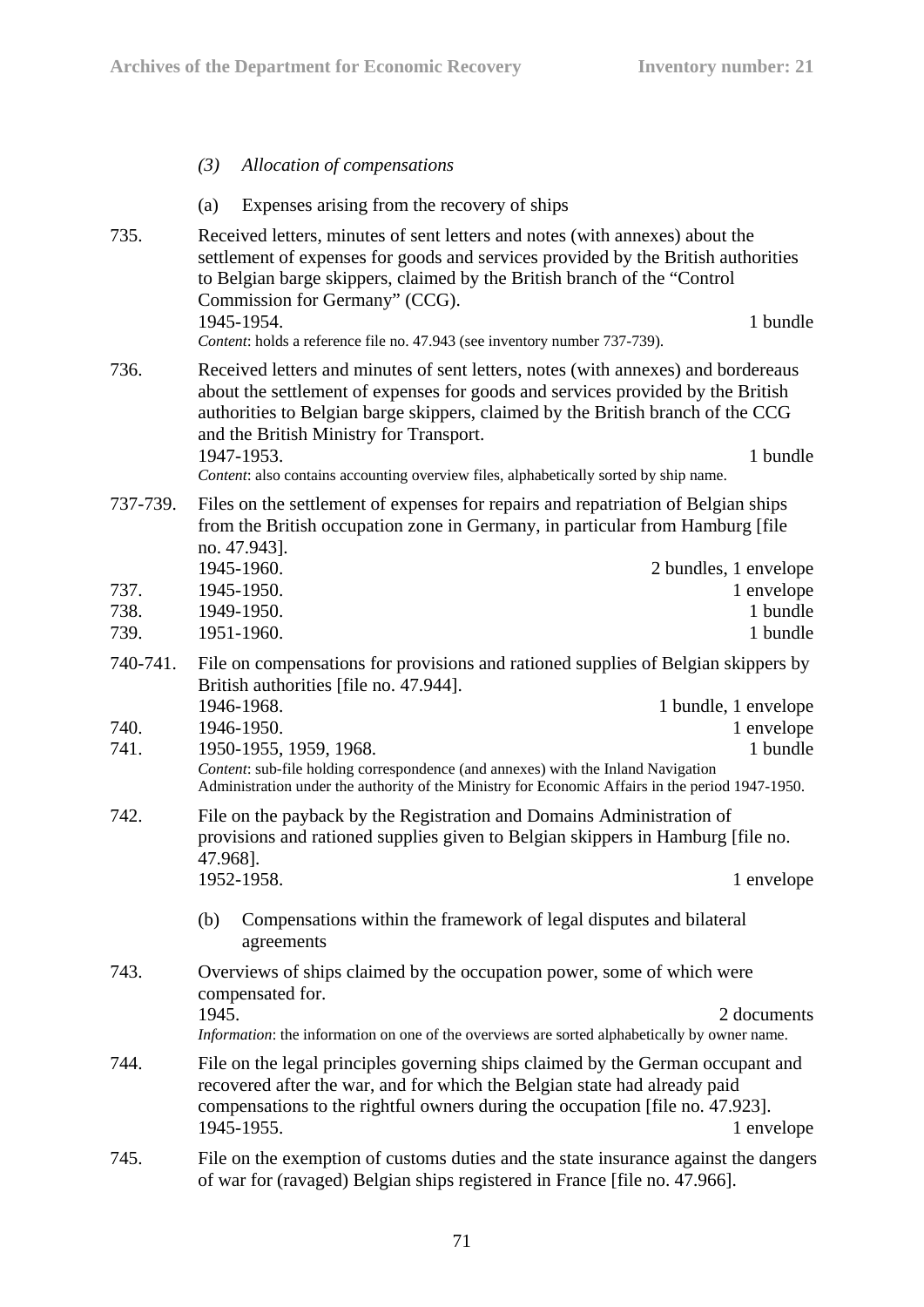*(3) Allocation of compensations*

(a) Expenses arising from the recovery of ships

735. Received letters, minutes of sent letters and notes (with annexes) about the settlement of expenses for goods and services provided by the British authorities to Belgian barge skippers, claimed by the British branch of the "Control Commission for Germany" (CCG).
1945-1954. 1 bundle
*Content*: holds a reference file no. 47.943 (see inventory number 737-739).

736. Received letters and minutes of sent letters, notes (with annexes) and bordereaus about the settlement of expenses for goods and services provided by the British authorities to Belgian barge skippers, claimed by the British branch of the CCG and the British Ministry for Transport.
1947-1953. 1 bundle
*Content*: also contains accounting overview files, alphabetically sorted by ship name.

737-739. Files on the settlement of expenses for repairs and repatriation of Belgian ships from the British occupation zone in Germany, in particular from Hamburg [file no. 47.943].
1945-1960. 2 bundles, 1 envelope

737. 1945-1950. 1 envelope
738. 1949-1950. 1 bundle
739. 1951-1960. 1 bundle

740-741. File on compensations for provisions and rationed supplies of Belgian skippers by British authorities [file no. 47.944].
1946-1968. 1 bundle, 1 envelope

740. 1946-1950. 1 envelope
741. 1950-1955, 1959, 1968. 1 bundle
*Content*: sub-file holding correspondence (and annexes) with the Inland Navigation Administration under the authority of the Ministry for Economic Affairs in the period 1947-1950.

742. File on the payback by the Registration and Domains Administration of provisions and rationed supplies given to Belgian skippers in Hamburg [file no. 47.968].
1952-1958. 1 envelope

(b) Compensations within the framework of legal disputes and bilateral agreements

743. Overviews of ships claimed by the occupation power, some of which were compensated for.
1945. 2 documents
*Information*: the information on one of the overviews are sorted alphabetically by owner name.

744. File on the legal principles governing ships claimed by the German occupant and recovered after the war, and for which the Belgian state had already paid compensations to the rightful owners during the occupation [file no. 47.923].
1945-1955. 1 envelope

745. File on the exemption of customs duties and the state insurance against the dangers of war for (ravaged) Belgian ships registered in France [file no. 47.966].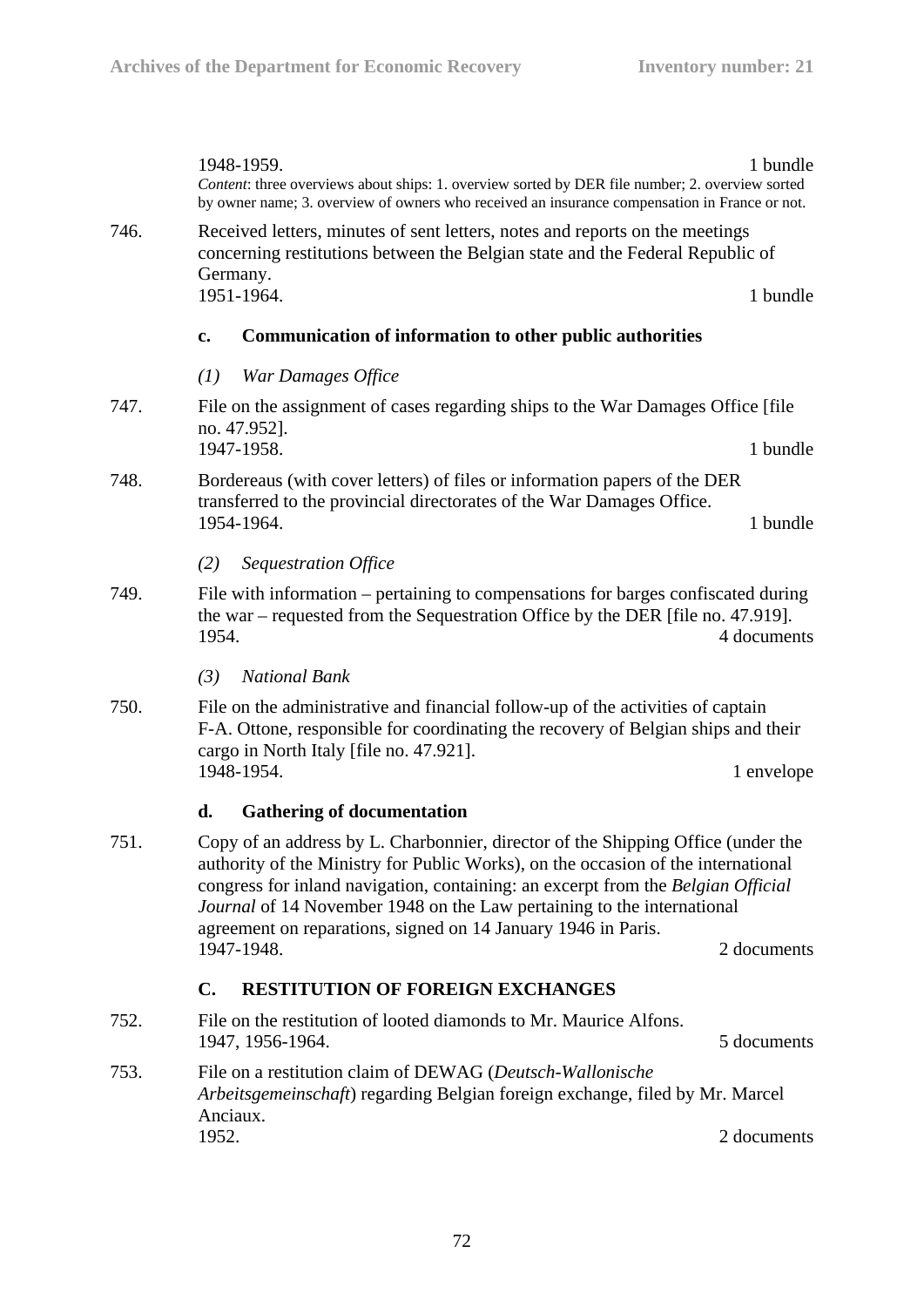1948-1959. 1 bundle

*Content*: three overviews about ships: 1. overview sorted by DER file number; 2. overview sorted by owner name; 3. overview of owners who received an insurance compensation in France or not.

746. Received letters, minutes of sent letters, notes and reports on the meetings concerning restitutions between the Belgian state and the Federal Republic of Germany.
1951-1964. 1 bundle

### c. Communication of information to other public authorities

#### *(1) War Damages Office*

747. File on the assignment of cases regarding ships to the War Damages Office [file no. 47.952].
1947-1958. 1 bundle

748. Bordereaus (with cover letters) of files or information papers of the DER transferred to the provincial directorates of the War Damages Office.
1954-1964. 1 bundle

#### *(2) Sequestration Office*

749. File with information – pertaining to compensations for barges confiscated during the war – requested from the Sequestration Office by the DER [file no. 47.919].
1954. 4 documents

#### *(3) National Bank*

750. File on the administrative and financial follow-up of the activities of captain F-A. Ottone, responsible for coordinating the recovery of Belgian ships and their cargo in North Italy [file no. 47.921].
1948-1954. 1 envelope

### d. Gathering of documentation

751. Copy of an address by L. Charbonnier, director of the Shipping Office (under the authority of the Ministry for Public Works), on the occasion of the international congress for inland navigation, containing: an excerpt from the *Belgian Official Journal* of 14 November 1948 on the Law pertaining to the international agreement on reparations, signed on 14 January 1946 in Paris.
1947-1948. 2 documents

## C. RESTITUTION OF FOREIGN EXCHANGES

752. File on the restitution of looted diamonds to Mr. Maurice Alfons.
1947, 1956-1964. 5 documents

753. File on a restitution claim of DEWAG (*Deutsch-Wallonische Arbeitsgemeinschaft*) regarding Belgian foreign exchange, filed by Mr. Marcel Anciaux.
1952. 2 documents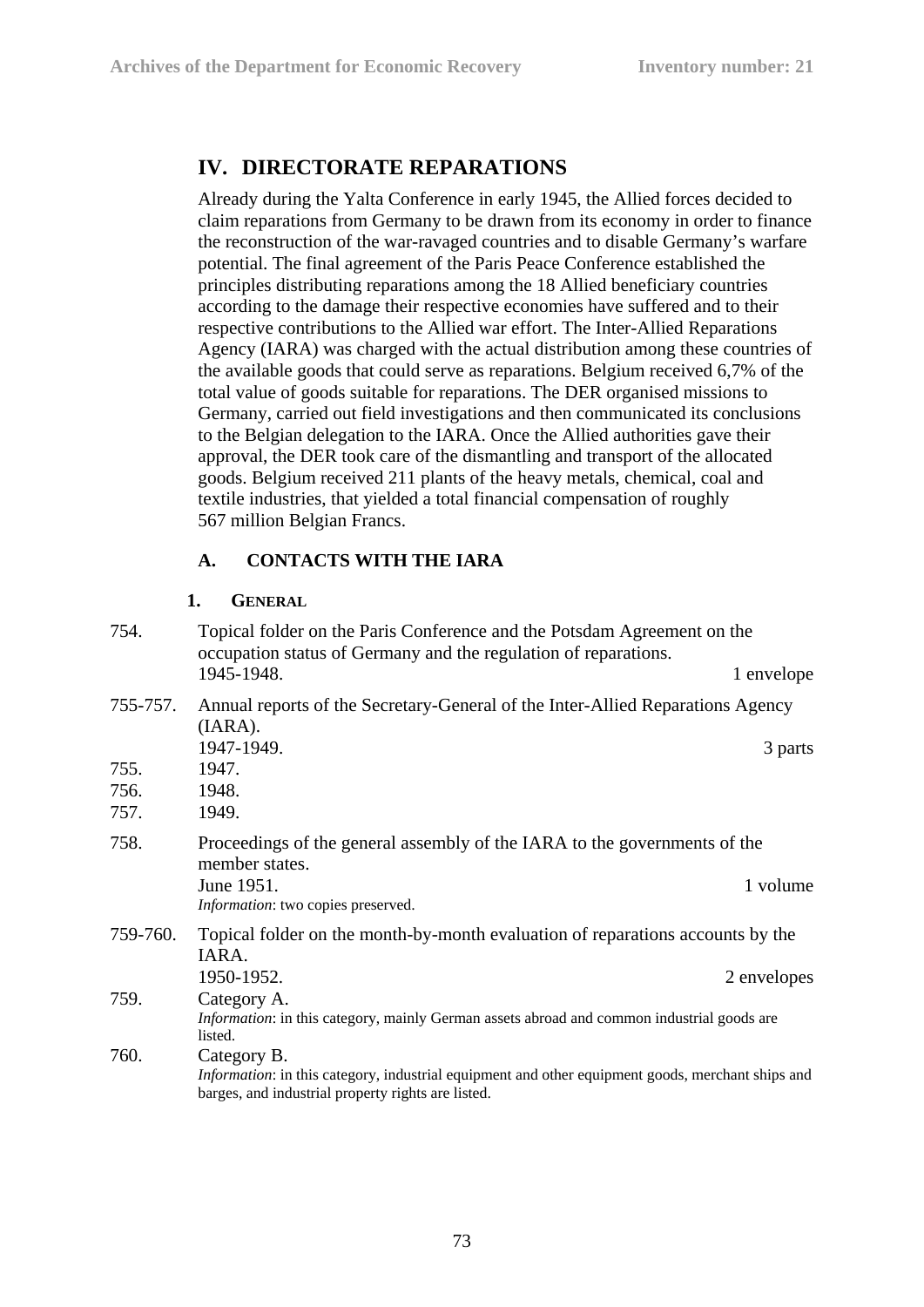## IV. DIRECTORATE REPARATIONS

Already during the Yalta Conference in early 1945, the Allied forces decided to claim reparations from Germany to be drawn from its economy in order to finance the reconstruction of the war-ravaged countries and to disable Germany's warfare potential. The final agreement of the Paris Peace Conference established the principles distributing reparations among the 18 Allied beneficiary countries according to the damage their respective economies have suffered and to their respective contributions to the Allied war effort. The Inter-Allied Reparations Agency (IARA) was charged with the actual distribution among these countries of the available goods that could serve as reparations. Belgium received 6,7% of the total value of goods suitable for reparations. The DER organised missions to Germany, carried out field investigations and then communicated its conclusions to the Belgian delegation to the IARA. Once the Allied authorities gave their approval, the DER took care of the dismantling and transport of the allocated goods. Belgium received 211 plants of the heavy metals, chemical, coal and textile industries, that yielded a total financial compensation of roughly 567 million Belgian Francs.

### A. CONTACTS WITH THE IARA

#### 1. GENERAL

754. Topical folder on the Paris Conference and the Potsdam Agreement on the occupation status of Germany and the regulation of reparations.
1945-1948. — 1 envelope

755-757. Annual reports of the Secretary-General of the Inter-Allied Reparations Agency (IARA).
1947-1949. — 3 parts

755. 1947.

756. 1948.

757. 1949.

758. Proceedings of the general assembly of the IARA to the governments of the member states.
June 1951. — 1 volume
*Information*: two copies preserved.

759-760. Topical folder on the month-by-month evaluation of reparations accounts by the IARA.
1950-1952. — 2 envelopes

759. Category A.
*Information*: in this category, mainly German assets abroad and common industrial goods are listed.

760. Category B.
*Information*: in this category, industrial equipment and other equipment goods, merchant ships and barges, and industrial property rights are listed.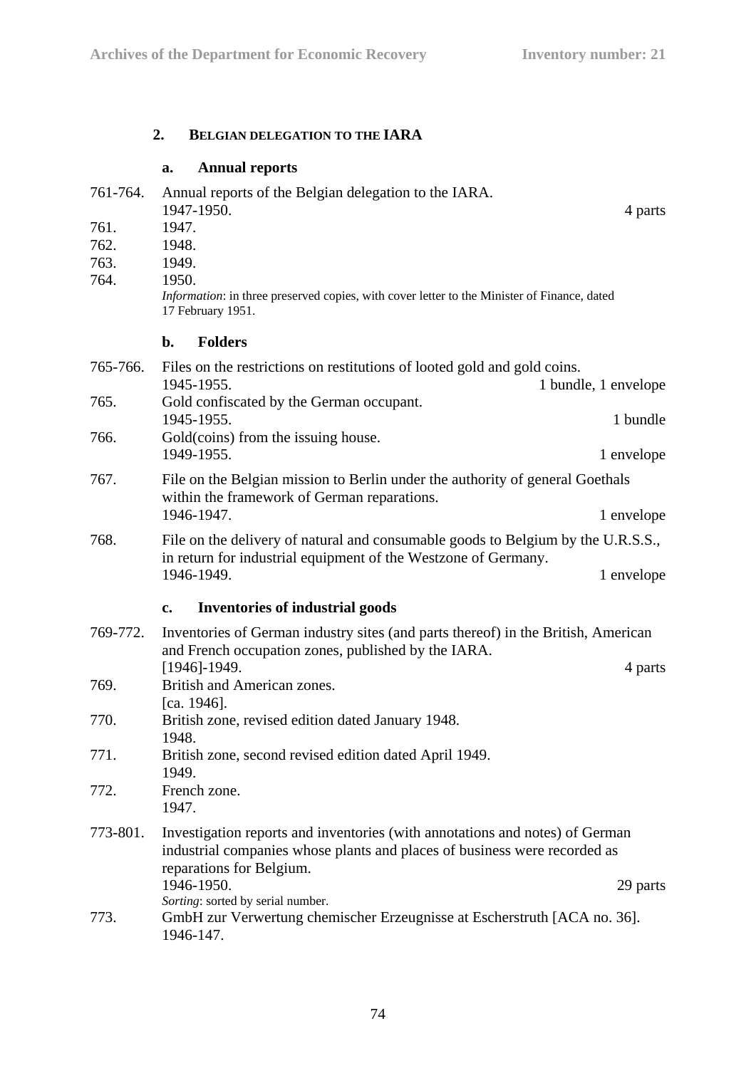## 2. Belgian delegation to the IARA

### a. Annual reports

761-764. Annual reports of the Belgian delegation to the IARA.
1947-1950. 4 parts

761. 1947.

762. 1948.

763. 1949.

764. 1950.
*Information*: in three preserved copies, with cover letter to the Minister of Finance, dated 17 February 1951.

### b. Folders

765-766. Files on the restrictions on restitutions of looted gold and gold coins.
1945-1955. 1 bundle, 1 envelope

765. Gold confiscated by the German occupant.
1945-1955. 1 bundle

766. Gold(coins) from the issuing house.
1949-1955. 1 envelope

767. File on the Belgian mission to Berlin under the authority of general Goethals within the framework of German reparations.
1946-1947. 1 envelope

768. File on the delivery of natural and consumable goods to Belgium by the U.R.S.S., in return for industrial equipment of the Westzone of Germany.
1946-1949. 1 envelope

### c. Inventories of industrial goods

769-772. Inventories of German industry sites (and parts thereof) in the British, American and French occupation zones, published by the IARA.
[1946]-1949. 4 parts

769. British and American zones.
[ca. 1946].

770. British zone, revised edition dated January 1948.
1948.

771. British zone, second revised edition dated April 1949.
1949.

772. French zone.
1947.

773-801. Investigation reports and inventories (with annotations and notes) of German industrial companies whose plants and places of business were recorded as reparations for Belgium.
1946-1950. 29 parts
*Sorting*: sorted by serial number.

773. GmbH zur Verwertung chemischer Erzeugnisse at Escherstruth [ACA no. 36].
1946-147.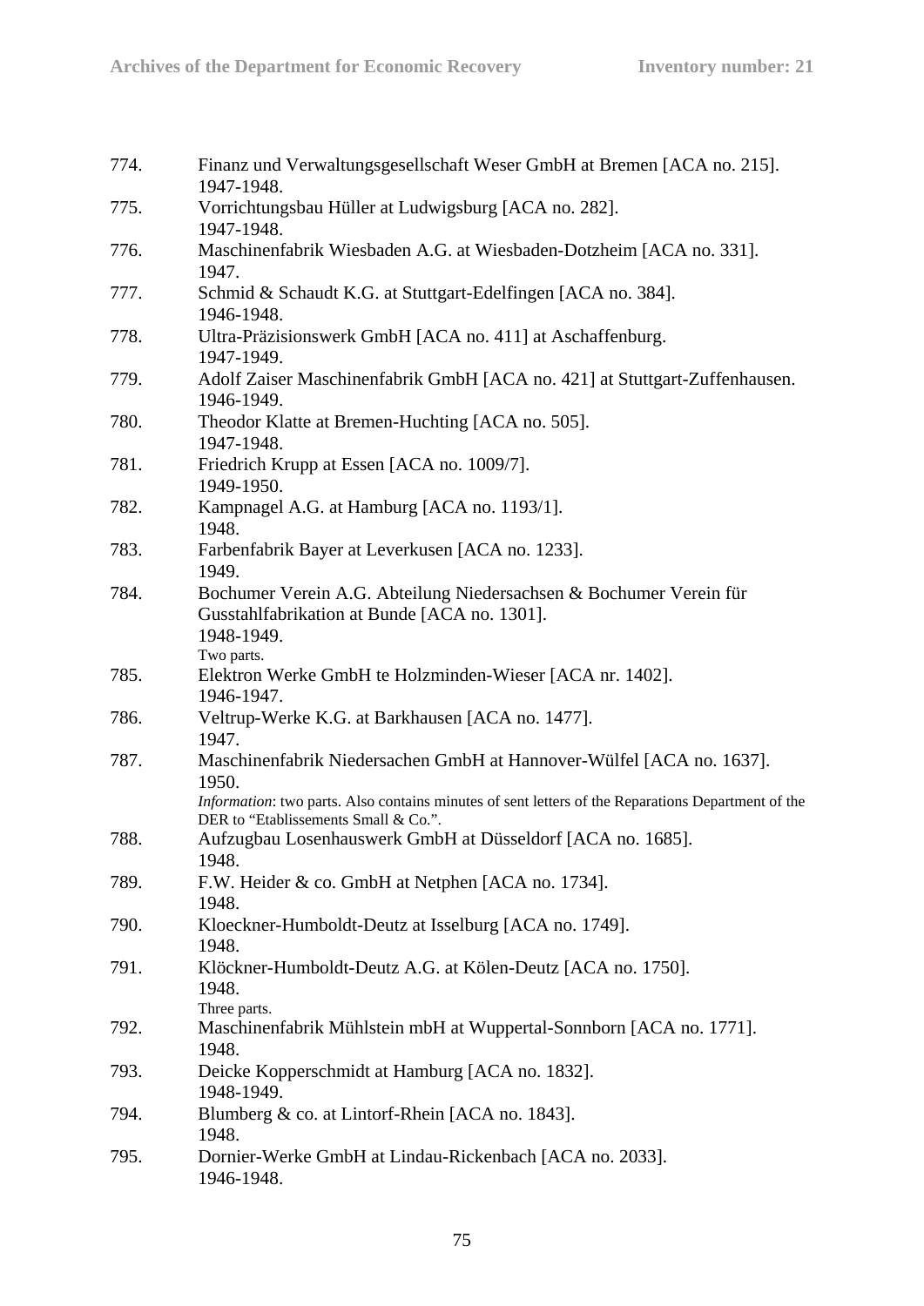774. Finanz und Verwaltungsgesellschaft Weser GmbH at Bremen [ACA no. 215].
 1947-1948.

775. Vorrichtungsbau Hüller at Ludwigsburg [ACA no. 282].
 1947-1948.

776. Maschinenfabrik Wiesbaden A.G. at Wiesbaden-Dotzheim [ACA no. 331].
 1947.

777. Schmid & Schaudt K.G. at Stuttgart-Edelfingen [ACA no. 384].
 1946-1948.

778. Ultra-Präzisionswerk GmbH [ACA no. 411] at Aschaffenburg.
 1947-1949.

779. Adolf Zaiser Maschinenfabrik GmbH [ACA no. 421] at Stuttgart-Zuffenhausen.
 1946-1949.

780. Theodor Klatte at Bremen-Huchting [ACA no. 505].
 1947-1948.

781. Friedrich Krupp at Essen [ACA no. 1009/7].
 1949-1950.

782. Kampnagel A.G. at Hamburg [ACA no. 1193/1].
 1948.

783. Farbenfabrik Bayer at Leverkusen [ACA no. 1233].
 1949.

784. Bochumer Verein A.G. Abteilung Niedersachsen & Bochumer Verein für Gusstahlfabrikation at Bunde [ACA no. 1301].
 1948-1949.
 Two parts.

785. Elektron Werke GmbH te Holzminden-Wieser [ACA nr. 1402].
 1946-1947.

786. Veltrup-Werke K.G. at Barkhausen [ACA no. 1477].
 1947.

787. Maschinenfabrik Niedersachen GmbH at Hannover-Wülfel [ACA no. 1637].
 1950.
 *Information*: two parts. Also contains minutes of sent letters of the Reparations Department of the DER to "Etablissements Small & Co.".

788. Aufzugbau Losenhauswerk GmbH at Düsseldorf [ACA no. 1685].
 1948.

789. F.W. Heider & co. GmbH at Netphen [ACA no. 1734].
 1948.

790. Kloeckner-Humboldt-Deutz at Isselburg [ACA no. 1749].
 1948.

791. Klöckner-Humboldt-Deutz A.G. at Kölen-Deutz [ACA no. 1750].
 1948.
 Three parts.

792. Maschinenfabrik Mühlstein mbH at Wuppertal-Sonnborn [ACA no. 1771].
 1948.

793. Deicke Kopperschmidt at Hamburg [ACA no. 1832].
 1948-1949.

794. Blumberg & co. at Lintorf-Rhein [ACA no. 1843].
 1948.

795. Dornier-Werke GmbH at Lindau-Rickenbach [ACA no. 2033].
 1946-1948.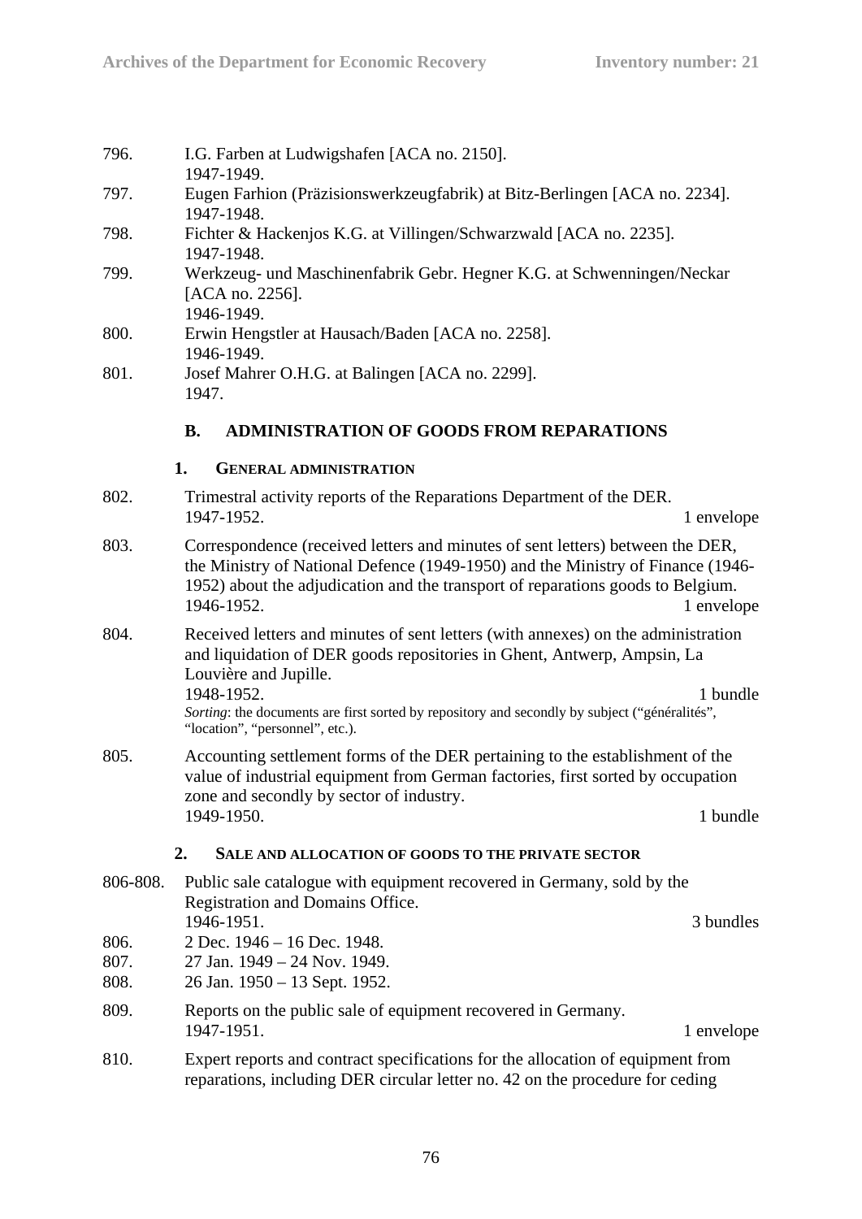796. I.G. Farben at Ludwigshafen [ACA no. 2150].
1947-1949.

797. Eugen Farhion (Präzisionswerkzeugfabrik) at Bitz-Berlingen [ACA no. 2234].
1947-1948.

798. Fichter & Hackenjos K.G. at Villingen/Schwarzwald [ACA no. 2235].
1947-1948.

799. Werkzeug- und Maschinenfabrik Gebr. Hegner K.G. at Schwenningen/Neckar [ACA no. 2256].
1946-1949.

800. Erwin Hengstler at Hausach/Baden [ACA no. 2258].
1946-1949.

801. Josef Mahrer O.H.G. at Balingen [ACA no. 2299].
1947.

## B. ADMINISTRATION OF GOODS FROM REPARATIONS

### 1. General administration

802. Trimestral activity reports of the Reparations Department of the DER.
1947-1952. 1 envelope

803. Correspondence (received letters and minutes of sent letters) between the DER, the Ministry of National Defence (1949-1950) and the Ministry of Finance (1946-1952) about the adjudication and the transport of reparations goods to Belgium.
1946-1952. 1 envelope

804. Received letters and minutes of sent letters (with annexes) on the administration and liquidation of DER goods repositories in Ghent, Antwerp, Ampsin, La Louvière and Jupille.
1948-1952. 1 bundle
*Sorting*: the documents are first sorted by repository and secondly by subject ("généralités", "location", "personnel", etc.).

805. Accounting settlement forms of the DER pertaining to the establishment of the value of industrial equipment from German factories, first sorted by occupation zone and secondly by sector of industry.
1949-1950. 1 bundle

### 2. Sale and allocation of goods to the private sector

806-808. Public sale catalogue with equipment recovered in Germany, sold by the Registration and Domains Office.
1946-1951. 3 bundles

806. 2 Dec. 1946 – 16 Dec. 1948.

807. 27 Jan. 1949 – 24 Nov. 1949.

808. 26 Jan. 1950 – 13 Sept. 1952.

809. Reports on the public sale of equipment recovered in Germany.
1947-1951. 1 envelope

810. Expert reports and contract specifications for the allocation of equipment from reparations, including DER circular letter no. 42 on the procedure for ceding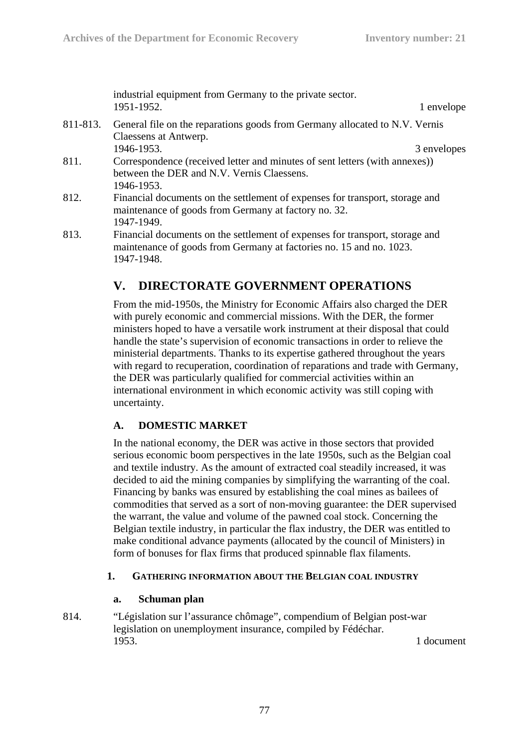industrial equipment from Germany to the private sector.
1951-1952. 1 envelope

811-813. General file on the reparations goods from Germany allocated to N.V. Vernis Claessens at Antwerp.
1946-1953. 3 envelopes

811. Correspondence (received letter and minutes of sent letters (with annexes)) between the DER and N.V. Vernis Claessens.
1946-1953.

812. Financial documents on the settlement of expenses for transport, storage and maintenance of goods from Germany at factory no. 32.
1947-1949.

813. Financial documents on the settlement of expenses for transport, storage and maintenance of goods from Germany at factories no. 15 and no. 1023.
1947-1948.

## V. DIRECTORATE GOVERNMENT OPERATIONS

From the mid-1950s, the Ministry for Economic Affairs also charged the DER with purely economic and commercial missions. With the DER, the former ministers hoped to have a versatile work instrument at their disposal that could handle the state's supervision of economic transactions in order to relieve the ministerial departments. Thanks to its expertise gathered throughout the years with regard to recuperation, coordination of reparations and trade with Germany, the DER was particularly qualified for commercial activities within an international environment in which economic activity was still coping with uncertainty.

### A. DOMESTIC MARKET

In the national economy, the DER was active in those sectors that provided serious economic boom perspectives in the late 1950s, such as the Belgian coal and textile industry. As the amount of extracted coal steadily increased, it was decided to aid the mining companies by simplifying the warranting of the coal. Financing by banks was ensured by establishing the coal mines as bailees of commodities that served as a sort of non-moving guarantee: the DER supervised the warrant, the value and volume of the pawned coal stock. Concerning the Belgian textile industry, in particular the flax industry, the DER was entitled to make conditional advance payments (allocated by the council of Ministers) in form of bonuses for flax firms that produced spinnable flax filaments.

#### 1. GATHERING INFORMATION ABOUT THE BELGIAN COAL INDUSTRY

##### a. Schuman plan

814. "Législation sur l'assurance chômage", compendium of Belgian post-war legislation on unemployment insurance, compiled by Fédéchar.
1953. 1 document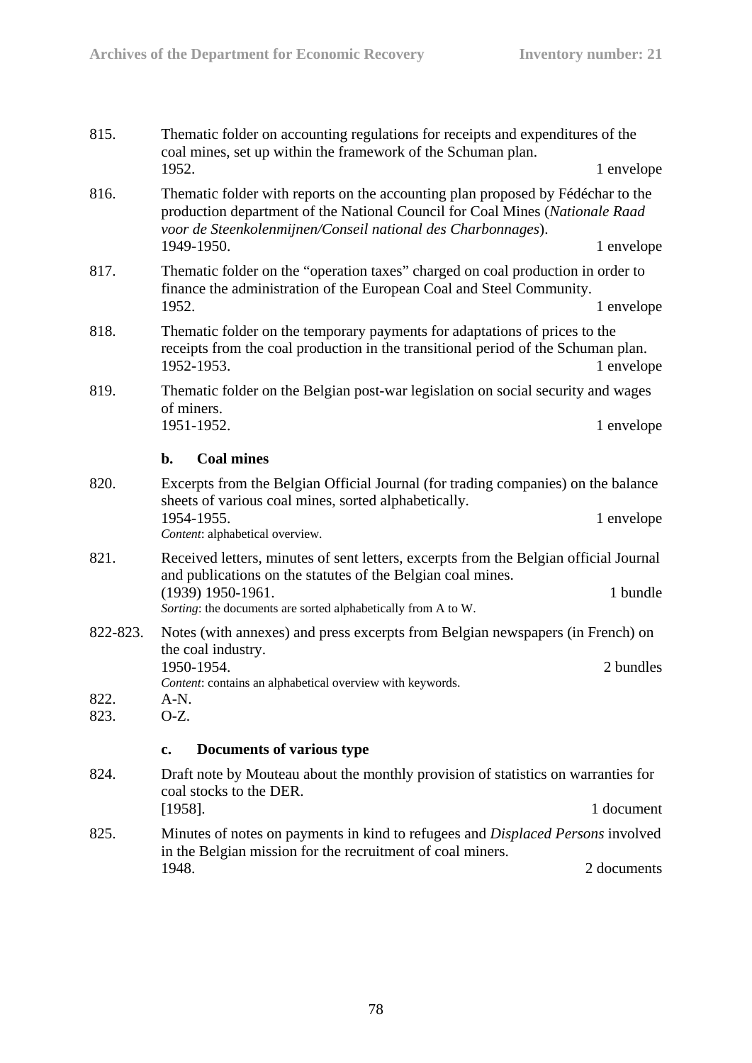815. Thematic folder on accounting regulations for receipts and expenditures of the coal mines, set up within the framework of the Schuman plan.
1952. 1 envelope

816. Thematic folder with reports on the accounting plan proposed by Fédéchar to the production department of the National Council for Coal Mines (*Nationale Raad voor de Steenkolenmijnen/Conseil national des Charbonnages*).
1949-1950. 1 envelope

817. Thematic folder on the "operation taxes" charged on coal production in order to finance the administration of the European Coal and Steel Community.
1952. 1 envelope

818. Thematic folder on the temporary payments for adaptations of prices to the receipts from the coal production in the transitional period of the Schuman plan.
1952-1953. 1 envelope

819. Thematic folder on the Belgian post-war legislation on social security and wages of miners.
1951-1952. 1 envelope

### b. Coal mines

820. Excerpts from the Belgian Official Journal (for trading companies) on the balance sheets of various coal mines, sorted alphabetically.
1954-1955. 1 envelope
*Content*: alphabetical overview.

821. Received letters, minutes of sent letters, excerpts from the Belgian official Journal and publications on the statutes of the Belgian coal mines.
(1939) 1950-1961. 1 bundle
*Sorting*: the documents are sorted alphabetically from A to W.

822-823. Notes (with annexes) and press excerpts from Belgian newspapers (in French) on the coal industry.
1950-1954. 2 bundles
*Content*: contains an alphabetical overview with keywords.

822. A-N.
823. O-Z.

### c. Documents of various type

824. Draft note by Mouteau about the monthly provision of statistics on warranties for coal stocks to the DER.
[1958]. 1 document

825. Minutes of notes on payments in kind to refugees and *Displaced Persons* involved in the Belgian mission for the recruitment of coal miners.
1948. 2 documents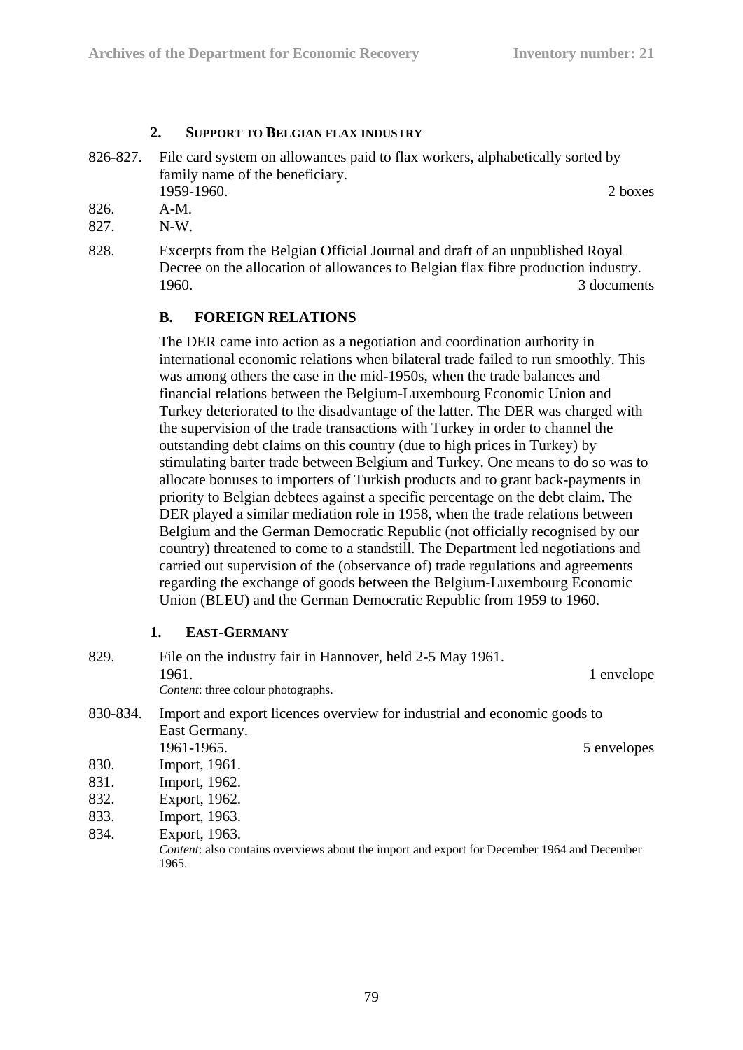### 2. Support to Belgian flax industry

826-827. File card system on allowances paid to flax workers, alphabetically sorted by family name of the beneficiary.
1959-1960. 2 boxes

826. A-M.
827. N-W.

828. Excerpts from the Belgian Official Journal and draft of an unpublished Royal Decree on the allocation of allowances to Belgian flax fibre production industry.
1960. 3 documents

## B. FOREIGN RELATIONS

The DER came into action as a negotiation and coordination authority in international economic relations when bilateral trade failed to run smoothly. This was among others the case in the mid-1950s, when the trade balances and financial relations between the Belgium-Luxembourg Economic Union and Turkey deteriorated to the disadvantage of the latter. The DER was charged with the supervision of the trade transactions with Turkey in order to channel the outstanding debt claims on this country (due to high prices in Turkey) by stimulating barter trade between Belgium and Turkey. One means to do so was to allocate bonuses to importers of Turkish products and to grant back-payments in priority to Belgian debtees against a specific percentage on the debt claim. The DER played a similar mediation role in 1958, when the trade relations between Belgium and the German Democratic Republic (not officially recognised by our country) threatened to come to a standstill. The Department led negotiations and carried out supervision of the (observance of) trade regulations and agreements regarding the exchange of goods between the Belgium-Luxembourg Economic Union (BLEU) and the German Democratic Republic from 1959 to 1960.

### 1. East-Germany

829. File on the industry fair in Hannover, held 2-5 May 1961.
1961. 1 envelope
*Content*: three colour photographs.

830-834. Import and export licences overview for industrial and economic goods to East Germany.
1961-1965. 5 envelopes

830. Import, 1961.
831. Import, 1962.
832. Export, 1962.
833. Import, 1963.
834. Export, 1963.
*Content*: also contains overviews about the import and export for December 1964 and December 1965.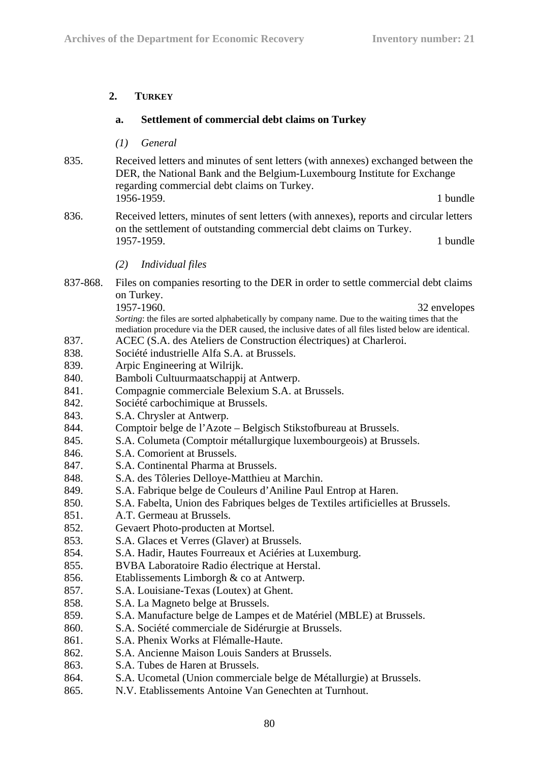## 2. TURKEY

### a. Settlement of commercial debt claims on Turkey

#### *(1) General*

835. Received letters and minutes of sent letters (with annexes) exchanged between the DER, the National Bank and the Belgium-Luxembourg Institute for Exchange regarding commercial debt claims on Turkey.
1956-1959. 1 bundle

836. Received letters, minutes of sent letters (with annexes), reports and circular letters on the settlement of outstanding commercial debt claims on Turkey.
1957-1959. 1 bundle

#### *(2) Individual files*

837-868. Files on companies resorting to the DER in order to settle commercial debt claims on Turkey.
1957-1960. 32 envelopes
*Sorting*: the files are sorted alphabetically by company name. Due to the waiting times that the mediation procedure via the DER caused, the inclusive dates of all files listed below are identical.

837. ACEC (S.A. des Ateliers de Construction électriques) at Charleroi.
838. Société industrielle Alfa S.A. at Brussels.
839. Arpic Engineering at Wilrijk.
840. Bamboli Cultuurmaatschappij at Antwerp.
841. Compagnie commerciale Belexium S.A. at Brussels.
842. Société carbochimique at Brussels.
843. S.A. Chrysler at Antwerp.
844. Comptoir belge de l'Azote – Belgisch Stikstofbureau at Brussels.
845. S.A. Columeta (Comptoir métallurgique luxembourgeois) at Brussels.
846. S.A. Comorient at Brussels.
847. S.A. Continental Pharma at Brussels.
848. S.A. des Tôleries Delloye-Matthieu at Marchin.
849. S.A. Fabrique belge de Couleurs d'Aniline Paul Entrop at Haren.
850. S.A. Fabelta, Union des Fabriques belges de Textiles artificielles at Brussels.
851. A.T. Germeau at Brussels.
852. Gevaert Photo-producten at Mortsel.
853. S.A. Glaces et Verres (Glaver) at Brussels.
854. S.A. Hadir, Hautes Fourreaux et Aciéries at Luxemburg.
855. BVBA Laboratoire Radio électrique at Herstal.
856. Etablissements Limborgh & co at Antwerp.
857. S.A. Louisiane-Texas (Loutex) at Ghent.
858. S.A. La Magneto belge at Brussels.
859. S.A. Manufacture belge de Lampes et de Matériel (MBLE) at Brussels.
860. S.A. Société commerciale de Sidérurgie at Brussels.
861. S.A. Phenix Works at Flémalle-Haute.
862. S.A. Ancienne Maison Louis Sanders at Brussels.
863. S.A. Tubes de Haren at Brussels.
864. S.A. Ucometal (Union commerciale belge de Métallurgie) at Brussels.
865. N.V. Etablissements Antoine Van Genechten at Turnhout.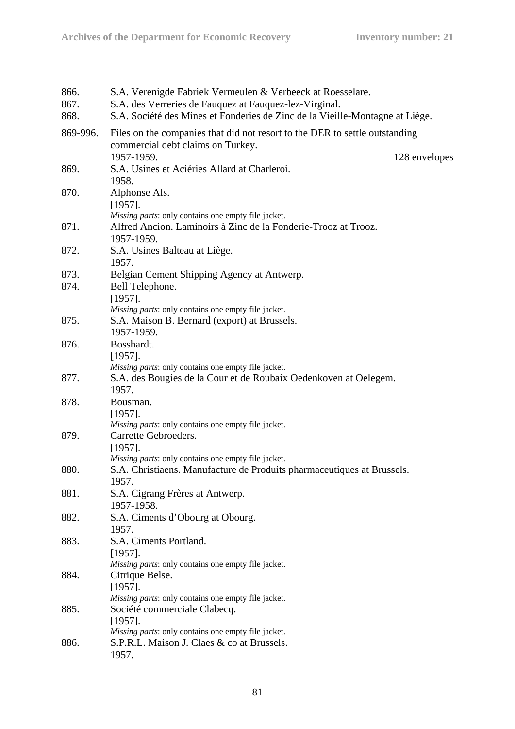866. S.A. Verenigde Fabriek Vermeulen & Verbeeck at Roesselare.

867. S.A. des Verreries de Fauquez at Fauquez-lez-Virginal.

868. S.A. Société des Mines et Fonderies de Zinc de la Vieille-Montagne at Liège.

869-996. Files on the companies that did not resort to the DER to settle outstanding commercial debt claims on Turkey.
1957-1959. 128 envelopes

869. S.A. Usines et Aciéries Allard at Charleroi.
1958.

870. Alphonse Als.
[1957].
*Missing parts*: only contains one empty file jacket.

871. Alfred Ancion. Laminoirs à Zinc de la Fonderie-Trooz at Trooz.
1957-1959.

872. S.A. Usines Balteau at Liège.
1957.

873. Belgian Cement Shipping Agency at Antwerp.

874. Bell Telephone.
[1957].
*Missing parts*: only contains one empty file jacket.

875. S.A. Maison B. Bernard (export) at Brussels.
1957-1959.

876. Bosshardt.
[1957].
*Missing parts*: only contains one empty file jacket.

877. S.A. des Bougies de la Cour et de Roubaix Oedenkoven at Oelegem.
1957.

878. Bousman.
[1957].
*Missing parts*: only contains one empty file jacket.

879. Carrette Gebroeders.
[1957].
*Missing parts*: only contains one empty file jacket.

880. S.A. Christiaens. Manufacture de Produits pharmaceutiques at Brussels.
1957.

881. S.A. Cigrang Frères at Antwerp.
1957-1958.

882. S.A. Ciments d'Obourg at Obourg.
1957.

883. S.A. Ciments Portland.
[1957].
*Missing parts*: only contains one empty file jacket.

884. Citrique Belse.
[1957].
*Missing parts*: only contains one empty file jacket.

885. Société commerciale Clabecq.
[1957].
*Missing parts*: only contains one empty file jacket.

886. S.P.R.L. Maison J. Claes & co at Brussels.
1957.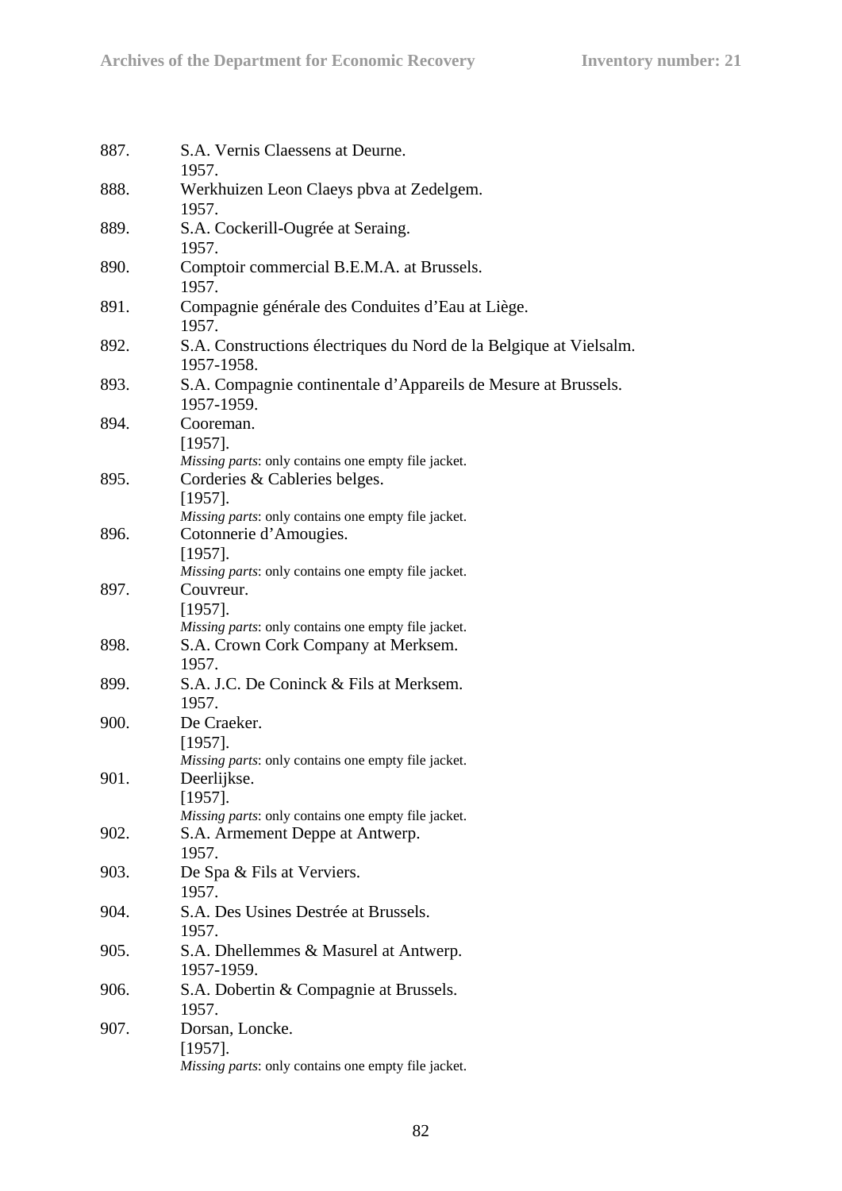887. S.A. Vernis Claessens at Deurne.
1957.

888. Werkhuizen Leon Claeys pbva at Zedelgem.
1957.

889. S.A. Cockerill-Ougrée at Seraing.
1957.

890. Comptoir commercial B.E.M.A. at Brussels.
1957.

891. Compagnie générale des Conduites d'Eau at Liège.
1957.

892. S.A. Constructions électriques du Nord de la Belgique at Vielsalm.
1957-1958.

893. S.A. Compagnie continentale d'Appareils de Mesure at Brussels.
1957-1959.

894. Cooreman.
[1957].
*Missing parts*: only contains one empty file jacket.

895. Corderies & Cableries belges.
[1957].
*Missing parts*: only contains one empty file jacket.

896. Cotonnerie d'Amougies.
[1957].
*Missing parts*: only contains one empty file jacket.

897. Couvreur.
[1957].
*Missing parts*: only contains one empty file jacket.

898. S.A. Crown Cork Company at Merksem.
1957.

899. S.A. J.C. De Coninck & Fils at Merksem.
1957.

900. De Craeker.
[1957].
*Missing parts*: only contains one empty file jacket.

901. Deerlijkse.
[1957].
*Missing parts*: only contains one empty file jacket.

902. S.A. Armement Deppe at Antwerp.
1957.

903. De Spa & Fils at Verviers.
1957.

904. S.A. Des Usines Destrée at Brussels.
1957.

905. S.A. Dhellemmes & Masurel at Antwerp.
1957-1959.

906. S.A. Dobertin & Compagnie at Brussels.
1957.

907. Dorsan, Loncke.
[1957].
*Missing parts*: only contains one empty file jacket.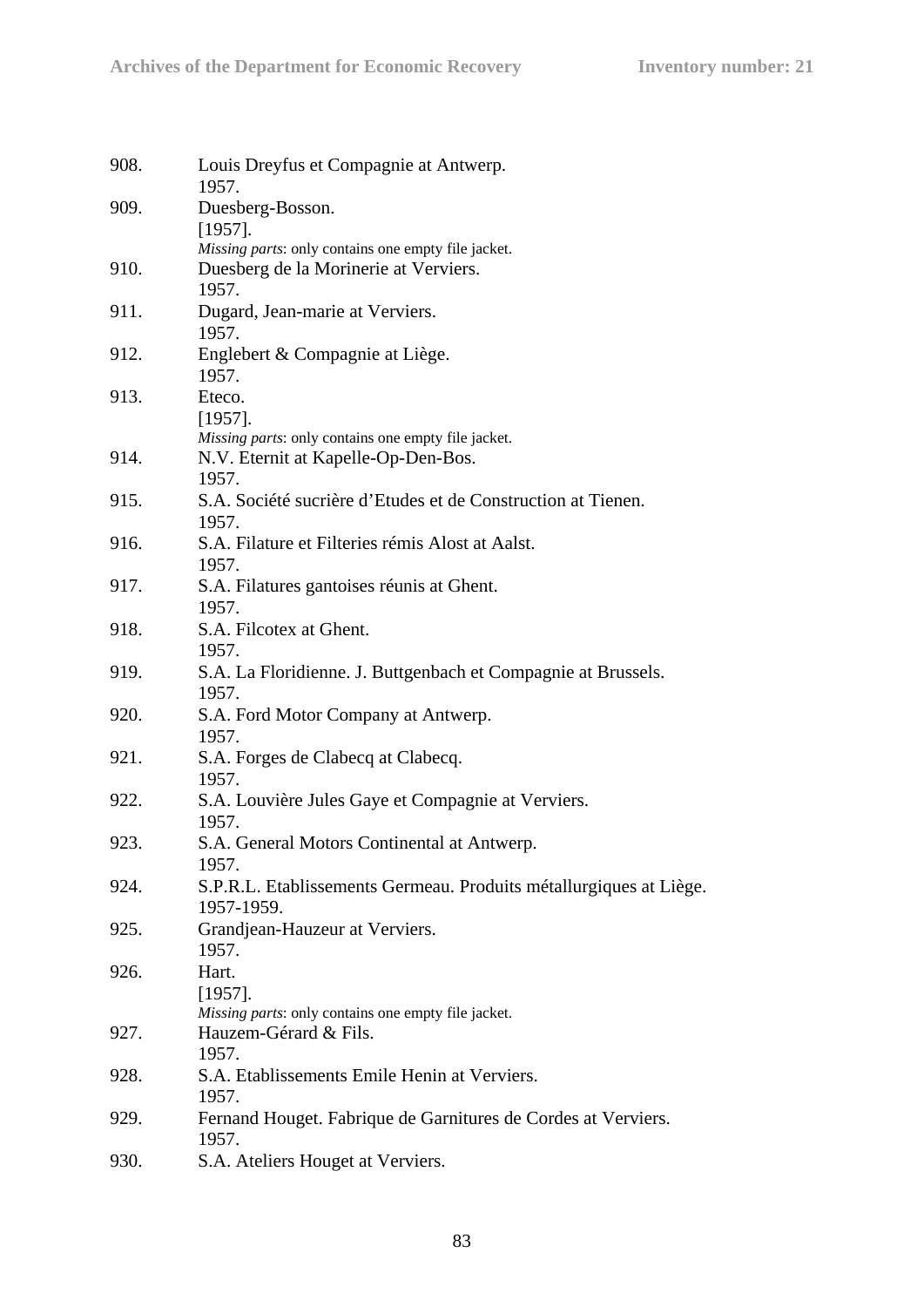908. Louis Dreyfus et Compagnie at Antwerp.
1957.

909. Duesberg-Bosson.
[1957].
*Missing parts*: only contains one empty file jacket.

910. Duesberg de la Morinerie at Verviers.
1957.

911. Dugard, Jean-marie at Verviers.
1957.

912. Englebert & Compagnie at Liège.
1957.

913. Eteco.
[1957].
*Missing parts*: only contains one empty file jacket.

914. N.V. Eternit at Kapelle-Op-Den-Bos.
1957.

915. S.A. Société sucrière d'Etudes et de Construction at Tienen.
1957.

916. S.A. Filature et Filteries rémis Alost at Aalst.
1957.

917. S.A. Filatures gantoises réunis at Ghent.
1957.

918. S.A. Filcotex at Ghent.
1957.

919. S.A. La Floridienne. J. Buttgenbach et Compagnie at Brussels.
1957.

920. S.A. Ford Motor Company at Antwerp.
1957.

921. S.A. Forges de Clabecq at Clabecq.
1957.

922. S.A. Louvière Jules Gaye et Compagnie at Verviers.
1957.

923. S.A. General Motors Continental at Antwerp.
1957.

924. S.P.R.L. Etablissements Germeau. Produits métallurgiques at Liège.
1957-1959.

925. Grandjean-Hauzeur at Verviers.
1957.

926. Hart.
[1957].
*Missing parts*: only contains one empty file jacket.

927. Hauzem-Gérard & Fils.
1957.

928. S.A. Etablissements Emile Henin at Verviers.
1957.

929. Fernand Houget. Fabrique de Garnitures de Cordes at Verviers.
1957.

930. S.A. Ateliers Houget at Verviers.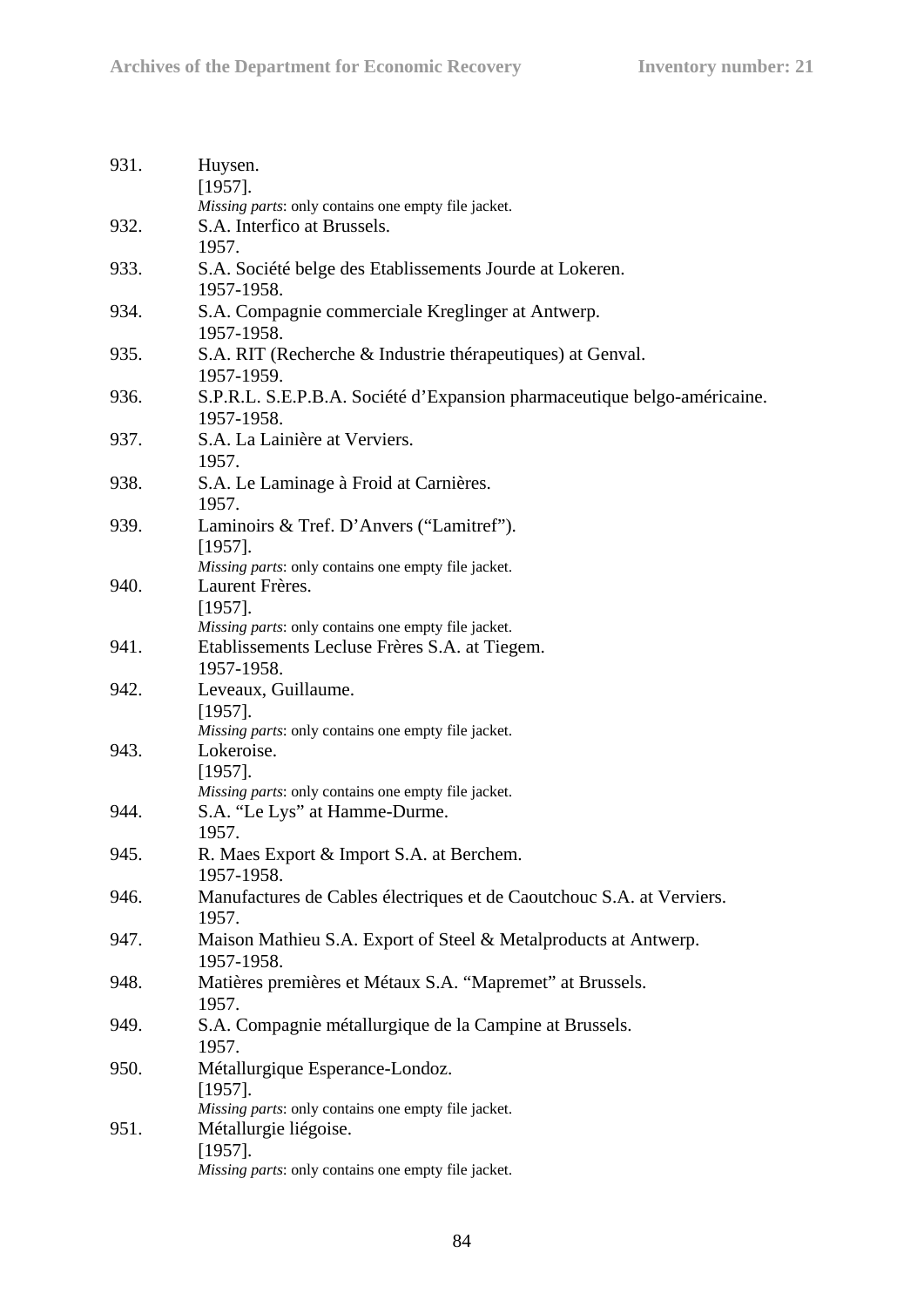931. Huysen.
[1957].
*Missing parts*: only contains one empty file jacket.

932. S.A. Interfico at Brussels.
1957.

933. S.A. Société belge des Etablissements Jourde at Lokeren.
1957-1958.

934. S.A. Compagnie commerciale Kreglinger at Antwerp.
1957-1958.

935. S.A. RIT (Recherche & Industrie thérapeutiques) at Genval.
1957-1959.

936. S.P.R.L. S.E.P.B.A. Société d'Expansion pharmaceutique belgo-américaine.
1957-1958.

937. S.A. La Lainière at Verviers.
1957.

938. S.A. Le Laminage à Froid at Carnières.
1957.

939. Laminoirs & Tref. D'Anvers ("Lamitref").
[1957].
*Missing parts*: only contains one empty file jacket.

940. Laurent Frères.
[1957].
*Missing parts*: only contains one empty file jacket.

941. Etablissements Lecluse Frères S.A. at Tiegem.
1957-1958.

942. Leveaux, Guillaume.
[1957].
*Missing parts*: only contains one empty file jacket.

943. Lokeroise.
[1957].
*Missing parts*: only contains one empty file jacket.

944. S.A. "Le Lys" at Hamme-Durme.
1957.

945. R. Maes Export & Import S.A. at Berchem.
1957-1958.

946. Manufactures de Cables électriques et de Caoutchouc S.A. at Verviers.
1957.

947. Maison Mathieu S.A. Export of Steel & Metalproducts at Antwerp.
1957-1958.

948. Matières premières et Métaux S.A. "Mapremet" at Brussels.
1957.

949. S.A. Compagnie métallurgique de la Campine at Brussels.
1957.

950. Métallurgique Esperance-Londoz.
[1957].
*Missing parts*: only contains one empty file jacket.

951. Métallurgie liégoise.
[1957].
*Missing parts*: only contains one empty file jacket.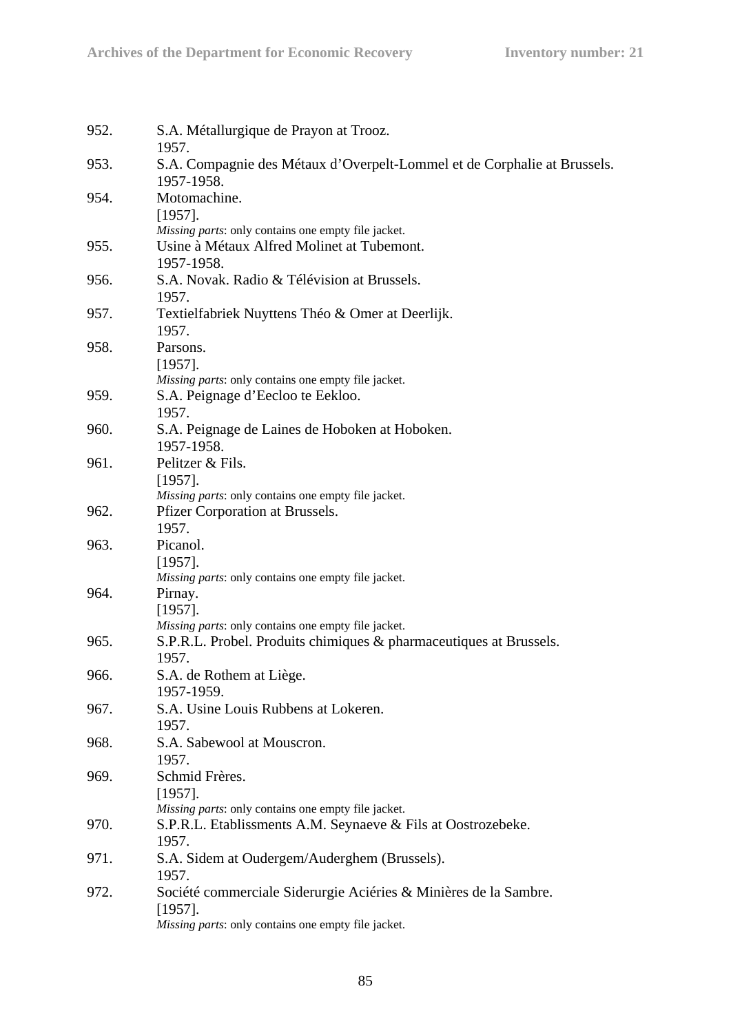952. S.A. Métallurgique de Prayon at Trooz.
1957.

953. S.A. Compagnie des Métaux d'Overpelt-Lommel et de Corphalie at Brussels.
1957-1958.

954. Motomachine.
[1957].
*Missing parts*: only contains one empty file jacket.

955. Usine à Métaux Alfred Molinet at Tubemont.
1957-1958.

956. S.A. Novak. Radio & Télévision at Brussels.
1957.

957. Textielfabriek Nuyttens Théo & Omer at Deerlijk.
1957.

958. Parsons.
[1957].
*Missing parts*: only contains one empty file jacket.

959. S.A. Peignage d'Eecloo te Eekloo.
1957.

960. S.A. Peignage de Laines de Hoboken at Hoboken.
1957-1958.

961. Pelitzer & Fils.
[1957].
*Missing parts*: only contains one empty file jacket.

962. Pfizer Corporation at Brussels.
1957.

963. Picanol.
[1957].
*Missing parts*: only contains one empty file jacket.

964. Pirnay.
[1957].
*Missing parts*: only contains one empty file jacket.

965. S.P.R.L. Probel. Produits chimiques & pharmaceutiques at Brussels.
1957.

966. S.A. de Rothem at Liège.
1957-1959.

967. S.A. Usine Louis Rubbens at Lokeren.
1957.

968. S.A. Sabewool at Mouscron.
1957.

969. Schmid Frères.
[1957].
*Missing parts*: only contains one empty file jacket.

970. S.P.R.L. Etablissments A.M. Seynaeve & Fils at Oostrozebeke.
1957.

971. S.A. Sidem at Oudergem/Auderghem (Brussels).
1957.

972. Société commerciale Siderurgie Aciéries & Minières de la Sambre.
[1957].
*Missing parts*: only contains one empty file jacket.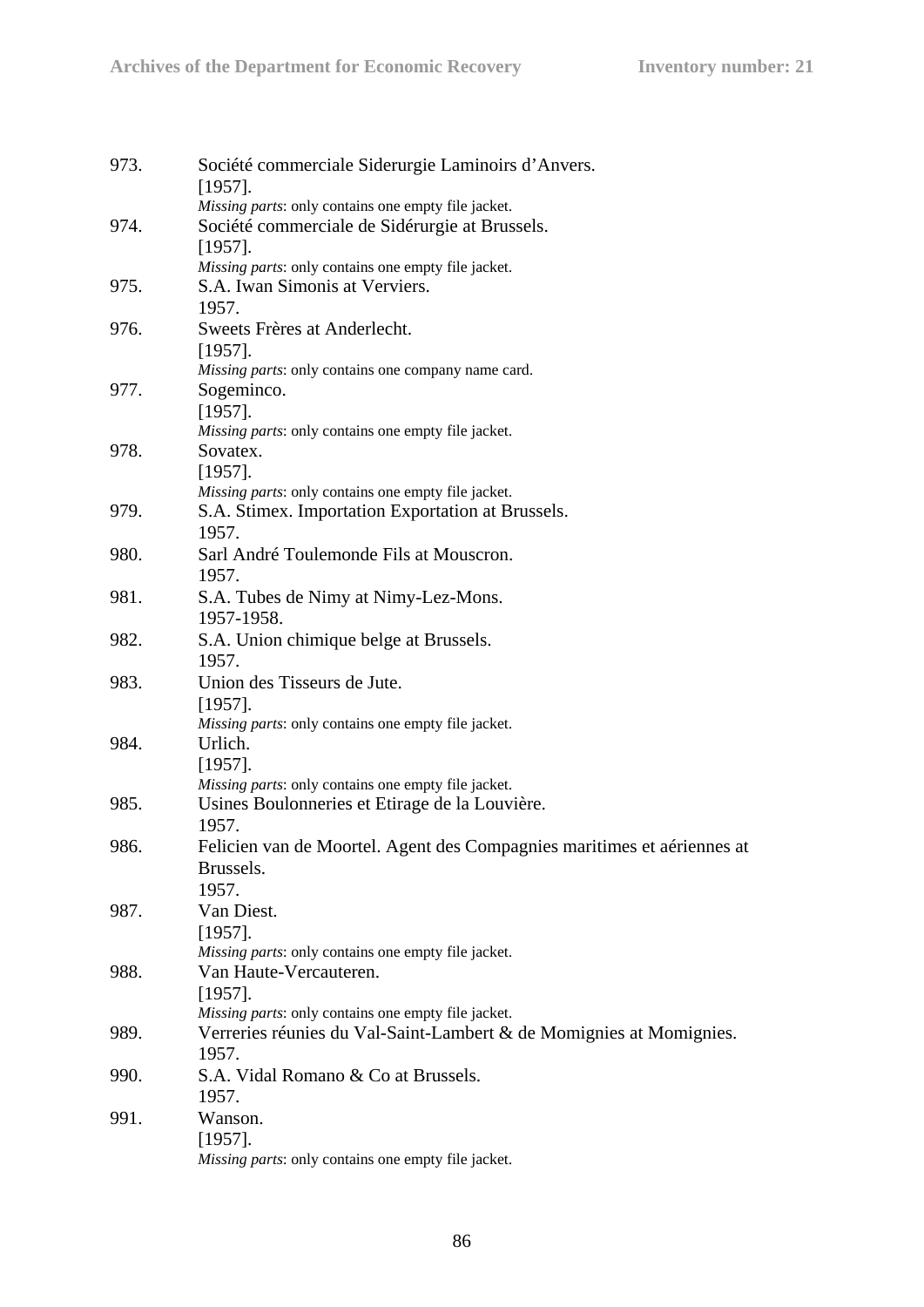973. Société commerciale Siderurgie Laminoirs d'Anvers.
[1957].
*Missing parts*: only contains one empty file jacket.

974. Société commerciale de Sidérurgie at Brussels.
[1957].
*Missing parts*: only contains one empty file jacket.

975. S.A. Iwan Simonis at Verviers.
1957.

976. Sweets Frères at Anderlecht.
[1957].
*Missing parts*: only contains one company name card.

977. Sogeminco.
[1957].
*Missing parts*: only contains one empty file jacket.

978. Sovatex.
[1957].
*Missing parts*: only contains one empty file jacket.

979. S.A. Stimex. Importation Exportation at Brussels.
1957.

980. Sarl André Toulemonde Fils at Mouscron.
1957.

981. S.A. Tubes de Nimy at Nimy-Lez-Mons.
1957-1958.

982. S.A. Union chimique belge at Brussels.
1957.

983. Union des Tisseurs de Jute.
[1957].
*Missing parts*: only contains one empty file jacket.

984. Urlich.
[1957].
*Missing parts*: only contains one empty file jacket.

985. Usines Boulonneries et Etirage de la Louvière.
1957.

986. Felicien van de Moortel. Agent des Compagnies maritimes et aériennes at Brussels.
1957.

987. Van Diest.
[1957].
*Missing parts*: only contains one empty file jacket.

988. Van Haute-Vercauteren.
[1957].
*Missing parts*: only contains one empty file jacket.

989. Verreries réunies du Val-Saint-Lambert & de Momignies at Momignies.
1957.

990. S.A. Vidal Romano & Co at Brussels.
1957.

991. Wanson.
[1957].
*Missing parts*: only contains one empty file jacket.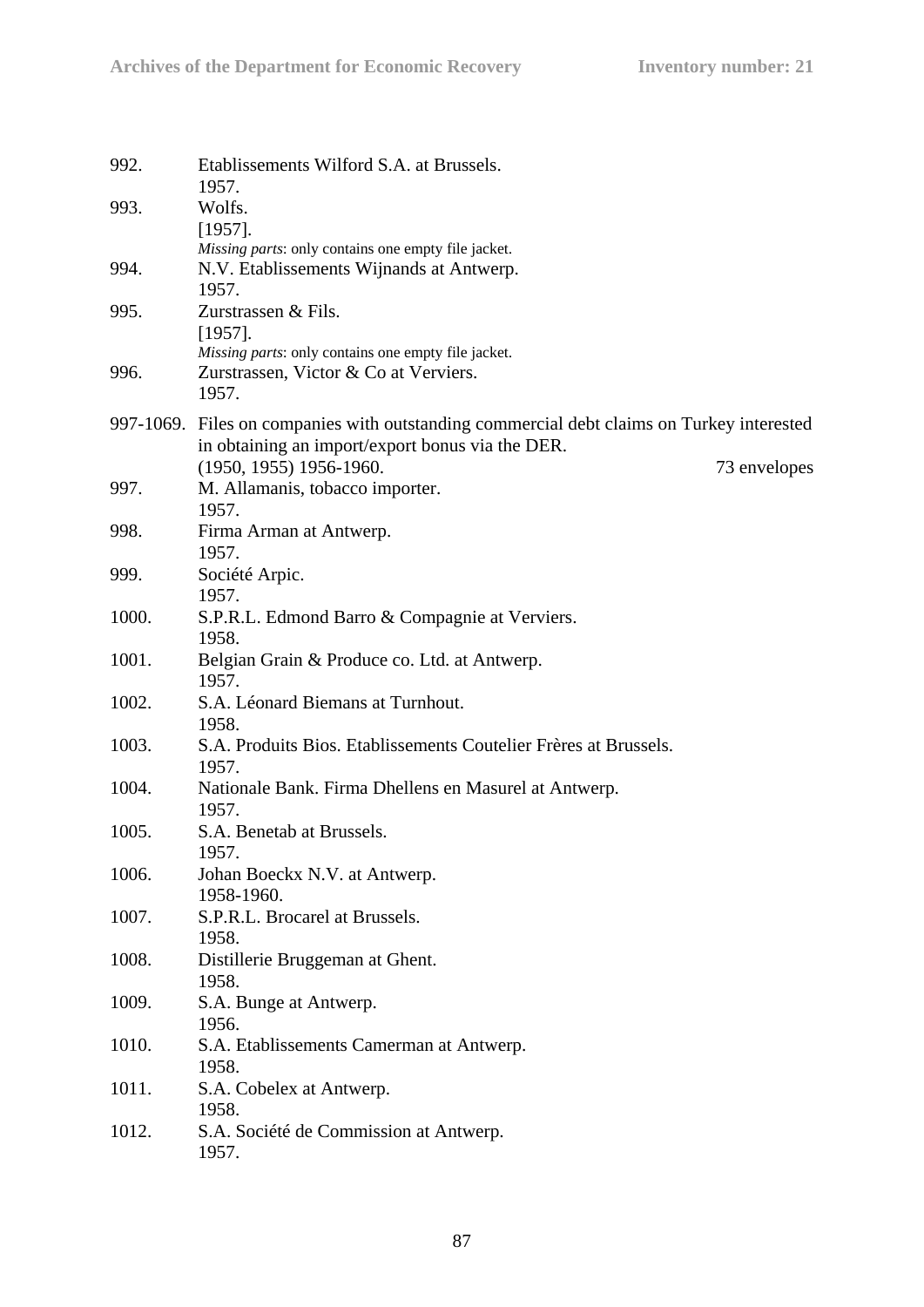992. Etablissements Wilford S.A. at Brussels.
1957.

993. Wolfs.
[1957].
*Missing parts*: only contains one empty file jacket.

994. N.V. Etablissements Wijnands at Antwerp.
1957.

995. Zurstrassen & Fils.
[1957].
*Missing parts*: only contains one empty file jacket.

996. Zurstrassen, Victor & Co at Verviers.
1957.

997-1069. Files on companies with outstanding commercial debt claims on Turkey interested in obtaining an import/export bonus via the DER.
(1950, 1955) 1956-1960. 73 envelopes

997. M. Allamanis, tobacco importer.
1957.

998. Firma Arman at Antwerp.
1957.

999. Société Arpic.
1957.

1000. S.P.R.L. Edmond Barro & Compagnie at Verviers.
1958.

1001. Belgian Grain & Produce co. Ltd. at Antwerp.
1957.

1002. S.A. Léonard Biemans at Turnhout.
1958.

1003. S.A. Produits Bios. Etablissements Coutelier Frères at Brussels.
1957.

1004. Nationale Bank. Firma Dhellens en Masurel at Antwerp.
1957.

1005. S.A. Benetab at Brussels.
1957.

1006. Johan Boeckx N.V. at Antwerp.
1958-1960.

1007. S.P.R.L. Brocarel at Brussels.
1958.

1008. Distillerie Bruggeman at Ghent.
1958.

1009. S.A. Bunge at Antwerp.
1956.

1010. S.A. Etablissements Camerman at Antwerp.
1958.

1011. S.A. Cobelex at Antwerp.
1958.

1012. S.A. Société de Commission at Antwerp.
1957.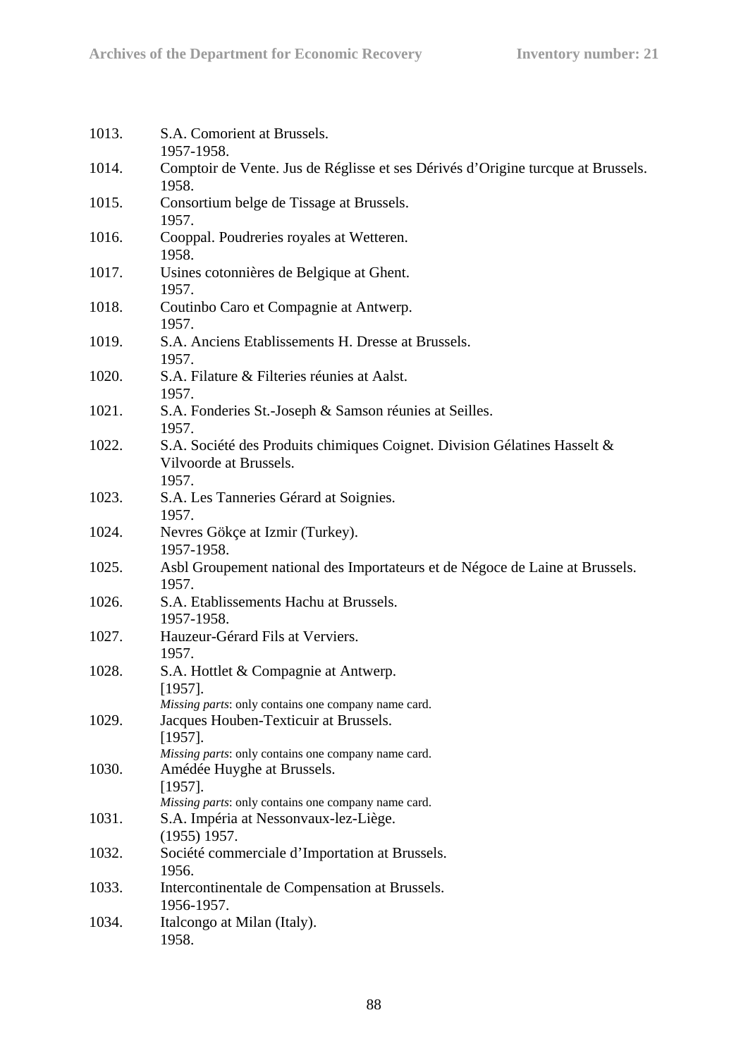1013. S.A. Comorient at Brussels.
1957-1958.

1014. Comptoir de Vente. Jus de Réglisse et ses Dérivés d'Origine turcque at Brussels.
1958.

1015. Consortium belge de Tissage at Brussels.
1957.

1016. Cooppal. Poudreries royales at Wetteren.
1958.

1017. Usines cotonnières de Belgique at Ghent.
1957.

1018. Coutinbo Caro et Compagnie at Antwerp.
1957.

1019. S.A. Anciens Etablissements H. Dresse at Brussels.
1957.

1020. S.A. Filature & Filteries réunies at Aalst.
1957.

1021. S.A. Fonderies St.-Joseph & Samson réunies at Seilles.
1957.

1022. S.A. Société des Produits chimiques Coignet. Division Gélatines Hasselt & Vilvoorde at Brussels.
1957.

1023. S.A. Les Tanneries Gérard at Soignies.
1957.

1024. Nevres Gökçe at Izmir (Turkey).
1957-1958.

1025. Asbl Groupement national des Importateurs et de Négoce de Laine at Brussels.
1957.

1026. S.A. Etablissements Hachu at Brussels.
1957-1958.

1027. Hauzeur-Gérard Fils at Verviers.
1957.

1028. S.A. Hottlet & Compagnie at Antwerp.
[1957].
*Missing parts*: only contains one company name card.

1029. Jacques Houben-Texticuir at Brussels.
[1957].
*Missing parts*: only contains one company name card.

1030. Amédée Huyghe at Brussels.
[1957].
*Missing parts*: only contains one company name card.

1031. S.A. Impéria at Nessonvaux-lez-Liège.
(1955) 1957.

1032. Société commerciale d'Importation at Brussels.
1956.

1033. Intercontinentale de Compensation at Brussels.
1956-1957.

1034. Italcongo at Milan (Italy).
1958.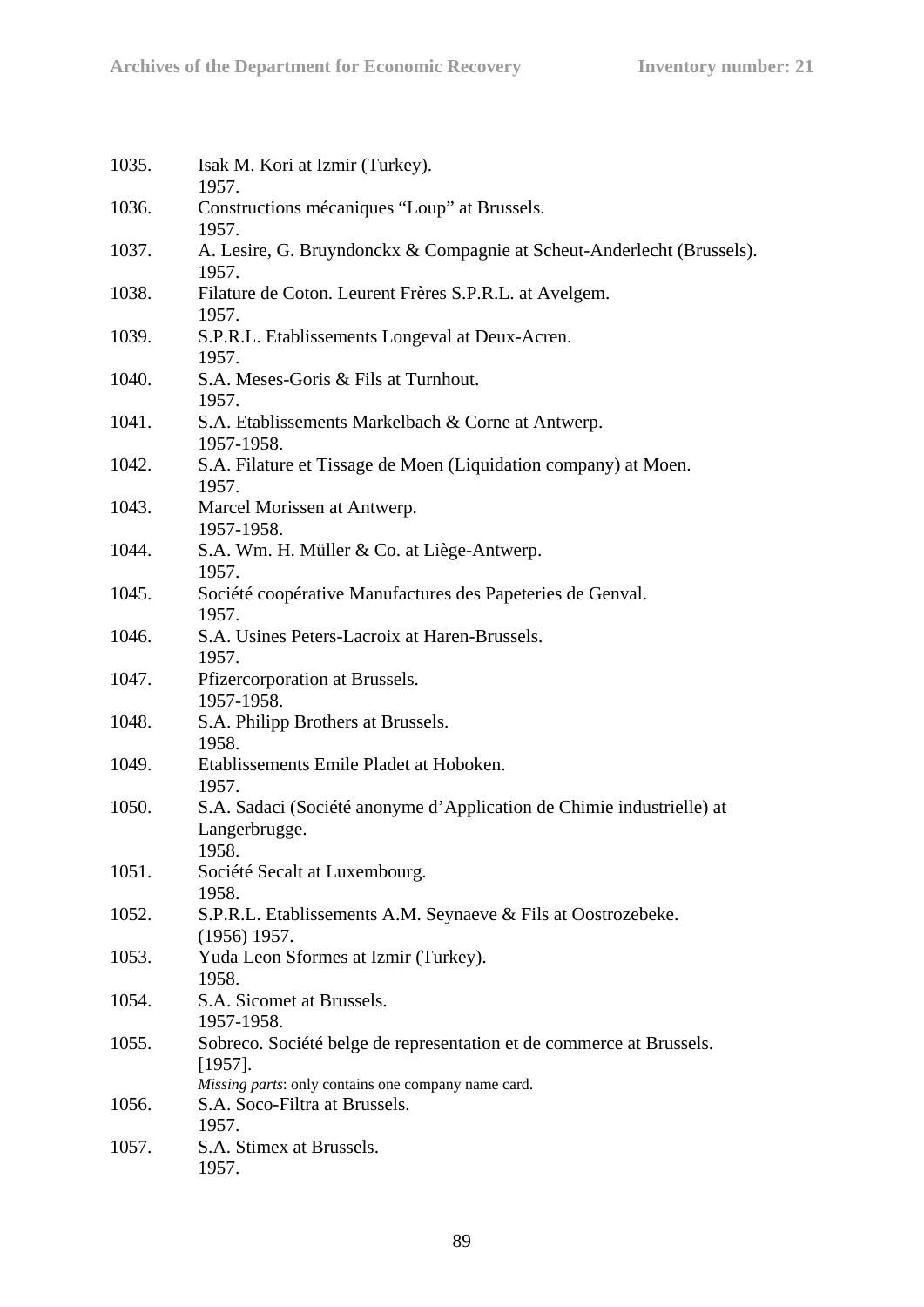1035. Isak M. Kori at Izmir (Turkey).
1957.

1036. Constructions mécaniques “Loup” at Brussels.
1957.

1037. A. Lesire, G. Bruyndonckx & Compagnie at Scheut-Anderlecht (Brussels).
1957.

1038. Filature de Coton. Leurent Frères S.P.R.L. at Avelgem.
1957.

1039. S.P.R.L. Etablissements Longeval at Deux-Acren.
1957.

1040. S.A. Meses-Goris & Fils at Turnhout.
1957.

1041. S.A. Etablissements Markelbach & Corne at Antwerp.
1957-1958.

1042. S.A. Filature et Tissage de Moen (Liquidation company) at Moen.
1957.

1043. Marcel Morissen at Antwerp.
1957-1958.

1044. S.A. Wm. H. Müller & Co. at Liège-Antwerp.
1957.

1045. Société coopérative Manufactures des Papeteries de Genval.
1957.

1046. S.A. Usines Peters-Lacroix at Haren-Brussels.
1957.

1047. Pfizercorporation at Brussels.
1957-1958.

1048. S.A. Philipp Brothers at Brussels.
1958.

1049. Etablissements Emile Pladet at Hoboken.
1957.

1050. S.A. Sadaci (Société anonyme d’Application de Chimie industrielle) at Langerbrugge.
1958.

1051. Société Secalt at Luxembourg.
1958.

1052. S.P.R.L. Etablissements A.M. Seynaeve & Fils at Oostrozebeke.
(1956) 1957.

1053. Yuda Leon Sformes at Izmir (Turkey).
1958.

1054. S.A. Sicomet at Brussels.
1957-1958.

1055. Sobreco. Société belge de representation et de commerce at Brussels.
[1957].
*Missing parts*: only contains one company name card.

1056. S.A. Soco-Filtra at Brussels.
1957.

1057. S.A. Stimex at Brussels.
1957.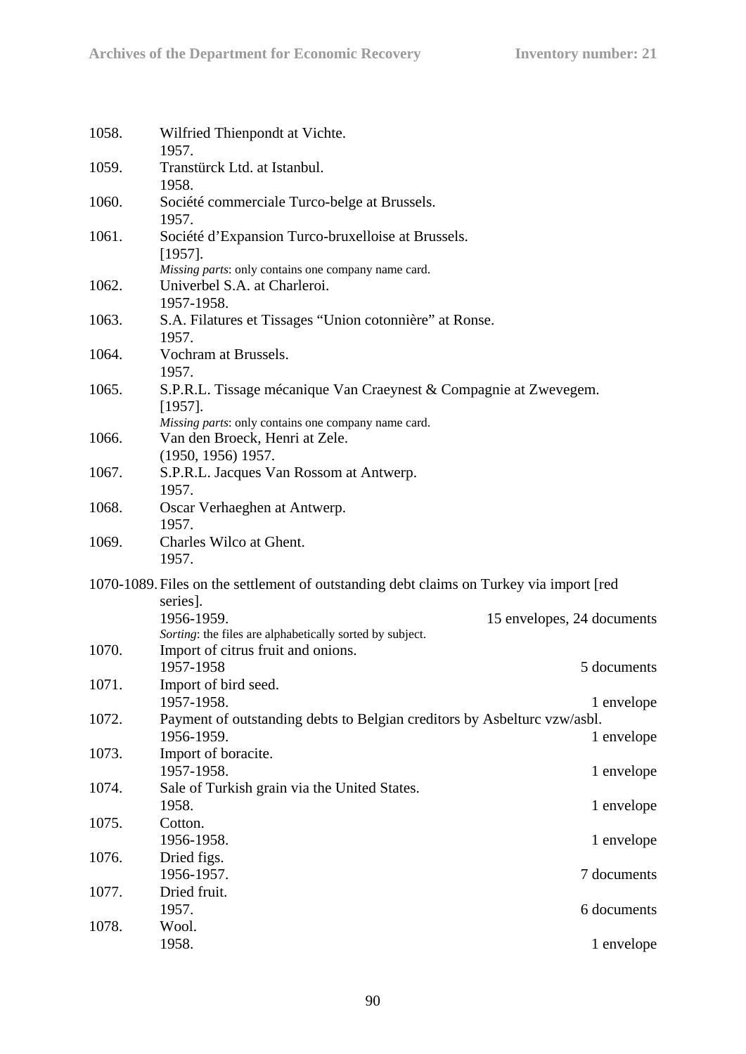1058. Wilfried Thienpondt at Vichte.
1957.

1059. Transtürck Ltd. at Istanbul.
1958.

1060. Société commerciale Turco-belge at Brussels.
1957.

1061. Société d'Expansion Turco-bruxelloise at Brussels.
[1957].
*Missing parts*: only contains one company name card.

1062. Univerbel S.A. at Charleroi.
1957-1958.

1063. S.A. Filatures et Tissages "Union cotonnière" at Ronse.
1957.

1064. Vochram at Brussels.
1957.

1065. S.P.R.L. Tissage mécanique Van Craeynest & Compagnie at Zwevegem.
[1957].
*Missing parts*: only contains one company name card.

1066. Van den Broeck, Henri at Zele.
(1950, 1956) 1957.

1067. S.P.R.L. Jacques Van Rossom at Antwerp.
1957.

1068. Oscar Verhaeghen at Antwerp.
1957.

1069. Charles Wilco at Ghent.
1957.

1070-1089. Files on the settlement of outstanding debt claims on Turkey via import [red series].
1956-1959. 15 envelopes, 24 documents
*Sorting*: the files are alphabetically sorted by subject.

1070. Import of citrus fruit and onions.
1957-1958 5 documents

1071. Import of bird seed.
1957-1958. 1 envelope

1072. Payment of outstanding debts to Belgian creditors by Asbelturc vzw/asbl.
1956-1959. 1 envelope

1073. Import of boracite.
1957-1958. 1 envelope

1074. Sale of Turkish grain via the United States.
1958. 1 envelope

1075. Cotton.
1956-1958. 1 envelope

1076. Dried figs.
1956-1957. 7 documents

1077. Dried fruit.
1957. 6 documents

1078. Wool.
1958. 1 envelope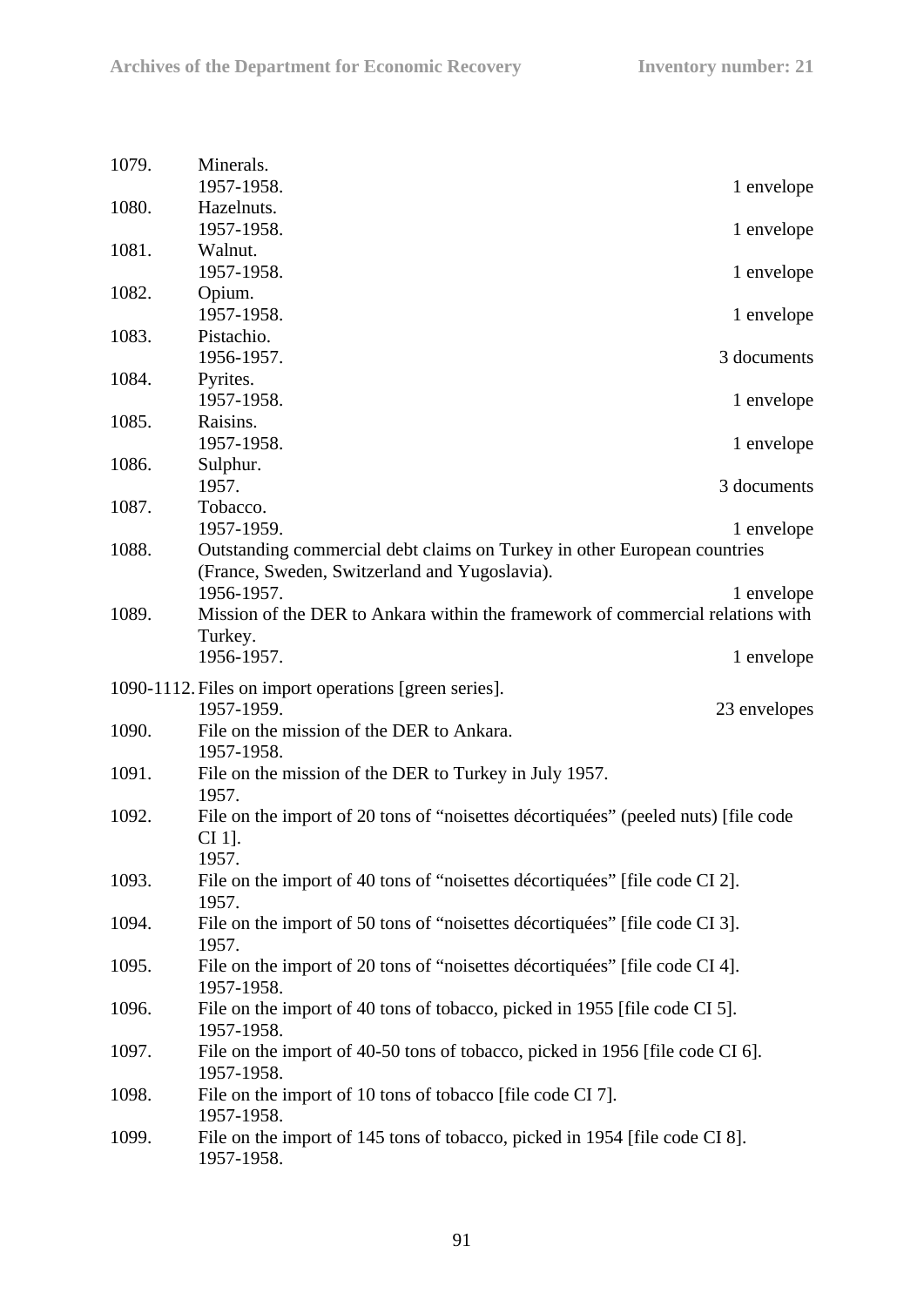1079. Minerals.
1957-1958. 1 envelope

1080. Hazelnuts.
1957-1958. 1 envelope

1081. Walnut.
1957-1958. 1 envelope

1082. Opium.
1957-1958. 1 envelope

1083. Pistachio.
1956-1957. 3 documents

1084. Pyrites.
1957-1958. 1 envelope

1085. Raisins.
1957-1958. 1 envelope

1086. Sulphur.
1957. 3 documents

1087. Tobacco.
1957-1959. 1 envelope

1088. Outstanding commercial debt claims on Turkey in other European countries (France, Sweden, Switzerland and Yugoslavia).
1956-1957. 1 envelope

1089. Mission of the DER to Ankara within the framework of commercial relations with Turkey.
1956-1957. 1 envelope

1090-1112. Files on import operations [green series].
1957-1959. 23 envelopes

1090. File on the mission of the DER to Ankara.
1957-1958.

1091. File on the mission of the DER to Turkey in July 1957.
1957.

1092. File on the import of 20 tons of "noisettes décortiquées" (peeled nuts) [file code CI 1].
1957.

1093. File on the import of 40 tons of "noisettes décortiquées" [file code CI 2].
1957.

1094. File on the import of 50 tons of "noisettes décortiquées" [file code CI 3].
1957.

1095. File on the import of 20 tons of "noisettes décortiquées" [file code CI 4].
1957-1958.

1096. File on the import of 40 tons of tobacco, picked in 1955 [file code CI 5].
1957-1958.

1097. File on the import of 40-50 tons of tobacco, picked in 1956 [file code CI 6].
1957-1958.

1098. File on the import of 10 tons of tobacco [file code CI 7].
1957-1958.

1099. File on the import of 145 tons of tobacco, picked in 1954 [file code CI 8].
1957-1958.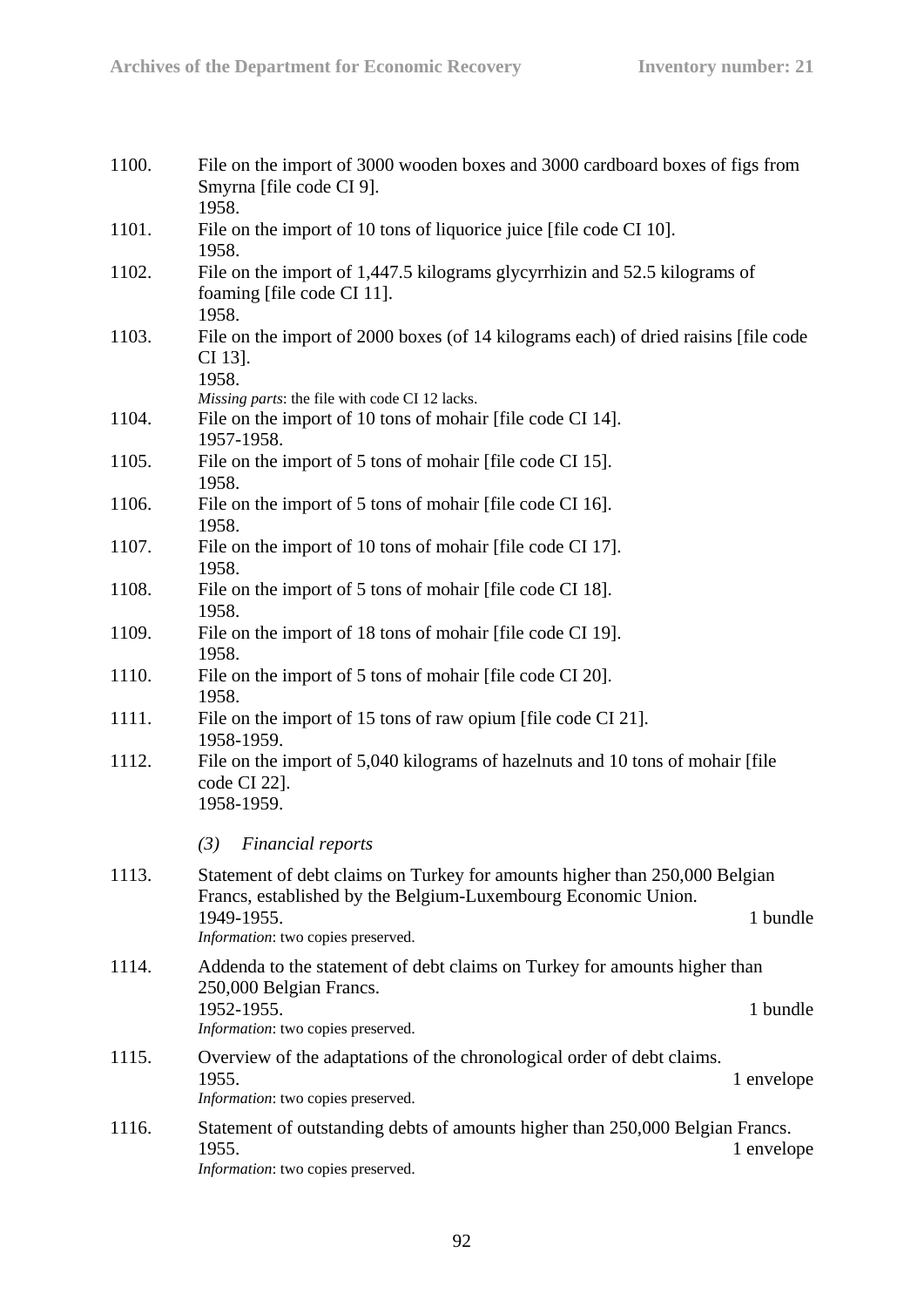1100. File on the import of 3000 wooden boxes and 3000 cardboard boxes of figs from Smyrna [file code CI 9].
1958.

1101. File on the import of 10 tons of liquorice juice [file code CI 10].
1958.

1102. File on the import of 1,447.5 kilograms glycyrrhizin and 52.5 kilograms of foaming [file code CI 11].
1958.

1103. File on the import of 2000 boxes (of 14 kilograms each) of dried raisins [file code CI 13].
1958.
*Missing parts*: the file with code CI 12 lacks.

1104. File on the import of 10 tons of mohair [file code CI 14].
1957-1958.

1105. File on the import of 5 tons of mohair [file code CI 15].
1958.

1106. File on the import of 5 tons of mohair [file code CI 16].
1958.

1107. File on the import of 10 tons of mohair [file code CI 17].
1958.

1108. File on the import of 5 tons of mohair [file code CI 18].
1958.

1109. File on the import of 18 tons of mohair [file code CI 19].
1958.

1110. File on the import of 5 tons of mohair [file code CI 20].
1958.

1111. File on the import of 15 tons of raw opium [file code CI 21].
1958-1959.

1112. File on the import of 5,040 kilograms of hazelnuts and 10 tons of mohair [file code CI 22].
1958-1959.

*(3) Financial reports*

1113. Statement of debt claims on Turkey for amounts higher than 250,000 Belgian Francs, established by the Belgium-Luxembourg Economic Union.
1949-1955. 1 bundle
*Information*: two copies preserved.

1114. Addenda to the statement of debt claims on Turkey for amounts higher than 250,000 Belgian Francs.
1952-1955. 1 bundle
*Information*: two copies preserved.

1115. Overview of the adaptations of the chronological order of debt claims.
1955. 1 envelope
*Information*: two copies preserved.

1116. Statement of outstanding debts of amounts higher than 250,000 Belgian Francs.
1955. 1 envelope
*Information*: two copies preserved.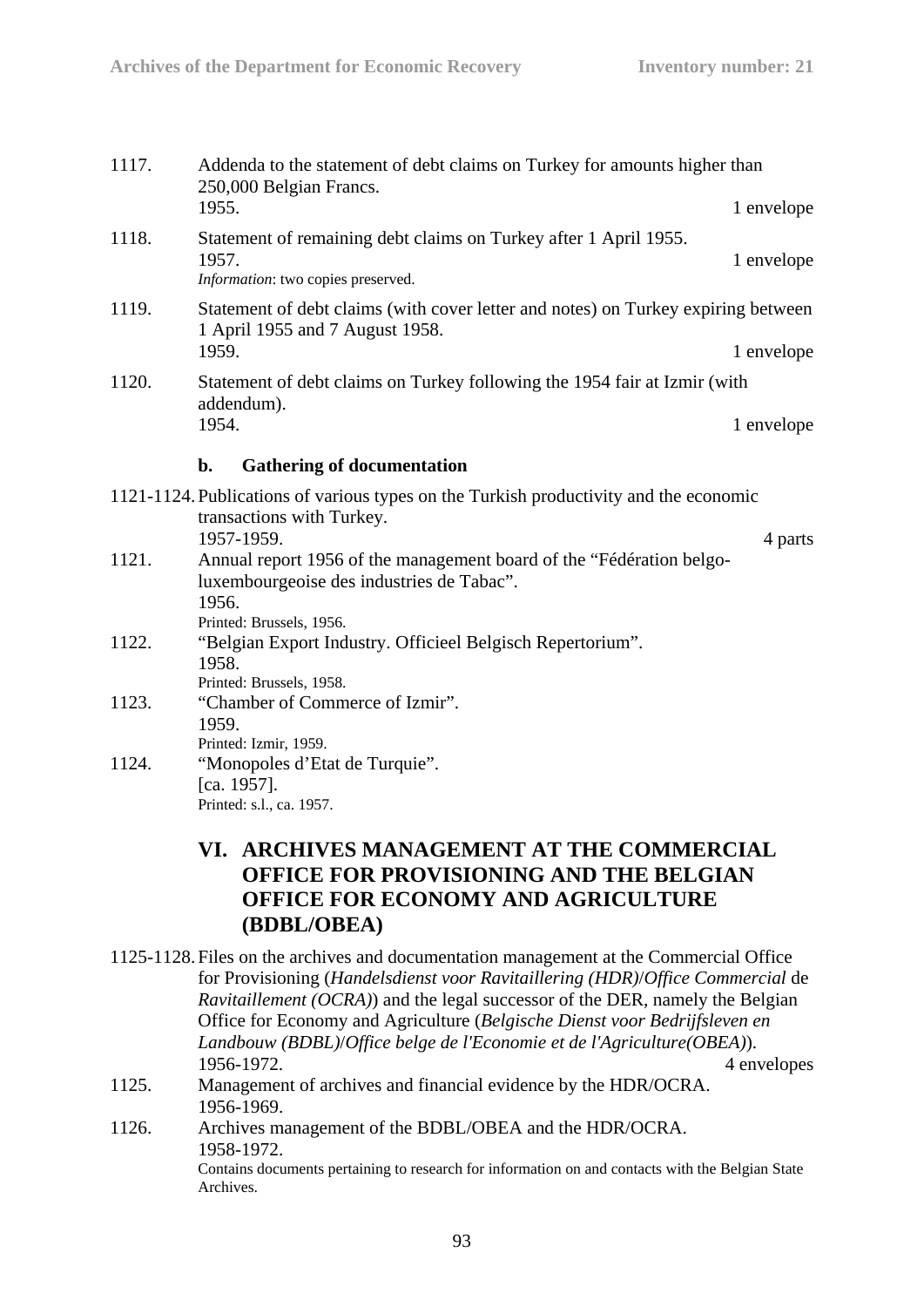1117. Addenda to the statement of debt claims on Turkey for amounts higher than 250,000 Belgian Francs.
1955. 1 envelope

1118. Statement of remaining debt claims on Turkey after 1 April 1955.
1957. 1 envelope
*Information*: two copies preserved.

1119. Statement of debt claims (with cover letter and notes) on Turkey expiring between 1 April 1955 and 7 August 1958.
1959. 1 envelope

1120. Statement of debt claims on Turkey following the 1954 fair at Izmir (with addendum).
1954. 1 envelope

### b. Gathering of documentation

1121-1124. Publications of various types on the Turkish productivity and the economic transactions with Turkey.
1957-1959. 4 parts

1121. Annual report 1956 of the management board of the “Fédération belgo-luxembourgeoise des industries de Tabac”.
1956.
Printed: Brussels, 1956.

1122. “Belgian Export Industry. Officieel Belgisch Repertorium”.
1958.
Printed: Brussels, 1958.

1123. “Chamber of Commerce of Izmir”.
1959.
Printed: Izmir, 1959.

1124. “Monopoles d’Etat de Turquie”.
[ca. 1957].
Printed: s.l., ca. 1957.

## VI. ARCHIVES MANAGEMENT AT THE COMMERCIAL OFFICE FOR PROVISIONING AND THE BELGIAN OFFICE FOR ECONOMY AND AGRICULTURE (BDBL/OBEA)

1125-1128. Files on the archives and documentation management at the Commercial Office for Provisioning (*Handelsdienst voor Ravitaillering (HDR)*/*Office Commercial* de *Ravitaillement (OCRA)*) and the legal successor of the DER, namely the Belgian Office for Economy and Agriculture (*Belgische Dienst voor Bedrijfsleven en Landbouw (BDBL)*/*Office belge de l'Economie et de l'Agriculture(OBEA)*).
1956-1972. 4 envelopes

1125. Management of archives and financial evidence by the HDR/OCRA.
1956-1969.

1126. Archives management of the BDBL/OBEA and the HDR/OCRA.
1958-1972.
Contains documents pertaining to research for information on and contacts with the Belgian State Archives.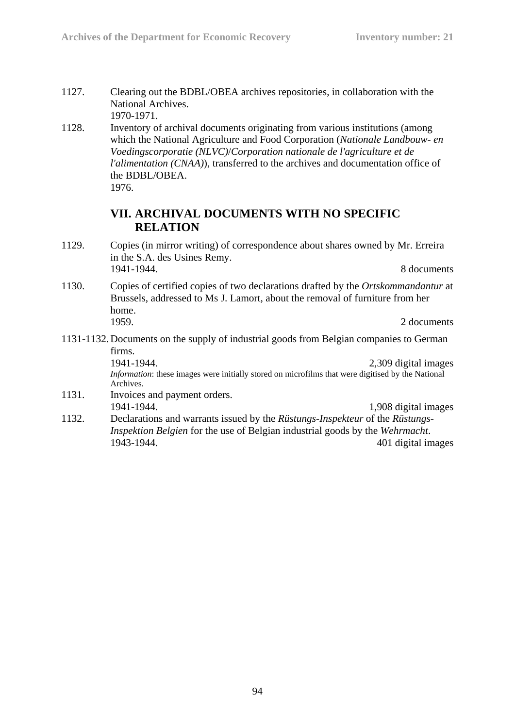1127. Clearing out the BDBL/OBEA archives repositories, in collaboration with the National Archives.
1970-1971.

1128. Inventory of archival documents originating from various institutions (among which the National Agriculture and Food Corporation (*Nationale Landbouw- en Voedingscorporatie (NLVC)*/*Corporation nationale de l'agriculture et de l'alimentation (CNAA)*), transferred to the archives and documentation office of the BDBL/OBEA.
1976.

## VII. ARCHIVAL DOCUMENTS WITH NO SPECIFIC RELATION

1129. Copies (in mirror writing) of correspondence about shares owned by Mr. Erreira in the S.A. des Usines Remy.
1941-1944. 8 documents

1130. Copies of certified copies of two declarations drafted by the *Ortskommandantur* at Brussels, addressed to Ms J. Lamort, about the removal of furniture from her home.
1959. 2 documents

1131-1132. Documents on the supply of industrial goods from Belgian companies to German firms.
1941-1944. 2,309 digital images
*Information*: these images were initially stored on microfilms that were digitised by the National Archives.

1131. Invoices and payment orders.
1941-1944. 1,908 digital images

1132. Declarations and warrants issued by the *Rüstungs-Inspekteur* of the *Rüstungs-Inspektion Belgien* for the use of Belgian industrial goods by the *Wehrmacht*.
1943-1944. 401 digital images